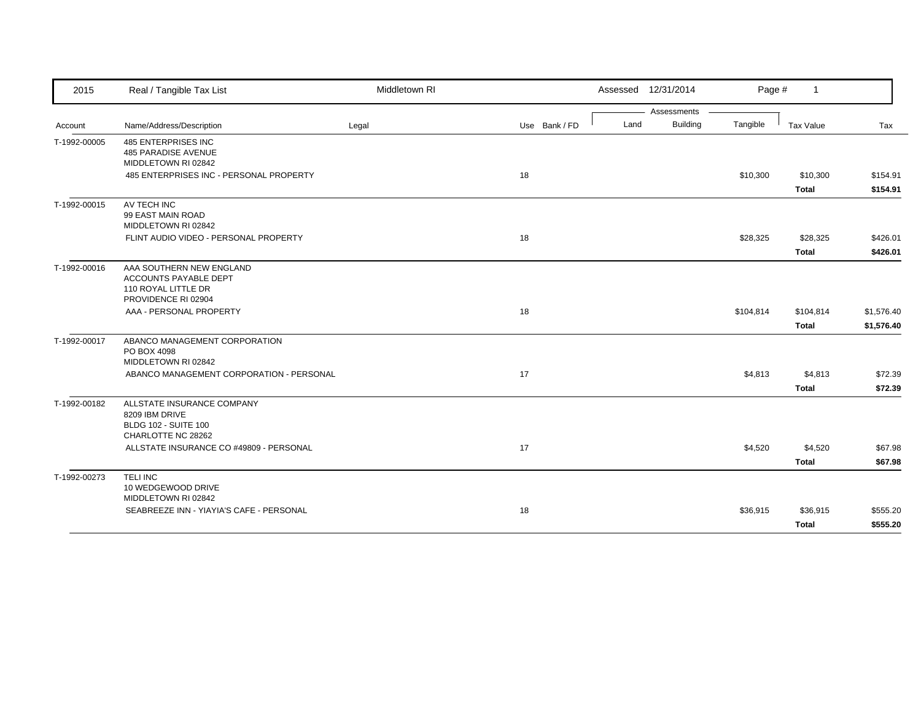| 2015 | Real / Tangible Tax List | Middletown RI | | | Assessed 12/31/2014 | | | Page # 1 | |
|---|---|---|---|---|---|---|---|---|---|
| | | | | | Assessments | | | | |
| Account | Name/Address/Description | Legal | Use | Bank / FD | Land | Building | Tangible | Tax Value | Tax |
| T-1992-00005 | 485 ENTERPRISES INC<br>485 PARADISE AVENUE<br>MIDDLETOWN RI 02842 | | | | | | | | |
| | 485 ENTERPRISES INC - PERSONAL PROPERTY | | 18 | | | | $10,300 | $10,300 | $154.91 |
| | | | | | | | | **Total** | **$154.91** |
| T-1992-00015 | AV TECH INC<br>99 EAST MAIN ROAD<br>MIDDLETOWN RI 02842 | | | | | | | | |
| | FLINT AUDIO VIDEO - PERSONAL PROPERTY | | 18 | | | | $28,325 | $28,325 | $426.01 |
| | | | | | | | | **Total** | **$426.01** |
| T-1992-00016 | AAA SOUTHERN NEW ENGLAND<br>ACCOUNTS PAYABLE DEPT<br>110 ROYAL LITTLE DR<br>PROVIDENCE RI 02904 | | | | | | | | |
| | AAA - PERSONAL PROPERTY | | 18 | | | | $104,814 | $104,814 | $1,576.40 |
| | | | | | | | | **Total** | **$1,576.40** |
| T-1992-00017 | ABANCO MANAGEMENT CORPORATION<br>PO BOX 4098<br>MIDDLETOWN RI 02842 | | | | | | | | |
| | ABANCO MANAGEMENT CORPORATION - PERSONAL | | 17 | | | | $4,813 | $4,813 | $72.39 |
| | | | | | | | | **Total** | **$72.39** |
| T-1992-00182 | ALLSTATE INSURANCE COMPANY<br>8209 IBM DRIVE<br>BLDG 102 - SUITE 100<br>CHARLOTTE NC 28262 | | | | | | | | |
| | ALLSTATE INSURANCE CO #49809 - PERSONAL | | 17 | | | | $4,520 | $4,520 | $67.98 |
| | | | | | | | | **Total** | **$67.98** |
| T-1992-00273 | TELI INC<br>10 WEDGEWOOD DRIVE<br>MIDDLETOWN RI 02842 | | | | | | | | |
| | SEABREEZE INN - YIAYIA'S CAFE - PERSONAL | | 18 | | | | $36,915 | $36,915 | $555.20 |
| | | | | | | | | **Total** | **$555.20** |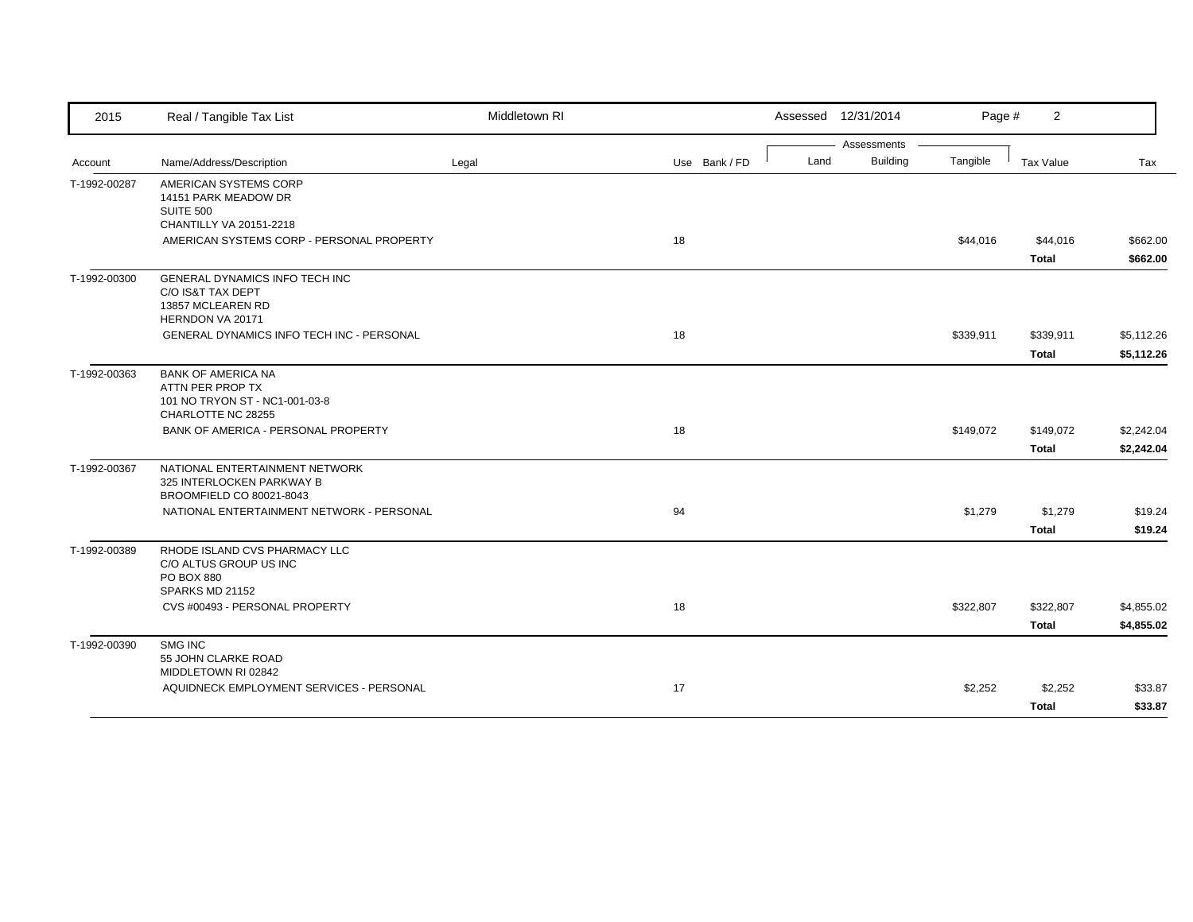| 2015 | Real / Tangible Tax List | Middletown RI | | Assessed 12/31/2014 | | Page # 2 | | |
|---|---|---|---|---|---|---|---|---|
| | | | | Assessments | | | | |
| Account | Name/Address/Description | Legal | Use Bank / FD | Land | Building | Tangible | Tax Value | Tax |
| T-1992-00287 | AMERICAN SYSTEMS CORP<br>14151 PARK MEADOW DR<br>SUITE 500<br>CHANTILLY VA 20151-2218 | | | | | | | |
| | AMERICAN SYSTEMS CORP - PERSONAL PROPERTY | | 18 | | | $44,016 | $44,016 | $662.00 |
| | | | | | | | **Total** | **$662.00** |
| T-1992-00300 | GENERAL DYNAMICS INFO TECH INC<br>C/O IS&T TAX DEPT<br>13857 MCLEAREN RD<br>HERNDON VA 20171 | | | | | | | |
| | GENERAL DYNAMICS INFO TECH INC - PERSONAL | | 18 | | | $339,911 | $339,911 | $5,112.26 |
| | | | | | | | **Total** | **$5,112.26** |
| T-1992-00363 | BANK OF AMERICA NA<br>ATTN PER PROP TX<br>101 NO TRYON ST - NC1-001-03-8<br>CHARLOTTE NC 28255 | | | | | | | |
| | BANK OF AMERICA - PERSONAL PROPERTY | | 18 | | | $149,072 | $149,072 | $2,242.04 |
| | | | | | | | **Total** | **$2,242.04** |
| T-1992-00367 | NATIONAL ENTERTAINMENT NETWORK<br>325 INTERLOCKEN PARKWAY B<br>BROOMFIELD CO 80021-8043 | | | | | | | |
| | NATIONAL ENTERTAINMENT NETWORK - PERSONAL | | 94 | | | $1,279 | $1,279 | $19.24 |
| | | | | | | | **Total** | **$19.24** |
| T-1992-00389 | RHODE ISLAND CVS PHARMACY LLC<br>C/O ALTUS GROUP US INC<br>PO BOX 880<br>SPARKS MD 21152 | | | | | | | |
| | CVS #00493 - PERSONAL PROPERTY | | 18 | | | $322,807 | $322,807 | $4,855.02 |
| | | | | | | | **Total** | **$4,855.02** |
| T-1992-00390 | SMG INC<br>55 JOHN CLARKE ROAD<br>MIDDLETOWN RI 02842 | | | | | | | |
| | AQUIDNECK EMPLOYMENT SERVICES - PERSONAL | | 17 | | | $2,252 | $2,252 | $33.87 |
| | | | | | | | **Total** | **$33.87** |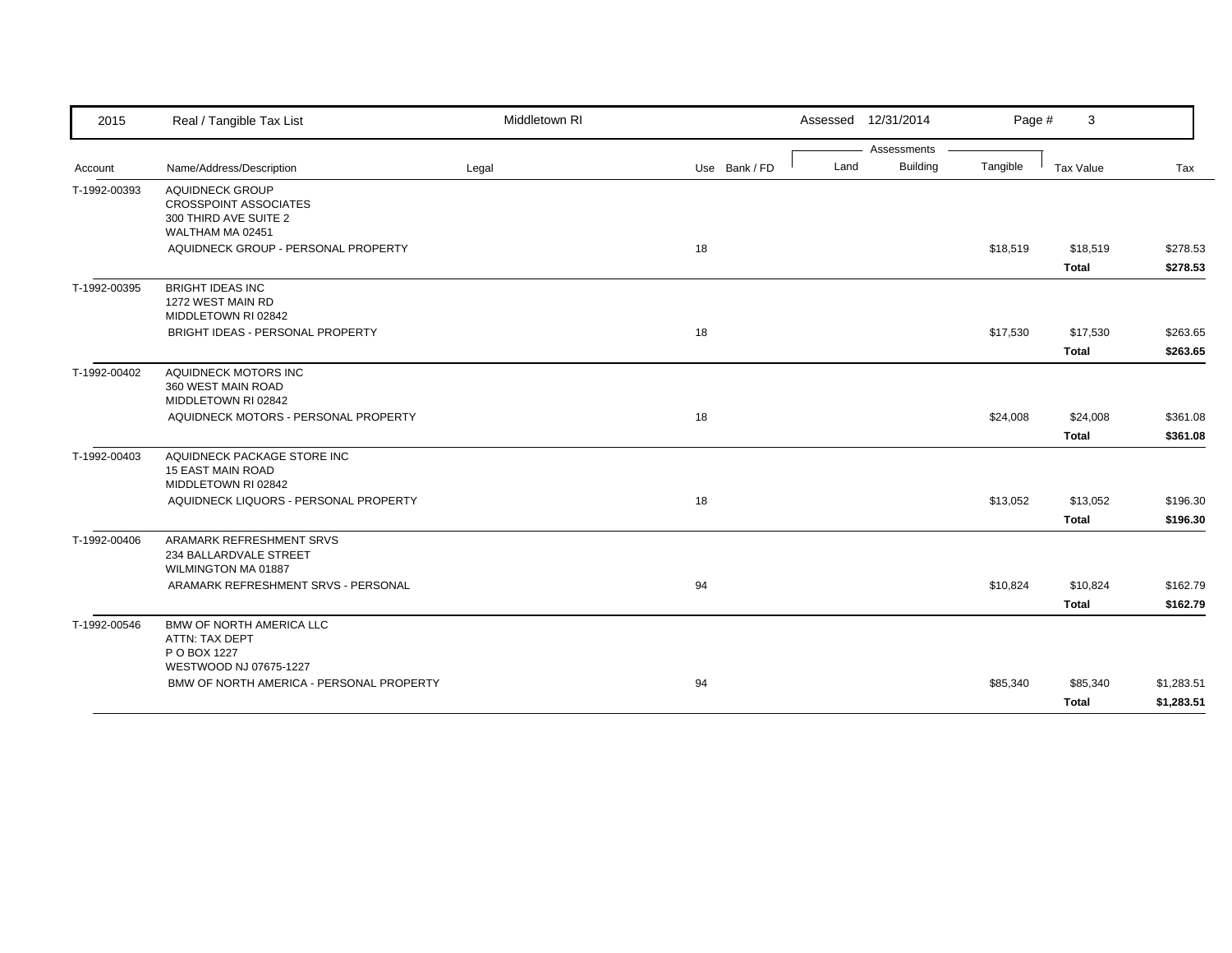| Account | Name/Address/Description | Legal | Use | Bank / FD | Land | Building | Tangible | Tax Value | Tax |
|---|---|---|---|---|---|---|---|---|---|
| T-1992-00393 | AQUIDNECK GROUP<br>CROSSPOINT ASSOCIATES<br>300 THIRD AVE SUITE 2<br>WALTHAM MA 02451 | | | | | | | | |
| | AQUIDNECK GROUP - PERSONAL PROPERTY | | 18 | | | | $18,519 | $18,519 | $278.53 |
| | | | | | | | | **Total** | **$278.53** |
| T-1992-00395 | BRIGHT IDEAS INC<br>1272 WEST MAIN RD<br>MIDDLETOWN RI 02842 | | | | | | | | |
| | BRIGHT IDEAS - PERSONAL PROPERTY | | 18 | | | | $17,530 | $17,530 | $263.65 |
| | | | | | | | | **Total** | **$263.65** |
| T-1992-00402 | AQUIDNECK MOTORS INC<br>360 WEST MAIN ROAD<br>MIDDLETOWN RI 02842 | | | | | | | | |
| | AQUIDNECK MOTORS - PERSONAL PROPERTY | | 18 | | | | $24,008 | $24,008 | $361.08 |
| | | | | | | | | **Total** | **$361.08** |
| T-1992-00403 | AQUIDNECK PACKAGE STORE INC<br>15 EAST MAIN ROAD<br>MIDDLETOWN RI 02842 | | | | | | | | |
| | AQUIDNECK LIQUORS - PERSONAL PROPERTY | | 18 | | | | $13,052 | $13,052 | $196.30 |
| | | | | | | | | **Total** | **$196.30** |
| T-1992-00406 | ARAMARK REFRESHMENT SRVS<br>234 BALLARDVALE STREET<br>WILMINGTON MA 01887 | | | | | | | | |
| | ARAMARK REFRESHMENT SRVS - PERSONAL | | 94 | | | | $10,824 | $10,824 | $162.79 |
| | | | | | | | | **Total** | **$162.79** |
| T-1992-00546 | BMW OF NORTH AMERICA LLC<br>ATTN: TAX DEPT<br>P O BOX 1227<br>WESTWOOD NJ 07675-1227 | | | | | | | | |
| | BMW OF NORTH AMERICA - PERSONAL PROPERTY | | 94 | | | | $85,340 | $85,340 | $1,283.51 |
| | | | | | | | | **Total** | **$1,283.51** |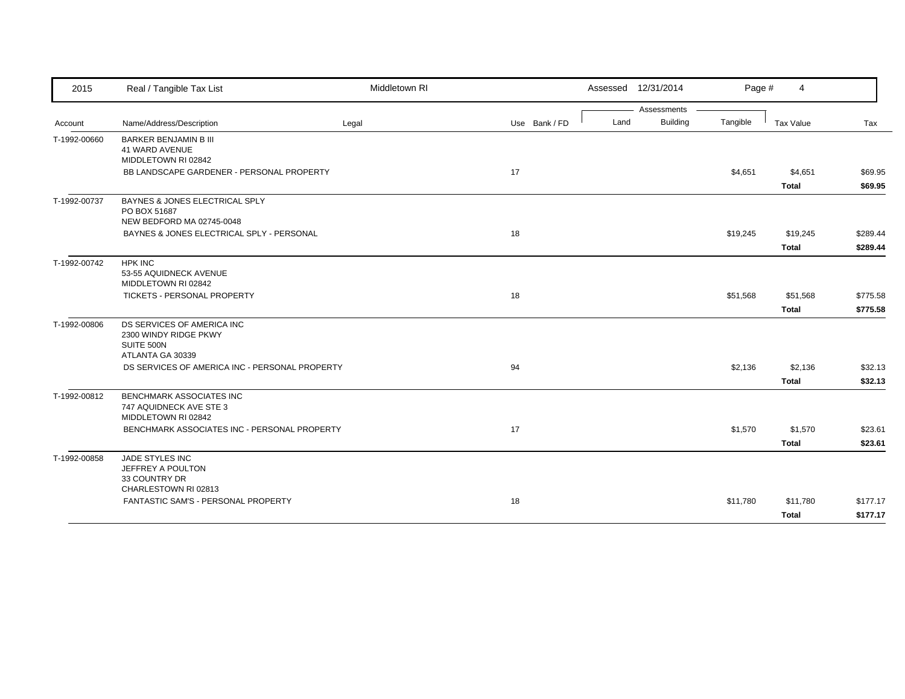| 2015 | Real / Tangible Tax List | Middletown RI | | | Assessed 12/31/2014 | | | | |
|---|---|---|---|---|---|---|---|---|---|
| | | | | | Assessments | | | | |
| Account | Name/Address/Description | Legal | Use | Bank / FD | Land | Building | Tangible | Tax Value | Tax |
| T-1992-00660 | BARKER BENJAMIN B III<br>41 WARD AVENUE<br>MIDDLETOWN RI 02842 | | | | | | | | |
| | BB LANDSCAPE GARDENER - PERSONAL PROPERTY | | 17 | | | | $4,651 | $4,651 | $69.95 |
| | | | | | | | | **Total** | **$69.95** |
| T-1992-00737 | BAYNES & JONES ELECTRICAL SPLY<br>PO BOX 51687<br>NEW BEDFORD MA 02745-0048 | | | | | | | | |
| | BAYNES & JONES ELECTRICAL SPLY - PERSONAL | | 18 | | | | $19,245 | $19,245 | $289.44 |
| | | | | | | | | **Total** | **$289.44** |
| T-1992-00742 | HPK INC<br>53-55 AQUIDNECK AVENUE<br>MIDDLETOWN RI 02842 | | | | | | | | |
| | TICKETS - PERSONAL PROPERTY | | 18 | | | | $51,568 | $51,568 | $775.58 |
| | | | | | | | | **Total** | **$775.58** |
| T-1992-00806 | DS SERVICES OF AMERICA INC<br>2300 WINDY RIDGE PKWY<br>SUITE 500N<br>ATLANTA GA 30339 | | | | | | | | |
| | DS SERVICES OF AMERICA INC - PERSONAL PROPERTY | | 94 | | | | $2,136 | $2,136 | $32.13 |
| | | | | | | | | **Total** | **$32.13** |
| T-1992-00812 | BENCHMARK ASSOCIATES INC<br>747 AQUIDNECK AVE STE 3<br>MIDDLETOWN RI 02842 | | | | | | | | |
| | BENCHMARK ASSOCIATES INC - PERSONAL PROPERTY | | 17 | | | | $1,570 | $1,570 | $23.61 |
| | | | | | | | | **Total** | **$23.61** |
| T-1992-00858 | JADE STYLES INC<br>JEFFREY A POULTON<br>33 COUNTRY DR<br>CHARLESTOWN RI 02813 | | | | | | | | |
| | FANTASTIC SAM'S - PERSONAL PROPERTY | | 18 | | | | $11,780 | $11,780 | $177.17 |
| | | | | | | | | **Total** | **$177.17** |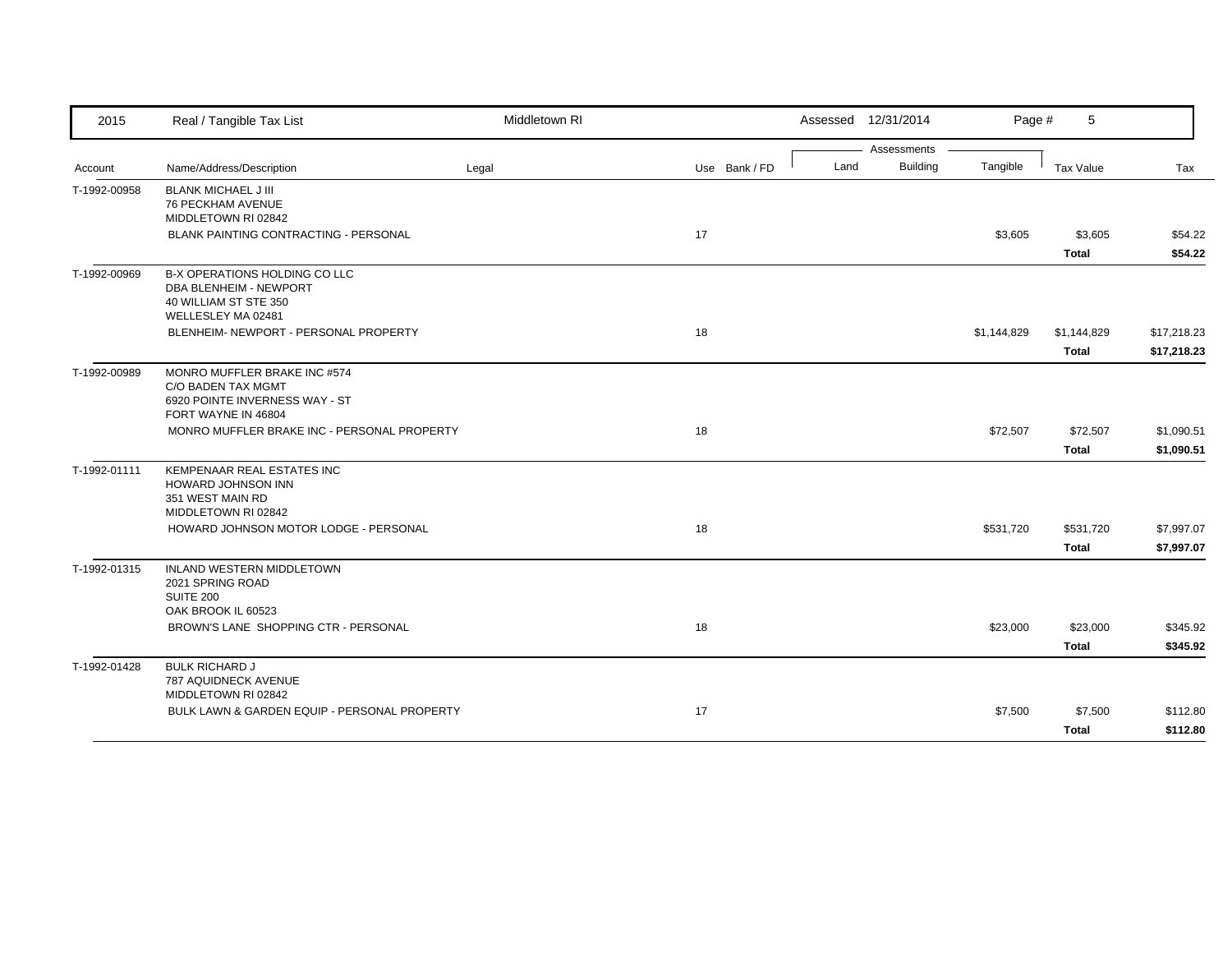| 2015 | Real / Tangible Tax List | Middletown RI | | Assessed 12/31/2014 | | Page # 5 | | |
|---|---|---|---|---|---|---|---|---|
| | | | | Assessments | | | | |
| Account | Name/Address/Description | Legal | Use Bank / FD | Land | Building | Tangible | Tax Value | Tax |
| T-1992-00958 | BLANK MICHAEL J III<br>76 PECKHAM AVENUE<br>MIDDLETOWN RI 02842 | | | | | | | |
| | BLANK PAINTING CONTRACTING - PERSONAL | | 17 | | | $3,605 | $3,605 | $54.22 |
| | | | | | | | **Total** | **$54.22** |
| T-1992-00969 | B-X OPERATIONS HOLDING CO LLC<br>DBA BLENHEIM - NEWPORT<br>40 WILLIAM ST STE 350<br>WELLESLEY MA 02481 | | | | | | | |
| | BLENHEIM- NEWPORT - PERSONAL PROPERTY | | 18 | | | $1,144,829 | $1,144,829 | $17,218.23 |
| | | | | | | | **Total** | **$17,218.23** |
| T-1992-00989 | MONRO MUFFLER BRAKE INC #574<br>C/O BADEN TAX MGMT<br>6920 POINTE INVERNESS WAY - ST<br>FORT WAYNE IN 46804 | | | | | | | |
| | MONRO MUFFLER BRAKE INC - PERSONAL PROPERTY | | 18 | | | $72,507 | $72,507 | $1,090.51 |
| | | | | | | | **Total** | **$1,090.51** |
| T-1992-01111 | KEMPENAAR REAL ESTATES INC<br>HOWARD JOHNSON INN<br>351 WEST MAIN RD<br>MIDDLETOWN RI 02842 | | | | | | | |
| | HOWARD JOHNSON MOTOR LODGE - PERSONAL | | 18 | | | $531,720 | $531,720 | $7,997.07 |
| | | | | | | | **Total** | **$7,997.07** |
| T-1992-01315 | INLAND WESTERN MIDDLETOWN<br>2021 SPRING ROAD<br>SUITE 200<br>OAK BROOK IL 60523 | | | | | | | |
| | BROWN'S LANE SHOPPING CTR - PERSONAL | | 18 | | | $23,000 | $23,000 | $345.92 |
| | | | | | | | **Total** | **$345.92** |
| T-1992-01428 | BULK RICHARD J<br>787 AQUIDNECK AVENUE<br>MIDDLETOWN RI 02842 | | | | | | | |
| | BULK LAWN & GARDEN EQUIP - PERSONAL PROPERTY | | 17 | | | $7,500 | $7,500 | $112.80 |
| | | | | | | | **Total** | **$112.80** |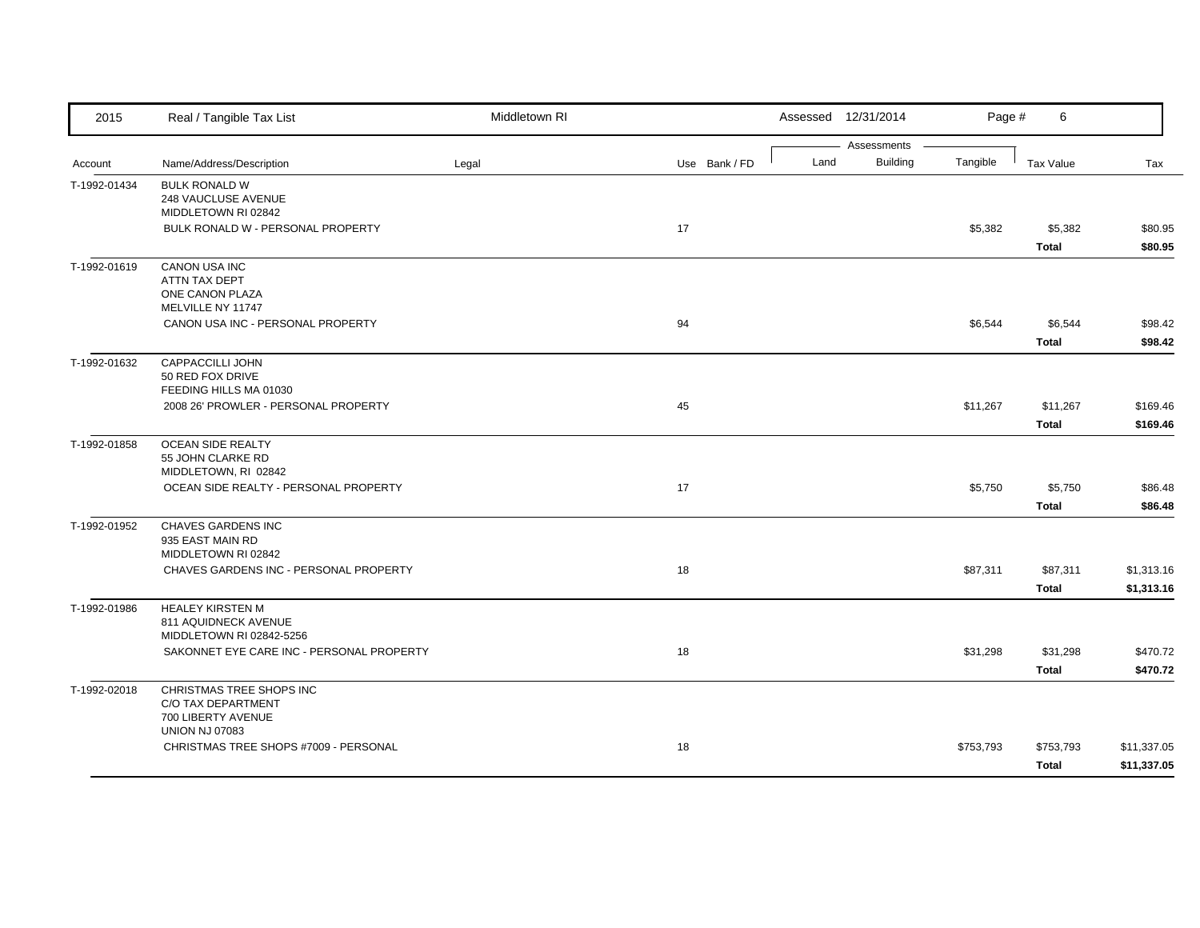| 2015 | Real / Tangible Tax List | Middletown RI | | Assessed 12/31/2014 | | Page # 6 | | |
|---|---|---|---|---|---|---|---|---|
| | | | | Assessments | | | | |
| Account | Name/Address/Description | Legal | Use Bank / FD | Land | Building | Tangible | Tax Value | Tax |
| T-1992-01434 | BULK RONALD W<br>248 VAUCLUSE AVENUE<br>MIDDLETOWN RI 02842 | | | | | | | |
| | BULK RONALD W - PERSONAL PROPERTY | | 17 | | | $5,382 | $5,382 | $80.95 |
| | | | | | | | **Total** | **$80.95** |
| T-1992-01619 | CANON USA INC<br>ATTN TAX DEPT<br>ONE CANON PLAZA<br>MELVILLE NY 11747 | | | | | | | |
| | CANON USA INC - PERSONAL PROPERTY | | 94 | | | $6,544 | $6,544 | $98.42 |
| | | | | | | | **Total** | **$98.42** |
| T-1992-01632 | CAPPACCILLI JOHN<br>50 RED FOX DRIVE<br>FEEDING HILLS MA 01030 | | | | | | | |
| | 2008 26' PROWLER - PERSONAL PROPERTY | | 45 | | | $11,267 | $11,267 | $169.46 |
| | | | | | | | **Total** | **$169.46** |
| T-1992-01858 | OCEAN SIDE REALTY<br>55 JOHN CLARKE RD<br>MIDDLETOWN, RI 02842 | | | | | | | |
| | OCEAN SIDE REALTY - PERSONAL PROPERTY | | 17 | | | $5,750 | $5,750 | $86.48 |
| | | | | | | | **Total** | **$86.48** |
| T-1992-01952 | CHAVES GARDENS INC<br>935 EAST MAIN RD<br>MIDDLETOWN RI 02842 | | | | | | | |
| | CHAVES GARDENS INC - PERSONAL PROPERTY | | 18 | | | $87,311 | $87,311 | $1,313.16 |
| | | | | | | | **Total** | **$1,313.16** |
| T-1992-01986 | HEALEY KIRSTEN M<br>811 AQUIDNECK AVENUE<br>MIDDLETOWN RI 02842-5256 | | | | | | | |
| | SAKONNET EYE CARE INC - PERSONAL PROPERTY | | 18 | | | $31,298 | $31,298 | $470.72 |
| | | | | | | | **Total** | **$470.72** |
| T-1992-02018 | CHRISTMAS TREE SHOPS INC<br>C/O TAX DEPARTMENT<br>700 LIBERTY AVENUE<br>UNION NJ 07083 | | | | | | | |
| | CHRISTMAS TREE SHOPS #7009 - PERSONAL | | 18 | | | $753,793 | $753,793 | $11,337.05 |
| | | | | | | | **Total** | **$11,337.05** |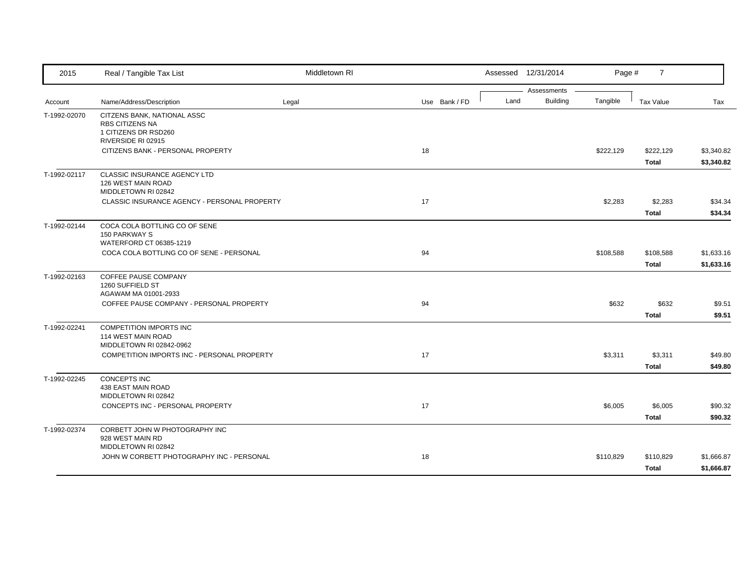| Account | Name/Address/Description | Legal | Use | Bank / FD | Land | Building | Tangible | Tax Value | Tax |
|---|---|---|---|---|---|---|---|---|---|
| T-1992-02070 | CITZENS BANK, NATIONAL ASSC<br>RBS CITIZENS NA<br>1 CITIZENS DR RSD260<br>RIVERSIDE RI 02915 | | | | | | | | |
| | CITIZENS BANK - PERSONAL PROPERTY | | 18 | | | | $222,129 | $222,129 | $3,340.82 |
| | | | | | | | | **Total** | **$3,340.82** |
| T-1992-02117 | CLASSIC INSURANCE AGENCY LTD<br>126 WEST MAIN ROAD<br>MIDDLETOWN RI 02842 | | | | | | | | |
| | CLASSIC INSURANCE AGENCY - PERSONAL PROPERTY | | 17 | | | | $2,283 | $2,283 | $34.34 |
| | | | | | | | | **Total** | **$34.34** |
| T-1992-02144 | COCA COLA BOTTLING CO OF SENE<br>150 PARKWAY S<br>WATERFORD CT 06385-1219 | | | | | | | | |
| | COCA COLA BOTTLING CO OF SENE - PERSONAL | | 94 | | | | $108,588 | $108,588 | $1,633.16 |
| | | | | | | | | **Total** | **$1,633.16** |
| T-1992-02163 | COFFEE PAUSE COMPANY<br>1260 SUFFIELD ST<br>AGAWAM MA 01001-2933 | | | | | | | | |
| | COFFEE PAUSE COMPANY - PERSONAL PROPERTY | | 94 | | | | $632 | $632 | $9.51 |
| | | | | | | | | **Total** | **$9.51** |
| T-1992-02241 | COMPETITION IMPORTS INC<br>114 WEST MAIN ROAD<br>MIDDLETOWN RI 02842-0962 | | | | | | | | |
| | COMPETITION IMPORTS INC - PERSONAL PROPERTY | | 17 | | | | $3,311 | $3,311 | $49.80 |
| | | | | | | | | **Total** | **$49.80** |
| T-1992-02245 | CONCEPTS INC<br>438 EAST MAIN ROAD<br>MIDDLETOWN RI 02842 | | | | | | | | |
| | CONCEPTS INC - PERSONAL PROPERTY | | 17 | | | | $6,005 | $6,005 | $90.32 |
| | | | | | | | | **Total** | **$90.32** |
| T-1992-02374 | CORBETT JOHN W PHOTOGRAPHY INC<br>928 WEST MAIN RD<br>MIDDLETOWN RI 02842 | | | | | | | | |
| | JOHN W CORBETT PHOTOGRAPHY INC - PERSONAL | | 18 | | | | $110,829 | $110,829 | $1,666.87 |
| | | | | | | | | **Total** | **$1,666.87** |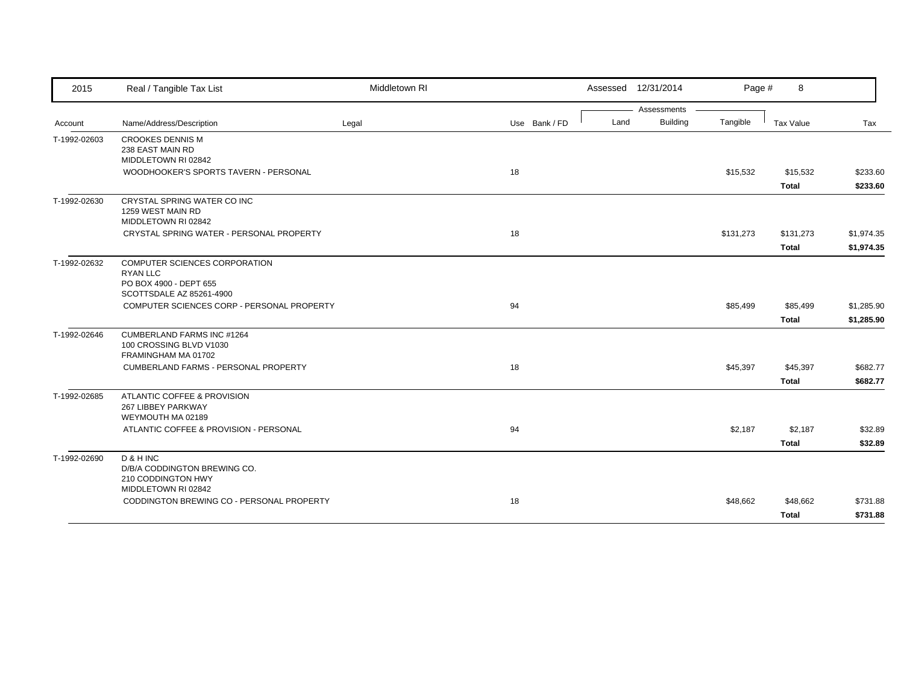| 2015 | Real / Tangible Tax List | Middletown RI | | Assessed 12/31/2014 | | | | |
|---|---|---|---|---|---|---|---|---|
| | | | | Assessments | | | | |
| Account | Name/Address/Description | Legal | Use Bank / FD | Land | Building | Tangible | Tax Value | Tax |
| T-1992-02603 | CROOKES DENNIS M<br>238 EAST MAIN RD<br>MIDDLETOWN RI 02842 | | | | | | | |
| | WOODHOOKER'S SPORTS TAVERN - PERSONAL | | 18 | | | $15,532 | $15,532 | $233.60 |
| | | | | | | | **Total** | **$233.60** |
| T-1992-02630 | CRYSTAL SPRING WATER CO INC<br>1259 WEST MAIN RD<br>MIDDLETOWN RI 02842 | | | | | | | |
| | CRYSTAL SPRING WATER - PERSONAL PROPERTY | | 18 | | | $131,273 | $131,273 | $1,974.35 |
| | | | | | | | **Total** | **$1,974.35** |
| T-1992-02632 | COMPUTER SCIENCES CORPORATION<br>RYAN LLC<br>PO BOX 4900 - DEPT 655<br>SCOTTSDALE AZ 85261-4900 | | | | | | | |
| | COMPUTER SCIENCES CORP - PERSONAL PROPERTY | | 94 | | | $85,499 | $85,499 | $1,285.90 |
| | | | | | | | **Total** | **$1,285.90** |
| T-1992-02646 | CUMBERLAND FARMS INC #1264<br>100 CROSSING BLVD V1030<br>FRAMINGHAM MA 01702 | | | | | | | |
| | CUMBERLAND FARMS - PERSONAL PROPERTY | | 18 | | | $45,397 | $45,397 | $682.77 |
| | | | | | | | **Total** | **$682.77** |
| T-1992-02685 | ATLANTIC COFFEE & PROVISION<br>267 LIBBEY PARKWAY<br>WEYMOUTH MA 02189 | | | | | | | |
| | ATLANTIC COFFEE & PROVISION - PERSONAL | | 94 | | | $2,187 | $2,187 | $32.89 |
| | | | | | | | **Total** | **$32.89** |
| T-1992-02690 | D & H INC<br>D/B/A CODDINGTON BREWING CO.<br>210 CODDINGTON HWY<br>MIDDLETOWN RI 02842 | | | | | | | |
| | CODDINGTON BREWING CO - PERSONAL PROPERTY | | 18 | | | $48,662 | $48,662 | $731.88 |
| | | | | | | | **Total** | **$731.88** |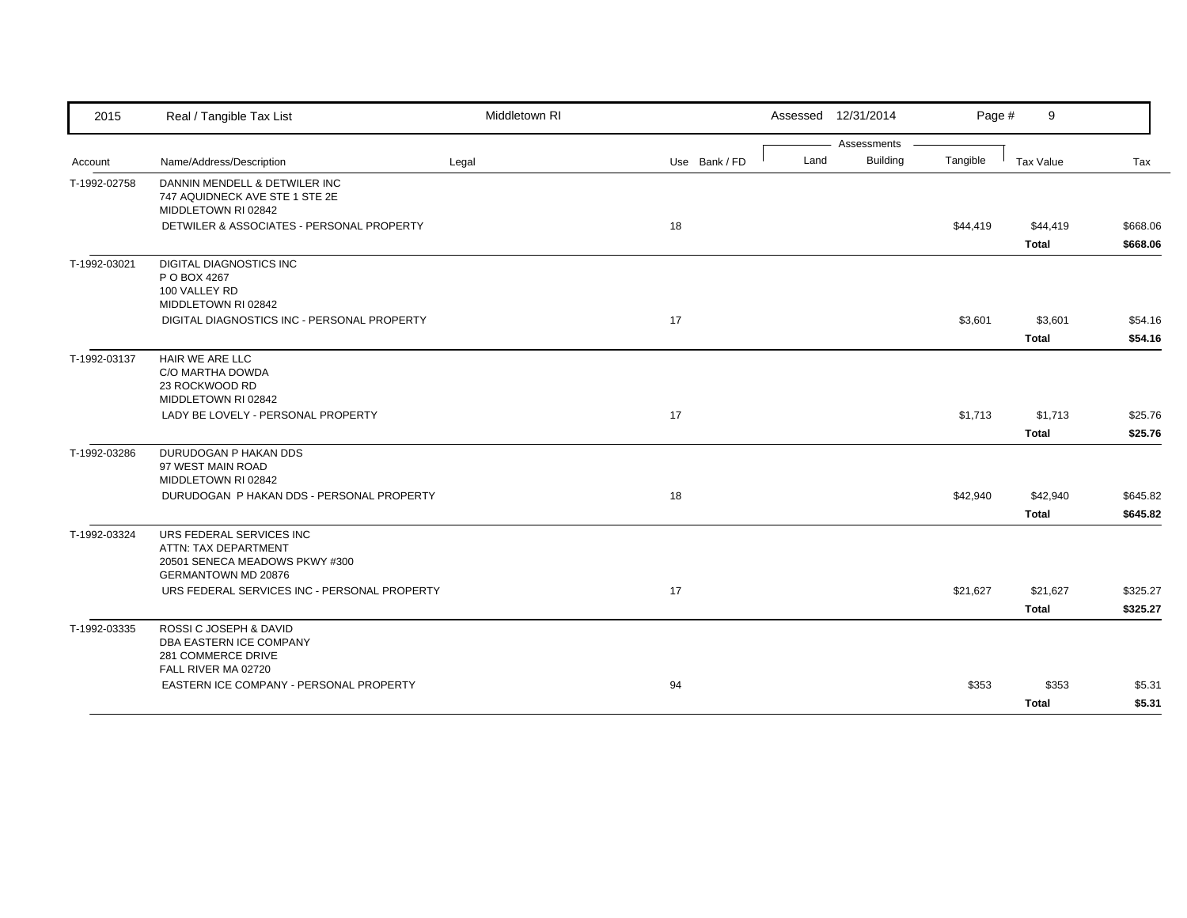| 2015 | Real / Tangible Tax List | Middletown RI | | | Assessed 12/31/2014 | | | | |
|---|---|---|---|---|---|---|---|---|---|
| | | | | | Assessments | | | | |
| Account | Name/Address/Description | Legal | Use | Bank / FD | Land | Building | Tangible | Tax Value | Tax |
| T-1992-02758 | DANNIN MENDELL & DETWILER INC<br>747 AQUIDNECK AVE STE 1 STE 2E<br>MIDDLETOWN RI 02842 | | | | | | | | |
| | DETWILER & ASSOCIATES - PERSONAL PROPERTY | | 18 | | | | $44,419 | $44,419 | $668.06 |
| | | | | | | | | **Total** | **$668.06** |
| T-1992-03021 | DIGITAL DIAGNOSTICS INC<br>P O BOX 4267<br>100 VALLEY RD<br>MIDDLETOWN RI 02842 | | | | | | | | |
| | DIGITAL DIAGNOSTICS INC - PERSONAL PROPERTY | | 17 | | | | $3,601 | $3,601 | $54.16 |
| | | | | | | | | **Total** | **$54.16** |
| T-1992-03137 | HAIR WE ARE LLC<br>C/O MARTHA DOWDA<br>23 ROCKWOOD RD<br>MIDDLETOWN RI 02842 | | | | | | | | |
| | LADY BE LOVELY - PERSONAL PROPERTY | | 17 | | | | $1,713 | $1,713 | $25.76 |
| | | | | | | | | **Total** | **$25.76** |
| T-1992-03286 | DURUDOGAN P HAKAN DDS<br>97 WEST MAIN ROAD<br>MIDDLETOWN RI 02842 | | | | | | | | |
| | DURUDOGAN P HAKAN DDS - PERSONAL PROPERTY | | 18 | | | | $42,940 | $42,940 | $645.82 |
| | | | | | | | | **Total** | **$645.82** |
| T-1992-03324 | URS FEDERAL SERVICES INC<br>ATTN: TAX DEPARTMENT<br>20501 SENECA MEADOWS PKWY #300<br>GERMANTOWN MD 20876 | | | | | | | | |
| | URS FEDERAL SERVICES INC - PERSONAL PROPERTY | | 17 | | | | $21,627 | $21,627 | $325.27 |
| | | | | | | | | **Total** | **$325.27** |
| T-1992-03335 | ROSSI C JOSEPH & DAVID<br>DBA EASTERN ICE COMPANY<br>281 COMMERCE DRIVE<br>FALL RIVER MA 02720 | | | | | | | | |
| | EASTERN ICE COMPANY - PERSONAL PROPERTY | | 94 | | | | $353 | $353 | $5.31 |
| | | | | | | | | **Total** | **$5.31** |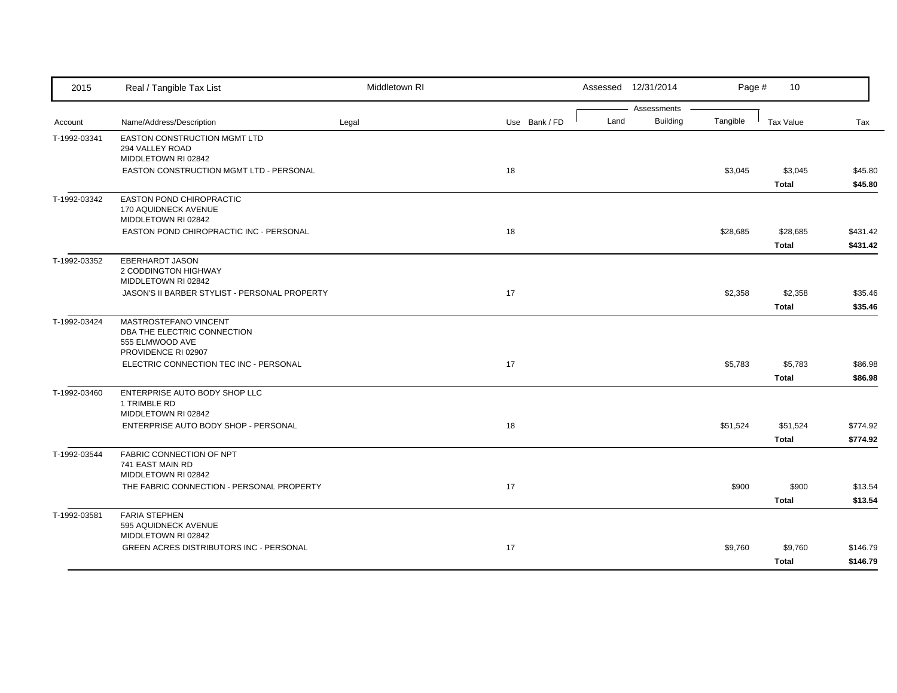| Account | Name/Address/Description | Legal | Use | Bank / FD | Land | Building | Tangible | Tax Value | Tax |
|---|---|---|---|---|---|---|---|---|---|
| T-1992-03341 | EASTON CONSTRUCTION MGMT LTD<br>294 VALLEY ROAD<br>MIDDLETOWN RI 02842 | | | | | | | | |
| | EASTON CONSTRUCTION MGMT LTD - PERSONAL | | 18 | | | | $3,045 | $3,045 | $45.80 |
| | | | | | | | | **Total** | **$45.80** |
| T-1992-03342 | EASTON POND CHIROPRACTIC<br>170 AQUIDNECK AVENUE<br>MIDDLETOWN RI 02842 | | | | | | | | |
| | EASTON POND CHIROPRACTIC INC - PERSONAL | | 18 | | | | $28,685 | $28,685 | $431.42 |
| | | | | | | | | **Total** | **$431.42** |
| T-1992-03352 | EBERHARDT JASON<br>2 CODDINGTON HIGHWAY<br>MIDDLETOWN RI 02842 | | | | | | | | |
| | JASON'S II BARBER STYLIST - PERSONAL PROPERTY | | 17 | | | | $2,358 | $2,358 | $35.46 |
| | | | | | | | | **Total** | **$35.46** |
| T-1992-03424 | MASTROSTEFANO VINCENT<br>DBA THE ELECTRIC CONNECTION<br>555 ELMWOOD AVE<br>PROVIDENCE RI 02907 | | | | | | | | |
| | ELECTRIC CONNECTION TEC INC - PERSONAL | | 17 | | | | $5,783 | $5,783 | $86.98 |
| | | | | | | | | **Total** | **$86.98** |
| T-1992-03460 | ENTERPRISE AUTO BODY SHOP LLC<br>1 TRIMBLE RD<br>MIDDLETOWN RI 02842 | | | | | | | | |
| | ENTERPRISE AUTO BODY SHOP - PERSONAL | | 18 | | | | $51,524 | $51,524 | $774.92 |
| | | | | | | | | **Total** | **$774.92** |
| T-1992-03544 | FABRIC CONNECTION OF NPT<br>741 EAST MAIN RD<br>MIDDLETOWN RI 02842 | | | | | | | | |
| | THE FABRIC CONNECTION - PERSONAL PROPERTY | | 17 | | | | $900 | $900 | $13.54 |
| | | | | | | | | **Total** | **$13.54** |
| T-1992-03581 | FARIA STEPHEN<br>595 AQUIDNECK AVENUE<br>MIDDLETOWN RI 02842 | | | | | | | | |
| | GREEN ACRES DISTRIBUTORS INC - PERSONAL | | 17 | | | | $9,760 | $9,760 | $146.79 |
| | | | | | | | | **Total** | **$146.79** |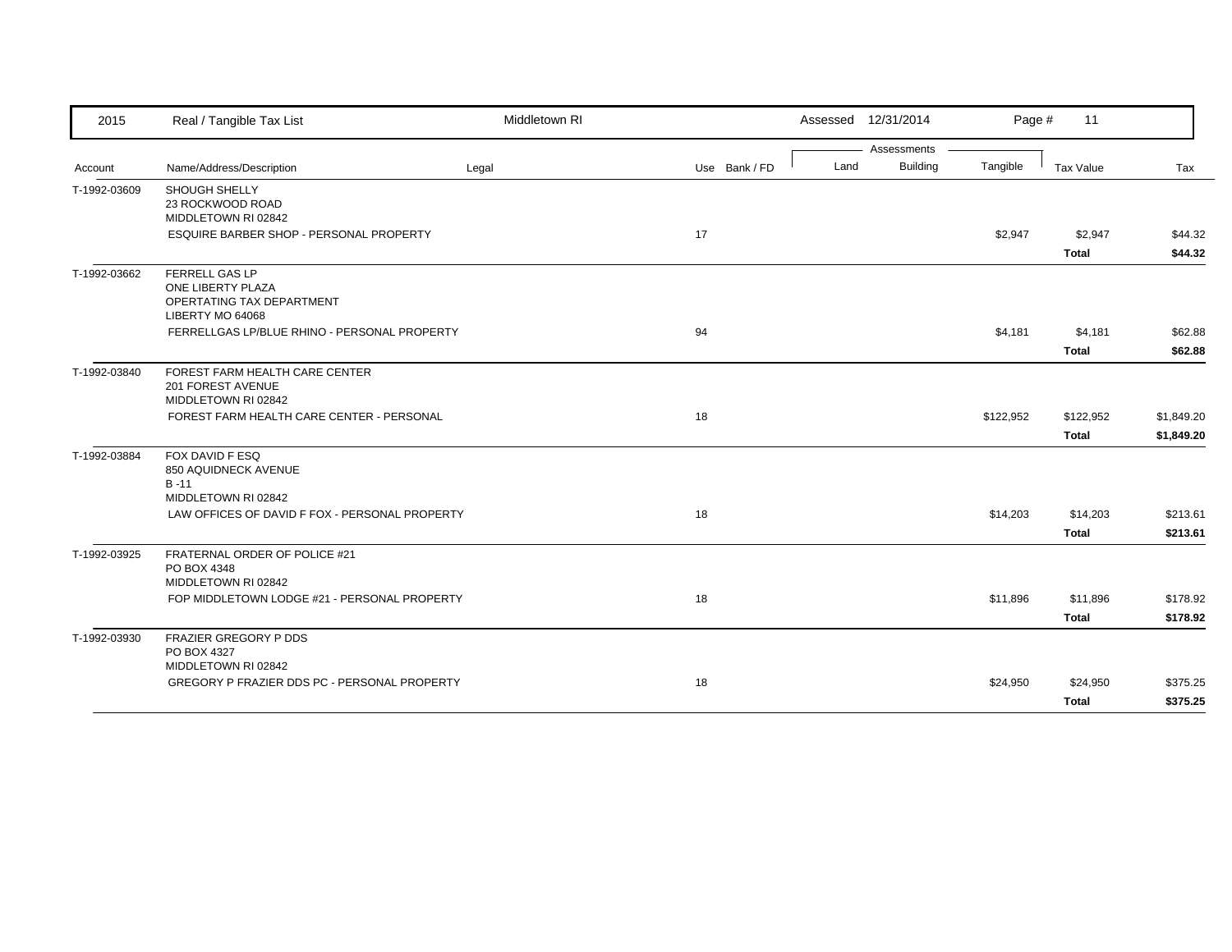2015 Real / Tangible Tax List — Middletown RI — Assessed 12/31/2014

| Account | Name/Address/Description | Legal | Use | Bank / FD | Land | Building | Tangible | Tax Value | Tax |
|---|---|---|---|---|---|---|---|---|---|
| T-1992-03609 | SHOUGH SHELLY<br>23 ROCKWOOD ROAD<br>MIDDLETOWN RI 02842 | | | | | | | | |
| | ESQUIRE BARBER SHOP - PERSONAL PROPERTY | | 17 | | | | $2,947 | $2,947 | $44.32 |
| | | | | | | | | **Total** | **$44.32** |
| T-1992-03662 | FERRELL GAS LP<br>ONE LIBERTY PLAZA<br>OPERTATING TAX DEPARTMENT<br>LIBERTY MO 64068 | | | | | | | | |
| | FERRELLGAS LP/BLUE RHINO - PERSONAL PROPERTY | | 94 | | | | $4,181 | $4,181 | $62.88 |
| | | | | | | | | **Total** | **$62.88** |
| T-1992-03840 | FOREST FARM HEALTH CARE CENTER<br>201 FOREST AVENUE<br>MIDDLETOWN RI 02842 | | | | | | | | |
| | FOREST FARM HEALTH CARE CENTER - PERSONAL | | 18 | | | | $122,952 | $122,952 | $1,849.20 |
| | | | | | | | | **Total** | **$1,849.20** |
| T-1992-03884 | FOX DAVID F ESQ<br>850 AQUIDNECK AVENUE<br>B -11<br>MIDDLETOWN RI 02842 | | | | | | | | |
| | LAW OFFICES OF DAVID F FOX - PERSONAL PROPERTY | | 18 | | | | $14,203 | $14,203 | $213.61 |
| | | | | | | | | **Total** | **$213.61** |
| T-1992-03925 | FRATERNAL ORDER OF POLICE #21<br>PO BOX 4348<br>MIDDLETOWN RI 02842 | | | | | | | | |
| | FOP MIDDLETOWN LODGE #21 - PERSONAL PROPERTY | | 18 | | | | $11,896 | $11,896 | $178.92 |
| | | | | | | | | **Total** | **$178.92** |
| T-1992-03930 | FRAZIER GREGORY P DDS<br>PO BOX 4327<br>MIDDLETOWN RI 02842 | | | | | | | | |
| | GREGORY P FRAZIER DDS PC - PERSONAL PROPERTY | | 18 | | | | $24,950 | $24,950 | $375.25 |
| | | | | | | | | **Total** | **$375.25** |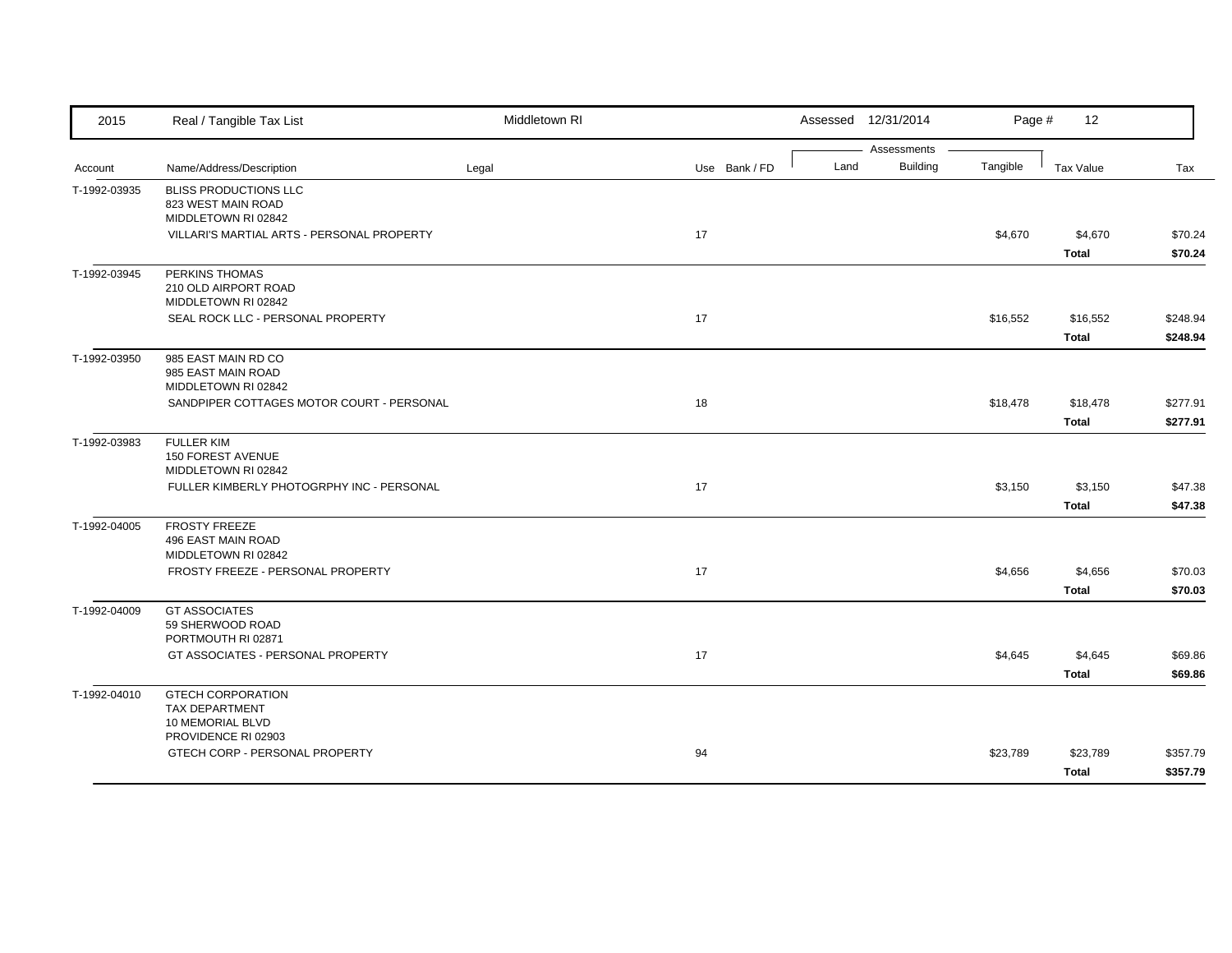| 2015 | Real / Tangible Tax List | Middletown RI | | | Assessed 12/31/2014 | | | | |
|---|---|---|---|---|---|---|---|---|---|
| | | | | | Assessments | | | | |
| Account | Name/Address/Description | Legal | Use | Bank / FD | Land | Building | Tangible | Tax Value | Tax |
| T-1992-03935 | BLISS PRODUCTIONS LLC<br>823 WEST MAIN ROAD<br>MIDDLETOWN RI 02842 | | | | | | | | |
| | VILLARI'S MARTIAL ARTS - PERSONAL PROPERTY | | 17 | | | | $4,670 | $4,670 | $70.24 |
| | | | | | | | | **Total** | **$70.24** |
| T-1992-03945 | PERKINS THOMAS<br>210 OLD AIRPORT ROAD<br>MIDDLETOWN RI 02842 | | | | | | | | |
| | SEAL ROCK LLC - PERSONAL PROPERTY | | 17 | | | | $16,552 | $16,552 | $248.94 |
| | | | | | | | | **Total** | **$248.94** |
| T-1992-03950 | 985 EAST MAIN RD CO<br>985 EAST MAIN ROAD<br>MIDDLETOWN RI 02842 | | | | | | | | |
| | SANDPIPER COTTAGES MOTOR COURT - PERSONAL | | 18 | | | | $18,478 | $18,478 | $277.91 |
| | | | | | | | | **Total** | **$277.91** |
| T-1992-03983 | FULLER KIM<br>150 FOREST AVENUE<br>MIDDLETOWN RI 02842 | | | | | | | | |
| | FULLER KIMBERLY PHOTOGRPHY INC - PERSONAL | | 17 | | | | $3,150 | $3,150 | $47.38 |
| | | | | | | | | **Total** | **$47.38** |
| T-1992-04005 | FROSTY FREEZE<br>496 EAST MAIN ROAD<br>MIDDLETOWN RI 02842 | | | | | | | | |
| | FROSTY FREEZE - PERSONAL PROPERTY | | 17 | | | | $4,656 | $4,656 | $70.03 |
| | | | | | | | | **Total** | **$70.03** |
| T-1992-04009 | GT ASSOCIATES<br>59 SHERWOOD ROAD<br>PORTMOUTH RI 02871 | | | | | | | | |
| | GT ASSOCIATES - PERSONAL PROPERTY | | 17 | | | | $4,645 | $4,645 | $69.86 |
| | | | | | | | | **Total** | **$69.86** |
| T-1992-04010 | GTECH CORPORATION<br>TAX DEPARTMENT<br>10 MEMORIAL BLVD<br>PROVIDENCE RI 02903 | | | | | | | | |
| | GTECH CORP - PERSONAL PROPERTY | | 94 | | | | $23,789 | $23,789 | $357.79 |
| | | | | | | | | **Total** | **$357.79** |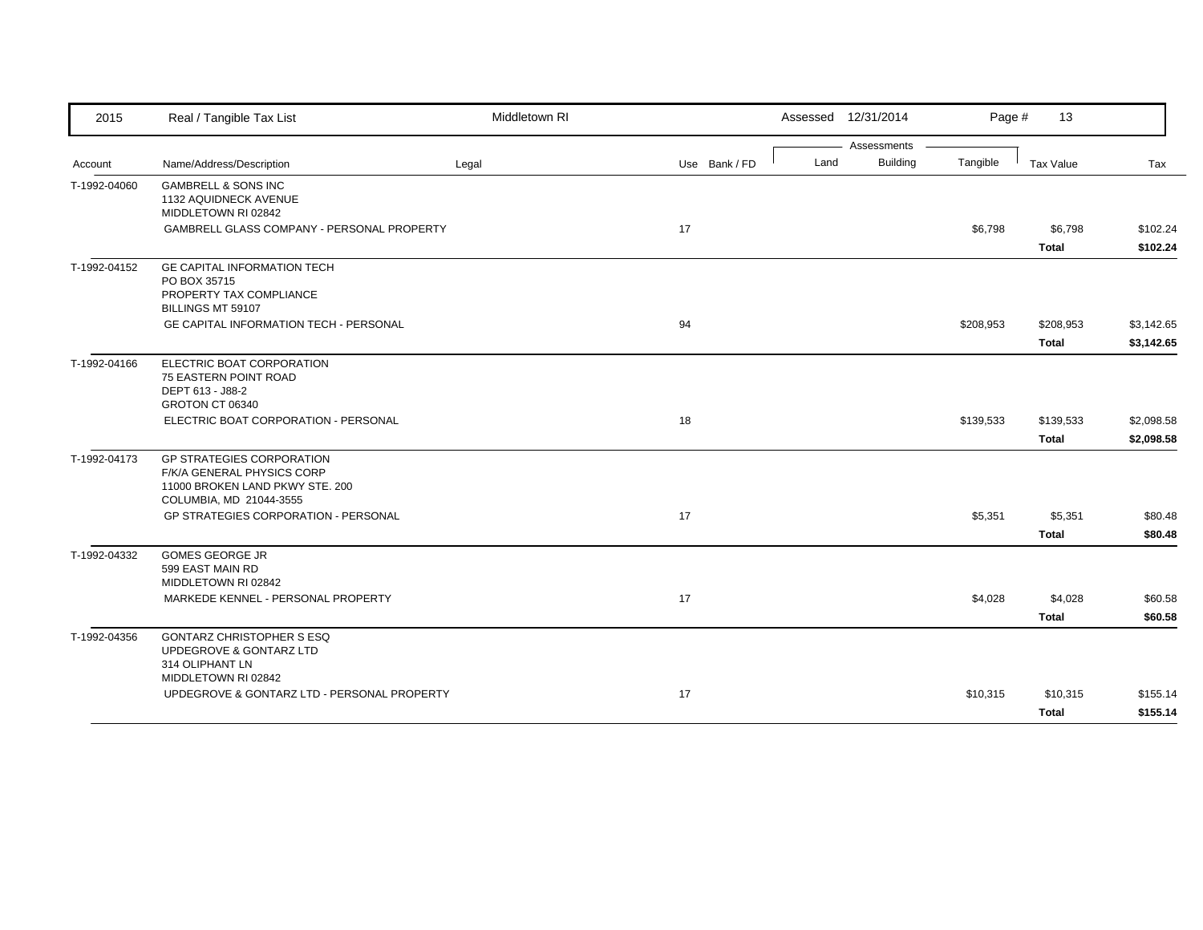| Account | Name/Address/Description | Legal | Use | Bank / FD | Land | Building | Tangible | Tax Value | Tax |
|---|---|---|---|---|---|---|---|---|---|
| T-1992-04060 | GAMBRELL & SONS INC<br>1132 AQUIDNECK AVENUE<br>MIDDLETOWN RI 02842 | | | | | | | | |
| | GAMBRELL GLASS COMPANY - PERSONAL PROPERTY | | 17 | | | | $6,798 | $6,798 | $102.24 |
| | | | | | | | | **Total** | **$102.24** |
| T-1992-04152 | GE CAPITAL INFORMATION TECH<br>PO BOX 35715<br>PROPERTY TAX COMPLIANCE<br>BILLINGS MT 59107 | | | | | | | | |
| | GE CAPITAL INFORMATION TECH - PERSONAL | | 94 | | | | $208,953 | $208,953 | $3,142.65 |
| | | | | | | | | **Total** | **$3,142.65** |
| T-1992-04166 | ELECTRIC BOAT CORPORATION<br>75 EASTERN POINT ROAD<br>DEPT 613 - J88-2<br>GROTON CT 06340 | | | | | | | | |
| | ELECTRIC BOAT CORPORATION - PERSONAL | | 18 | | | | $139,533 | $139,533 | $2,098.58 |
| | | | | | | | | **Total** | **$2,098.58** |
| T-1992-04173 | GP STRATEGIES CORPORATION<br>F/K/A GENERAL PHYSICS CORP<br>11000 BROKEN LAND PKWY STE. 200<br>COLUMBIA, MD 21044-3555 | | | | | | | | |
| | GP STRATEGIES CORPORATION - PERSONAL | | 17 | | | | $5,351 | $5,351 | $80.48 |
| | | | | | | | | **Total** | **$80.48** |
| T-1992-04332 | GOMES GEORGE JR<br>599 EAST MAIN RD<br>MIDDLETOWN RI 02842 | | | | | | | | |
| | MARKEDE KENNEL - PERSONAL PROPERTY | | 17 | | | | $4,028 | $4,028 | $60.58 |
| | | | | | | | | **Total** | **$60.58** |
| T-1992-04356 | GONTARZ CHRISTOPHER S ESQ<br>UPDEGROVE & GONTARZ LTD<br>314 OLIPHANT LN<br>MIDDLETOWN RI 02842 | | | | | | | | |
| | UPDEGROVE & GONTARZ LTD - PERSONAL PROPERTY | | 17 | | | | $10,315 | $10,315 | $155.14 |
| | | | | | | | | **Total** | **$155.14** |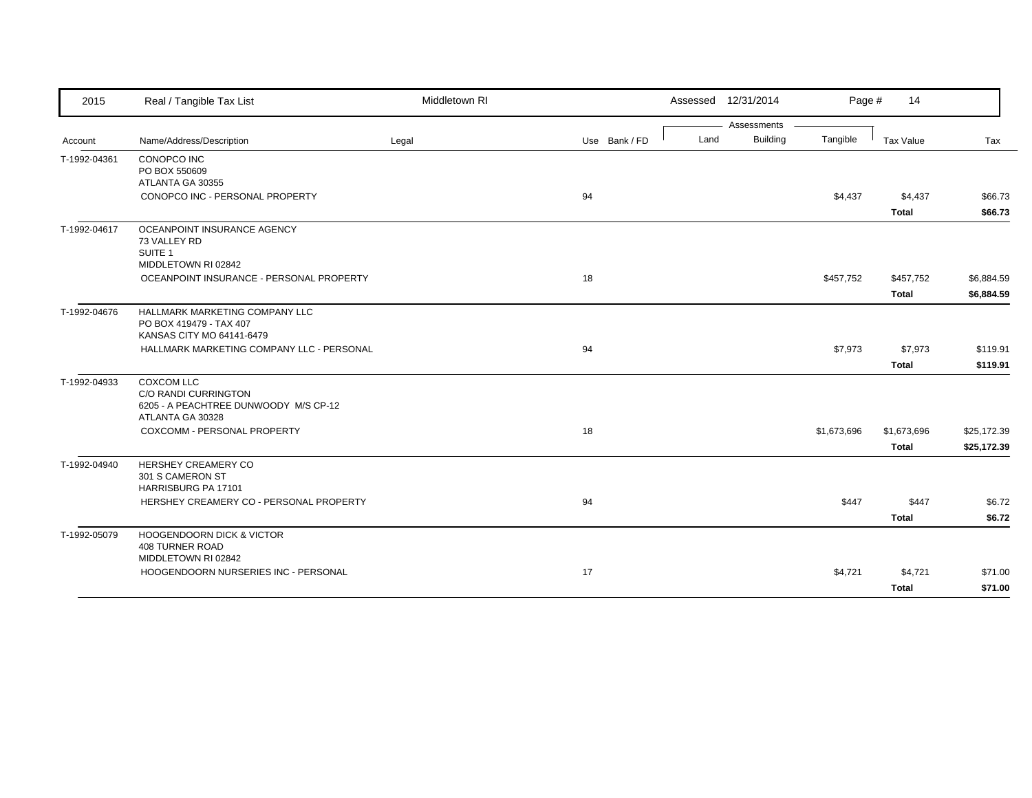| 2015 | Real / Tangible Tax List | Middletown RI | | Assessed 12/31/2014 | | Page # 14 | | |
|---|---|---|---|---|---|---|---|---|
| | | | | Assessments | | | | |
| Account | Name/Address/Description | Legal | Use Bank / FD | Land | Building | Tangible | Tax Value | Tax |
| T-1992-04361 | CONOPCO INC<br>PO BOX 550609<br>ATLANTA GA 30355 | | | | | | | |
| | CONOPCO INC - PERSONAL PROPERTY | | 94 | | | $4,437 | $4,437 | $66.73 |
| | | | | | | | **Total** | **$66.73** |
| T-1992-04617 | OCEANPOINT INSURANCE AGENCY<br>73 VALLEY RD<br>SUITE 1<br>MIDDLETOWN RI 02842 | | | | | | | |
| | OCEANPOINT INSURANCE - PERSONAL PROPERTY | | 18 | | | $457,752 | $457,752 | $6,884.59 |
| | | | | | | | **Total** | **$6,884.59** |
| T-1992-04676 | HALLMARK MARKETING COMPANY LLC<br>PO BOX 419479 - TAX 407<br>KANSAS CITY MO 64141-6479 | | | | | | | |
| | HALLMARK MARKETING COMPANY LLC - PERSONAL | | 94 | | | $7,973 | $7,973 | $119.91 |
| | | | | | | | **Total** | **$119.91** |
| T-1992-04933 | COXCOM LLC<br>C/O RANDI CURRINGTON<br>6205 - A PEACHTREE DUNWOODY M/S CP-12<br>ATLANTA GA 30328 | | | | | | | |
| | COXCOMM - PERSONAL PROPERTY | | 18 | | | $1,673,696 | $1,673,696 | $25,172.39 |
| | | | | | | | **Total** | **$25,172.39** |
| T-1992-04940 | HERSHEY CREAMERY CO<br>301 S CAMERON ST<br>HARRISBURG PA 17101 | | | | | | | |
| | HERSHEY CREAMERY CO - PERSONAL PROPERTY | | 94 | | | $447 | $447 | $6.72 |
| | | | | | | | **Total** | **$6.72** |
| T-1992-05079 | HOOGENDOORN DICK & VICTOR<br>408 TURNER ROAD<br>MIDDLETOWN RI 02842 | | | | | | | |
| | HOOGENDOORN NURSERIES INC - PERSONAL | | 17 | | | $4,721 | $4,721 | $71.00 |
| | | | | | | | **Total** | **$71.00** |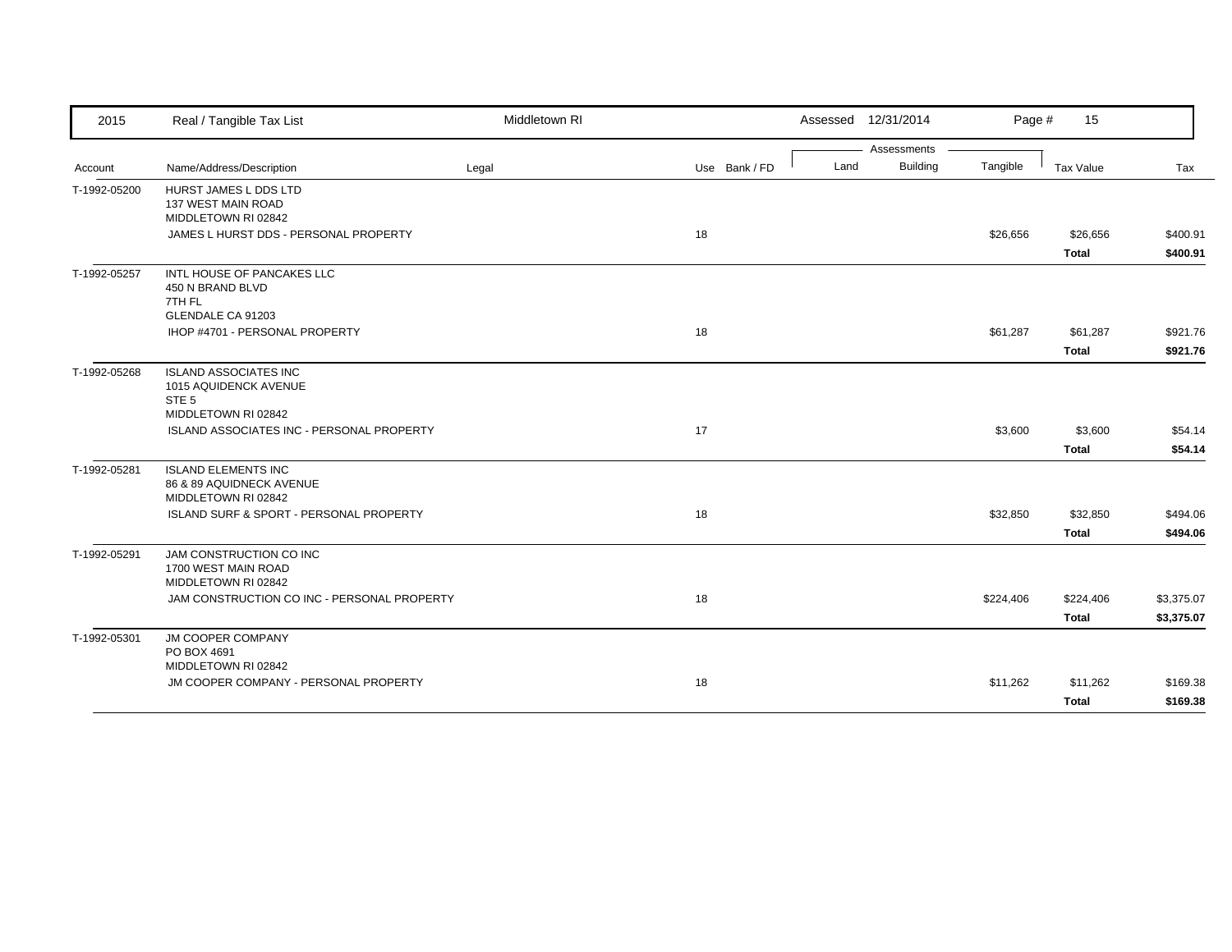| Account | Name/Address/Description | Legal | Use | Bank / FD | Land | Building | Tangible | Tax Value | Tax |
|---|---|---|---|---|---|---|---|---|---|
| T-1992-05200 | HURST JAMES L DDS LTD<br>137 WEST MAIN ROAD<br>MIDDLETOWN RI 02842 | | | | | | | | |
| | JAMES L HURST DDS - PERSONAL PROPERTY | | 18 | | | | $26,656 | $26,656 | $400.91 |
| | | | | | | | | **Total** | **$400.91** |
| T-1992-05257 | INTL HOUSE OF PANCAKES LLC<br>450 N BRAND BLVD<br>7TH FL<br>GLENDALE CA 91203 | | | | | | | | |
| | IHOP #4701 - PERSONAL PROPERTY | | 18 | | | | $61,287 | $61,287 | $921.76 |
| | | | | | | | | **Total** | **$921.76** |
| T-1992-05268 | ISLAND ASSOCIATES INC<br>1015 AQUIDENCK AVENUE<br>STE 5<br>MIDDLETOWN RI 02842 | | | | | | | | |
| | ISLAND ASSOCIATES INC - PERSONAL PROPERTY | | 17 | | | | $3,600 | $3,600 | $54.14 |
| | | | | | | | | **Total** | **$54.14** |
| T-1992-05281 | ISLAND ELEMENTS INC<br>86 & 89 AQUIDNECK AVENUE<br>MIDDLETOWN RI 02842 | | | | | | | | |
| | ISLAND SURF & SPORT - PERSONAL PROPERTY | | 18 | | | | $32,850 | $32,850 | $494.06 |
| | | | | | | | | **Total** | **$494.06** |
| T-1992-05291 | JAM CONSTRUCTION CO INC<br>1700 WEST MAIN ROAD<br>MIDDLETOWN RI 02842 | | | | | | | | |
| | JAM CONSTRUCTION CO INC - PERSONAL PROPERTY | | 18 | | | | $224,406 | $224,406 | $3,375.07 |
| | | | | | | | | **Total** | **$3,375.07** |
| T-1992-05301 | JM COOPER COMPANY<br>PO BOX 4691<br>MIDDLETOWN RI 02842 | | | | | | | | |
| | JM COOPER COMPANY - PERSONAL PROPERTY | | 18 | | | | $11,262 | $11,262 | $169.38 |
| | | | | | | | | **Total** | **$169.38** |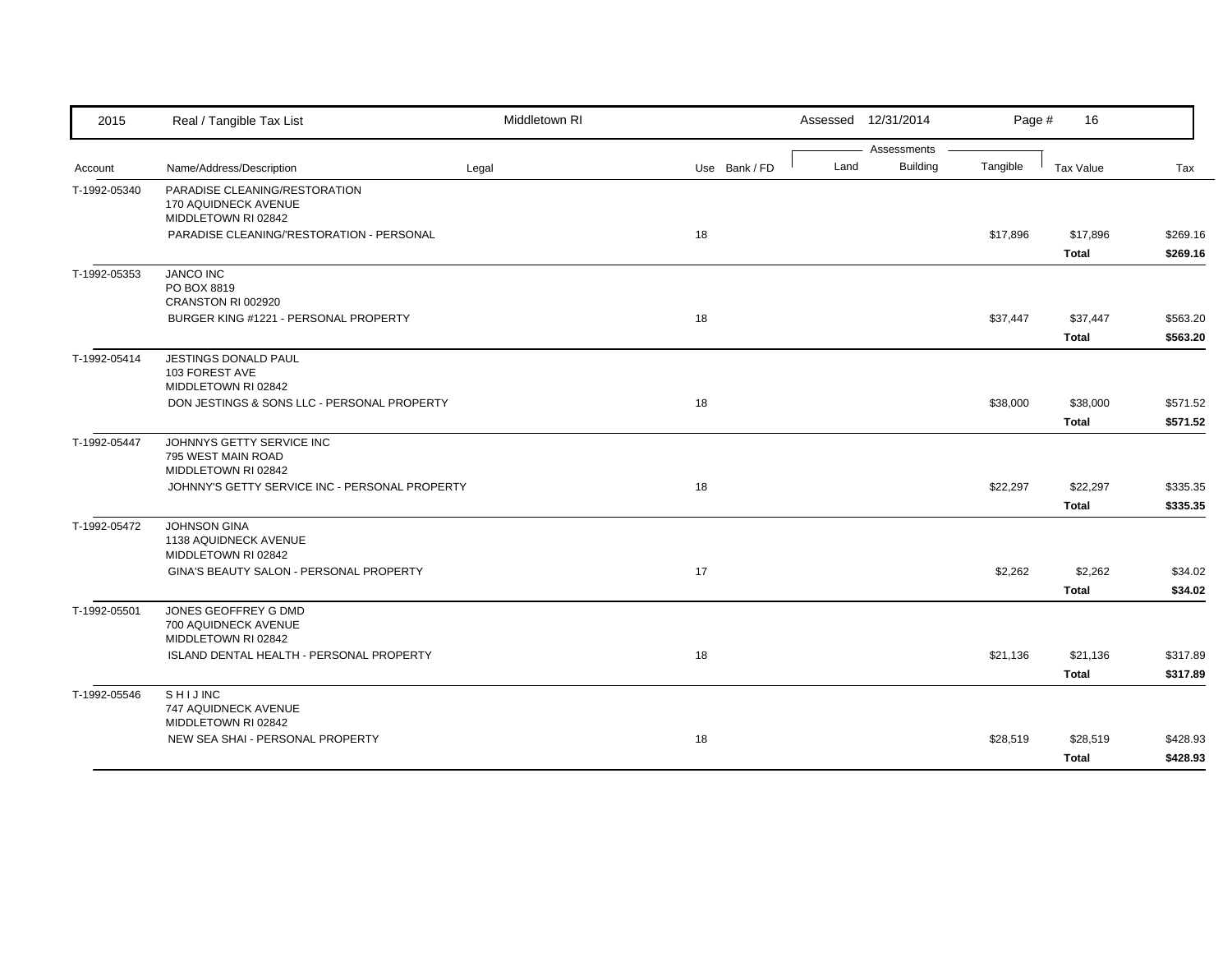| 2015 | Real / Tangible Tax List | Middletown RI | | Assessed 12/31/2014 | | | | |
|---|---|---|---|---|---|---|---|---|
| | | | | Assessments | | | | |
| Account | Name/Address/Description | Legal | Use Bank / FD | Land | Building | Tangible | Tax Value | Tax |
| T-1992-05340 | PARADISE CLEANING/RESTORATION<br>170 AQUIDNECK AVENUE<br>MIDDLETOWN RI 02842 | | | | | | | |
| | PARADISE CLEANING/'RESTORATION - PERSONAL | | 18 | | | $17,896 | $17,896 | $269.16 |
| | | | | | | | **Total** | **$269.16** |
| T-1992-05353 | JANCO INC<br>PO BOX 8819<br>CRANSTON RI 002920 | | | | | | | |
| | BURGER KING #1221 - PERSONAL PROPERTY | | 18 | | | $37,447 | $37,447 | $563.20 |
| | | | | | | | **Total** | **$563.20** |
| T-1992-05414 | JESTINGS DONALD PAUL<br>103 FOREST AVE<br>MIDDLETOWN RI 02842 | | | | | | | |
| | DON JESTINGS & SONS LLC - PERSONAL PROPERTY | | 18 | | | $38,000 | $38,000 | $571.52 |
| | | | | | | | **Total** | **$571.52** |
| T-1992-05447 | JOHNNYS GETTY SERVICE INC<br>795 WEST MAIN ROAD<br>MIDDLETOWN RI 02842 | | | | | | | |
| | JOHNNY'S GETTY SERVICE INC - PERSONAL PROPERTY | | 18 | | | $22,297 | $22,297 | $335.35 |
| | | | | | | | **Total** | **$335.35** |
| T-1992-05472 | JOHNSON GINA<br>1138 AQUIDNECK AVENUE<br>MIDDLETOWN RI 02842 | | | | | | | |
| | GINA'S BEAUTY SALON - PERSONAL PROPERTY | | 17 | | | $2,262 | $2,262 | $34.02 |
| | | | | | | | **Total** | **$34.02** |
| T-1992-05501 | JONES GEOFFREY G DMD<br>700 AQUIDNECK AVENUE<br>MIDDLETOWN RI 02842 | | | | | | | |
| | ISLAND DENTAL HEALTH - PERSONAL PROPERTY | | 18 | | | $21,136 | $21,136 | $317.89 |
| | | | | | | | **Total** | **$317.89** |
| T-1992-05546 | S H I J INC<br>747 AQUIDNECK AVENUE<br>MIDDLETOWN RI 02842 | | | | | | | |
| | NEW SEA SHAI - PERSONAL PROPERTY | | 18 | | | $28,519 | $28,519 | $428.93 |
| | | | | | | | **Total** | **$428.93** |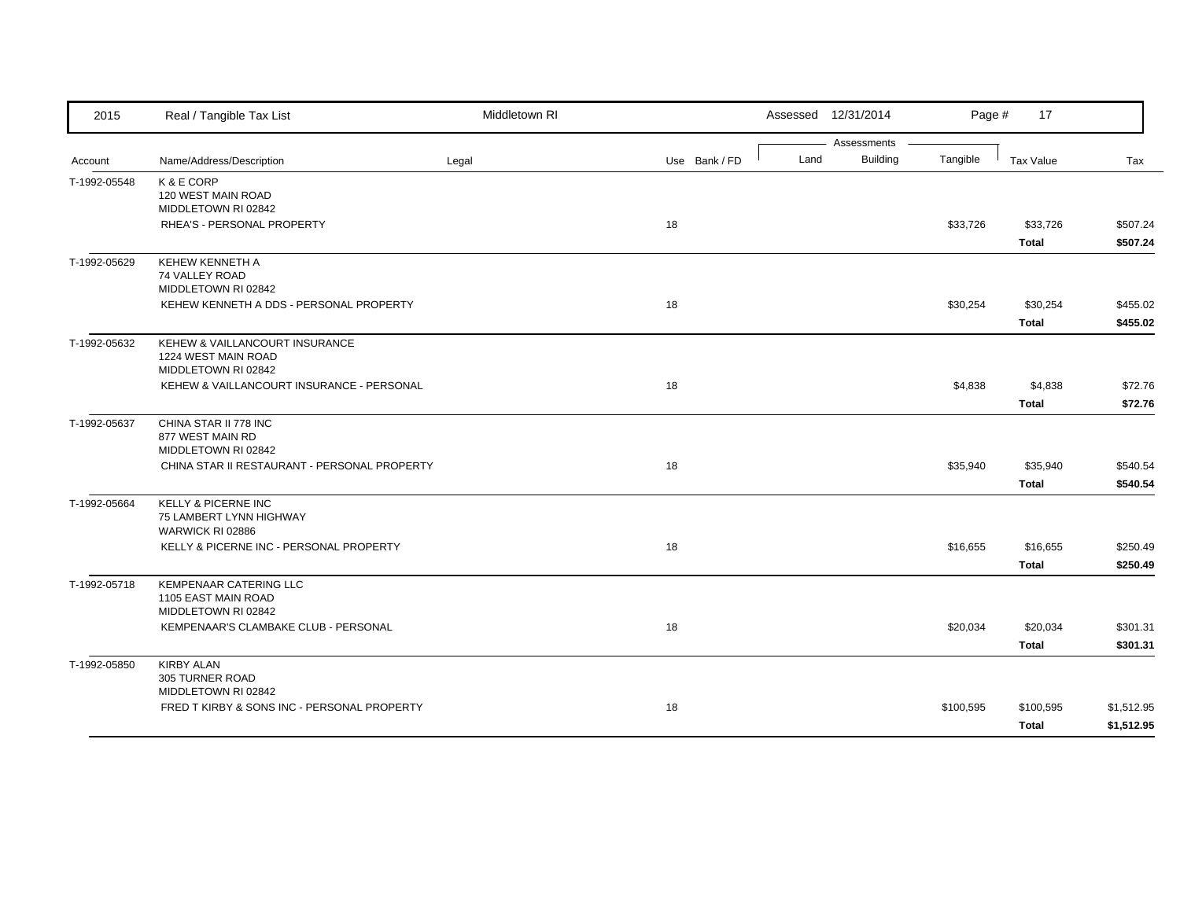| Account | Name/Address/Description | Legal | Use | Bank / FD | Land | Building | Tangible | Tax Value | Tax |
|---|---|---|---|---|---|---|---|---|---|
| | | | | | Assessments | | | | |
| T-1992-05548 | K & E CORP<br>120 WEST MAIN ROAD<br>MIDDLETOWN RI 02842 | | | | | | | | |
| | RHEA'S - PERSONAL PROPERTY | | 18 | | | | $33,726 | $33,726 | $507.24 |
| | | | | | | | | **Total** | **$507.24** |
| T-1992-05629 | KEHEW KENNETH A<br>74 VALLEY ROAD<br>MIDDLETOWN RI 02842 | | | | | | | | |
| | KEHEW KENNETH A DDS - PERSONAL PROPERTY | | 18 | | | | $30,254 | $30,254 | $455.02 |
| | | | | | | | | **Total** | **$455.02** |
| T-1992-05632 | KEHEW & VAILLANCOURT INSURANCE<br>1224 WEST MAIN ROAD<br>MIDDLETOWN RI 02842 | | | | | | | | |
| | KEHEW & VAILLANCOURT INSURANCE - PERSONAL | | 18 | | | | $4,838 | $4,838 | $72.76 |
| | | | | | | | | **Total** | **$72.76** |
| T-1992-05637 | CHINA STAR II 778 INC<br>877 WEST MAIN RD<br>MIDDLETOWN RI 02842 | | | | | | | | |
| | CHINA STAR II RESTAURANT - PERSONAL PROPERTY | | 18 | | | | $35,940 | $35,940 | $540.54 |
| | | | | | | | | **Total** | **$540.54** |
| T-1992-05664 | KELLY & PICERNE INC<br>75 LAMBERT LYNN HIGHWAY<br>WARWICK RI 02886 | | | | | | | | |
| | KELLY & PICERNE INC - PERSONAL PROPERTY | | 18 | | | | $16,655 | $16,655 | $250.49 |
| | | | | | | | | **Total** | **$250.49** |
| T-1992-05718 | KEMPENAAR CATERING LLC<br>1105 EAST MAIN ROAD<br>MIDDLETOWN RI 02842 | | | | | | | | |
| | KEMPENAAR'S CLAMBAKE CLUB - PERSONAL | | 18 | | | | $20,034 | $20,034 | $301.31 |
| | | | | | | | | **Total** | **$301.31** |
| T-1992-05850 | KIRBY ALAN<br>305 TURNER ROAD<br>MIDDLETOWN RI 02842 | | | | | | | | |
| | FRED T KIRBY & SONS INC - PERSONAL PROPERTY | | 18 | | | | $100,595 | $100,595 | $1,512.95 |
| | | | | | | | | **Total** | **$1,512.95** |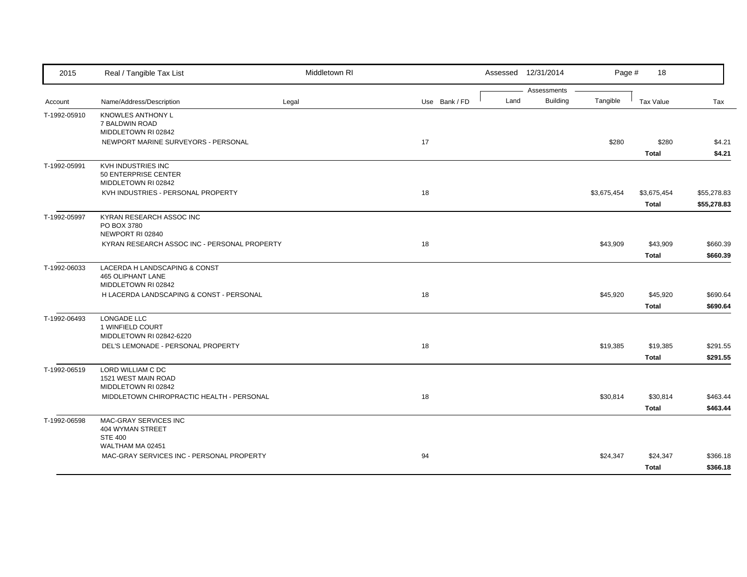| 2015 | Real / Tangible Tax List | Middletown RI | | Assessed 12/31/2014 | | | | |
|---|---|---|---|---|---|---|---|---|
| | | | | Assessments | | | | |
| Account | Name/Address/Description | Legal | Use Bank / FD | Land | Building | Tangible | Tax Value | Tax |
| T-1992-05910 | KNOWLES ANTHONY L<br>7 BALDWIN ROAD<br>MIDDLETOWN RI 02842 | | | | | | | |
| | NEWPORT MARINE SURVEYORS - PERSONAL | | 17 | | | $280 | $280 | $4.21 |
| | | | | | | | **Total** | **$4.21** |
| T-1992-05991 | KVH INDUSTRIES INC<br>50 ENTERPRISE CENTER<br>MIDDLETOWN RI 02842 | | | | | | | |
| | KVH INDUSTRIES - PERSONAL PROPERTY | | 18 | | | $3,675,454 | $3,675,454 | $55,278.83 |
| | | | | | | | **Total** | **$55,278.83** |
| T-1992-05997 | KYRAN RESEARCH ASSOC INC<br>PO BOX 3780<br>NEWPORT RI 02840 | | | | | | | |
| | KYRAN RESEARCH ASSOC INC - PERSONAL PROPERTY | | 18 | | | $43,909 | $43,909 | $660.39 |
| | | | | | | | **Total** | **$660.39** |
| T-1992-06033 | LACERDA H LANDSCAPING & CONST<br>465 OLIPHANT LANE<br>MIDDLETOWN RI 02842 | | | | | | | |
| | H LACERDA LANDSCAPING & CONST - PERSONAL | | 18 | | | $45,920 | $45,920 | $690.64 |
| | | | | | | | **Total** | **$690.64** |
| T-1992-06493 | LONGADE LLC<br>1 WINFIELD COURT<br>MIDDLETOWN RI 02842-6220 | | | | | | | |
| | DEL'S LEMONADE - PERSONAL PROPERTY | | 18 | | | $19,385 | $19,385 | $291.55 |
| | | | | | | | **Total** | **$291.55** |
| T-1992-06519 | LORD WILLIAM C DC<br>1521 WEST MAIN ROAD<br>MIDDLETOWN RI 02842 | | | | | | | |
| | MIDDLETOWN CHIROPRACTIC HEALTH - PERSONAL | | 18 | | | $30,814 | $30,814 | $463.44 |
| | | | | | | | **Total** | **$463.44** |
| T-1992-06598 | MAC-GRAY SERVICES INC<br>404 WYMAN STREET<br>STE 400<br>WALTHAM MA 02451 | | | | | | | |
| | MAC-GRAY SERVICES INC - PERSONAL PROPERTY | | 94 | | | $24,347 | $24,347 | $366.18 |
| | | | | | | | **Total** | **$366.18** |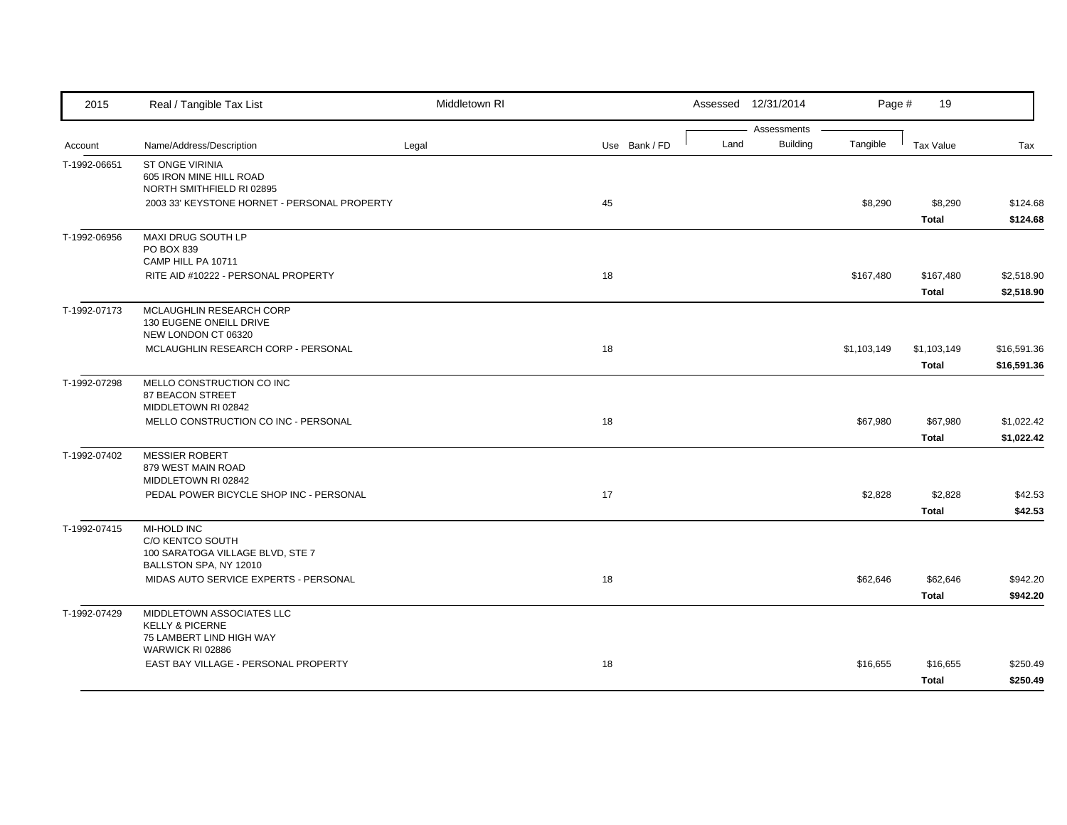| 2015 | Real / Tangible Tax List | Middletown RI | | Assessed 12/31/2014 | | | | |
|---|---|---|---|---|---|---|---|---|
| | | | | Assessments | | | | |
| Account | Name/Address/Description | Legal | Use Bank / FD | Land | Building | Tangible | Tax Value | Tax |
| T-1992-06651 | ST ONGE VIRINIA<br>605 IRON MINE HILL ROAD<br>NORTH SMITHFIELD RI 02895 | | | | | | | |
| | 2003 33' KEYSTONE HORNET - PERSONAL PROPERTY | | 45 | | | $8,290 | $8,290 | $124.68 |
| | | | | | | | **Total** | **$124.68** |
| T-1992-06956 | MAXI DRUG SOUTH LP<br>PO BOX 839<br>CAMP HILL PA 10711 | | | | | | | |
| | RITE AID #10222 - PERSONAL PROPERTY | | 18 | | | $167,480 | $167,480 | $2,518.90 |
| | | | | | | | **Total** | **$2,518.90** |
| T-1992-07173 | MCLAUGHLIN RESEARCH CORP<br>130 EUGENE ONEILL DRIVE<br>NEW LONDON CT 06320 | | | | | | | |
| | MCLAUGHLIN RESEARCH CORP - PERSONAL | | 18 | | | $1,103,149 | $1,103,149 | $16,591.36 |
| | | | | | | | **Total** | **$16,591.36** |
| T-1992-07298 | MELLO CONSTRUCTION CO INC<br>87 BEACON STREET<br>MIDDLETOWN RI 02842 | | | | | | | |
| | MELLO CONSTRUCTION CO INC - PERSONAL | | 18 | | | $67,980 | $67,980 | $1,022.42 |
| | | | | | | | **Total** | **$1,022.42** |
| T-1992-07402 | MESSIER ROBERT<br>879 WEST MAIN ROAD<br>MIDDLETOWN RI 02842 | | | | | | | |
| | PEDAL POWER BICYCLE SHOP INC - PERSONAL | | 17 | | | $2,828 | $2,828 | $42.53 |
| | | | | | | | **Total** | **$42.53** |
| T-1992-07415 | MI-HOLD INC<br>C/O KENTCO SOUTH<br>100 SARATOGA VILLAGE BLVD, STE 7<br>BALLSTON SPA, NY 12010 | | | | | | | |
| | MIDAS AUTO SERVICE EXPERTS - PERSONAL | | 18 | | | $62,646 | $62,646 | $942.20 |
| | | | | | | | **Total** | **$942.20** |
| T-1992-07429 | MIDDLETOWN ASSOCIATES LLC<br>KELLY & PICERNE<br>75 LAMBERT LIND HIGH WAY<br>WARWICK RI 02886 | | | | | | | |
| | EAST BAY VILLAGE - PERSONAL PROPERTY | | 18 | | | $16,655 | $16,655 | $250.49 |
| | | | | | | | **Total** | **$250.49** |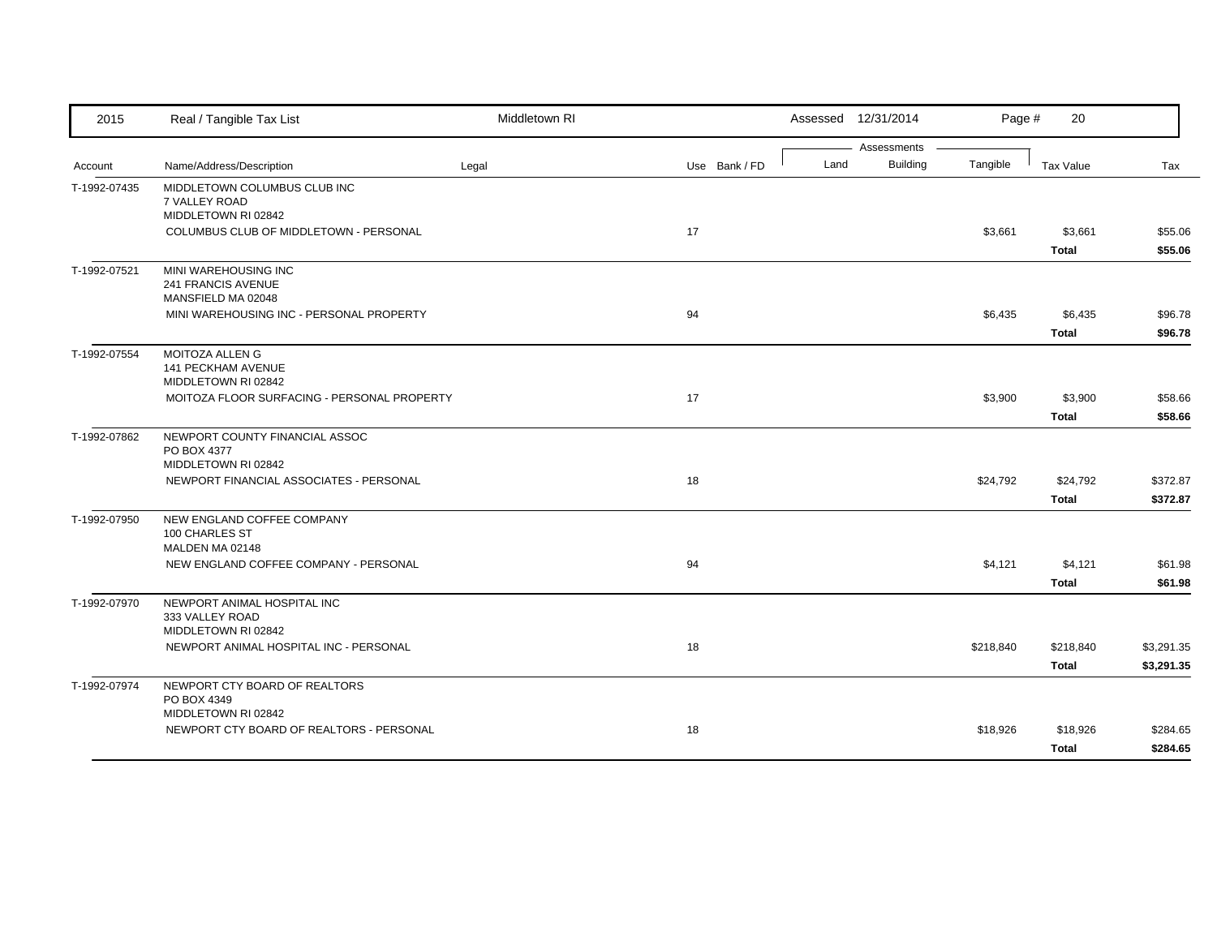| 2015 | Real / Tangible Tax List | Middletown RI | | | Assessed 12/31/2014 | | | | |
|---|---|---|---|---|---|---|---|---|---|
| | | | | | Assessments | | | | |
| Account | Name/Address/Description | Legal | Use | Bank / FD | Land | Building | Tangible | Tax Value | Tax |
| T-1992-07435 | MIDDLETOWN COLUMBUS CLUB INC<br>7 VALLEY ROAD<br>MIDDLETOWN RI 02842 | | | | | | | | |
| | COLUMBUS CLUB OF MIDDLETOWN - PERSONAL | | 17 | | | | $3,661 | $3,661 | $55.06 |
| | | | | | | | | **Total** | **$55.06** |
| T-1992-07521 | MINI WAREHOUSING INC<br>241 FRANCIS AVENUE<br>MANSFIELD MA 02048 | | | | | | | | |
| | MINI WAREHOUSING INC - PERSONAL PROPERTY | | 94 | | | | $6,435 | $6,435 | $96.78 |
| | | | | | | | | **Total** | **$96.78** |
| T-1992-07554 | MOITOZA ALLEN G<br>141 PECKHAM AVENUE<br>MIDDLETOWN RI 02842 | | | | | | | | |
| | MOITOZA FLOOR SURFACING - PERSONAL PROPERTY | | 17 | | | | $3,900 | $3,900 | $58.66 |
| | | | | | | | | **Total** | **$58.66** |
| T-1992-07862 | NEWPORT COUNTY FINANCIAL ASSOC<br>PO BOX 4377<br>MIDDLETOWN RI 02842 | | | | | | | | |
| | NEWPORT FINANCIAL ASSOCIATES - PERSONAL | | 18 | | | | $24,792 | $24,792 | $372.87 |
| | | | | | | | | **Total** | **$372.87** |
| T-1992-07950 | NEW ENGLAND COFFEE COMPANY<br>100 CHARLES ST<br>MALDEN MA 02148 | | | | | | | | |
| | NEW ENGLAND COFFEE COMPANY - PERSONAL | | 94 | | | | $4,121 | $4,121 | $61.98 |
| | | | | | | | | **Total** | **$61.98** |
| T-1992-07970 | NEWPORT ANIMAL HOSPITAL INC<br>333 VALLEY ROAD<br>MIDDLETOWN RI 02842 | | | | | | | | |
| | NEWPORT ANIMAL HOSPITAL INC - PERSONAL | | 18 | | | | $218,840 | $218,840 | $3,291.35 |
| | | | | | | | | **Total** | **$3,291.35** |
| T-1992-07974 | NEWPORT CTY BOARD OF REALTORS<br>PO BOX 4349<br>MIDDLETOWN RI 02842 | | | | | | | | |
| | NEWPORT CTY BOARD OF REALTORS - PERSONAL | | 18 | | | | $18,926 | $18,926 | $284.65 |
| | | | | | | | | **Total** | **$284.65** |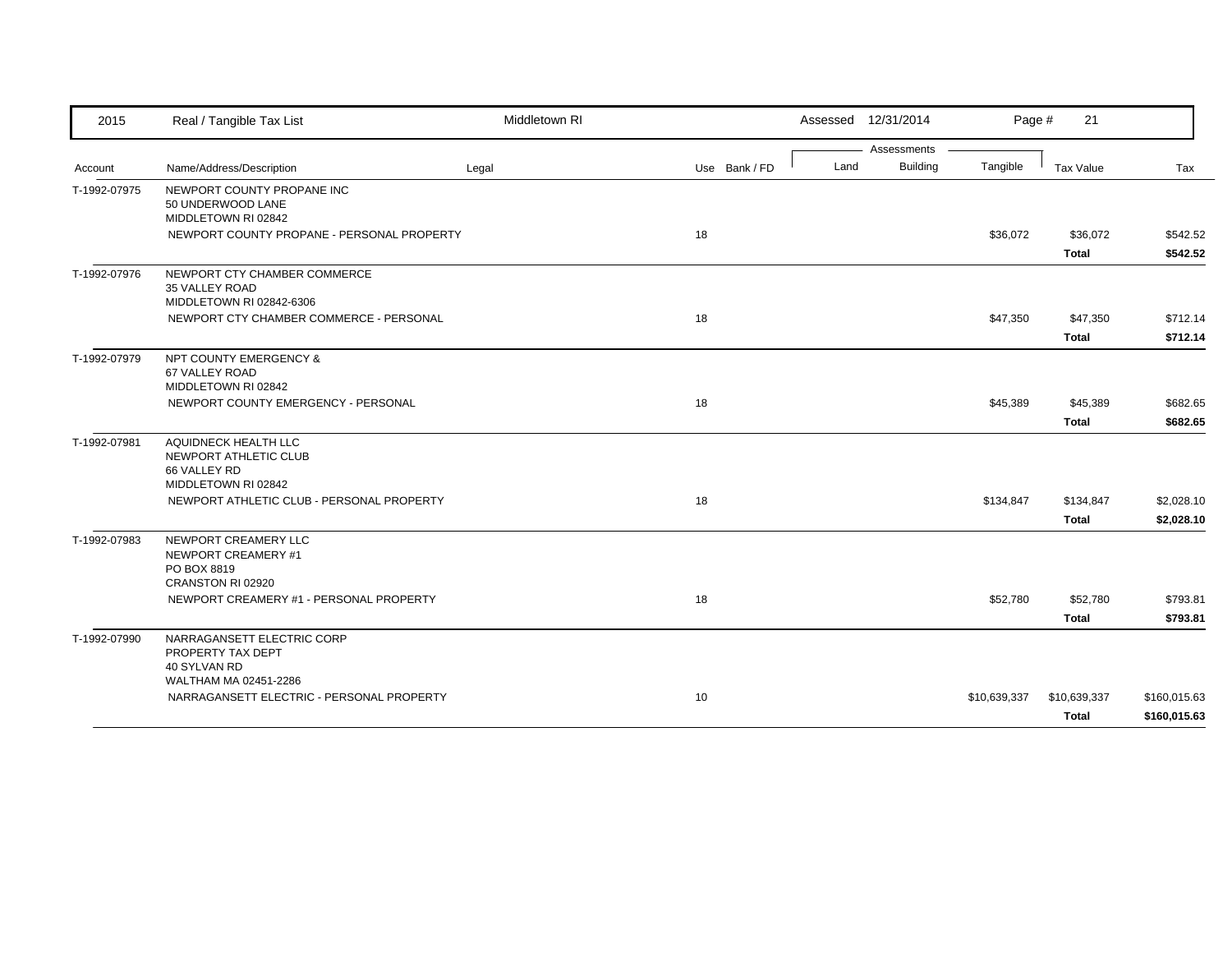| 2015 | Real / Tangible Tax List | Middletown RI | | | Assessed 12/31/2014 | | | | |
|---|---|---|---|---|---|---|---|---|---|
| | | | | | Assessments | | | | |
| Account | Name/Address/Description | Legal | Use | Bank / FD | Land | Building | Tangible | Tax Value | Tax |
| T-1992-07975 | NEWPORT COUNTY PROPANE INC<br>50 UNDERWOOD LANE<br>MIDDLETOWN RI 02842 | | | | | | | | |
| | NEWPORT COUNTY PROPANE - PERSONAL PROPERTY | | 18 | | | | $36,072 | $36,072 | $542.52 |
| | | | | | | | | **Total** | **$542.52** |
| T-1992-07976 | NEWPORT CTY CHAMBER COMMERCE<br>35 VALLEY ROAD<br>MIDDLETOWN RI 02842-6306 | | | | | | | | |
| | NEWPORT CTY CHAMBER COMMERCE - PERSONAL | | 18 | | | | $47,350 | $47,350 | $712.14 |
| | | | | | | | | **Total** | **$712.14** |
| T-1992-07979 | NPT COUNTY EMERGENCY &<br>67 VALLEY ROAD<br>MIDDLETOWN RI 02842 | | | | | | | | |
| | NEWPORT COUNTY EMERGENCY - PERSONAL | | 18 | | | | $45,389 | $45,389 | $682.65 |
| | | | | | | | | **Total** | **$682.65** |
| T-1992-07981 | AQUIDNECK HEALTH LLC<br>NEWPORT ATHLETIC CLUB<br>66 VALLEY RD<br>MIDDLETOWN RI 02842 | | | | | | | | |
| | NEWPORT ATHLETIC CLUB - PERSONAL PROPERTY | | 18 | | | | $134,847 | $134,847 | $2,028.10 |
| | | | | | | | | **Total** | **$2,028.10** |
| T-1992-07983 | NEWPORT CREAMERY LLC<br>NEWPORT CREAMERY #1<br>PO BOX 8819<br>CRANSTON RI 02920 | | | | | | | | |
| | NEWPORT CREAMERY #1 - PERSONAL PROPERTY | | 18 | | | | $52,780 | $52,780 | $793.81 |
| | | | | | | | | **Total** | **$793.81** |
| T-1992-07990 | NARRAGANSETT ELECTRIC CORP<br>PROPERTY TAX DEPT<br>40 SYLVAN RD<br>WALTHAM MA 02451-2286 | | | | | | | | |
| | NARRAGANSETT ELECTRIC - PERSONAL PROPERTY | | 10 | | | | $10,639,337 | $10,639,337 | $160,015.63 |
| | | | | | | | | **Total** | **$160,015.63** |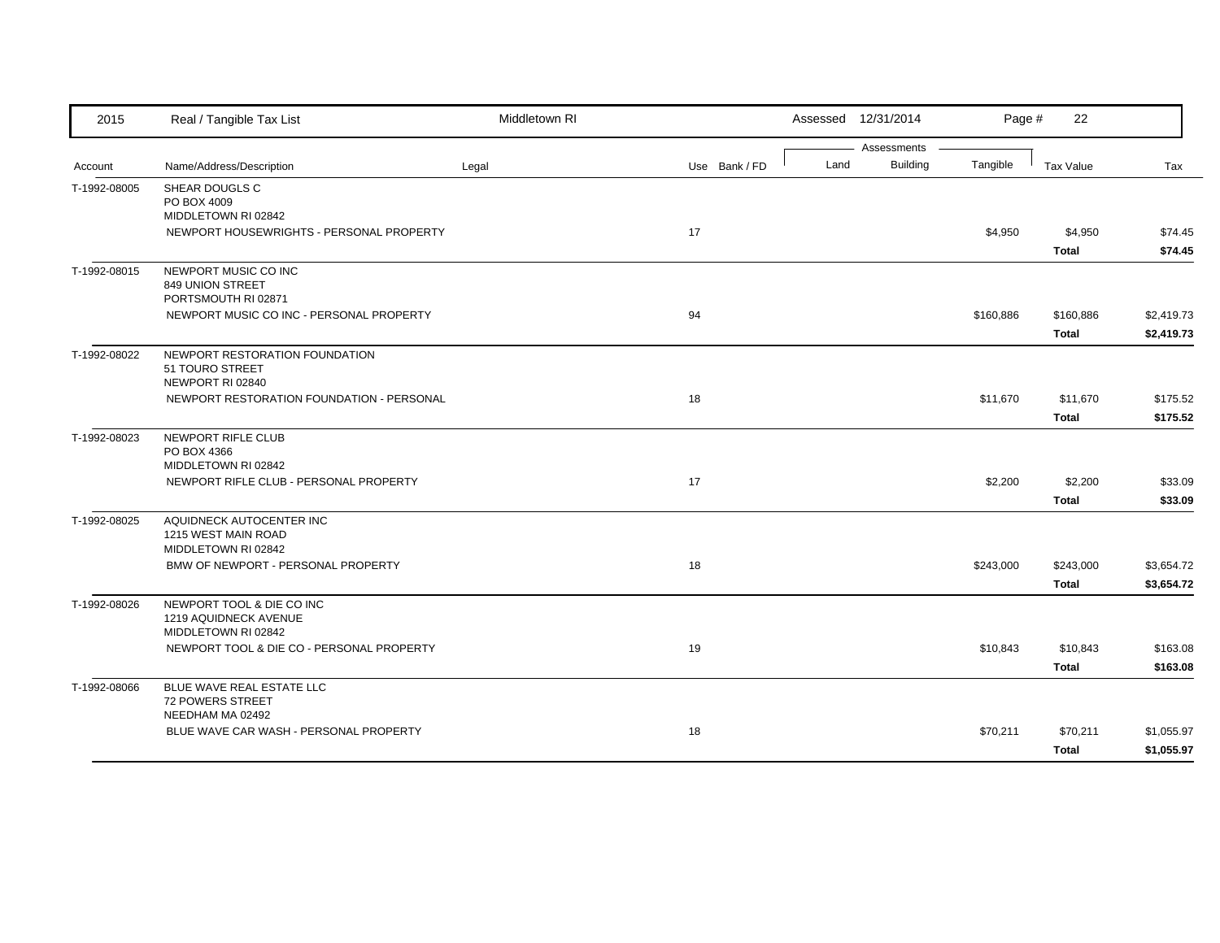| 2015 | Real / Tangible Tax List | Middletown RI | | Assessed 12/31/2014 | | | | |
|---|---|---|---|---|---|---|---|---|
| | | | | Assessments | | | | |
| Account | Name/Address/Description | Legal | Use Bank / FD | Land | Building | Tangible | Tax Value | Tax |
| T-1992-08005 | SHEAR DOUGLS C<br>PO BOX 4009<br>MIDDLETOWN RI 02842 | | | | | | | |
| | NEWPORT HOUSEWRIGHTS - PERSONAL PROPERTY | | 17 | | | $4,950 | $4,950 | $74.45 |
| | | | | | | | **Total** | **$74.45** |
| T-1992-08015 | NEWPORT MUSIC CO INC<br>849 UNION STREET<br>PORTSMOUTH RI 02871 | | | | | | | |
| | NEWPORT MUSIC CO INC - PERSONAL PROPERTY | | 94 | | | $160,886 | $160,886 | $2,419.73 |
| | | | | | | | **Total** | **$2,419.73** |
| T-1992-08022 | NEWPORT RESTORATION FOUNDATION<br>51 TOURO STREET<br>NEWPORT RI 02840 | | | | | | | |
| | NEWPORT RESTORATION FOUNDATION - PERSONAL | | 18 | | | $11,670 | $11,670 | $175.52 |
| | | | | | | | **Total** | **$175.52** |
| T-1992-08023 | NEWPORT RIFLE CLUB<br>PO BOX 4366<br>MIDDLETOWN RI 02842 | | | | | | | |
| | NEWPORT RIFLE CLUB - PERSONAL PROPERTY | | 17 | | | $2,200 | $2,200 | $33.09 |
| | | | | | | | **Total** | **$33.09** |
| T-1992-08025 | AQUIDNECK AUTOCENTER INC<br>1215 WEST MAIN ROAD<br>MIDDLETOWN RI 02842 | | | | | | | |
| | BMW OF NEWPORT - PERSONAL PROPERTY | | 18 | | | $243,000 | $243,000 | $3,654.72 |
| | | | | | | | **Total** | **$3,654.72** |
| T-1992-08026 | NEWPORT TOOL & DIE CO INC<br>1219 AQUIDNECK AVENUE<br>MIDDLETOWN RI 02842 | | | | | | | |
| | NEWPORT TOOL & DIE CO - PERSONAL PROPERTY | | 19 | | | $10,843 | $10,843 | $163.08 |
| | | | | | | | **Total** | **$163.08** |
| T-1992-08066 | BLUE WAVE REAL ESTATE LLC<br>72 POWERS STREET<br>NEEDHAM MA 02492 | | | | | | | |
| | BLUE WAVE CAR WASH - PERSONAL PROPERTY | | 18 | | | $70,211 | $70,211 | $1,055.97 |
| | | | | | | | **Total** | **$1,055.97** |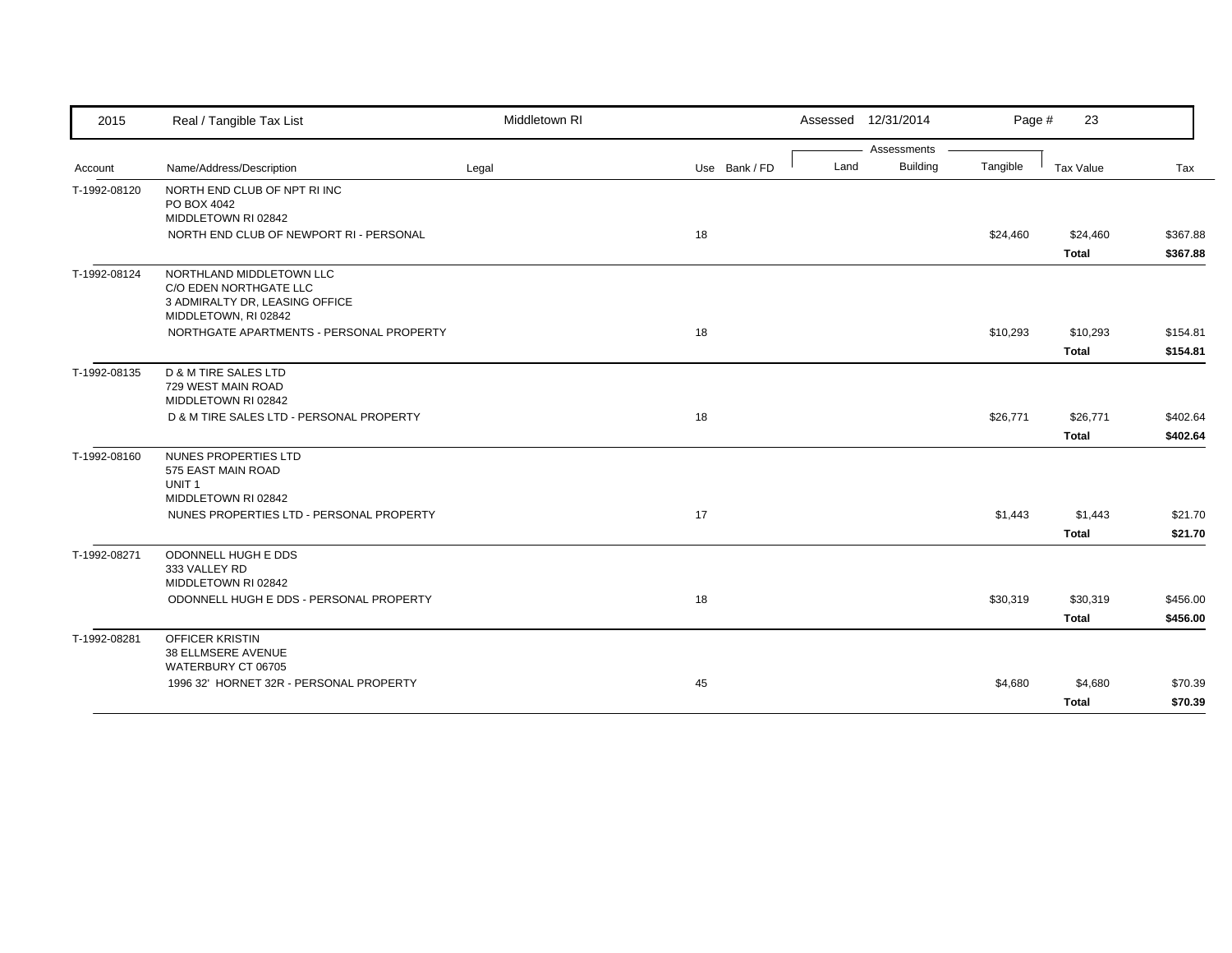| 2015 | Real / Tangible Tax List | Middletown RI | | Assessed 12/31/2014 | | | | |
|---|---|---|---|---|---|---|---|---|
| | | | | Assessments | | | | |
| Account | Name/Address/Description | Legal | Use Bank / FD | Land | Building | Tangible | Tax Value | Tax |
| T-1992-08120 | NORTH END CLUB OF NPT RI INC<br>PO BOX 4042<br>MIDDLETOWN RI 02842 | | | | | | | |
| | NORTH END CLUB OF NEWPORT RI - PERSONAL | | 18 | | | $24,460 | $24,460 | $367.88 |
| | | | | | | | **Total** | **$367.88** |
| T-1992-08124 | NORTHLAND MIDDLETOWN LLC<br>C/O EDEN NORTHGATE LLC<br>3 ADMIRALTY DR, LEASING OFFICE<br>MIDDLETOWN, RI 02842 | | | | | | | |
| | NORTHGATE APARTMENTS - PERSONAL PROPERTY | | 18 | | | $10,293 | $10,293 | $154.81 |
| | | | | | | | **Total** | **$154.81** |
| T-1992-08135 | D & M TIRE SALES LTD<br>729 WEST MAIN ROAD<br>MIDDLETOWN RI 02842 | | | | | | | |
| | D & M TIRE SALES LTD - PERSONAL PROPERTY | | 18 | | | $26,771 | $26,771 | $402.64 |
| | | | | | | | **Total** | **$402.64** |
| T-1992-08160 | NUNES PROPERTIES LTD<br>575 EAST MAIN ROAD<br>UNIT 1<br>MIDDLETOWN RI 02842 | | | | | | | |
| | NUNES PROPERTIES LTD - PERSONAL PROPERTY | | 17 | | | $1,443 | $1,443 | $21.70 |
| | | | | | | | **Total** | **$21.70** |
| T-1992-08271 | ODONNELL HUGH E DDS<br>333 VALLEY RD<br>MIDDLETOWN RI 02842 | | | | | | | |
| | ODONNELL HUGH E DDS - PERSONAL PROPERTY | | 18 | | | $30,319 | $30,319 | $456.00 |
| | | | | | | | **Total** | **$456.00** |
| T-1992-08281 | OFFICER KRISTIN<br>38 ELLMSERE AVENUE<br>WATERBURY CT 06705 | | | | | | | |
| | 1996 32' HORNET 32R - PERSONAL PROPERTY | | 45 | | | $4,680 | $4,680 | $70.39 |
| | | | | | | | **Total** | **$70.39** |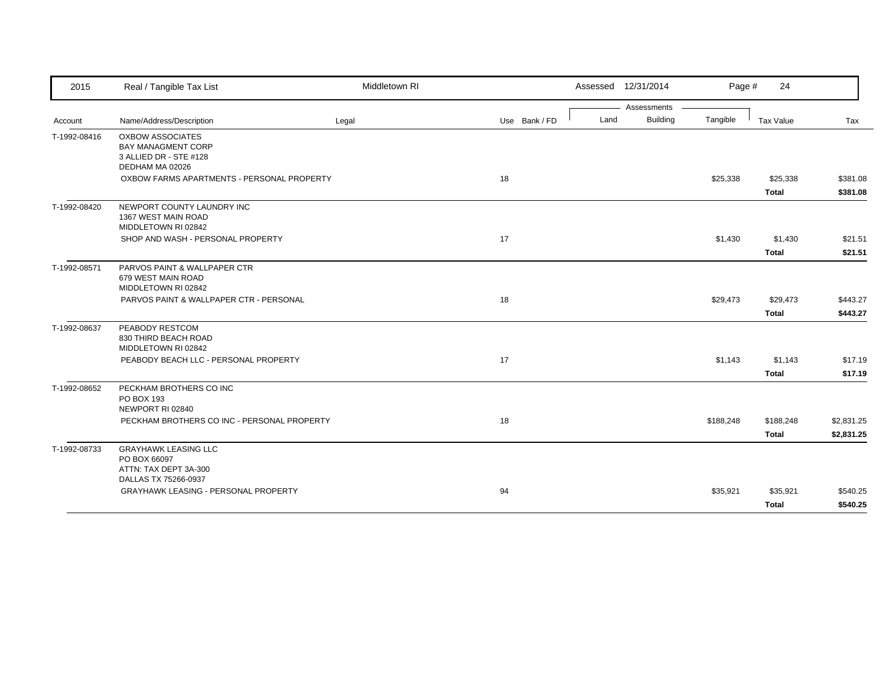| Account | Name/Address/Description | Legal | Use | Bank / FD | Land | Building | Tangible | Tax Value | Tax |
|---|---|---|---|---|---|---|---|---|---|
| T-1992-08416 | OXBOW ASSOCIATES<br>BAY MANAGMENT CORP<br>3 ALLIED DR - STE #128<br>DEDHAM MA 02026 | | | | | | | | |
| | OXBOW FARMS APARTMENTS - PERSONAL PROPERTY | | 18 | | | | $25,338 | $25,338 | $381.08 |
| | | | | | | | | **Total** | **$381.08** |
| T-1992-08420 | NEWPORT COUNTY LAUNDRY INC<br>1367 WEST MAIN ROAD<br>MIDDLETOWN RI 02842 | | | | | | | | |
| | SHOP AND WASH - PERSONAL PROPERTY | | 17 | | | | $1,430 | $1,430 | $21.51 |
| | | | | | | | | **Total** | **$21.51** |
| T-1992-08571 | PARVOS PAINT & WALLPAPER CTR<br>679 WEST MAIN ROAD<br>MIDDLETOWN RI 02842 | | | | | | | | |
| | PARVOS PAINT & WALLPAPER CTR - PERSONAL | | 18 | | | | $29,473 | $29,473 | $443.27 |
| | | | | | | | | **Total** | **$443.27** |
| T-1992-08637 | PEABODY RESTCOM<br>830 THIRD BEACH ROAD<br>MIDDLETOWN RI 02842 | | | | | | | | |
| | PEABODY BEACH LLC - PERSONAL PROPERTY | | 17 | | | | $1,143 | $1,143 | $17.19 |
| | | | | | | | | **Total** | **$17.19** |
| T-1992-08652 | PECKHAM BROTHERS CO INC<br>PO BOX 193<br>NEWPORT RI 02840 | | | | | | | | |
| | PECKHAM BROTHERS CO INC - PERSONAL PROPERTY | | 18 | | | | $188,248 | $188,248 | $2,831.25 |
| | | | | | | | | **Total** | **$2,831.25** |
| T-1992-08733 | GRAYHAWK LEASING LLC<br>PO BOX 66097<br>ATTN: TAX DEPT 3A-300<br>DALLAS TX 75266-0937 | | | | | | | | |
| | GRAYHAWK LEASING - PERSONAL PROPERTY | | 94 | | | | $35,921 | $35,921 | $540.25 |
| | | | | | | | | **Total** | **$540.25** |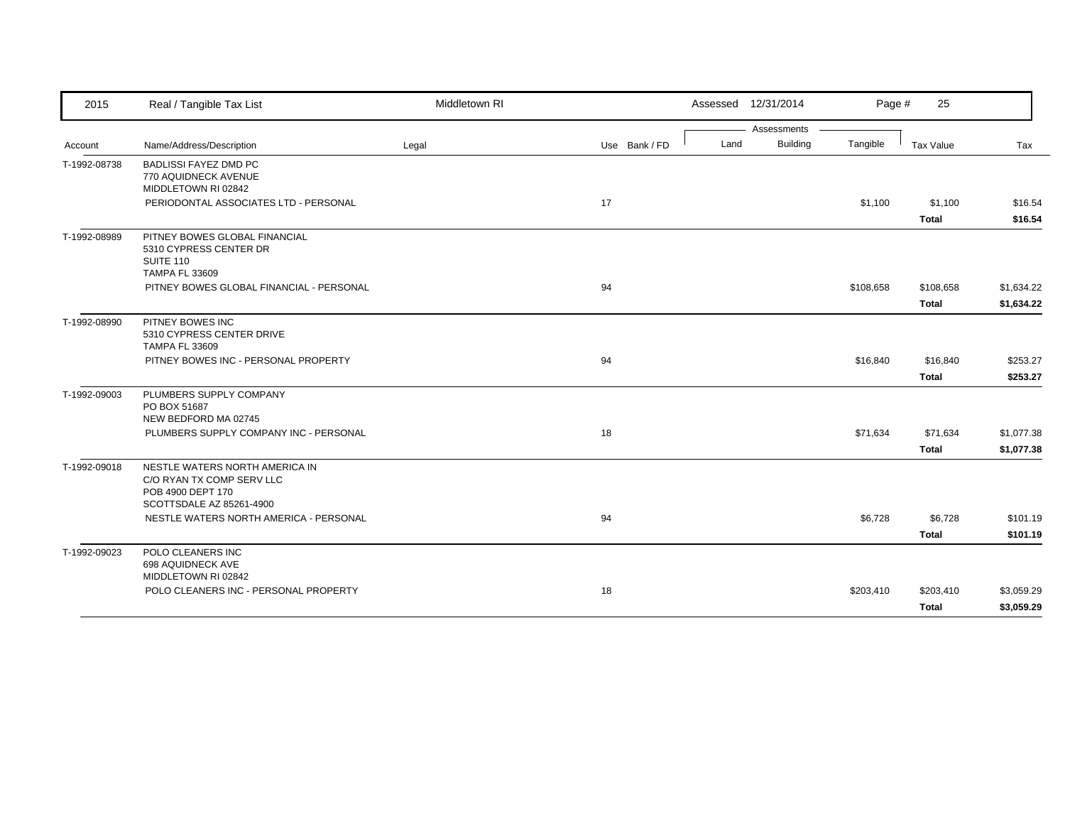| 2015 | Real / Tangible Tax List | Middletown RI | | | Assessed 12/31/2014 | | | | |
|---|---|---|---|---|---|---|---|---|---|
| | | | | | Assessments | | | | |
| Account | Name/Address/Description | Legal | Use | Bank / FD | Land | Building | Tangible | Tax Value | Tax |
| T-1992-08738 | BADLISSI FAYEZ DMD PC<br>770 AQUIDNECK AVENUE<br>MIDDLETOWN RI 02842 | | | | | | | | |
| | PERIODONTAL ASSOCIATES LTD - PERSONAL | | 17 | | | | $1,100 | $1,100 | $16.54 |
| | | | | | | | | **Total** | **$16.54** |
| T-1992-08989 | PITNEY BOWES GLOBAL FINANCIAL<br>5310 CYPRESS CENTER DR<br>SUITE 110<br>TAMPA FL 33609 | | | | | | | | |
| | PITNEY BOWES GLOBAL FINANCIAL - PERSONAL | | 94 | | | | $108,658 | $108,658 | $1,634.22 |
| | | | | | | | | **Total** | **$1,634.22** |
| T-1992-08990 | PITNEY BOWES INC<br>5310 CYPRESS CENTER DRIVE<br>TAMPA FL 33609 | | | | | | | | |
| | PITNEY BOWES INC - PERSONAL PROPERTY | | 94 | | | | $16,840 | $16,840 | $253.27 |
| | | | | | | | | **Total** | **$253.27** |
| T-1992-09003 | PLUMBERS SUPPLY COMPANY<br>PO BOX 51687<br>NEW BEDFORD MA 02745 | | | | | | | | |
| | PLUMBERS SUPPLY COMPANY INC - PERSONAL | | 18 | | | | $71,634 | $71,634 | $1,077.38 |
| | | | | | | | | **Total** | **$1,077.38** |
| T-1992-09018 | NESTLE WATERS NORTH AMERICA IN<br>C/O RYAN TX COMP SERV LLC<br>POB 4900 DEPT 170<br>SCOTTSDALE AZ 85261-4900 | | | | | | | | |
| | NESTLE WATERS NORTH AMERICA - PERSONAL | | 94 | | | | $6,728 | $6,728 | $101.19 |
| | | | | | | | | **Total** | **$101.19** |
| T-1992-09023 | POLO CLEANERS INC<br>698 AQUIDNECK AVE<br>MIDDLETOWN RI 02842 | | | | | | | | |
| | POLO CLEANERS INC - PERSONAL PROPERTY | | 18 | | | | $203,410 | $203,410 | $3,059.29 |
| | | | | | | | | **Total** | **$3,059.29** |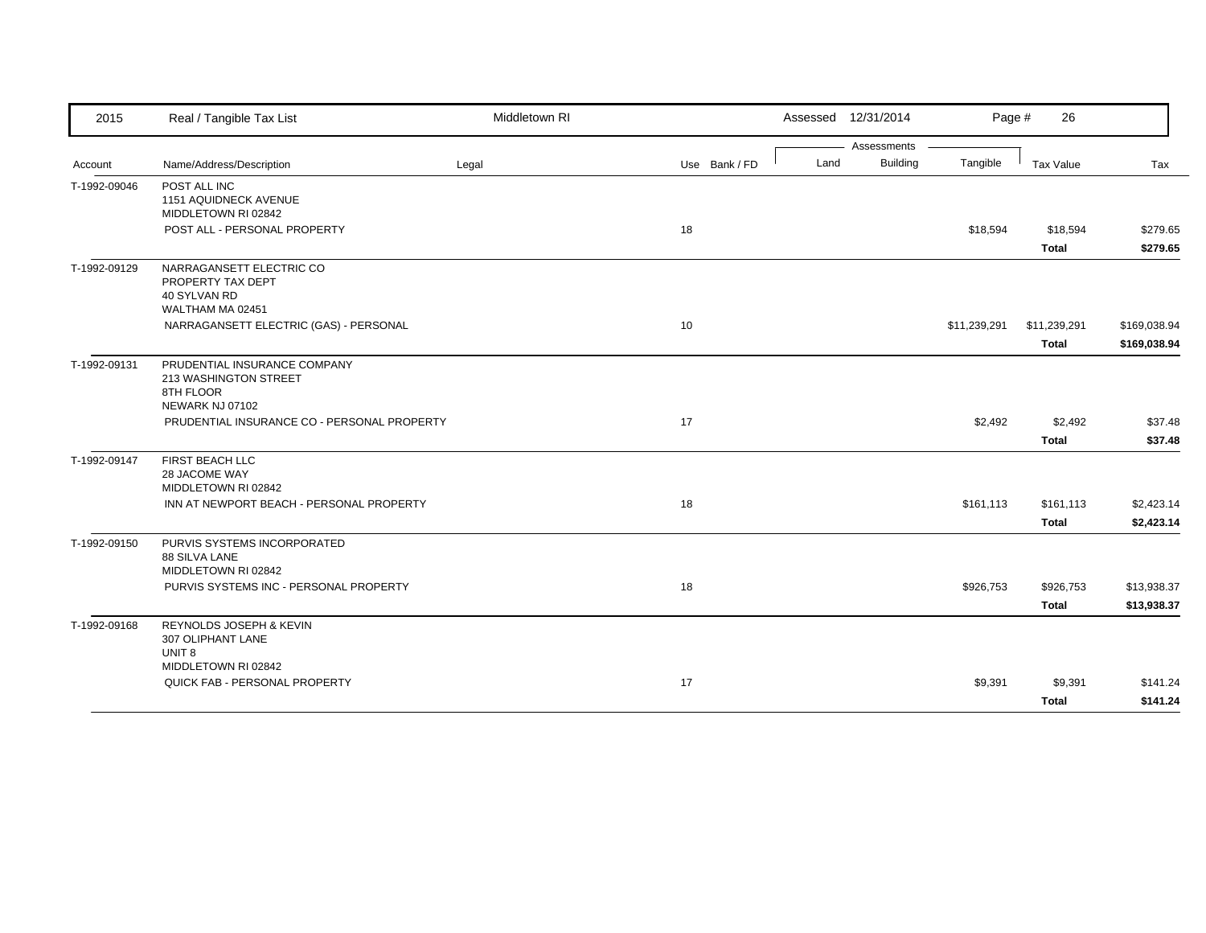| Account | Name/Address/Description | Legal | Use | Bank / FD | Land | Building | Tangible | Tax Value | Tax |
|---|---|---|---|---|---|---|---|---|---|
| T-1992-09046 | POST ALL INC<br>1151 AQUIDNECK AVENUE<br>MIDDLETOWN RI 02842 | | | | | | | | |
| | POST ALL - PERSONAL PROPERTY | | 18 | | | | $18,594 | $18,594 | $279.65 |
| | | | | | | | | **Total** | **$279.65** |
| T-1992-09129 | NARRAGANSETT ELECTRIC CO<br>PROPERTY TAX DEPT<br>40 SYLVAN RD<br>WALTHAM MA 02451 | | | | | | | | |
| | NARRAGANSETT ELECTRIC (GAS) - PERSONAL | | 10 | | | | $11,239,291 | $11,239,291 | $169,038.94 |
| | | | | | | | | **Total** | **$169,038.94** |
| T-1992-09131 | PRUDENTIAL INSURANCE COMPANY<br>213 WASHINGTON STREET<br>8TH FLOOR<br>NEWARK NJ 07102 | | | | | | | | |
| | PRUDENTIAL INSURANCE CO - PERSONAL PROPERTY | | 17 | | | | $2,492 | $2,492 | $37.48 |
| | | | | | | | | **Total** | **$37.48** |
| T-1992-09147 | FIRST BEACH LLC<br>28 JACOME WAY<br>MIDDLETOWN RI 02842 | | | | | | | | |
| | INN AT NEWPORT BEACH - PERSONAL PROPERTY | | 18 | | | | $161,113 | $161,113 | $2,423.14 |
| | | | | | | | | **Total** | **$2,423.14** |
| T-1992-09150 | PURVIS SYSTEMS INCORPORATED<br>88 SILVA LANE<br>MIDDLETOWN RI 02842 | | | | | | | | |
| | PURVIS SYSTEMS INC - PERSONAL PROPERTY | | 18 | | | | $926,753 | $926,753 | $13,938.37 |
| | | | | | | | | **Total** | **$13,938.37** |
| T-1992-09168 | REYNOLDS JOSEPH & KEVIN<br>307 OLIPHANT LANE<br>UNIT 8<br>MIDDLETOWN RI 02842 | | | | | | | | |
| | QUICK FAB - PERSONAL PROPERTY | | 17 | | | | $9,391 | $9,391 | $141.24 |
| | | | | | | | | **Total** | **$141.24** |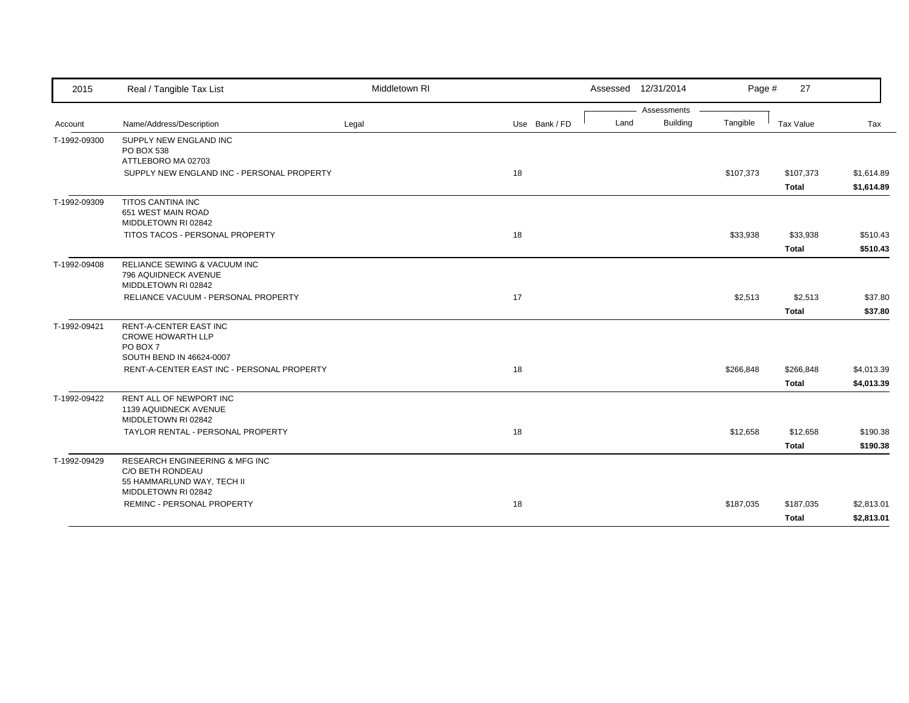| Account | Name/Address/Description | Legal | Use | Bank / FD | Land | Building | Tangible | Tax Value | Tax |
|---|---|---|---|---|---|---|---|---|---|
| T-1992-09300 | SUPPLY NEW ENGLAND INC<br>PO BOX 538<br>ATTLEBORO MA 02703 | | | | | | | | |
| | SUPPLY NEW ENGLAND INC - PERSONAL PROPERTY | | 18 | | | | $107,373 | $107,373 | $1,614.89 |
| | | | | | | | | **Total** | **$1,614.89** |
| T-1992-09309 | TITOS CANTINA INC<br>651 WEST MAIN ROAD<br>MIDDLETOWN RI 02842 | | | | | | | | |
| | TITOS TACOS - PERSONAL PROPERTY | | 18 | | | | $33,938 | $33,938 | $510.43 |
| | | | | | | | | **Total** | **$510.43** |
| T-1992-09408 | RELIANCE SEWING & VACUUM INC<br>796 AQUIDNECK AVENUE<br>MIDDLETOWN RI 02842 | | | | | | | | |
| | RELIANCE VACUUM - PERSONAL PROPERTY | | 17 | | | | $2,513 | $2,513 | $37.80 |
| | | | | | | | | **Total** | **$37.80** |
| T-1992-09421 | RENT-A-CENTER EAST INC<br>CROWE HOWARTH LLP<br>PO BOX 7<br>SOUTH BEND IN 46624-0007 | | | | | | | | |
| | RENT-A-CENTER EAST INC - PERSONAL PROPERTY | | 18 | | | | $266,848 | $266,848 | $4,013.39 |
| | | | | | | | | **Total** | **$4,013.39** |
| T-1992-09422 | RENT ALL OF NEWPORT INC<br>1139 AQUIDNECK AVENUE<br>MIDDLETOWN RI 02842 | | | | | | | | |
| | TAYLOR RENTAL - PERSONAL PROPERTY | | 18 | | | | $12,658 | $12,658 | $190.38 |
| | | | | | | | | **Total** | **$190.38** |
| T-1992-09429 | RESEARCH ENGINEERING & MFG INC<br>C/O BETH RONDEAU<br>55 HAMMARLUND WAY, TECH II<br>MIDDLETOWN RI 02842 | | | | | | | | |
| | REMINC - PERSONAL PROPERTY | | 18 | | | | $187,035 | $187,035 | $2,813.01 |
| | | | | | | | | **Total** | **$2,813.01** |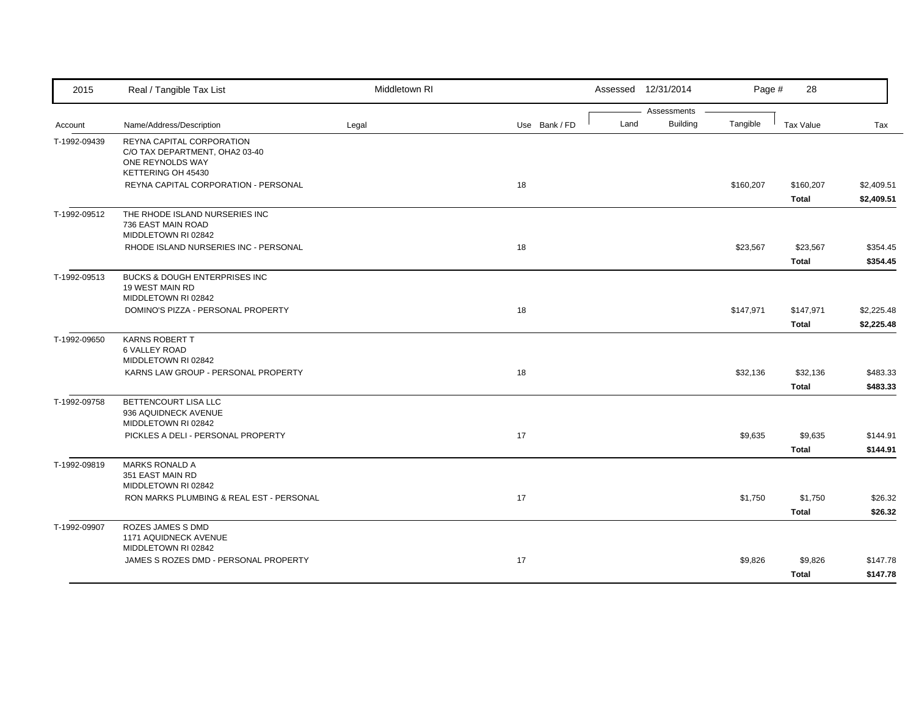| 2015 | Real / Tangible Tax List | Middletown RI | | | Assessed 12/31/2014 | | | | |
|---|---|---|---|---|---|---|---|---|---|
| | | | | | Assessments | | | | |
| Account | Name/Address/Description | Legal | Use | Bank / FD | Land | Building | Tangible | Tax Value | Tax |
| T-1992-09439 | REYNA CAPITAL CORPORATION<br>C/O TAX DEPARTMENT, OHA2 03-40<br>ONE REYNOLDS WAY<br>KETTERING OH 45430 | | | | | | | | |
| | REYNA CAPITAL CORPORATION - PERSONAL | | 18 | | | | $160,207 | $160,207 | $2,409.51 |
| | | | | | | | | **Total** | **$2,409.51** |
| T-1992-09512 | THE RHODE ISLAND NURSERIES INC<br>736 EAST MAIN ROAD<br>MIDDLETOWN RI 02842 | | | | | | | | |
| | RHODE ISLAND NURSERIES INC - PERSONAL | | 18 | | | | $23,567 | $23,567 | $354.45 |
| | | | | | | | | **Total** | **$354.45** |
| T-1992-09513 | BUCKS & DOUGH ENTERPRISES INC<br>19 WEST MAIN RD<br>MIDDLETOWN RI 02842 | | | | | | | | |
| | DOMINO'S PIZZA - PERSONAL PROPERTY | | 18 | | | | $147,971 | $147,971 | $2,225.48 |
| | | | | | | | | **Total** | **$2,225.48** |
| T-1992-09650 | KARNS ROBERT T<br>6 VALLEY ROAD<br>MIDDLETOWN RI 02842 | | | | | | | | |
| | KARNS LAW GROUP - PERSONAL PROPERTY | | 18 | | | | $32,136 | $32,136 | $483.33 |
| | | | | | | | | **Total** | **$483.33** |
| T-1992-09758 | BETTENCOURT LISA LLC<br>936 AQUIDNECK AVENUE<br>MIDDLETOWN RI 02842 | | | | | | | | |
| | PICKLES A DELI - PERSONAL PROPERTY | | 17 | | | | $9,635 | $9,635 | $144.91 |
| | | | | | | | | **Total** | **$144.91** |
| T-1992-09819 | MARKS RONALD A<br>351 EAST MAIN RD<br>MIDDLETOWN RI 02842 | | | | | | | | |
| | RON MARKS PLUMBING & REAL EST - PERSONAL | | 17 | | | | $1,750 | $1,750 | $26.32 |
| | | | | | | | | **Total** | **$26.32** |
| T-1992-09907 | ROZES JAMES S DMD<br>1171 AQUIDNECK AVENUE<br>MIDDLETOWN RI 02842 | | | | | | | | |
| | JAMES S ROZES DMD - PERSONAL PROPERTY | | 17 | | | | $9,826 | $9,826 | $147.78 |
| | | | | | | | | **Total** | **$147.78** |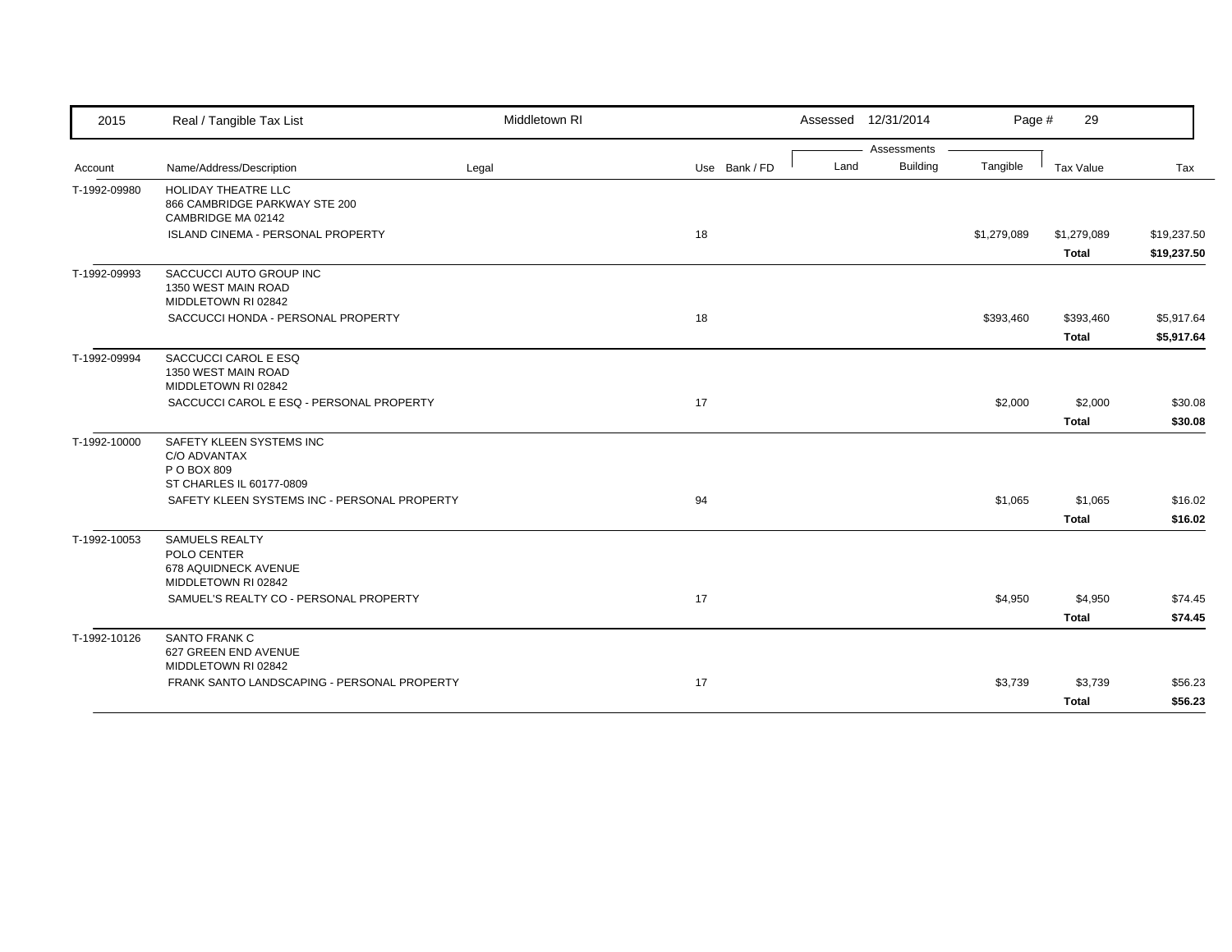| 2015 | Real / Tangible Tax List | Middletown RI | | | Assessed 12/31/2014 | | Page # 29 | | |
|---|---|---|---|---|---|---|---|---|---|
| | | | | | Assessments | | | | |
| Account | Name/Address/Description | Legal | Use | Bank / FD | Land | Building | Tangible | Tax Value | Tax |
| T-1992-09980 | HOLIDAY THEATRE LLC<br>866 CAMBRIDGE PARKWAY STE 200<br>CAMBRIDGE MA 02142 | | | | | | | | |
| | ISLAND CINEMA - PERSONAL PROPERTY | | 18 | | | | $1,279,089 | $1,279,089 | $19,237.50 |
| | | | | | | | | **Total** | **$19,237.50** |
| T-1992-09993 | SACCUCCI AUTO GROUP INC<br>1350 WEST MAIN ROAD<br>MIDDLETOWN RI 02842 | | | | | | | | |
| | SACCUCCI HONDA - PERSONAL PROPERTY | | 18 | | | | $393,460 | $393,460 | $5,917.64 |
| | | | | | | | | **Total** | **$5,917.64** |
| T-1992-09994 | SACCUCCI CAROL E ESQ<br>1350 WEST MAIN ROAD<br>MIDDLETOWN RI 02842 | | | | | | | | |
| | SACCUCCI CAROL E ESQ - PERSONAL PROPERTY | | 17 | | | | $2,000 | $2,000 | $30.08 |
| | | | | | | | | **Total** | **$30.08** |
| T-1992-10000 | SAFETY KLEEN SYSTEMS INC<br>C/O ADVANTAX<br>P O BOX 809<br>ST CHARLES IL 60177-0809 | | | | | | | | |
| | SAFETY KLEEN SYSTEMS INC - PERSONAL PROPERTY | | 94 | | | | $1,065 | $1,065 | $16.02 |
| | | | | | | | | **Total** | **$16.02** |
| T-1992-10053 | SAMUELS REALTY<br>POLO CENTER<br>678 AQUIDNECK AVENUE<br>MIDDLETOWN RI 02842 | | | | | | | | |
| | SAMUEL'S REALTY CO - PERSONAL PROPERTY | | 17 | | | | $4,950 | $4,950 | $74.45 |
| | | | | | | | | **Total** | **$74.45** |
| T-1992-10126 | SANTO FRANK C<br>627 GREEN END AVENUE<br>MIDDLETOWN RI 02842 | | | | | | | | |
| | FRANK SANTO LANDSCAPING - PERSONAL PROPERTY | | 17 | | | | $3,739 | $3,739 | $56.23 |
| | | | | | | | | **Total** | **$56.23** |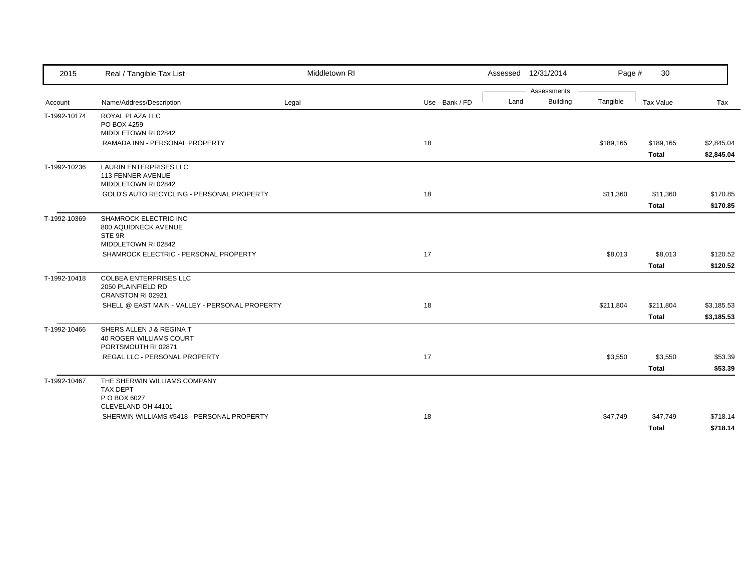| Account | Name/Address/Description | Legal | Use | Bank / FD | Land | Building | Tangible | Tax Value | Tax |
|---|---|---|---|---|---|---|---|---|---|
| T-1992-10174 | ROYAL PLAZA LLC<br>PO BOX 4259<br>MIDDLETOWN RI 02842 | | | | | | | | |
| | RAMADA INN - PERSONAL PROPERTY | | 18 | | | | $189,165 | $189,165 | $2,845.04 |
| | | | | | | | | **Total** | **$2,845.04** |
| T-1992-10236 | LAURIN ENTERPRISES LLC<br>113 FENNER AVENUE<br>MIDDLETOWN RI 02842 | | | | | | | | |
| | GOLD'S AUTO RECYCLING - PERSONAL PROPERTY | | 18 | | | | $11,360 | $11,360 | $170.85 |
| | | | | | | | | **Total** | **$170.85** |
| T-1992-10369 | SHAMROCK ELECTRIC INC<br>800 AQUIDNECK AVENUE<br>STE 9R<br>MIDDLETOWN RI 02842 | | | | | | | | |
| | SHAMROCK ELECTRIC - PERSONAL PROPERTY | | 17 | | | | $8,013 | $8,013 | $120.52 |
| | | | | | | | | **Total** | **$120.52** |
| T-1992-10418 | COLBEA ENTERPRISES LLC<br>2050 PLAINFIELD RD<br>CRANSTON RI 02921 | | | | | | | | |
| | SHELL @ EAST MAIN - VALLEY - PERSONAL PROPERTY | | 18 | | | | $211,804 | $211,804 | $3,185.53 |
| | | | | | | | | **Total** | **$3,185.53** |
| T-1992-10466 | SHERS ALLEN J & REGINA T<br>40 ROGER WILLIAMS COURT<br>PORTSMOUTH RI 02871 | | | | | | | | |
| | REGAL LLC - PERSONAL PROPERTY | | 17 | | | | $3,550 | $3,550 | $53.39 |
| | | | | | | | | **Total** | **$53.39** |
| T-1992-10467 | THE SHERWIN WILLIAMS COMPANY<br>TAX DEPT<br>P O BOX 6027<br>CLEVELAND OH 44101 | | | | | | | | |
| | SHERWIN WILLIAMS #5418 - PERSONAL PROPERTY | | 18 | | | | $47,749 | $47,749 | $718.14 |
| | | | | | | | | **Total** | **$718.14** |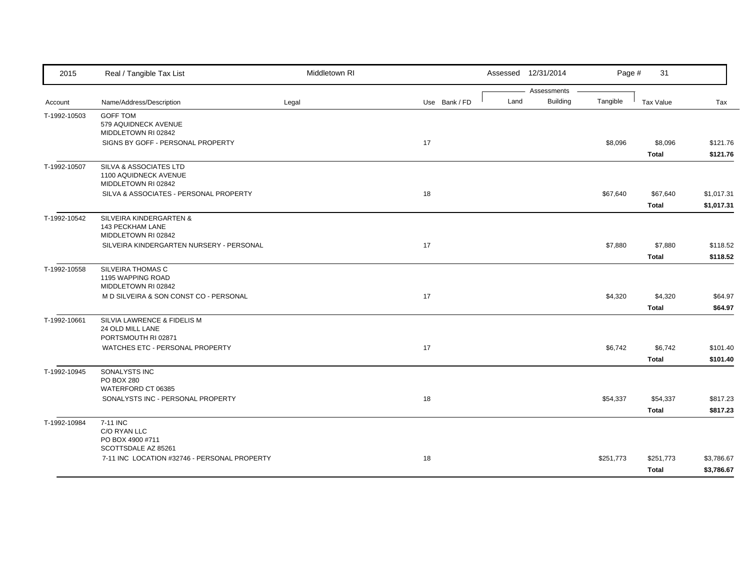| 2015 | Real / Tangible Tax List | Middletown RI | | Assessed 12/31/2014 | | Page # 31 | | |
|---|---|---|---|---|---|---|---|---|
| | | | | Assessments | | | | |
| Account | Name/Address/Description | Legal | Use Bank / FD | Land | Building | Tangible | Tax Value | Tax |
| T-1992-10503 | GOFF TOM<br>579 AQUIDNECK AVENUE<br>MIDDLETOWN RI 02842 | | | | | | | |
| | SIGNS BY GOFF - PERSONAL PROPERTY | | 17 | | | $8,096 | $8,096 | $121.76 |
| | | | | | | | **Total** | **$121.76** |
| T-1992-10507 | SILVA & ASSOCIATES LTD<br>1100 AQUIDNECK AVENUE<br>MIDDLETOWN RI 02842 | | | | | | | |
| | SILVA & ASSOCIATES - PERSONAL PROPERTY | | 18 | | | $67,640 | $67,640 | $1,017.31 |
| | | | | | | | **Total** | **$1,017.31** |
| T-1992-10542 | SILVEIRA KINDERGARTEN &<br>143 PECKHAM LANE<br>MIDDLETOWN RI 02842 | | | | | | | |
| | SILVEIRA KINDERGARTEN NURSERY - PERSONAL | | 17 | | | $7,880 | $7,880 | $118.52 |
| | | | | | | | **Total** | **$118.52** |
| T-1992-10558 | SILVEIRA THOMAS C<br>1195 WAPPING ROAD<br>MIDDLETOWN RI 02842 | | | | | | | |
| | M D SILVEIRA & SON CONST CO - PERSONAL | | 17 | | | $4,320 | $4,320 | $64.97 |
| | | | | | | | **Total** | **$64.97** |
| T-1992-10661 | SILVIA LAWRENCE & FIDELIS M<br>24 OLD MILL LANE<br>PORTSMOUTH RI 02871 | | | | | | | |
| | WATCHES ETC - PERSONAL PROPERTY | | 17 | | | $6,742 | $6,742 | $101.40 |
| | | | | | | | **Total** | **$101.40** |
| T-1992-10945 | SONALYSTS INC<br>PO BOX 280<br>WATERFORD CT 06385 | | | | | | | |
| | SONALYSTS INC - PERSONAL PROPERTY | | 18 | | | $54,337 | $54,337 | $817.23 |
| | | | | | | | **Total** | **$817.23** |
| T-1992-10984 | 7-11 INC<br>C/O RYAN LLC<br>PO BOX 4900 #711<br>SCOTTSDALE AZ 85261 | | | | | | | |
| | 7-11 INC LOCATION #32746 - PERSONAL PROPERTY | | 18 | | | $251,773 | $251,773 | $3,786.67 |
| | | | | | | | **Total** | **$3,786.67** |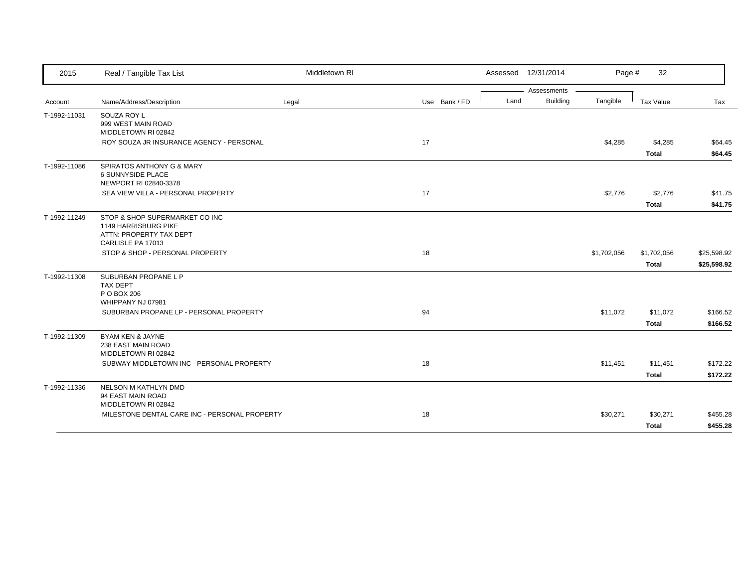| 2015 | Real / Tangible Tax List | Middletown RI | | Assessed 12/31/2014 | | | | |
|---|---|---|---|---|---|---|---|---|
| | | | | Assessments | | | | |
| Account | Name/Address/Description | Legal | Use Bank / FD | Land | Building | Tangible | Tax Value | Tax |
| T-1992-11031 | SOUZA ROY L<br>999 WEST MAIN ROAD<br>MIDDLETOWN RI 02842 | | | | | | | |
| | ROY SOUZA JR INSURANCE AGENCY - PERSONAL | | 17 | | | $4,285 | $4,285 | $64.45 |
| | | | | | | | **Total** | **$64.45** |
| T-1992-11086 | SPIRATOS ANTHONY G & MARY<br>6 SUNNYSIDE PLACE<br>NEWPORT RI 02840-3378 | | | | | | | |
| | SEA VIEW VILLA - PERSONAL PROPERTY | | 17 | | | $2,776 | $2,776 | $41.75 |
| | | | | | | | **Total** | **$41.75** |
| T-1992-11249 | STOP & SHOP SUPERMARKET CO INC<br>1149 HARRISBURG PIKE<br>ATTN: PROPERTY TAX DEPT<br>CARLISLE PA 17013 | | | | | | | |
| | STOP & SHOP - PERSONAL PROPERTY | | 18 | | | $1,702,056 | $1,702,056 | $25,598.92 |
| | | | | | | | **Total** | **$25,598.92** |
| T-1992-11308 | SUBURBAN PROPANE L P<br>TAX DEPT<br>P O BOX 206<br>WHIPPANY NJ 07981 | | | | | | | |
| | SUBURBAN PROPANE LP - PERSONAL PROPERTY | | 94 | | | $11,072 | $11,072 | $166.52 |
| | | | | | | | **Total** | **$166.52** |
| T-1992-11309 | BYAM KEN & JAYNE<br>238 EAST MAIN ROAD<br>MIDDLETOWN RI 02842 | | | | | | | |
| | SUBWAY MIDDLETOWN INC - PERSONAL PROPERTY | | 18 | | | $11,451 | $11,451 | $172.22 |
| | | | | | | | **Total** | **$172.22** |
| T-1992-11336 | NELSON M KATHLYN DMD<br>94 EAST MAIN ROAD<br>MIDDLETOWN RI 02842 | | | | | | | |
| | MILESTONE DENTAL CARE INC - PERSONAL PROPERTY | | 18 | | | $30,271 | $30,271 | $455.28 |
| | | | | | | | **Total** | **$455.28** |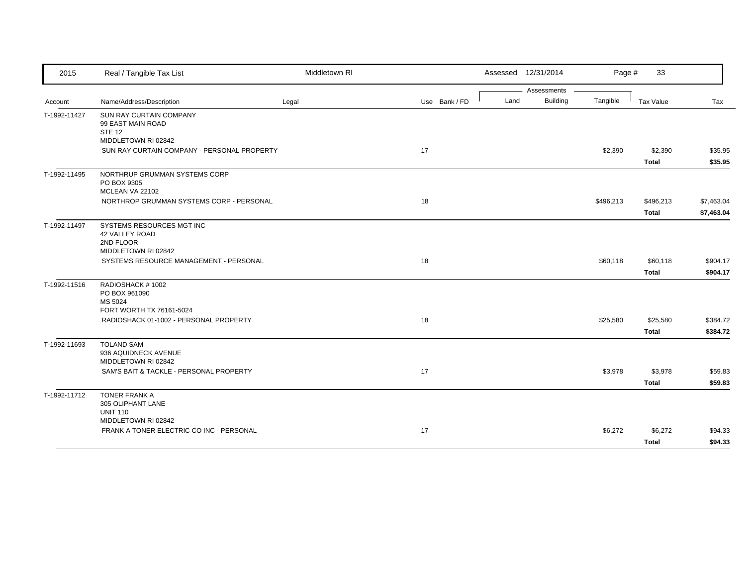| Account | Name/Address/Description | Legal | Use | Bank / FD | Land | Building | Tangible | Tax Value | Tax |
|---|---|---|---|---|---|---|---|---|---|
| T-1992-11427 | SUN RAY CURTAIN COMPANY<br>99 EAST MAIN ROAD<br>STE 12<br>MIDDLETOWN RI 02842 | | | | | | | | |
| | SUN RAY CURTAIN COMPANY - PERSONAL PROPERTY | | 17 | | | | $2,390 | $2,390 | $35.95 |
| | | | | | | | | **Total** | **$35.95** |
| T-1992-11495 | NORTHRUP GRUMMAN SYSTEMS CORP<br>PO BOX 9305<br>MCLEAN VA 22102 | | | | | | | | |
| | NORTHROP GRUMMAN SYSTEMS CORP - PERSONAL | | 18 | | | | $496,213 | $496,213 | $7,463.04 |
| | | | | | | | | **Total** | **$7,463.04** |
| T-1992-11497 | SYSTEMS RESOURCES MGT INC<br>42 VALLEY ROAD<br>2ND FLOOR<br>MIDDLETOWN RI 02842 | | | | | | | | |
| | SYSTEMS RESOURCE MANAGEMENT - PERSONAL | | 18 | | | | $60,118 | $60,118 | $904.17 |
| | | | | | | | | **Total** | **$904.17** |
| T-1992-11516 | RADIOSHACK # 1002<br>PO BOX 961090<br>MS 5024<br>FORT WORTH TX 76161-5024 | | | | | | | | |
| | RADIOSHACK 01-1002 - PERSONAL PROPERTY | | 18 | | | | $25,580 | $25,580 | $384.72 |
| | | | | | | | | **Total** | **$384.72** |
| T-1992-11693 | TOLAND SAM<br>936 AQUIDNECK AVENUE<br>MIDDLETOWN RI 02842 | | | | | | | | |
| | SAM'S BAIT & TACKLE - PERSONAL PROPERTY | | 17 | | | | $3,978 | $3,978 | $59.83 |
| | | | | | | | | **Total** | **$59.83** |
| T-1992-11712 | TONER FRANK A<br>305 OLIPHANT LANE<br>UNIT 110<br>MIDDLETOWN RI 02842 | | | | | | | | |
| | FRANK A TONER ELECTRIC CO INC - PERSONAL | | 17 | | | | $6,272 | $6,272 | $94.33 |
| | | | | | | | | **Total** | **$94.33** |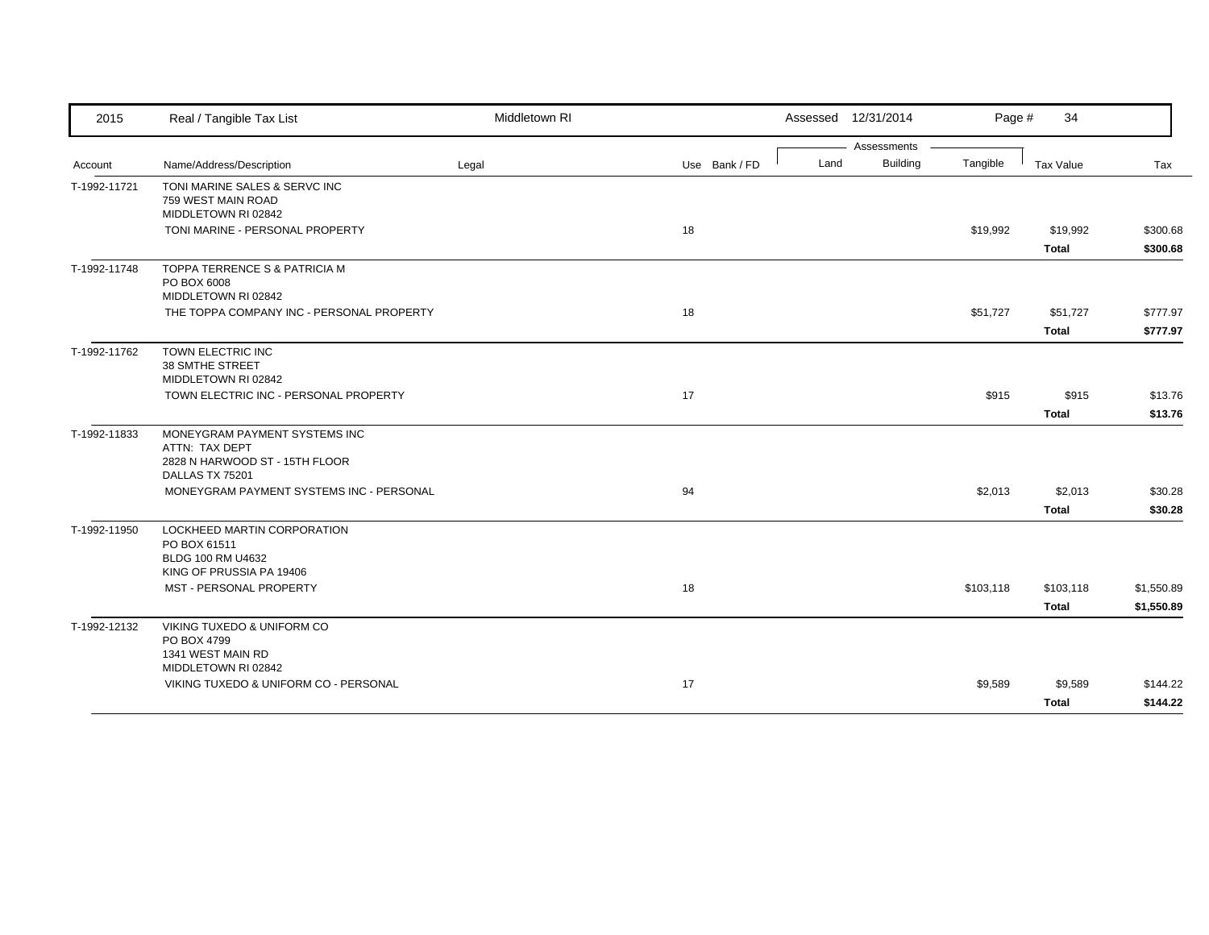| Account | Name/Address/Description | Legal | Use | Bank / FD | Land | Building | Tangible | Tax Value | Tax |
|---|---|---|---|---|---|---|---|---|---|
| | | | | | Assessments | | | | |
| T-1992-11721 | TONI MARINE SALES & SERVC INC<br>759 WEST MAIN ROAD<br>MIDDLETOWN RI 02842 | | | | | | | | |
| | TONI MARINE - PERSONAL PROPERTY | | 18 | | | | $19,992 | $19,992 | $300.68 |
| | | | | | | | | **Total** | **$300.68** |
| T-1992-11748 | TOPPA TERRENCE S & PATRICIA M<br>PO BOX 6008<br>MIDDLETOWN RI 02842 | | | | | | | | |
| | THE TOPPA COMPANY INC - PERSONAL PROPERTY | | 18 | | | | $51,727 | $51,727 | $777.97 |
| | | | | | | | | **Total** | **$777.97** |
| T-1992-11762 | TOWN ELECTRIC INC<br>38 SMTHE STREET<br>MIDDLETOWN RI 02842 | | | | | | | | |
| | TOWN ELECTRIC INC - PERSONAL PROPERTY | | 17 | | | | $915 | $915 | $13.76 |
| | | | | | | | | **Total** | **$13.76** |
| T-1992-11833 | MONEYGRAM PAYMENT SYSTEMS INC<br>ATTN: TAX DEPT<br>2828 N HARWOOD ST - 15TH FLOOR<br>DALLAS TX 75201 | | | | | | | | |
| | MONEYGRAM PAYMENT SYSTEMS INC - PERSONAL | | 94 | | | | $2,013 | $2,013 | $30.28 |
| | | | | | | | | **Total** | **$30.28** |
| T-1992-11950 | LOCKHEED MARTIN CORPORATION<br>PO BOX 61511<br>BLDG 100 RM U4632<br>KING OF PRUSSIA PA 19406 | | | | | | | | |
| | MST - PERSONAL PROPERTY | | 18 | | | | $103,118 | $103,118 | $1,550.89 |
| | | | | | | | | **Total** | **$1,550.89** |
| T-1992-12132 | VIKING TUXEDO & UNIFORM CO<br>PO BOX 4799<br>1341 WEST MAIN RD<br>MIDDLETOWN RI 02842 | | | | | | | | |
| | VIKING TUXEDO & UNIFORM CO - PERSONAL | | 17 | | | | $9,589 | $9,589 | $144.22 |
| | | | | | | | | **Total** | **$144.22** |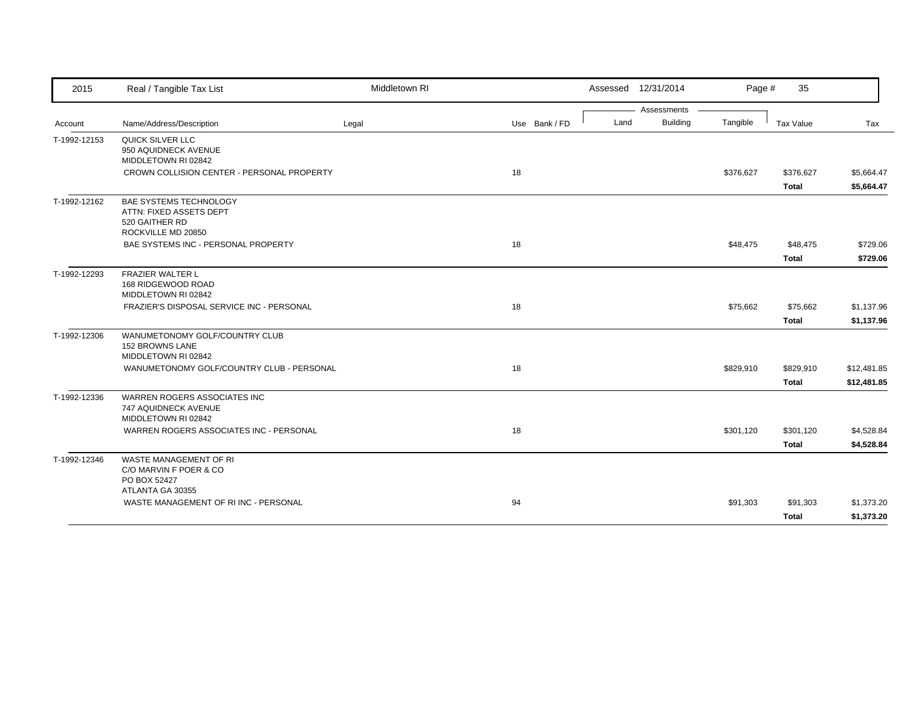| Account | Name/Address/Description | Legal | Use | Bank / FD | Land | Building | Tangible | Tax Value | Tax |
|---|---|---|---|---|---|---|---|---|---|
| T-1992-12153 | QUICK SILVER LLC<br>950 AQUIDNECK AVENUE<br>MIDDLETOWN RI 02842 | | | | | | | | |
| | CROWN COLLISION CENTER - PERSONAL PROPERTY | | 18 | | | | $376,627 | $376,627 | $5,664.47 |
| | | | | | | | | **Total** | **$5,664.47** |
| T-1992-12162 | BAE SYSTEMS TECHNOLOGY<br>ATTN: FIXED ASSETS DEPT<br>520 GAITHER RD<br>ROCKVILLE MD 20850 | | | | | | | | |
| | BAE SYSTEMS INC - PERSONAL PROPERTY | | 18 | | | | $48,475 | $48,475 | $729.06 |
| | | | | | | | | **Total** | **$729.06** |
| T-1992-12293 | FRAZIER WALTER L<br>168 RIDGEWOOD ROAD<br>MIDDLETOWN RI 02842 | | | | | | | | |
| | FRAZIER'S DISPOSAL SERVICE INC - PERSONAL | | 18 | | | | $75,662 | $75,662 | $1,137.96 |
| | | | | | | | | **Total** | **$1,137.96** |
| T-1992-12306 | WANUMETONOMY GOLF/COUNTRY CLUB<br>152 BROWNS LANE<br>MIDDLETOWN RI 02842 | | | | | | | | |
| | WANUMETONOMY GOLF/COUNTRY CLUB - PERSONAL | | 18 | | | | $829,910 | $829,910 | $12,481.85 |
| | | | | | | | | **Total** | **$12,481.85** |
| T-1992-12336 | WARREN ROGERS ASSOCIATES INC<br>747 AQUIDNECK AVENUE<br>MIDDLETOWN RI 02842 | | | | | | | | |
| | WARREN ROGERS ASSOCIATES INC - PERSONAL | | 18 | | | | $301,120 | $301,120 | $4,528.84 |
| | | | | | | | | **Total** | **$4,528.84** |
| T-1992-12346 | WASTE MANAGEMENT OF RI<br>C/O MARVIN F POER & CO<br>PO BOX 52427<br>ATLANTA GA 30355 | | | | | | | | |
| | WASTE MANAGEMENT OF RI INC - PERSONAL | | 94 | | | | $91,303 | $91,303 | $1,373.20 |
| | | | | | | | | **Total** | **$1,373.20** |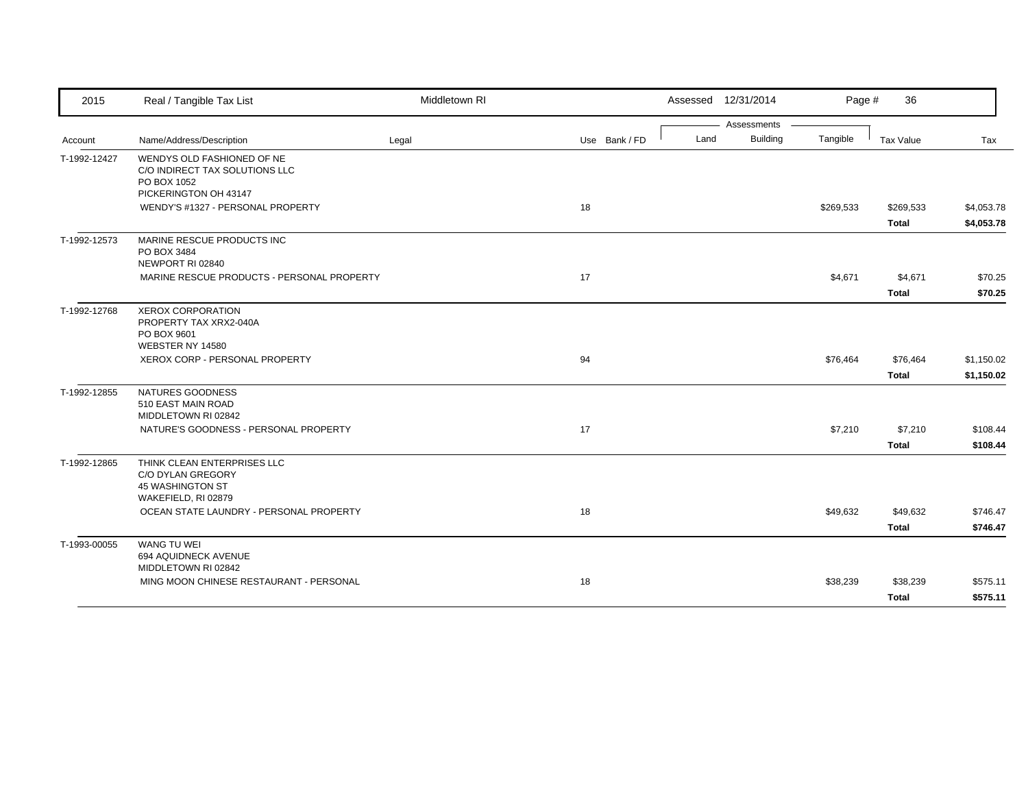| Account | Name/Address/Description | Legal | Use | Bank / FD | Land | Building | Tangible | Tax Value | Tax |
|---|---|---|---|---|---|---|---|---|---|
| T-1992-12427 | WENDYS OLD FASHIONED OF NE<br>C/O INDIRECT TAX SOLUTIONS LLC<br>PO BOX 1052<br>PICKERINGTON OH 43147 | | | | | | | | |
| | WENDY'S #1327 - PERSONAL PROPERTY | | 18 | | | | $269,533 | $269,533 | $4,053.78 |
| | | | | | | | | **Total** | **$4,053.78** |
| T-1992-12573 | MARINE RESCUE PRODUCTS INC<br>PO BOX 3484<br>NEWPORT RI 02840 | | | | | | | | |
| | MARINE RESCUE PRODUCTS - PERSONAL PROPERTY | | 17 | | | | $4,671 | $4,671 | $70.25 |
| | | | | | | | | **Total** | **$70.25** |
| T-1992-12768 | XEROX CORPORATION<br>PROPERTY TAX XRX2-040A<br>PO BOX 9601<br>WEBSTER NY 14580 | | | | | | | | |
| | XEROX CORP - PERSONAL PROPERTY | | 94 | | | | $76,464 | $76,464 | $1,150.02 |
| | | | | | | | | **Total** | **$1,150.02** |
| T-1992-12855 | NATURES GOODNESS<br>510 EAST MAIN ROAD<br>MIDDLETOWN RI 02842 | | | | | | | | |
| | NATURE'S GOODNESS - PERSONAL PROPERTY | | 17 | | | | $7,210 | $7,210 | $108.44 |
| | | | | | | | | **Total** | **$108.44** |
| T-1992-12865 | THINK CLEAN ENTERPRISES LLC<br>C/O DYLAN GREGORY<br>45 WASHINGTON ST<br>WAKEFIELD, RI 02879 | | | | | | | | |
| | OCEAN STATE LAUNDRY - PERSONAL PROPERTY | | 18 | | | | $49,632 | $49,632 | $746.47 |
| | | | | | | | | **Total** | **$746.47** |
| T-1993-00055 | WANG TU WEI<br>694 AQUIDNECK AVENUE<br>MIDDLETOWN RI 02842 | | | | | | | | |
| | MING MOON CHINESE RESTAURANT - PERSONAL | | 18 | | | | $38,239 | $38,239 | $575.11 |
| | | | | | | | | **Total** | **$575.11** |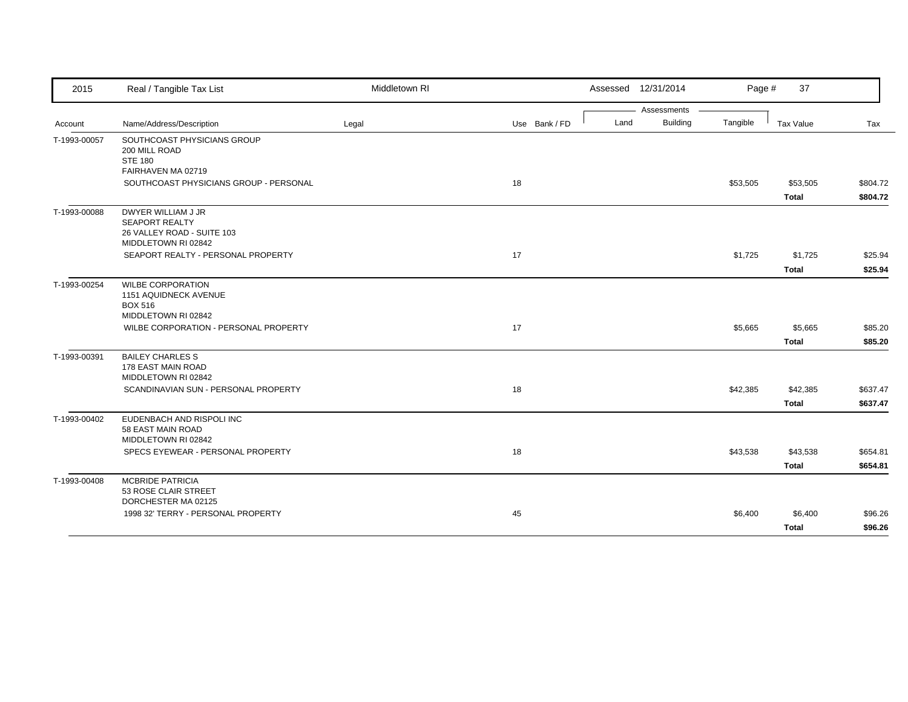| 2015 | Real / Tangible Tax List | Middletown RI | | | Assessed 12/31/2014 | | Page # 37 | | |
|---|---|---|---|---|---|---|---|---|---|
| | | | | | Assessments | | | | |
| Account | Name/Address/Description | Legal | Use | Bank / FD | Land | Building | Tangible | Tax Value | Tax |
| T-1993-00057 | SOUTHCOAST PHYSICIANS GROUP<br>200 MILL ROAD<br>STE 180<br>FAIRHAVEN MA 02719 | | | | | | | | |
| | SOUTHCOAST PHYSICIANS GROUP - PERSONAL | | 18 | | | | $53,505 | $53,505 | $804.72 |
| | | | | | | | | **Total** | **$804.72** |
| T-1993-00088 | DWYER WILLIAM J JR<br>SEAPORT REALTY<br>26 VALLEY ROAD - SUITE 103<br>MIDDLETOWN RI 02842 | | | | | | | | |
| | SEAPORT REALTY - PERSONAL PROPERTY | | 17 | | | | $1,725 | $1,725 | $25.94 |
| | | | | | | | | **Total** | **$25.94** |
| T-1993-00254 | WILBE CORPORATION<br>1151 AQUIDNECK AVENUE<br>BOX 516<br>MIDDLETOWN RI 02842 | | | | | | | | |
| | WILBE CORPORATION - PERSONAL PROPERTY | | 17 | | | | $5,665 | $5,665 | $85.20 |
| | | | | | | | | **Total** | **$85.20** |
| T-1993-00391 | BAILEY CHARLES S<br>178 EAST MAIN ROAD<br>MIDDLETOWN RI 02842 | | | | | | | | |
| | SCANDINAVIAN SUN - PERSONAL PROPERTY | | 18 | | | | $42,385 | $42,385 | $637.47 |
| | | | | | | | | **Total** | **$637.47** |
| T-1993-00402 | EUDENBACH AND RISPOLI INC<br>58 EAST MAIN ROAD<br>MIDDLETOWN RI 02842 | | | | | | | | |
| | SPECS EYEWEAR - PERSONAL PROPERTY | | 18 | | | | $43,538 | $43,538 | $654.81 |
| | | | | | | | | **Total** | **$654.81** |
| T-1993-00408 | MCBRIDE PATRICIA<br>53 ROSE CLAIR STREET<br>DORCHESTER MA 02125 | | | | | | | | |
| | 1998 32' TERRY - PERSONAL PROPERTY | | 45 | | | | $6,400 | $6,400 | $96.26 |
| | | | | | | | | **Total** | **$96.26** |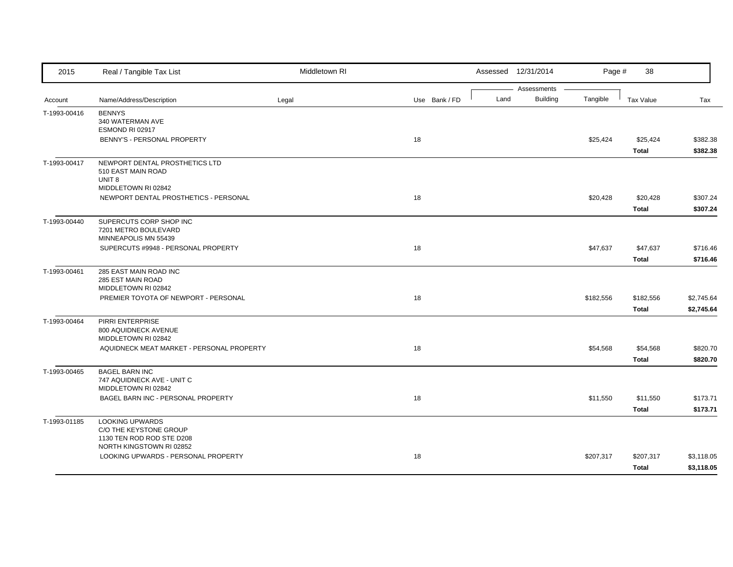| 2015 | Real / Tangible Tax List | Middletown RI | | Assessed 12/31/2014 | | | | |
|---|---|---|---|---|---|---|---|---|
| | | | | Assessments | | | | |
| Account | Name/Address/Description | Legal | Use Bank / FD | Land | Building | Tangible | Tax Value | Tax |
| T-1993-00416 | BENNYS<br>340 WATERMAN AVE<br>ESMOND RI 02917 | | | | | | | |
| | BENNY'S - PERSONAL PROPERTY | | 18 | | | $25,424 | $25,424 | $382.38 |
| | | | | | | | **Total** | **$382.38** |
| T-1993-00417 | NEWPORT DENTAL PROSTHETICS LTD<br>510 EAST MAIN ROAD<br>UNIT 8<br>MIDDLETOWN RI 02842 | | | | | | | |
| | NEWPORT DENTAL PROSTHETICS - PERSONAL | | 18 | | | $20,428 | $20,428 | $307.24 |
| | | | | | | | **Total** | **$307.24** |
| T-1993-00440 | SUPERCUTS CORP SHOP INC<br>7201 METRO BOULEVARD<br>MINNEAPOLIS MN 55439 | | | | | | | |
| | SUPERCUTS #9948 - PERSONAL PROPERTY | | 18 | | | $47,637 | $47,637 | $716.46 |
| | | | | | | | **Total** | **$716.46** |
| T-1993-00461 | 285 EAST MAIN ROAD INC<br>285 EST MAIN ROAD<br>MIDDLETOWN RI 02842 | | | | | | | |
| | PREMIER TOYOTA OF NEWPORT - PERSONAL | | 18 | | | $182,556 | $182,556 | $2,745.64 |
| | | | | | | | **Total** | **$2,745.64** |
| T-1993-00464 | PIRRI ENTERPRISE<br>800 AQUIDNECK AVENUE<br>MIDDLETOWN RI 02842 | | | | | | | |
| | AQUIDNECK MEAT MARKET - PERSONAL PROPERTY | | 18 | | | $54,568 | $54,568 | $820.70 |
| | | | | | | | **Total** | **$820.70** |
| T-1993-00465 | BAGEL BARN INC<br>747 AQUIDNECK AVE - UNIT C<br>MIDDLETOWN RI 02842 | | | | | | | |
| | BAGEL BARN INC - PERSONAL PROPERTY | | 18 | | | $11,550 | $11,550 | $173.71 |
| | | | | | | | **Total** | **$173.71** |
| T-1993-01185 | LOOKING UPWARDS<br>C/O THE KEYSTONE GROUP<br>1130 TEN ROD ROD STE D208<br>NORTH KINGSTOWN RI 02852 | | | | | | | |
| | LOOKING UPWARDS - PERSONAL PROPERTY | | 18 | | | $207,317 | $207,317 | $3,118.05 |
| | | | | | | | **Total** | **$3,118.05** |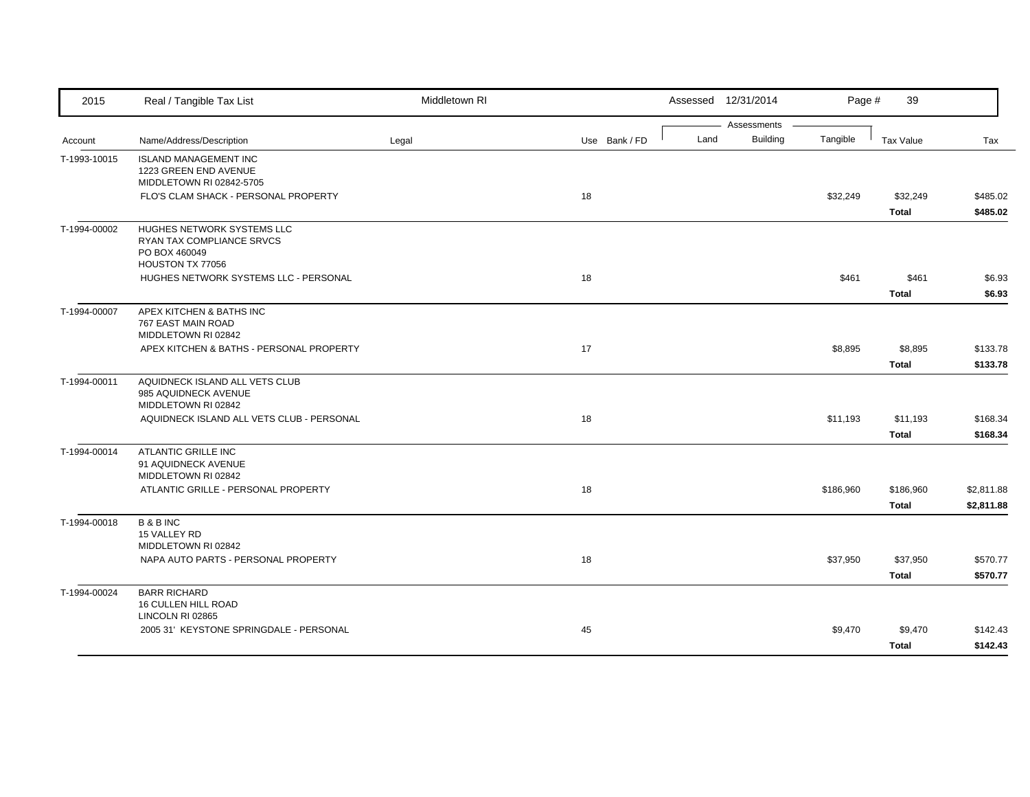| Account | Name/Address/Description | Legal | Use | Bank / FD | Land | Building | Tangible | Tax Value | Tax |
|---|---|---|---|---|---|---|---|---|---|
| T-1993-10015 | ISLAND MANAGEMENT INC<br>1223 GREEN END AVENUE<br>MIDDLETOWN RI 02842-5705 | | | | | | | | |
| | FLO'S CLAM SHACK - PERSONAL PROPERTY | | 18 | | | | $32,249 | $32,249 | $485.02 |
| | | | | | | | | **Total** | **$485.02** |
| T-1994-00002 | HUGHES NETWORK SYSTEMS LLC<br>RYAN TAX COMPLIANCE SRVCS<br>PO BOX 460049<br>HOUSTON TX 77056 | | | | | | | | |
| | HUGHES NETWORK SYSTEMS LLC - PERSONAL | | 18 | | | | $461 | $461 | $6.93 |
| | | | | | | | | **Total** | **$6.93** |
| T-1994-00007 | APEX KITCHEN & BATHS INC<br>767 EAST MAIN ROAD<br>MIDDLETOWN RI 02842 | | | | | | | | |
| | APEX KITCHEN & BATHS - PERSONAL PROPERTY | | 17 | | | | $8,895 | $8,895 | $133.78 |
| | | | | | | | | **Total** | **$133.78** |
| T-1994-00011 | AQUIDNECK ISLAND ALL VETS CLUB<br>985 AQUIDNECK AVENUE<br>MIDDLETOWN RI 02842 | | | | | | | | |
| | AQUIDNECK ISLAND ALL VETS CLUB - PERSONAL | | 18 | | | | $11,193 | $11,193 | $168.34 |
| | | | | | | | | **Total** | **$168.34** |
| T-1994-00014 | ATLANTIC GRILLE INC<br>91 AQUIDNECK AVENUE<br>MIDDLETOWN RI 02842 | | | | | | | | |
| | ATLANTIC GRILLE - PERSONAL PROPERTY | | 18 | | | | $186,960 | $186,960 | $2,811.88 |
| | | | | | | | | **Total** | **$2,811.88** |
| T-1994-00018 | B & B INC<br>15 VALLEY RD<br>MIDDLETOWN RI 02842 | | | | | | | | |
| | NAPA AUTO PARTS - PERSONAL PROPERTY | | 18 | | | | $37,950 | $37,950 | $570.77 |
| | | | | | | | | **Total** | **$570.77** |
| T-1994-00024 | BARR RICHARD<br>16 CULLEN HILL ROAD<br>LINCOLN RI 02865 | | | | | | | | |
| | 2005 31' KEYSTONE SPRINGDALE - PERSONAL | | 45 | | | | $9,470 | $9,470 | $142.43 |
| | | | | | | | | **Total** | **$142.43** |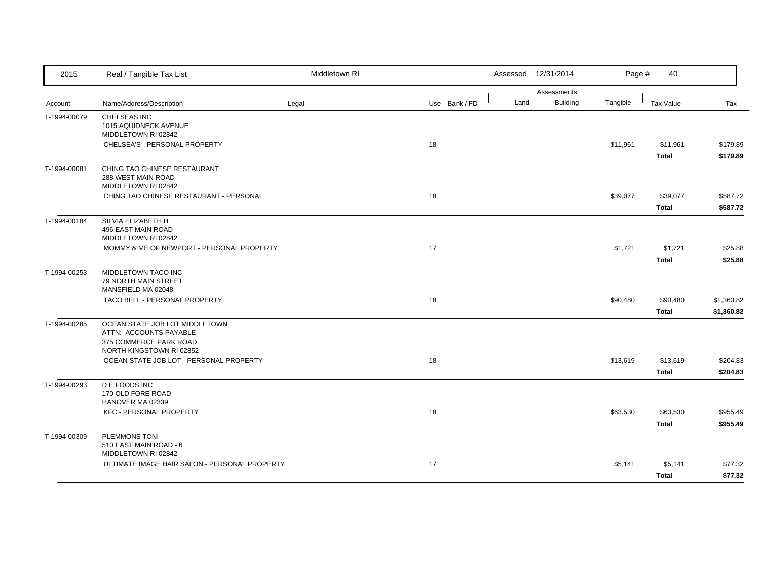| Account | Name/Address/Description | Legal | Use | Bank / FD | Land | Building | Tangible | Tax Value | Tax |
|---|---|---|---|---|---|---|---|---|---|
| T-1994-00079 | CHELSEAS INC<br>1015 AQUIDNECK AVENUE<br>MIDDLETOWN RI 02842 | | | | | | | | |
| | CHELSEA'S - PERSONAL PROPERTY | | 18 | | | | $11,961 | $11,961 | $179.89 |
| | | | | | | | | **Total** | **$179.89** |
| T-1994-00081 | CHING TAO CHINESE RESTAURANT<br>288 WEST MAIN ROAD<br>MIDDLETOWN RI 02842 | | | | | | | | |
| | CHING TAO CHINESE RESTAURANT - PERSONAL | | 18 | | | | $39,077 | $39,077 | $587.72 |
| | | | | | | | | **Total** | **$587.72** |
| T-1994-00184 | SILVIA ELIZABETH H<br>496 EAST MAIN ROAD<br>MIDDLETOWN RI 02842 | | | | | | | | |
| | MOMMY & ME OF NEWPORT - PERSONAL PROPERTY | | 17 | | | | $1,721 | $1,721 | $25.88 |
| | | | | | | | | **Total** | **$25.88** |
| T-1994-00253 | MIDDLETOWN TACO INC<br>79 NORTH MAIN STREET<br>MANSFIELD MA 02048 | | | | | | | | |
| | TACO BELL - PERSONAL PROPERTY | | 18 | | | | $90,480 | $90,480 | $1,360.82 |
| | | | | | | | | **Total** | **$1,360.82** |
| T-1994-00285 | OCEAN STATE JOB LOT MIDDLETOWN<br>ATTN: ACCOUNTS PAYABLE<br>375 COMMERCE PARK ROAD<br>NORTH KINGSTOWN RI 02852 | | | | | | | | |
| | OCEAN STATE JOB LOT - PERSONAL PROPERTY | | 18 | | | | $13,619 | $13,619 | $204.83 |
| | | | | | | | | **Total** | **$204.83** |
| T-1994-00293 | D E FOODS INC<br>170 OLD FORE ROAD<br>HANOVER MA 02339 | | | | | | | | |
| | KFC - PERSONAL PROPERTY | | 18 | | | | $63,530 | $63,530 | $955.49 |
| | | | | | | | | **Total** | **$955.49** |
| T-1994-00309 | PLEMMONS TONI<br>510 EAST MAIN ROAD - 6<br>MIDDLETOWN RI 02842 | | | | | | | | |
| | ULTIMATE IMAGE HAIR SALON - PERSONAL PROPERTY | | 17 | | | | $5,141 | $5,141 | $77.32 |
| | | | | | | | | **Total** | **$77.32** |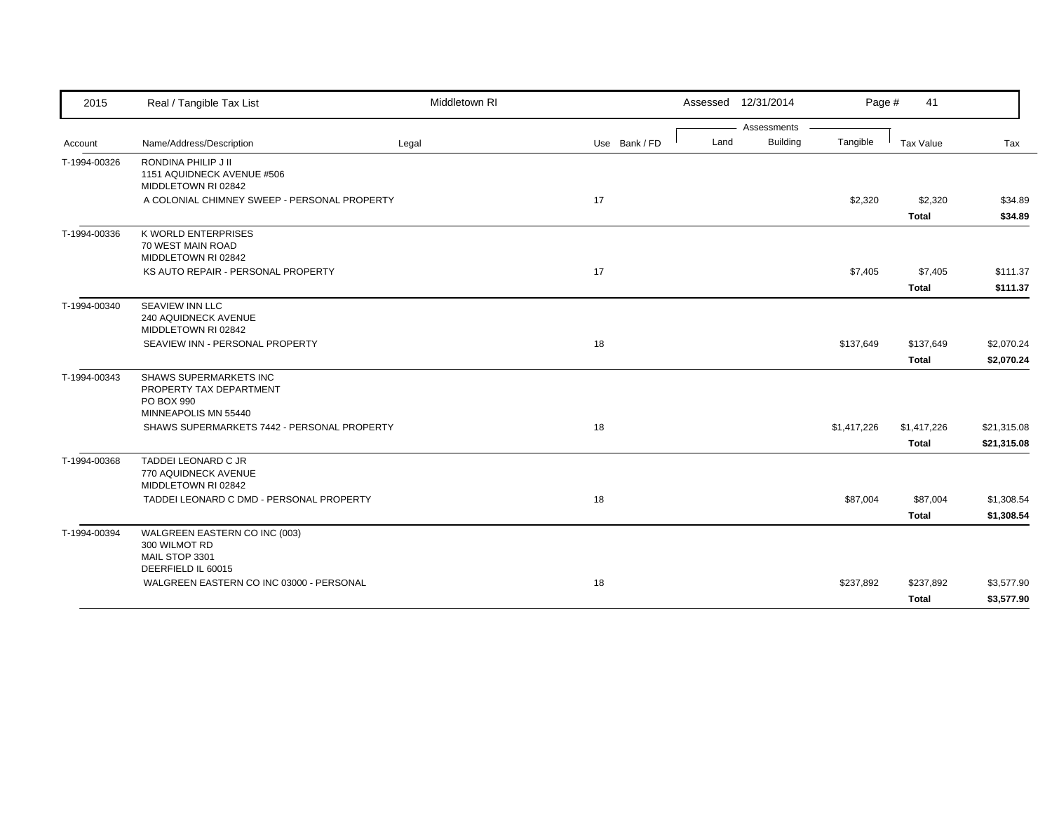2015 Real / Tangible Tax List — Middletown RI — Assessed 12/31/2014

| Account | Name/Address/Description | Legal | Use | Bank / FD | Land | Building | Tangible | Tax Value | Tax |
|---|---|---|---|---|---|---|---|---|---|
| T-1994-00326 | RONDINA PHILIP J II<br>1151 AQUIDNECK AVENUE #506<br>MIDDLETOWN RI 02842 | | | | | | | | |
| | A COLONIAL CHIMNEY SWEEP - PERSONAL PROPERTY | | 17 | | | | $2,320 | $2,320 | $34.89 |
| | | | | | | | | **Total** | **$34.89** |
| T-1994-00336 | K WORLD ENTERPRISES<br>70 WEST MAIN ROAD<br>MIDDLETOWN RI 02842 | | | | | | | | |
| | KS AUTO REPAIR - PERSONAL PROPERTY | | 17 | | | | $7,405 | $7,405 | $111.37 |
| | | | | | | | | **Total** | **$111.37** |
| T-1994-00340 | SEAVIEW INN LLC<br>240 AQUIDNECK AVENUE<br>MIDDLETOWN RI 02842 | | | | | | | | |
| | SEAVIEW INN - PERSONAL PROPERTY | | 18 | | | | $137,649 | $137,649 | $2,070.24 |
| | | | | | | | | **Total** | **$2,070.24** |
| T-1994-00343 | SHAWS SUPERMARKETS INC<br>PROPERTY TAX DEPARTMENT<br>PO BOX 990<br>MINNEAPOLIS MN 55440 | | | | | | | | |
| | SHAWS SUPERMARKETS 7442 - PERSONAL PROPERTY | | 18 | | | | $1,417,226 | $1,417,226 | $21,315.08 |
| | | | | | | | | **Total** | **$21,315.08** |
| T-1994-00368 | TADDEI LEONARD C JR<br>770 AQUIDNECK AVENUE<br>MIDDLETOWN RI 02842 | | | | | | | | |
| | TADDEI LEONARD C DMD - PERSONAL PROPERTY | | 18 | | | | $87,004 | $87,004 | $1,308.54 |
| | | | | | | | | **Total** | **$1,308.54** |
| T-1994-00394 | WALGREEN EASTERN CO INC (003)<br>300 WILMOT RD<br>MAIL STOP 3301<br>DEERFIELD IL 60015 | | | | | | | | |
| | WALGREEN EASTERN CO INC 03000 - PERSONAL | | 18 | | | | $237,892 | $237,892 | $3,577.90 |
| | | | | | | | | **Total** | **$3,577.90** |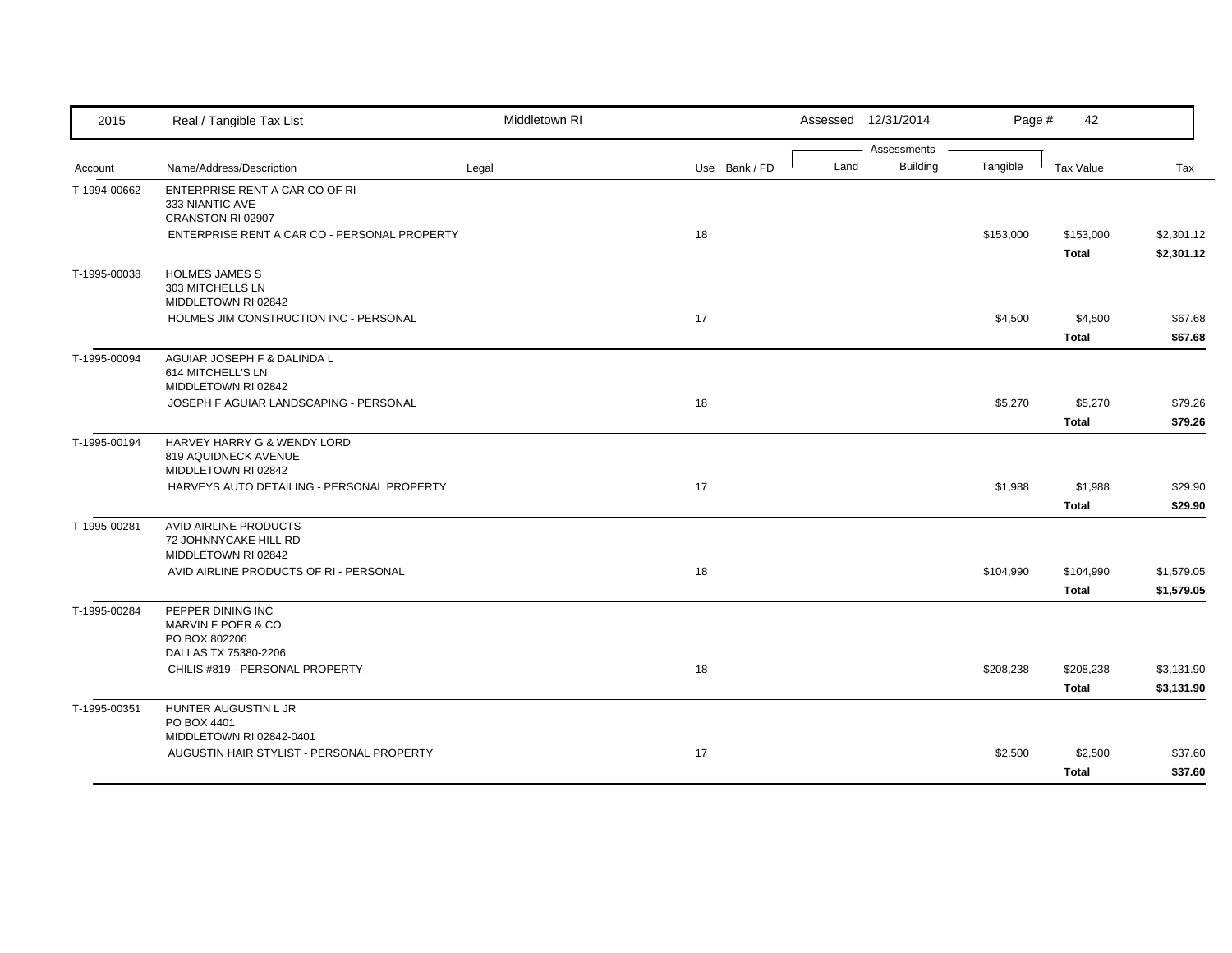| 2015 | Real / Tangible Tax List | Middletown RI | | | Assessed 12/31/2014 | | | | |
|---|---|---|---|---|---|---|---|---|---|
| | | | | | Assessments | | | | |
| Account | Name/Address/Description | Legal | Use | Bank / FD | Land | Building | Tangible | Tax Value | Tax |
| T-1994-00662 | ENTERPRISE RENT A CAR CO OF RI<br>333 NIANTIC AVE<br>CRANSTON RI 02907 | | | | | | | | |
| | ENTERPRISE RENT A CAR CO - PERSONAL PROPERTY | | 18 | | | | $153,000 | $153,000 | $2,301.12 |
| | | | | | | | | **Total** | **$2,301.12** |
| T-1995-00038 | HOLMES JAMES S<br>303 MITCHELLS LN<br>MIDDLETOWN RI 02842 | | | | | | | | |
| | HOLMES JIM CONSTRUCTION INC - PERSONAL | | 17 | | | | $4,500 | $4,500 | $67.68 |
| | | | | | | | | **Total** | **$67.68** |
| T-1995-00094 | AGUIAR JOSEPH F & DALINDA L<br>614 MITCHELL'S LN<br>MIDDLETOWN RI 02842 | | | | | | | | |
| | JOSEPH F AGUIAR LANDSCAPING - PERSONAL | | 18 | | | | $5,270 | $5,270 | $79.26 |
| | | | | | | | | **Total** | **$79.26** |
| T-1995-00194 | HARVEY HARRY G & WENDY LORD<br>819 AQUIDNECK AVENUE<br>MIDDLETOWN RI 02842 | | | | | | | | |
| | HARVEYS AUTO DETAILING - PERSONAL PROPERTY | | 17 | | | | $1,988 | $1,988 | $29.90 |
| | | | | | | | | **Total** | **$29.90** |
| T-1995-00281 | AVID AIRLINE PRODUCTS<br>72 JOHNNYCAKE HILL RD<br>MIDDLETOWN RI 02842 | | | | | | | | |
| | AVID AIRLINE PRODUCTS OF RI - PERSONAL | | 18 | | | | $104,990 | $104,990 | $1,579.05 |
| | | | | | | | | **Total** | **$1,579.05** |
| T-1995-00284 | PEPPER DINING INC<br>MARVIN F POER & CO<br>PO BOX 802206<br>DALLAS TX 75380-2206 | | | | | | | | |
| | CHILIS #819 - PERSONAL PROPERTY | | 18 | | | | $208,238 | $208,238 | $3,131.90 |
| | | | | | | | | **Total** | **$3,131.90** |
| T-1995-00351 | HUNTER AUGUSTIN L JR<br>PO BOX 4401<br>MIDDLETOWN RI 02842-0401 | | | | | | | | |
| | AUGUSTIN HAIR STYLIST - PERSONAL PROPERTY | | 17 | | | | $2,500 | $2,500 | $37.60 |
| | | | | | | | | **Total** | **$37.60** |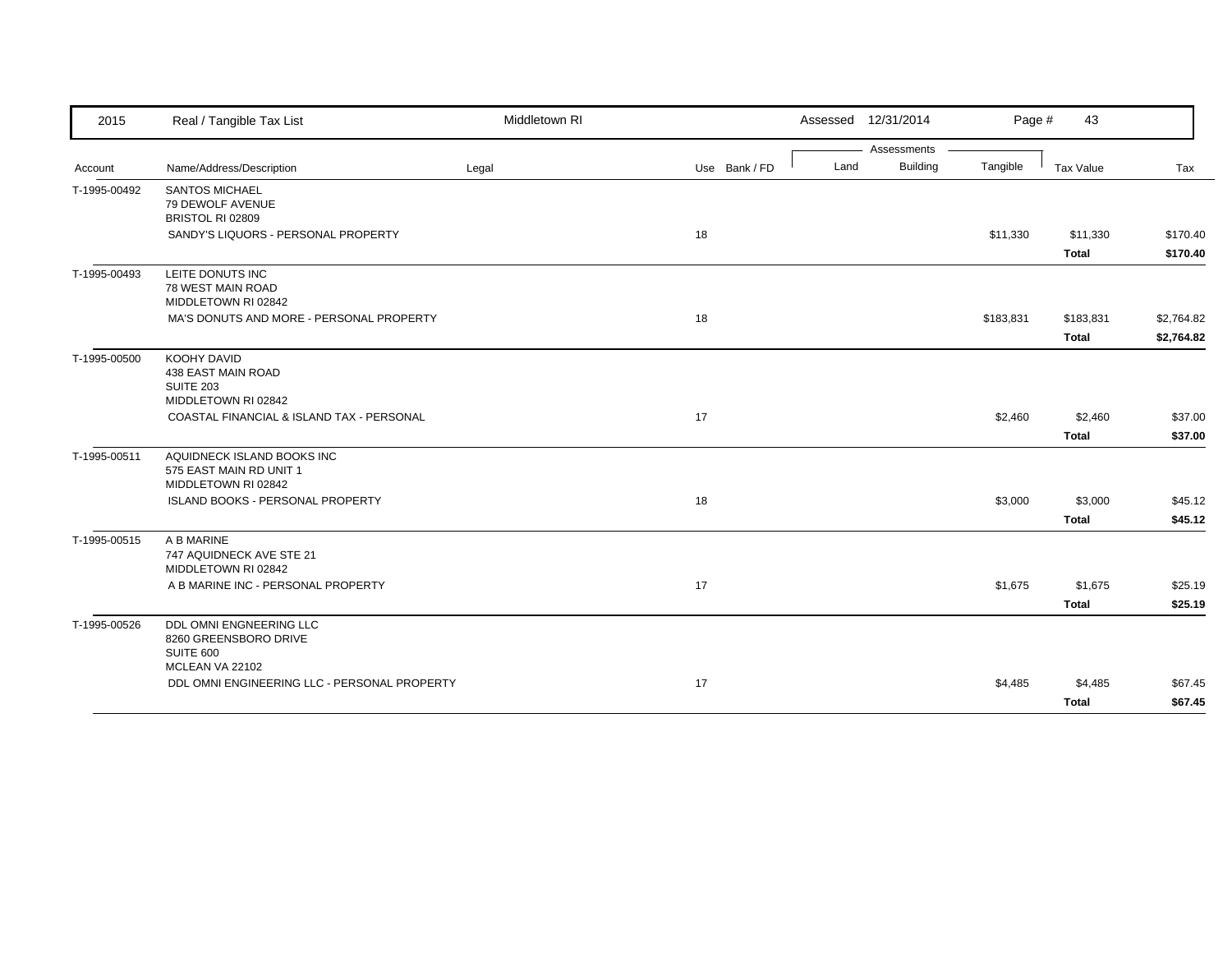| Account | Name/Address/Description | Legal | Use | Bank / FD | Land | Building | Tangible | Tax Value | Tax |
|---|---|---|---|---|---|---|---|---|---|
| | | | | | Assessments | | | | |
| T-1995-00492 | SANTOS MICHAEL<br>79 DEWOLF AVENUE<br>BRISTOL RI 02809 | | | | | | | | |
| | SANDY'S LIQUORS - PERSONAL PROPERTY | | 18 | | | | $11,330 | $11,330 | $170.40 |
| | | | | | | | | **Total** | **$170.40** |
| T-1995-00493 | LEITE DONUTS INC<br>78 WEST MAIN ROAD<br>MIDDLETOWN RI 02842 | | | | | | | | |
| | MA'S DONUTS AND MORE - PERSONAL PROPERTY | | 18 | | | | $183,831 | $183,831 | $2,764.82 |
| | | | | | | | | **Total** | **$2,764.82** |
| T-1995-00500 | KOOHY DAVID<br>438 EAST MAIN ROAD<br>SUITE 203<br>MIDDLETOWN RI 02842 | | | | | | | | |
| | COASTAL FINANCIAL & ISLAND TAX - PERSONAL | | 17 | | | | $2,460 | $2,460 | $37.00 |
| | | | | | | | | **Total** | **$37.00** |
| T-1995-00511 | AQUIDNECK ISLAND BOOKS INC<br>575 EAST MAIN RD UNIT 1<br>MIDDLETOWN RI 02842 | | | | | | | | |
| | ISLAND BOOKS - PERSONAL PROPERTY | | 18 | | | | $3,000 | $3,000 | $45.12 |
| | | | | | | | | **Total** | **$45.12** |
| T-1995-00515 | A B MARINE<br>747 AQUIDNECK AVE STE 21<br>MIDDLETOWN RI 02842 | | | | | | | | |
| | A B MARINE INC - PERSONAL PROPERTY | | 17 | | | | $1,675 | $1,675 | $25.19 |
| | | | | | | | | **Total** | **$25.19** |
| T-1995-00526 | DDL OMNI ENGNEERING LLC<br>8260 GREENSBORO DRIVE<br>SUITE 600<br>MCLEAN VA 22102 | | | | | | | | |
| | DDL OMNI ENGINEERING LLC - PERSONAL PROPERTY | | 17 | | | | $4,485 | $4,485 | $67.45 |
| | | | | | | | | **Total** | **$67.45** |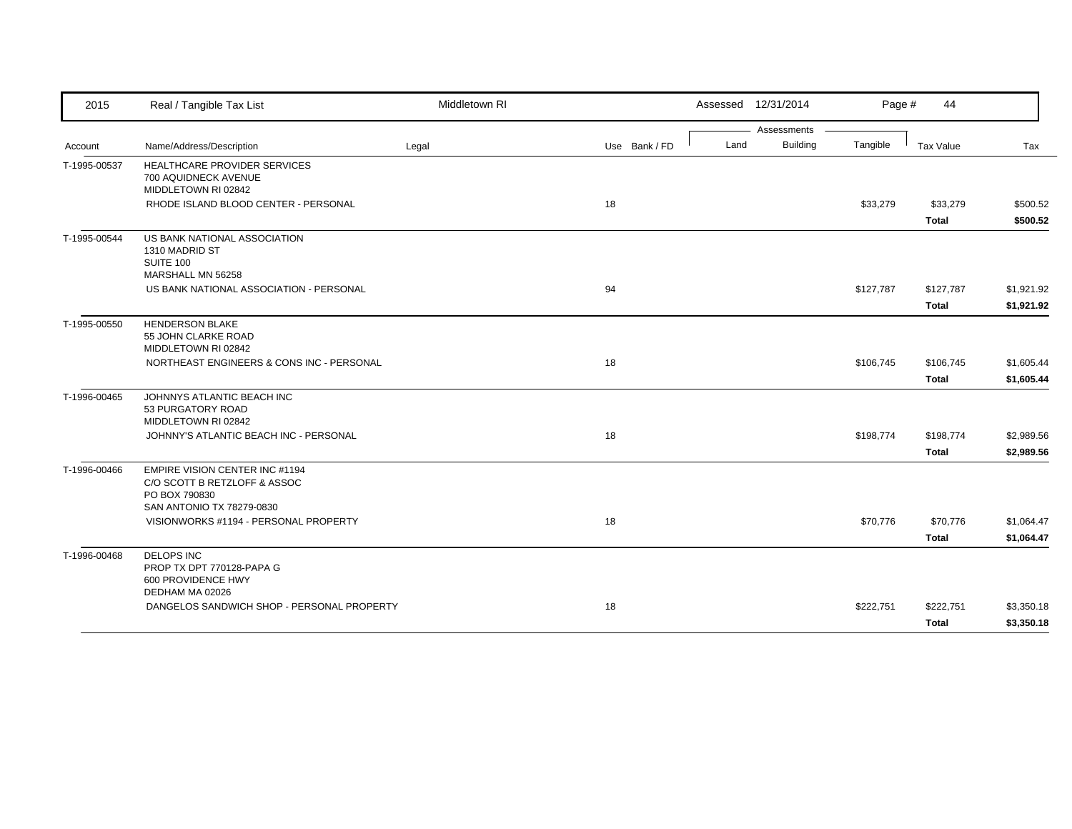| Account | Name/Address/Description | Legal | Use | Bank / FD | Land | Building | Tangible | Tax Value | Tax |
|---|---|---|---|---|---|---|---|---|---|
| T-1995-00537 | HEALTHCARE PROVIDER SERVICES<br>700 AQUIDNECK AVENUE<br>MIDDLETOWN RI 02842 | | | | | | | | |
| | RHODE ISLAND BLOOD CENTER - PERSONAL | | 18 | | | | $33,279 | $33,279 | $500.52 |
| | | | | | | | | **Total** | **$500.52** |
| T-1995-00544 | US BANK NATIONAL ASSOCIATION<br>1310 MADRID ST<br>SUITE 100<br>MARSHALL MN 56258 | | | | | | | | |
| | US BANK NATIONAL ASSOCIATION - PERSONAL | | 94 | | | | $127,787 | $127,787 | $1,921.92 |
| | | | | | | | | **Total** | **$1,921.92** |
| T-1995-00550 | HENDERSON BLAKE<br>55 JOHN CLARKE ROAD<br>MIDDLETOWN RI 02842 | | | | | | | | |
| | NORTHEAST ENGINEERS & CONS INC - PERSONAL | | 18 | | | | $106,745 | $106,745 | $1,605.44 |
| | | | | | | | | **Total** | **$1,605.44** |
| T-1996-00465 | JOHNNYS ATLANTIC BEACH INC<br>53 PURGATORY ROAD<br>MIDDLETOWN RI 02842 | | | | | | | | |
| | JOHNNY'S ATLANTIC BEACH INC - PERSONAL | | 18 | | | | $198,774 | $198,774 | $2,989.56 |
| | | | | | | | | **Total** | **$2,989.56** |
| T-1996-00466 | EMPIRE VISION CENTER INC #1194<br>C/O SCOTT B RETZLOFF & ASSOC<br>PO BOX 790830<br>SAN ANTONIO TX 78279-0830 | | | | | | | | |
| | VISIONWORKS #1194 - PERSONAL PROPERTY | | 18 | | | | $70,776 | $70,776 | $1,064.47 |
| | | | | | | | | **Total** | **$1,064.47** |
| T-1996-00468 | DELOPS INC<br>PROP TX DPT 770128-PAPA G<br>600 PROVIDENCE HWY<br>DEDHAM MA 02026 | | | | | | | | |
| | DANGELOS SANDWICH SHOP - PERSONAL PROPERTY | | 18 | | | | $222,751 | $222,751 | $3,350.18 |
| | | | | | | | | **Total** | **$3,350.18** |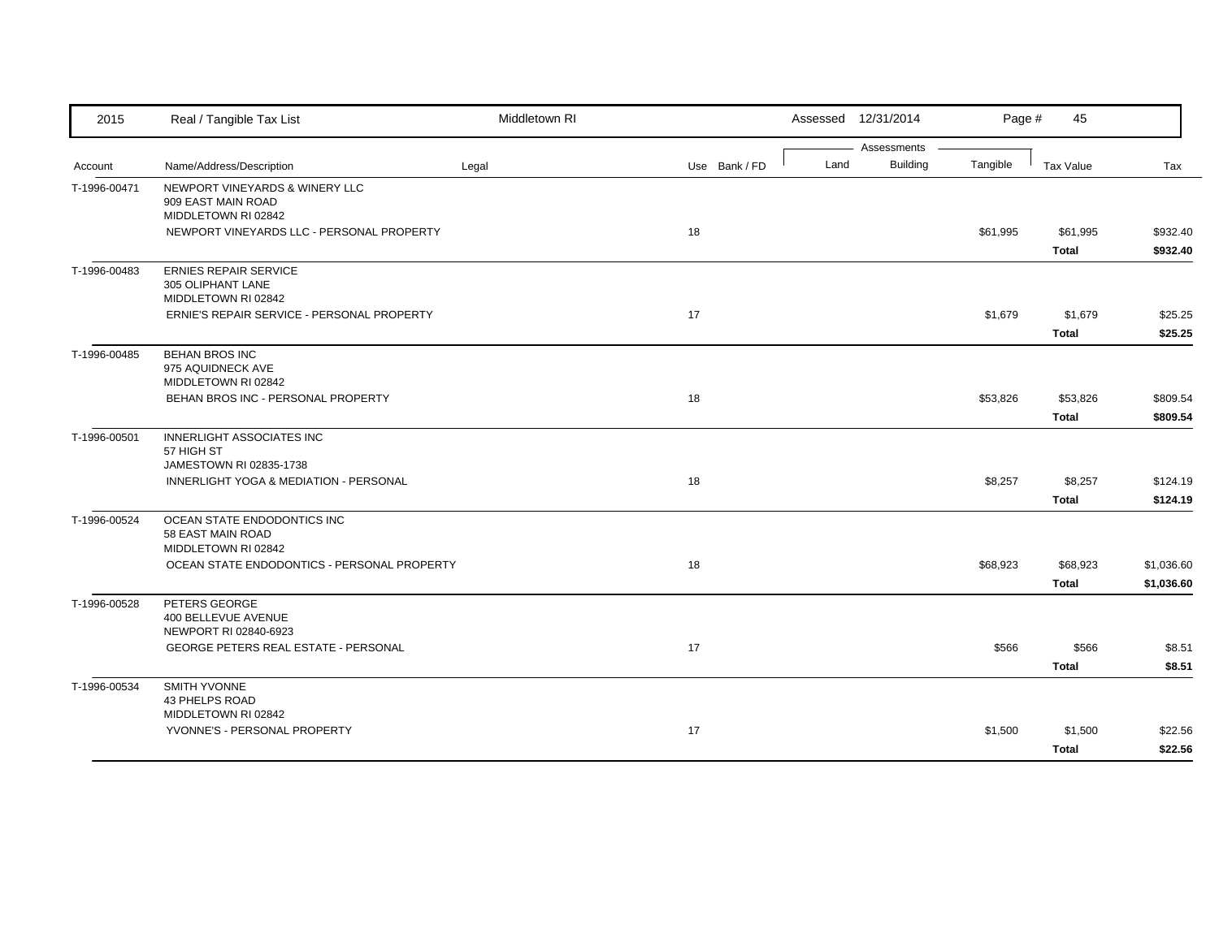| Account | Name/Address/Description | Legal | Use | Bank / FD | Land | Building | Tangible | Tax Value | Tax |
|---|---|---|---|---|---|---|---|---|---|
| T-1996-00471 | NEWPORT VINEYARDS & WINERY LLC<br>909 EAST MAIN ROAD<br>MIDDLETOWN RI 02842 | | | | | | | | |
| | NEWPORT VINEYARDS LLC - PERSONAL PROPERTY | | 18 | | | | $61,995 | $61,995 | $932.40 |
| | | | | | | | | **Total** | **$932.40** |
| T-1996-00483 | ERNIES REPAIR SERVICE<br>305 OLIPHANT LANE<br>MIDDLETOWN RI 02842 | | | | | | | | |
| | ERNIE'S REPAIR SERVICE - PERSONAL PROPERTY | | 17 | | | | $1,679 | $1,679 | $25.25 |
| | | | | | | | | **Total** | **$25.25** |
| T-1996-00485 | BEHAN BROS INC<br>975 AQUIDNECK AVE<br>MIDDLETOWN RI 02842 | | | | | | | | |
| | BEHAN BROS INC - PERSONAL PROPERTY | | 18 | | | | $53,826 | $53,826 | $809.54 |
| | | | | | | | | **Total** | **$809.54** |
| T-1996-00501 | INNERLIGHT ASSOCIATES INC<br>57 HIGH ST<br>JAMESTOWN RI 02835-1738 | | | | | | | | |
| | INNERLIGHT YOGA & MEDIATION - PERSONAL | | 18 | | | | $8,257 | $8,257 | $124.19 |
| | | | | | | | | **Total** | **$124.19** |
| T-1996-00524 | OCEAN STATE ENDODONTICS INC<br>58 EAST MAIN ROAD<br>MIDDLETOWN RI 02842 | | | | | | | | |
| | OCEAN STATE ENDODONTICS - PERSONAL PROPERTY | | 18 | | | | $68,923 | $68,923 | $1,036.60 |
| | | | | | | | | **Total** | **$1,036.60** |
| T-1996-00528 | PETERS GEORGE<br>400 BELLEVUE AVENUE<br>NEWPORT RI 02840-6923 | | | | | | | | |
| | GEORGE PETERS REAL ESTATE - PERSONAL | | 17 | | | | $566 | $566 | $8.51 |
| | | | | | | | | **Total** | **$8.51** |
| T-1996-00534 | SMITH YVONNE<br>43 PHELPS ROAD<br>MIDDLETOWN RI 02842 | | | | | | | | |
| | YVONNE'S - PERSONAL PROPERTY | | 17 | | | | $1,500 | $1,500 | $22.56 |
| | | | | | | | | **Total** | **$22.56** |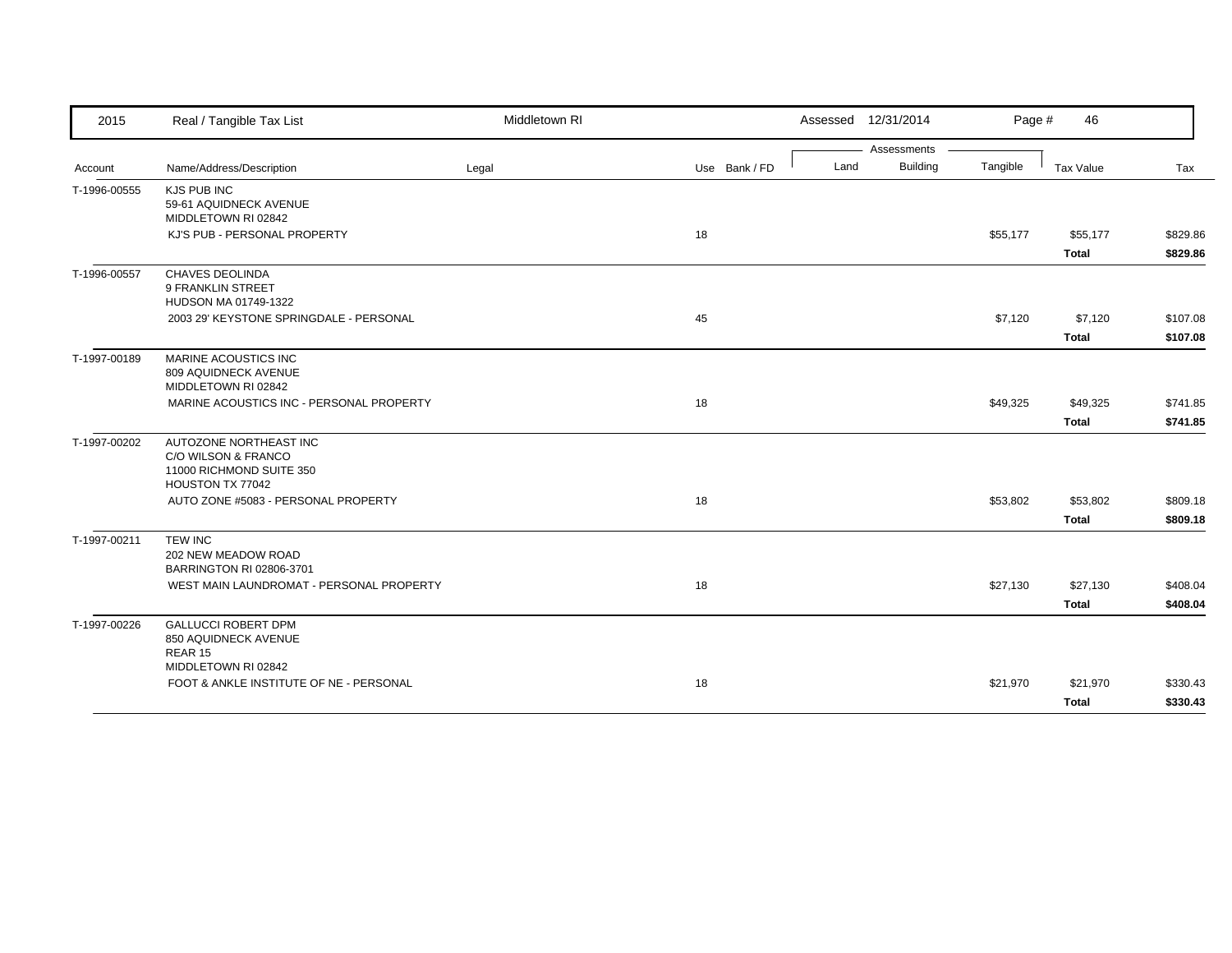| 2015 | Real / Tangible Tax List | Middletown RI | | | Assessed 12/31/2014 | | Page # 46 | | |
|---|---|---|---|---|---|---|---|---|---|
| | | | | | Assessments | | | | |
| Account | Name/Address/Description | Legal | Use | Bank / FD | Land | Building | Tangible | Tax Value | Tax |
| T-1996-00555 | KJS PUB INC<br>59-61 AQUIDNECK AVENUE<br>MIDDLETOWN RI 02842 | | | | | | | | |
| | KJ'S PUB - PERSONAL PROPERTY | | 18 | | | | $55,177 | $55,177 | $829.86 |
| | | | | | | | | **Total** | **$829.86** |
| T-1996-00557 | CHAVES DEOLINDA<br>9 FRANKLIN STREET<br>HUDSON MA 01749-1322 | | | | | | | | |
| | 2003 29' KEYSTONE SPRINGDALE - PERSONAL | | 45 | | | | $7,120 | $7,120 | $107.08 |
| | | | | | | | | **Total** | **$107.08** |
| T-1997-00189 | MARINE ACOUSTICS INC<br>809 AQUIDNECK AVENUE<br>MIDDLETOWN RI 02842 | | | | | | | | |
| | MARINE ACOUSTICS INC - PERSONAL PROPERTY | | 18 | | | | $49,325 | $49,325 | $741.85 |
| | | | | | | | | **Total** | **$741.85** |
| T-1997-00202 | AUTOZONE NORTHEAST INC<br>C/O WILSON & FRANCO<br>11000 RICHMOND SUITE 350<br>HOUSTON TX 77042 | | | | | | | | |
| | AUTO ZONE #5083 - PERSONAL PROPERTY | | 18 | | | | $53,802 | $53,802 | $809.18 |
| | | | | | | | | **Total** | **$809.18** |
| T-1997-00211 | TEW INC<br>202 NEW MEADOW ROAD<br>BARRINGTON RI 02806-3701 | | | | | | | | |
| | WEST MAIN LAUNDROMAT - PERSONAL PROPERTY | | 18 | | | | $27,130 | $27,130 | $408.04 |
| | | | | | | | | **Total** | **$408.04** |
| T-1997-00226 | GALLUCCI ROBERT DPM<br>850 AQUIDNECK AVENUE<br>REAR 15<br>MIDDLETOWN RI 02842 | | | | | | | | |
| | FOOT & ANKLE INSTITUTE OF NE - PERSONAL | | 18 | | | | $21,970 | $21,970 | $330.43 |
| | | | | | | | | **Total** | **$330.43** |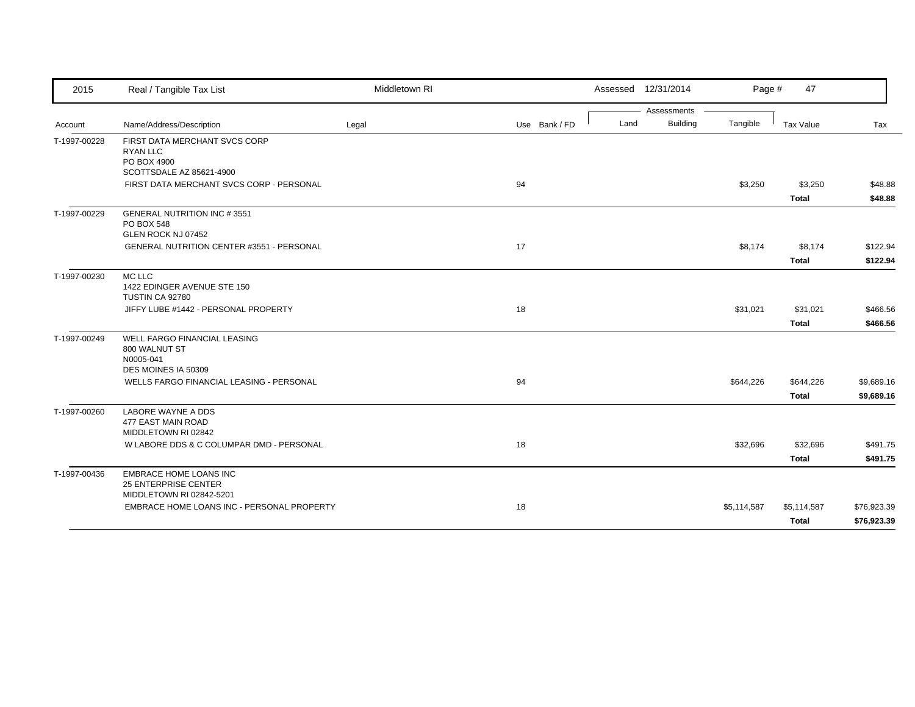| Account | Name/Address/Description | Legal | Use | Bank / FD | Land | Building | Tangible | Tax Value | Tax |
|---|---|---|---|---|---|---|---|---|---|
| T-1997-00228 | FIRST DATA MERCHANT SVCS CORP<br>RYAN LLC<br>PO BOX 4900<br>SCOTTSDALE AZ 85621-4900 | | | | | | | | |
| | FIRST DATA MERCHANT SVCS CORP - PERSONAL | | 94 | | | | $3,250 | $3,250 | $48.88 |
| | | | | | | | | **Total** | **$48.88** |
| T-1997-00229 | GENERAL NUTRITION INC # 3551<br>PO BOX 548<br>GLEN ROCK NJ 07452 | | | | | | | | |
| | GENERAL NUTRITION CENTER #3551 - PERSONAL | | 17 | | | | $8,174 | $8,174 | $122.94 |
| | | | | | | | | **Total** | **$122.94** |
| T-1997-00230 | MC LLC<br>1422 EDINGER AVENUE STE 150<br>TUSTIN CA 92780 | | | | | | | | |
| | JIFFY LUBE #1442 - PERSONAL PROPERTY | | 18 | | | | $31,021 | $31,021 | $466.56 |
| | | | | | | | | **Total** | **$466.56** |
| T-1997-00249 | WELL FARGO FINANCIAL LEASING<br>800 WALNUT ST<br>N0005-041<br>DES MOINES IA 50309 | | | | | | | | |
| | WELLS FARGO FINANCIAL LEASING - PERSONAL | | 94 | | | | $644,226 | $644,226 | $9,689.16 |
| | | | | | | | | **Total** | **$9,689.16** |
| T-1997-00260 | LABORE WAYNE A DDS<br>477 EAST MAIN ROAD<br>MIDDLETOWN RI 02842 | | | | | | | | |
| | W LABORE DDS & C COLUMPAR DMD - PERSONAL | | 18 | | | | $32,696 | $32,696 | $491.75 |
| | | | | | | | | **Total** | **$491.75** |
| T-1997-00436 | EMBRACE HOME LOANS INC<br>25 ENTERPRISE CENTER<br>MIDDLETOWN RI 02842-5201 | | | | | | | | |
| | EMBRACE HOME LOANS INC - PERSONAL PROPERTY | | 18 | | | | $5,114,587 | $5,114,587 | $76,923.39 |
| | | | | | | | | **Total** | **$76,923.39** |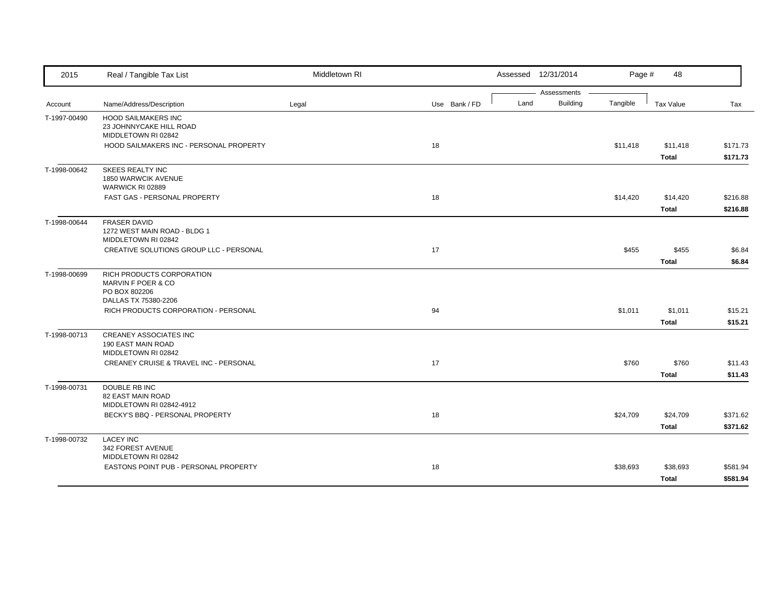| 2015 | Real / Tangible Tax List | Middletown RI | | | Assessed 12/31/2014 | | Page # 48 | | |
|---|---|---|---|---|---|---|---|---|---|
| | | | | | Assessments | | | | |
| Account | Name/Address/Description | Legal | Use | Bank / FD | Land | Building | Tangible | Tax Value | Tax |
| T-1997-00490 | HOOD SAILMAKERS INC<br>23 JOHNNYCAKE HILL ROAD<br>MIDDLETOWN RI 02842 | | | | | | | | |
| | HOOD SAILMAKERS INC - PERSONAL PROPERTY | | 18 | | | | $11,418 | $11,418 | $171.73 |
| | | | | | | | | **Total** | **$171.73** |
| T-1998-00642 | SKEES REALTY INC<br>1850 WARWCIK AVENUE<br>WARWICK RI 02889 | | | | | | | | |
| | FAST GAS - PERSONAL PROPERTY | | 18 | | | | $14,420 | $14,420 | $216.88 |
| | | | | | | | | **Total** | **$216.88** |
| T-1998-00644 | FRASER DAVID<br>1272 WEST MAIN ROAD - BLDG 1<br>MIDDLETOWN RI 02842 | | | | | | | | |
| | CREATIVE SOLUTIONS GROUP LLC - PERSONAL | | 17 | | | | $455 | $455 | $6.84 |
| | | | | | | | | **Total** | **$6.84** |
| T-1998-00699 | RICH PRODUCTS CORPORATION<br>MARVIN F POER & CO<br>PO BOX 802206<br>DALLAS TX 75380-2206 | | | | | | | | |
| | RICH PRODUCTS CORPORATION - PERSONAL | | 94 | | | | $1,011 | $1,011 | $15.21 |
| | | | | | | | | **Total** | **$15.21** |
| T-1998-00713 | CREANEY ASSOCIATES INC<br>190 EAST MAIN ROAD<br>MIDDLETOWN RI 02842 | | | | | | | | |
| | CREANEY CRUISE & TRAVEL INC - PERSONAL | | 17 | | | | $760 | $760 | $11.43 |
| | | | | | | | | **Total** | **$11.43** |
| T-1998-00731 | DOUBLE RB INC<br>82 EAST MAIN ROAD<br>MIDDLETOWN RI 02842-4912 | | | | | | | | |
| | BECKY'S BBQ - PERSONAL PROPERTY | | 18 | | | | $24,709 | $24,709 | $371.62 |
| | | | | | | | | **Total** | **$371.62** |
| T-1998-00732 | LACEY INC<br>342 FOREST AVENUE<br>MIDDLETOWN RI 02842 | | | | | | | | |
| | EASTONS POINT PUB - PERSONAL PROPERTY | | 18 | | | | $38,693 | $38,693 | $581.94 |
| | | | | | | | | **Total** | **$581.94** |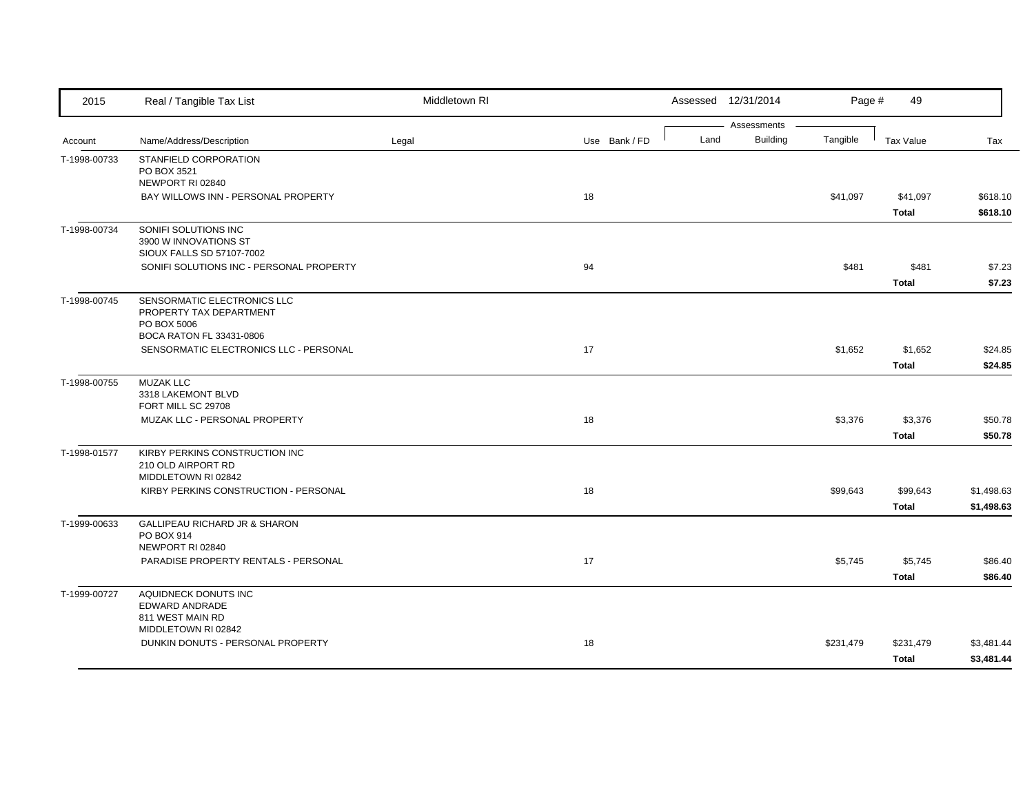| Account | Name/Address/Description | Legal | Use | Bank / FD | Land | Building | Tangible | Tax Value | Tax |
|---|---|---|---|---|---|---|---|---|---|
| T-1998-00733 | STANFIELD CORPORATION<br>PO BOX 3521<br>NEWPORT RI 02840 | | | | | | | | |
| | BAY WILLOWS INN - PERSONAL PROPERTY | | 18 | | | | $41,097 | $41,097 | $618.10 |
| | | | | | | | | **Total** | **$618.10** |
| T-1998-00734 | SONIFI SOLUTIONS INC<br>3900 W INNOVATIONS ST<br>SIOUX FALLS SD 57107-7002 | | | | | | | | |
| | SONIFI SOLUTIONS INC - PERSONAL PROPERTY | | 94 | | | | $481 | $481 | $7.23 |
| | | | | | | | | **Total** | **$7.23** |
| T-1998-00745 | SENSORMATIC ELECTRONICS LLC<br>PROPERTY TAX DEPARTMENT<br>PO BOX 5006<br>BOCA RATON FL 33431-0806 | | | | | | | | |
| | SENSORMATIC ELECTRONICS LLC - PERSONAL | | 17 | | | | $1,652 | $1,652 | $24.85 |
| | | | | | | | | **Total** | **$24.85** |
| T-1998-00755 | MUZAK LLC<br>3318 LAKEMONT BLVD<br>FORT MILL SC 29708 | | | | | | | | |
| | MUZAK LLC - PERSONAL PROPERTY | | 18 | | | | $3,376 | $3,376 | $50.78 |
| | | | | | | | | **Total** | **$50.78** |
| T-1998-01577 | KIRBY PERKINS CONSTRUCTION INC<br>210 OLD AIRPORT RD<br>MIDDLETOWN RI 02842 | | | | | | | | |
| | KIRBY PERKINS CONSTRUCTION - PERSONAL | | 18 | | | | $99,643 | $99,643 | $1,498.63 |
| | | | | | | | | **Total** | **$1,498.63** |
| T-1999-00633 | GALLIPEAU RICHARD JR & SHARON<br>PO BOX 914<br>NEWPORT RI 02840 | | | | | | | | |
| | PARADISE PROPERTY RENTALS - PERSONAL | | 17 | | | | $5,745 | $5,745 | $86.40 |
| | | | | | | | | **Total** | **$86.40** |
| T-1999-00727 | AQUIDNECK DONUTS INC<br>EDWARD ANDRADE<br>811 WEST MAIN RD<br>MIDDLETOWN RI 02842 | | | | | | | | |
| | DUNKIN DONUTS - PERSONAL PROPERTY | | 18 | | | | $231,479 | $231,479 | $3,481.44 |
| | | | | | | | | **Total** | **$3,481.44** |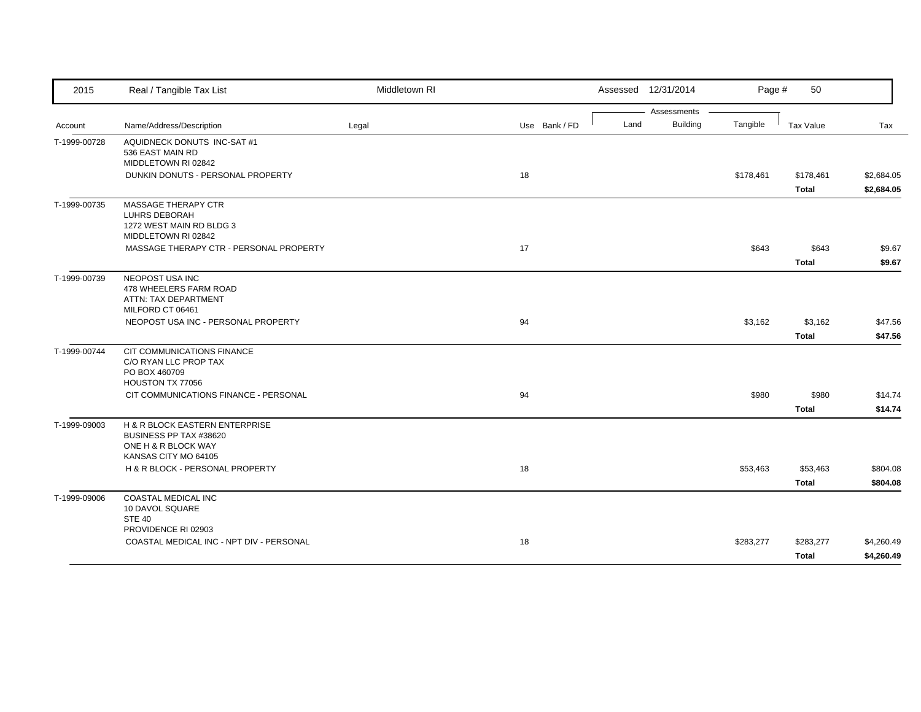| 2015 | Real / Tangible Tax List | Middletown RI | | Assessed 12/31/2014 | | Page # | 50 | |
|---|---|---|---|---|---|---|---|---|
| | | | | Assessments | | | | |
| Account | Name/Address/Description | Legal | Use Bank / FD | Land | Building | Tangible | Tax Value | Tax |
| T-1999-00728 | AQUIDNECK DONUTS INC-SAT #1<br>536 EAST MAIN RD<br>MIDDLETOWN RI 02842 | | | | | | | |
| | DUNKIN DONUTS - PERSONAL PROPERTY | | 18 | | | $178,461 | $178,461 | $2,684.05 |
| | | | | | | | **Total** | **$2,684.05** |
| T-1999-00735 | MASSAGE THERAPY CTR<br>LUHRS DEBORAH<br>1272 WEST MAIN RD BLDG 3<br>MIDDLETOWN RI 02842 | | | | | | | |
| | MASSAGE THERAPY CTR - PERSONAL PROPERTY | | 17 | | | $643 | $643 | $9.67 |
| | | | | | | | **Total** | **$9.67** |
| T-1999-00739 | NEOPOST USA INC<br>478 WHEELERS FARM ROAD<br>ATTN: TAX DEPARTMENT<br>MILFORD CT 06461 | | | | | | | |
| | NEOPOST USA INC - PERSONAL PROPERTY | | 94 | | | $3,162 | $3,162 | $47.56 |
| | | | | | | | **Total** | **$47.56** |
| T-1999-00744 | CIT COMMUNICATIONS FINANCE<br>C/O RYAN LLC PROP TAX<br>PO BOX 460709<br>HOUSTON TX 77056 | | | | | | | |
| | CIT COMMUNICATIONS FINANCE - PERSONAL | | 94 | | | $980 | $980 | $14.74 |
| | | | | | | | **Total** | **$14.74** |
| T-1999-09003 | H & R BLOCK EASTERN ENTERPRISE<br>BUSINESS PP TAX #38620<br>ONE H & R BLOCK WAY<br>KANSAS CITY MO 64105 | | | | | | | |
| | H & R BLOCK - PERSONAL PROPERTY | | 18 | | | $53,463 | $53,463 | $804.08 |
| | | | | | | | **Total** | **$804.08** |
| T-1999-09006 | COASTAL MEDICAL INC<br>10 DAVOL SQUARE<br>STE 40<br>PROVIDENCE RI 02903 | | | | | | | |
| | COASTAL MEDICAL INC - NPT DIV - PERSONAL | | 18 | | | $283,277 | $283,277 | $4,260.49 |
| | | | | | | | **Total** | **$4,260.49** |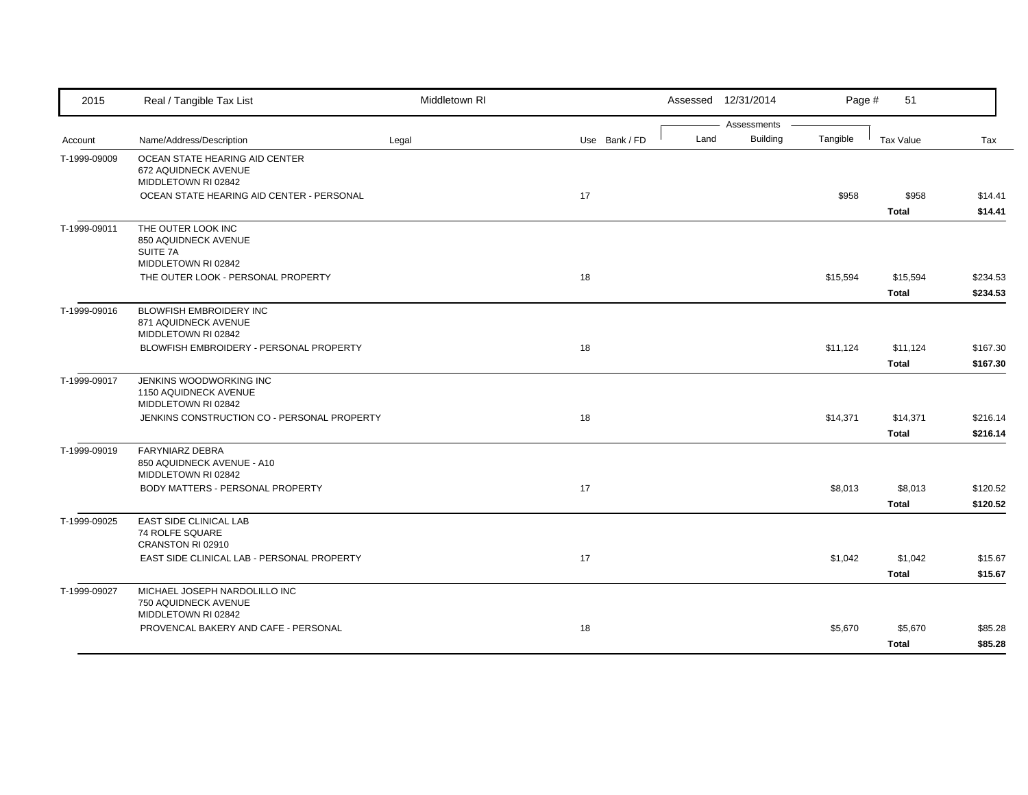| Account | Name/Address/Description | Legal | Use | Bank / FD | Land | Building | Tangible | Tax Value | Tax |
|---|---|---|---|---|---|---|---|---|---|
| T-1999-09009 | OCEAN STATE HEARING AID CENTER<br>672 AQUIDNECK AVENUE<br>MIDDLETOWN RI 02842 | | | | | | | | |
| | OCEAN STATE HEARING AID CENTER - PERSONAL | | 17 | | | | $958 | $958 | $14.41 |
| | | | | | | | | **Total** | **$14.41** |
| T-1999-09011 | THE OUTER LOOK INC<br>850 AQUIDNECK AVENUE<br>SUITE 7A<br>MIDDLETOWN RI 02842 | | | | | | | | |
| | THE OUTER LOOK - PERSONAL PROPERTY | | 18 | | | | $15,594 | $15,594 | $234.53 |
| | | | | | | | | **Total** | **$234.53** |
| T-1999-09016 | BLOWFISH EMBROIDERY INC<br>871 AQUIDNECK AVENUE<br>MIDDLETOWN RI 02842 | | | | | | | | |
| | BLOWFISH EMBROIDERY - PERSONAL PROPERTY | | 18 | | | | $11,124 | $11,124 | $167.30 |
| | | | | | | | | **Total** | **$167.30** |
| T-1999-09017 | JENKINS WOODWORKING INC<br>1150 AQUIDNECK AVENUE<br>MIDDLETOWN RI 02842 | | | | | | | | |
| | JENKINS CONSTRUCTION CO - PERSONAL PROPERTY | | 18 | | | | $14,371 | $14,371 | $216.14 |
| | | | | | | | | **Total** | **$216.14** |
| T-1999-09019 | FARYNIARZ DEBRA<br>850 AQUIDNECK AVENUE - A10<br>MIDDLETOWN RI 02842 | | | | | | | | |
| | BODY MATTERS - PERSONAL PROPERTY | | 17 | | | | $8,013 | $8,013 | $120.52 |
| | | | | | | | | **Total** | **$120.52** |
| T-1999-09025 | EAST SIDE CLINICAL LAB<br>74 ROLFE SQUARE<br>CRANSTON RI 02910 | | | | | | | | |
| | EAST SIDE CLINICAL LAB - PERSONAL PROPERTY | | 17 | | | | $1,042 | $1,042 | $15.67 |
| | | | | | | | | **Total** | **$15.67** |
| T-1999-09027 | MICHAEL JOSEPH NARDOLILLO INC<br>750 AQUIDNECK AVENUE<br>MIDDLETOWN RI 02842 | | | | | | | | |
| | PROVENCAL BAKERY AND CAFE - PERSONAL | | 18 | | | | $5,670 | $5,670 | $85.28 |
| | | | | | | | | **Total** | **$85.28** |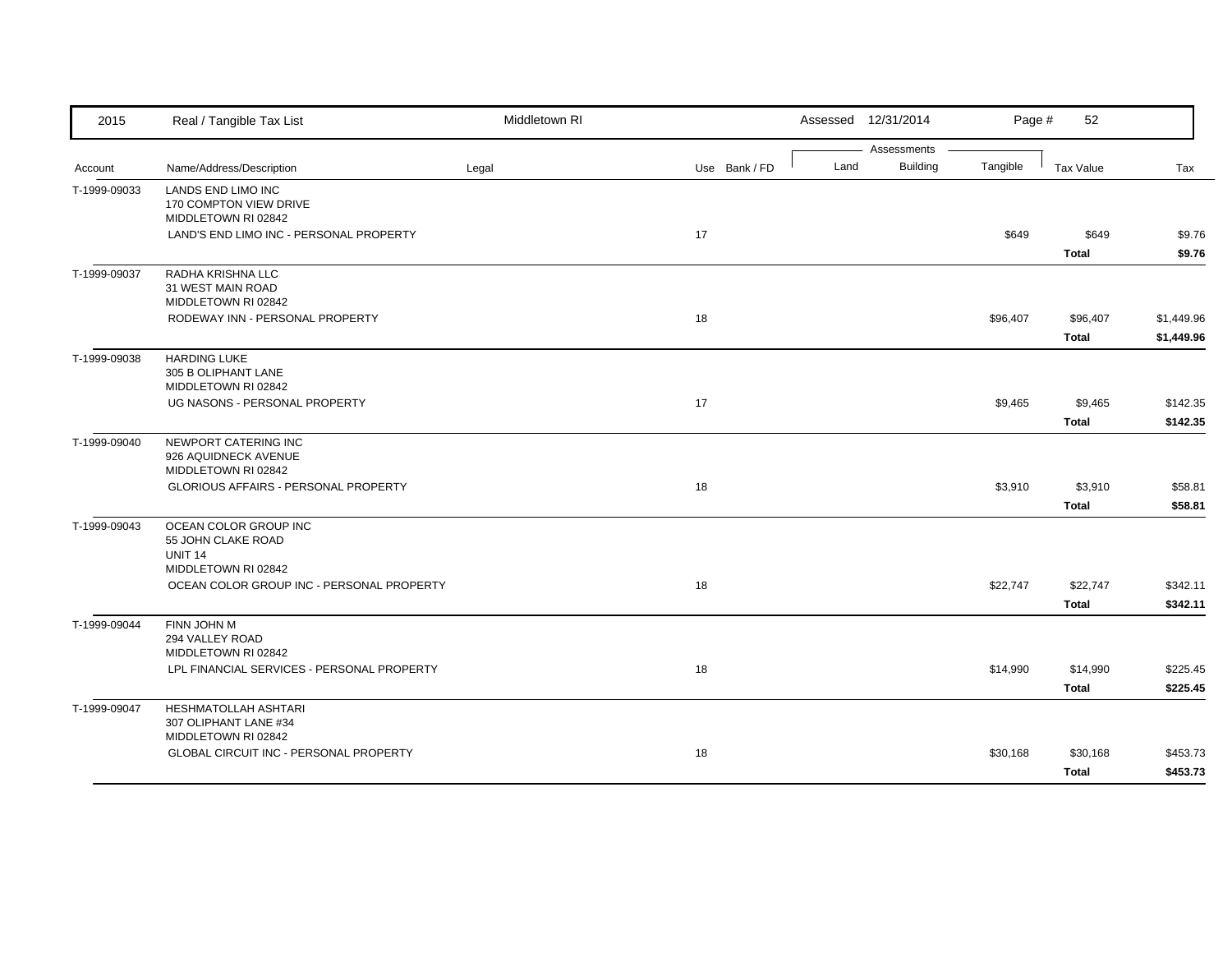| 2015 | Real / Tangible Tax List | Middletown RI | | Assessed 12/31/2014 | | Page # 52 | | |
|---|---|---|---|---|---|---|---|---|
| | | | | Assessments | | | | |
| Account | Name/Address/Description | Legal | Use Bank / FD | Land | Building | Tangible | Tax Value | Tax |
| T-1999-09033 | LANDS END LIMO INC<br>170 COMPTON VIEW DRIVE<br>MIDDLETOWN RI 02842 | | | | | | | |
| | LAND'S END LIMO INC - PERSONAL PROPERTY | | 17 | | | $649 | $649 | $9.76 |
| | | | | | | | **Total** | **$9.76** |
| T-1999-09037 | RADHA KRISHNA LLC<br>31 WEST MAIN ROAD<br>MIDDLETOWN RI 02842 | | | | | | | |
| | RODEWAY INN - PERSONAL PROPERTY | | 18 | | | $96,407 | $96,407 | $1,449.96 |
| | | | | | | | **Total** | **$1,449.96** |
| T-1999-09038 | HARDING LUKE<br>305 B OLIPHANT LANE<br>MIDDLETOWN RI 02842 | | | | | | | |
| | UG NASONS - PERSONAL PROPERTY | | 17 | | | $9,465 | $9,465 | $142.35 |
| | | | | | | | **Total** | **$142.35** |
| T-1999-09040 | NEWPORT CATERING INC<br>926 AQUIDNECK AVENUE<br>MIDDLETOWN RI 02842 | | | | | | | |
| | GLORIOUS AFFAIRS - PERSONAL PROPERTY | | 18 | | | $3,910 | $3,910 | $58.81 |
| | | | | | | | **Total** | **$58.81** |
| T-1999-09043 | OCEAN COLOR GROUP INC<br>55 JOHN CLAKE ROAD<br>UNIT 14<br>MIDDLETOWN RI 02842 | | | | | | | |
| | OCEAN COLOR GROUP INC - PERSONAL PROPERTY | | 18 | | | $22,747 | $22,747 | $342.11 |
| | | | | | | | **Total** | **$342.11** |
| T-1999-09044 | FINN JOHN M<br>294 VALLEY ROAD<br>MIDDLETOWN RI 02842 | | | | | | | |
| | LPL FINANCIAL SERVICES - PERSONAL PROPERTY | | 18 | | | $14,990 | $14,990 | $225.45 |
| | | | | | | | **Total** | **$225.45** |
| T-1999-09047 | HESHMATOLLAH ASHTARI<br>307 OLIPHANT LANE #34<br>MIDDLETOWN RI 02842 | | | | | | | |
| | GLOBAL CIRCUIT INC - PERSONAL PROPERTY | | 18 | | | $30,168 | $30,168 | $453.73 |
| | | | | | | | **Total** | **$453.73** |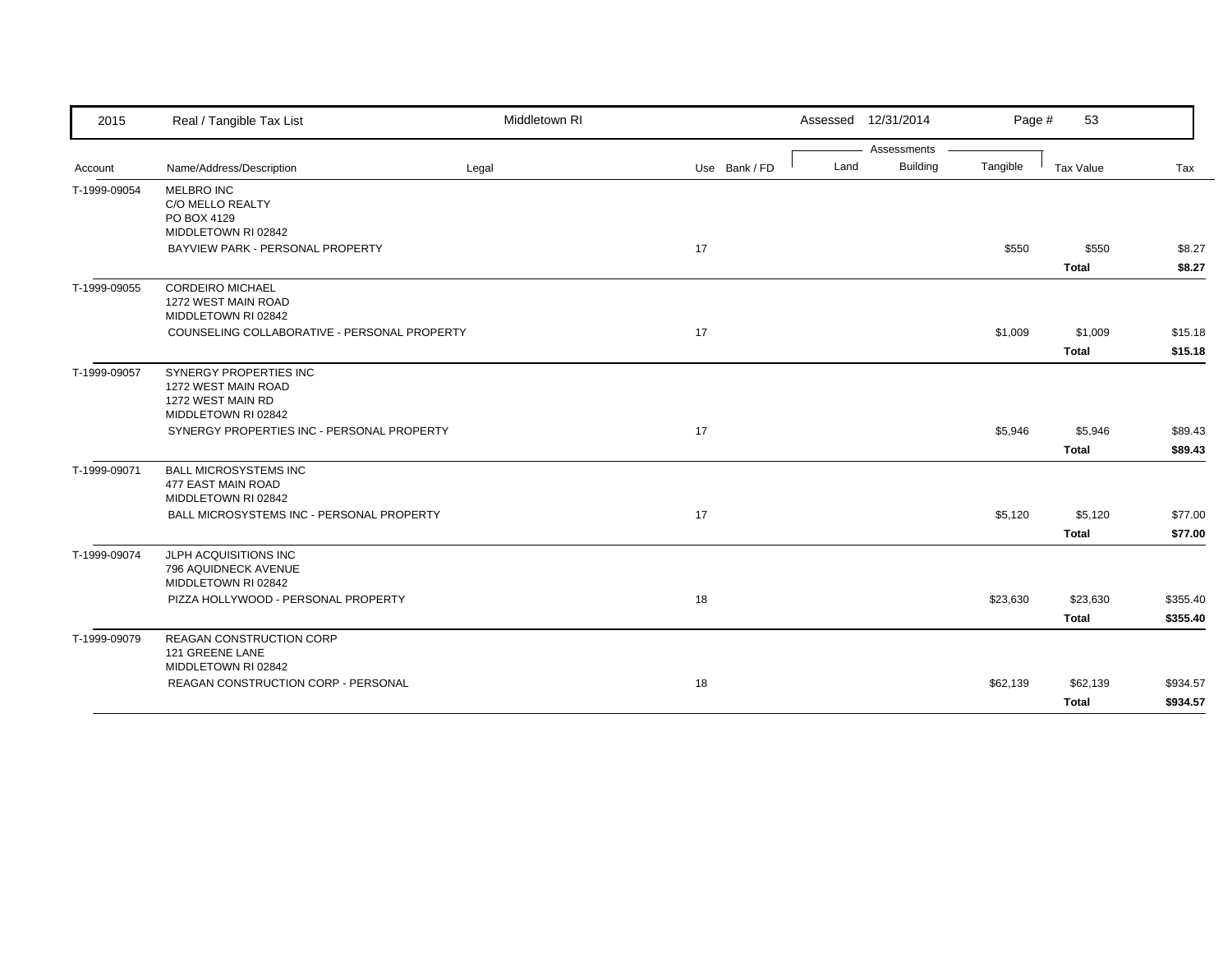| 2015 | Real / Tangible Tax List | Middletown RI | | | Assessed 12/31/2014 | | Page # 53 | | |
|---|---|---|---|---|---|---|---|---|---|
| | | | | | Assessments | | | | |
| Account | Name/Address/Description | Legal | Use | Bank / FD | Land | Building | Tangible | Tax Value | Tax |
| T-1999-09054 | MELBRO INC<br>C/O MELLO REALTY<br>PO BOX 4129<br>MIDDLETOWN RI 02842 | | | | | | | | |
| | BAYVIEW PARK - PERSONAL PROPERTY | | 17 | | | | $550 | $550 | $8.27 |
| | | | | | | | | **Total** | **$8.27** |
| T-1999-09055 | CORDEIRO MICHAEL<br>1272 WEST MAIN ROAD<br>MIDDLETOWN RI 02842 | | | | | | | | |
| | COUNSELING COLLABORATIVE - PERSONAL PROPERTY | | 17 | | | | $1,009 | $1,009 | $15.18 |
| | | | | | | | | **Total** | **$15.18** |
| T-1999-09057 | SYNERGY PROPERTIES INC<br>1272 WEST MAIN ROAD<br>1272 WEST MAIN RD<br>MIDDLETOWN RI 02842 | | | | | | | | |
| | SYNERGY PROPERTIES INC - PERSONAL PROPERTY | | 17 | | | | $5,946 | $5,946 | $89.43 |
| | | | | | | | | **Total** | **$89.43** |
| T-1999-09071 | BALL MICROSYSTEMS INC<br>477 EAST MAIN ROAD<br>MIDDLETOWN RI 02842 | | | | | | | | |
| | BALL MICROSYSTEMS INC - PERSONAL PROPERTY | | 17 | | | | $5,120 | $5,120 | $77.00 |
| | | | | | | | | **Total** | **$77.00** |
| T-1999-09074 | JLPH ACQUISITIONS INC<br>796 AQUIDNECK AVENUE<br>MIDDLETOWN RI 02842 | | | | | | | | |
| | PIZZA HOLLYWOOD - PERSONAL PROPERTY | | 18 | | | | $23,630 | $23,630 | $355.40 |
| | | | | | | | | **Total** | **$355.40** |
| T-1999-09079 | REAGAN CONSTRUCTION CORP<br>121 GREENE LANE<br>MIDDLETOWN RI 02842 | | | | | | | | |
| | REAGAN CONSTRUCTION CORP - PERSONAL | | 18 | | | | $62,139 | $62,139 | $934.57 |
| | | | | | | | | **Total** | **$934.57** |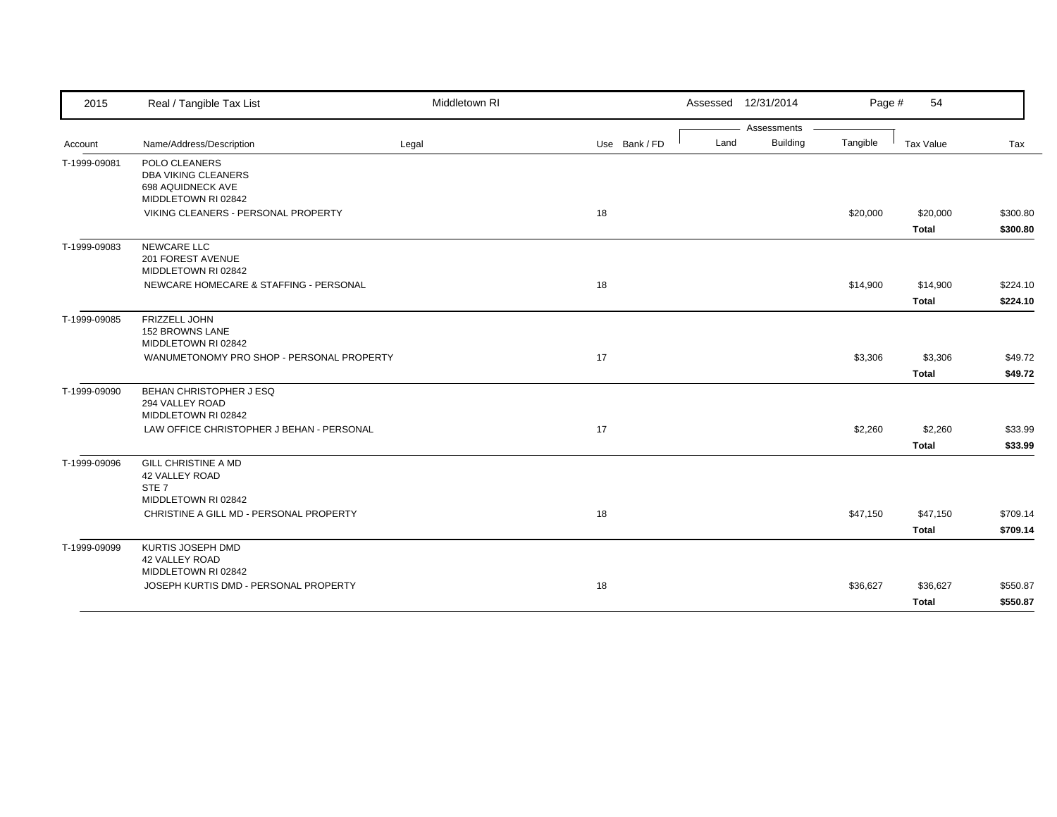| 2015 | Real / Tangible Tax List | Middletown RI | | Assessed 12/31/2014 | | | | |
|---|---|---|---|---|---|---|---|---|
| | | | | Assessments | | | | |
| Account | Name/Address/Description | Legal | Use Bank / FD | Land | Building | Tangible | Tax Value | Tax |
| T-1999-09081 | POLO CLEANERS<br>DBA VIKING CLEANERS<br>698 AQUIDNECK AVE<br>MIDDLETOWN RI 02842 | | | | | | | |
| | VIKING CLEANERS - PERSONAL PROPERTY | | 18 | | | $20,000 | $20,000 | $300.80 |
| | | | | | | | **Total** | **$300.80** |
| T-1999-09083 | NEWCARE LLC<br>201 FOREST AVENUE<br>MIDDLETOWN RI 02842 | | | | | | | |
| | NEWCARE HOMECARE & STAFFING - PERSONAL | | 18 | | | $14,900 | $14,900 | $224.10 |
| | | | | | | | **Total** | **$224.10** |
| T-1999-09085 | FRIZZELL JOHN<br>152 BROWNS LANE<br>MIDDLETOWN RI 02842 | | | | | | | |
| | WANUMETONOMY PRO SHOP - PERSONAL PROPERTY | | 17 | | | $3,306 | $3,306 | $49.72 |
| | | | | | | | **Total** | **$49.72** |
| T-1999-09090 | BEHAN CHRISTOPHER J ESQ<br>294 VALLEY ROAD<br>MIDDLETOWN RI 02842 | | | | | | | |
| | LAW OFFICE CHRISTOPHER J BEHAN - PERSONAL | | 17 | | | $2,260 | $2,260 | $33.99 |
| | | | | | | | **Total** | **$33.99** |
| T-1999-09096 | GILL CHRISTINE A MD<br>42 VALLEY ROAD<br>STE 7<br>MIDDLETOWN RI 02842 | | | | | | | |
| | CHRISTINE A GILL MD - PERSONAL PROPERTY | | 18 | | | $47,150 | $47,150 | $709.14 |
| | | | | | | | **Total** | **$709.14** |
| T-1999-09099 | KURTIS JOSEPH DMD<br>42 VALLEY ROAD<br>MIDDLETOWN RI 02842 | | | | | | | |
| | JOSEPH KURTIS DMD - PERSONAL PROPERTY | | 18 | | | $36,627 | $36,627 | $550.87 |
| | | | | | | | **Total** | **$550.87** |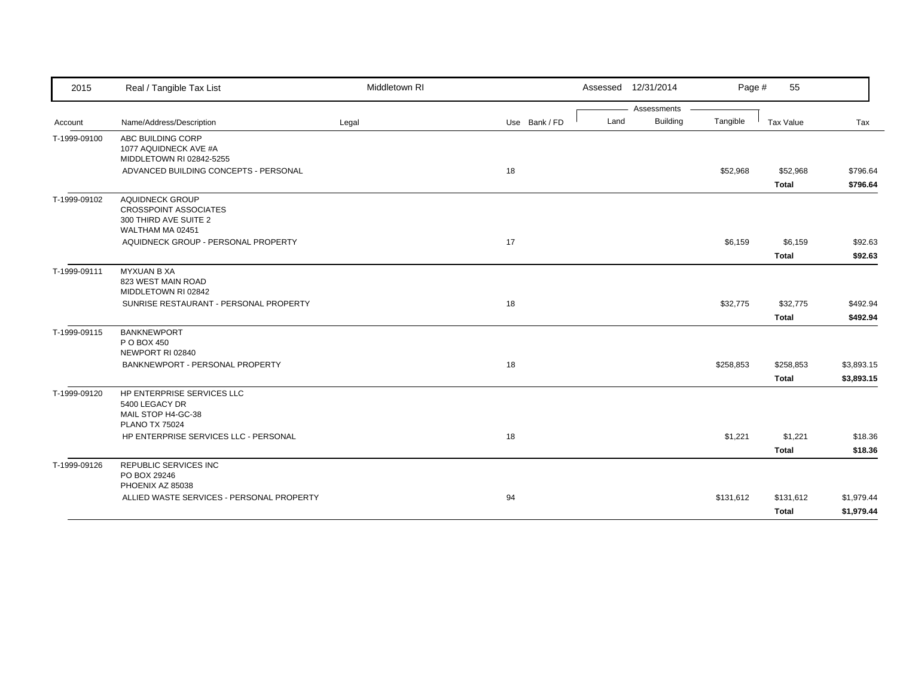| 2015 | Real / Tangible Tax List | Middletown RI | | | Assessed 12/31/2014 | | Page # | 55 | |
|---|---|---|---|---|---|---|---|---|---|
| | | | | | Assessments | | | | |
| Account | Name/Address/Description | Legal | Use | Bank / FD | Land | Building | Tangible | Tax Value | Tax |
| T-1999-09100 | ABC BUILDING CORP<br>1077 AQUIDNECK AVE #A<br>MIDDLETOWN RI 02842-5255 | | | | | | | | |
| | ADVANCED BUILDING CONCEPTS - PERSONAL | | 18 | | | | $52,968 | $52,968 | $796.64 |
| | | | | | | | | **Total** | **$796.64** |
| T-1999-09102 | AQUIDNECK GROUP<br>CROSSPOINT ASSOCIATES<br>300 THIRD AVE SUITE 2<br>WALTHAM MA 02451 | | | | | | | | |
| | AQUIDNECK GROUP - PERSONAL PROPERTY | | 17 | | | | $6,159 | $6,159 | $92.63 |
| | | | | | | | | **Total** | **$92.63** |
| T-1999-09111 | MYXUAN B XA<br>823 WEST MAIN ROAD<br>MIDDLETOWN RI 02842 | | | | | | | | |
| | SUNRISE RESTAURANT - PERSONAL PROPERTY | | 18 | | | | $32,775 | $32,775 | $492.94 |
| | | | | | | | | **Total** | **$492.94** |
| T-1999-09115 | BANKNEWPORT<br>P O BOX 450<br>NEWPORT RI 02840 | | | | | | | | |
| | BANKNEWPORT - PERSONAL PROPERTY | | 18 | | | | $258,853 | $258,853 | $3,893.15 |
| | | | | | | | | **Total** | **$3,893.15** |
| T-1999-09120 | HP ENTERPRISE SERVICES LLC<br>5400 LEGACY DR<br>MAIL STOP H4-GC-38<br>PLANO TX 75024 | | | | | | | | |
| | HP ENTERPRISE SERVICES LLC - PERSONAL | | 18 | | | | $1,221 | $1,221 | $18.36 |
| | | | | | | | | **Total** | **$18.36** |
| T-1999-09126 | REPUBLIC SERVICES INC<br>PO BOX 29246<br>PHOENIX AZ 85038 | | | | | | | | |
| | ALLIED WASTE SERVICES - PERSONAL PROPERTY | | 94 | | | | $131,612 | $131,612 | $1,979.44 |
| | | | | | | | | **Total** | **$1,979.44** |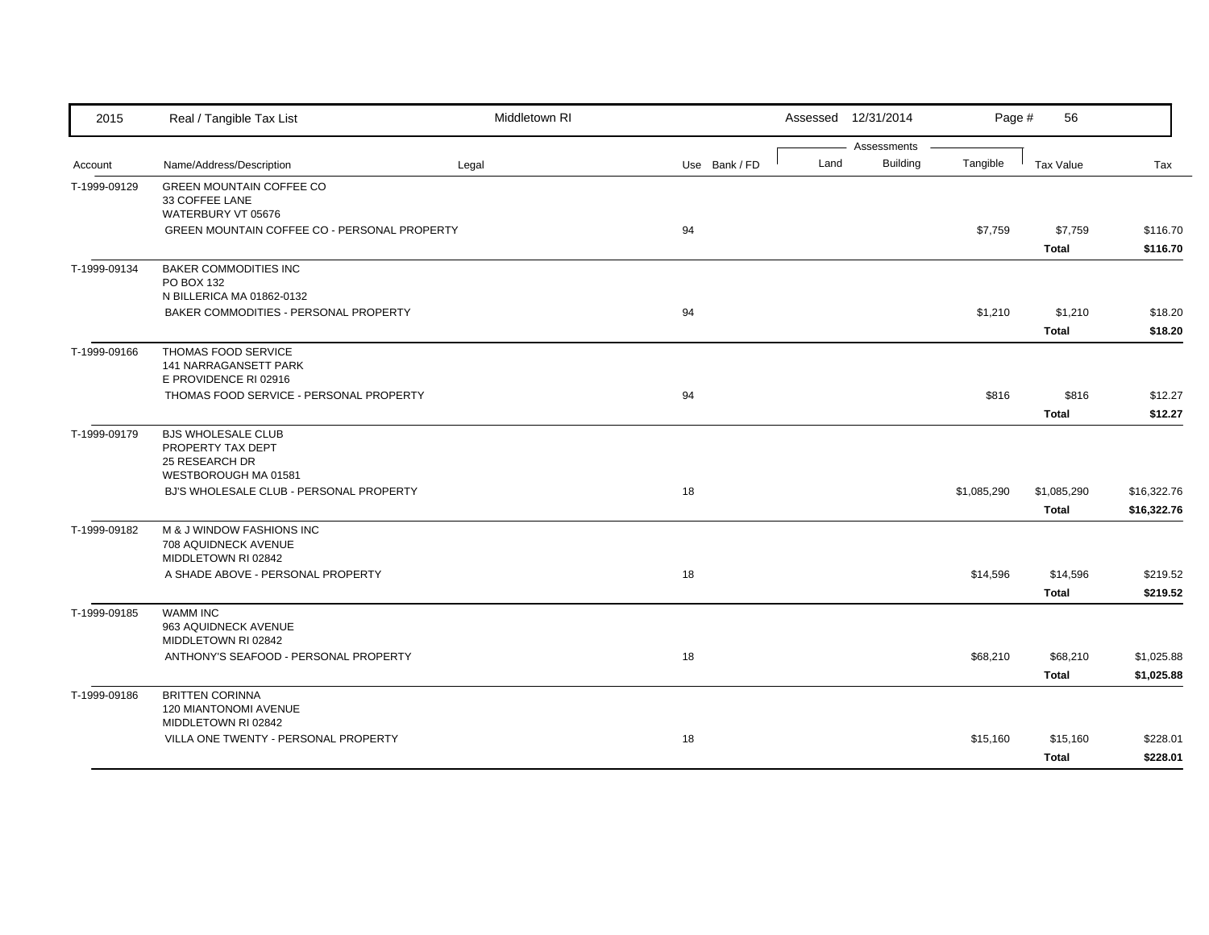| Account | Name/Address/Description | Legal | Use | Bank / FD | Land | Building | Tangible | Tax Value | Tax |
|---|---|---|---|---|---|---|---|---|---|
| | | | | | Assessments | | | | |
| T-1999-09129 | GREEN MOUNTAIN COFFEE CO<br>33 COFFEE LANE<br>WATERBURY VT 05676 | | | | | | | | |
| | GREEN MOUNTAIN COFFEE CO - PERSONAL PROPERTY | | 94 | | | | $7,759 | $7,759 | $116.70 |
| | | | | | | | | **Total** | **$116.70** |
| T-1999-09134 | BAKER COMMODITIES INC<br>PO BOX 132<br>N BILLERICA MA 01862-0132 | | | | | | | | |
| | BAKER COMMODITIES - PERSONAL PROPERTY | | 94 | | | | $1,210 | $1,210 | $18.20 |
| | | | | | | | | **Total** | **$18.20** |
| T-1999-09166 | THOMAS FOOD SERVICE<br>141 NARRAGANSETT PARK<br>E PROVIDENCE RI 02916 | | | | | | | | |
| | THOMAS FOOD SERVICE - PERSONAL PROPERTY | | 94 | | | | $816 | $816 | $12.27 |
| | | | | | | | | **Total** | **$12.27** |
| T-1999-09179 | BJS WHOLESALE CLUB<br>PROPERTY TAX DEPT<br>25 RESEARCH DR<br>WESTBOROUGH MA 01581 | | | | | | | | |
| | BJ'S WHOLESALE CLUB - PERSONAL PROPERTY | | 18 | | | | $1,085,290 | $1,085,290 | $16,322.76 |
| | | | | | | | | **Total** | **$16,322.76** |
| T-1999-09182 | M & J WINDOW FASHIONS INC<br>708 AQUIDNECK AVENUE<br>MIDDLETOWN RI 02842 | | | | | | | | |
| | A SHADE ABOVE - PERSONAL PROPERTY | | 18 | | | | $14,596 | $14,596 | $219.52 |
| | | | | | | | | **Total** | **$219.52** |
| T-1999-09185 | WAMM INC<br>963 AQUIDNECK AVENUE<br>MIDDLETOWN RI 02842 | | | | | | | | |
| | ANTHONY'S SEAFOOD - PERSONAL PROPERTY | | 18 | | | | $68,210 | $68,210 | $1,025.88 |
| | | | | | | | | **Total** | **$1,025.88** |
| T-1999-09186 | BRITTEN CORINNA<br>120 MIANTONOMI AVENUE<br>MIDDLETOWN RI 02842 | | | | | | | | |
| | VILLA ONE TWENTY - PERSONAL PROPERTY | | 18 | | | | $15,160 | $15,160 | $228.01 |
| | | | | | | | | **Total** | **$228.01** |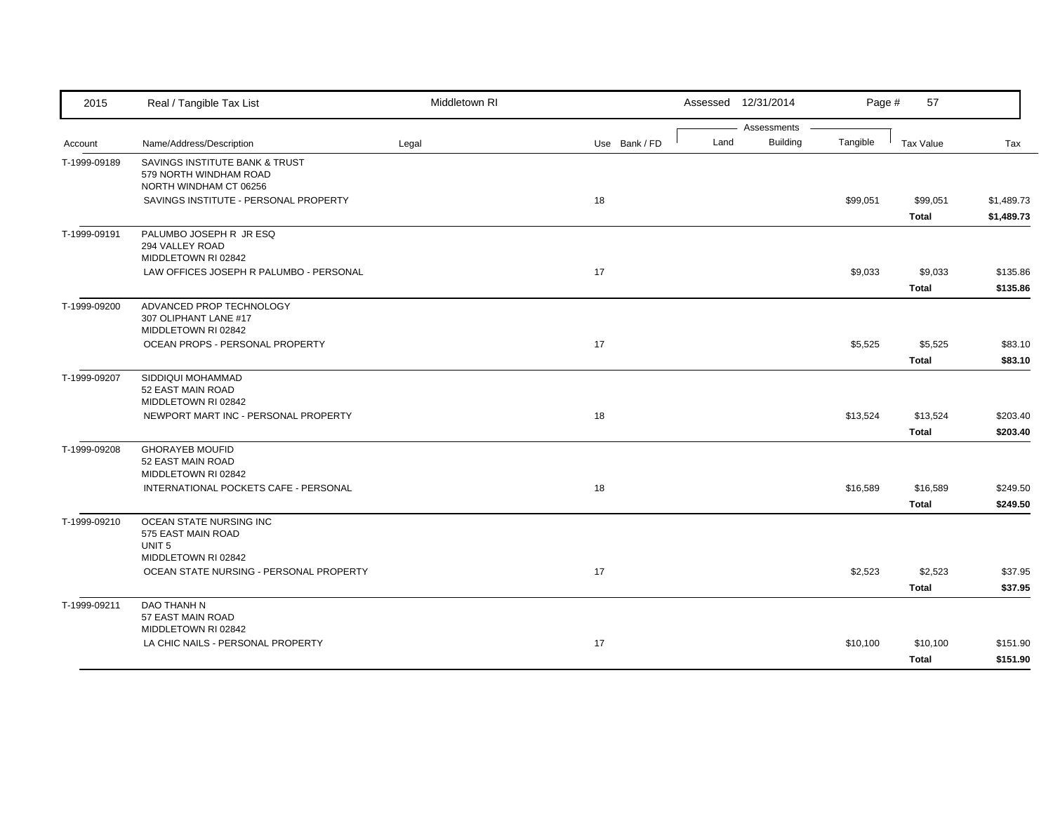| 2015 | Real / Tangible Tax List | Middletown RI | | | Assessed 12/31/2014 | | | |
|---|---|---|---|---|---|---|---|---|
| | | | | | Assessments | | | |
| Account | Name/Address/Description | Legal | Use | Bank / FD | Land | Building | Tangible | Tax Value | Tax |
| T-1999-09189 | SAVINGS INSTITUTE BANK & TRUST<br>579 NORTH WINDHAM ROAD<br>NORTH WINDHAM CT 06256 | | | | | | | | |
| | SAVINGS INSTITUTE - PERSONAL PROPERTY | | 18 | | | | $99,051 | $99,051 | $1,489.73 |
| | | | | | | | | **Total** | **$1,489.73** |
| T-1999-09191 | PALUMBO JOSEPH R JR ESQ<br>294 VALLEY ROAD<br>MIDDLETOWN RI 02842 | | | | | | | | |
| | LAW OFFICES JOSEPH R PALUMBO - PERSONAL | | 17 | | | | $9,033 | $9,033 | $135.86 |
| | | | | | | | | **Total** | **$135.86** |
| T-1999-09200 | ADVANCED PROP TECHNOLOGY<br>307 OLIPHANT LANE #17<br>MIDDLETOWN RI 02842 | | | | | | | | |
| | OCEAN PROPS - PERSONAL PROPERTY | | 17 | | | | $5,525 | $5,525 | $83.10 |
| | | | | | | | | **Total** | **$83.10** |
| T-1999-09207 | SIDDIQUI MOHAMMAD<br>52 EAST MAIN ROAD<br>MIDDLETOWN RI 02842 | | | | | | | | |
| | NEWPORT MART INC - PERSONAL PROPERTY | | 18 | | | | $13,524 | $13,524 | $203.40 |
| | | | | | | | | **Total** | **$203.40** |
| T-1999-09208 | GHORAYEB MOUFID<br>52 EAST MAIN ROAD<br>MIDDLETOWN RI 02842 | | | | | | | | |
| | INTERNATIONAL POCKETS CAFE - PERSONAL | | 18 | | | | $16,589 | $16,589 | $249.50 |
| | | | | | | | | **Total** | **$249.50** |
| T-1999-09210 | OCEAN STATE NURSING INC<br>575 EAST MAIN ROAD<br>UNIT 5<br>MIDDLETOWN RI 02842 | | | | | | | | |
| | OCEAN STATE NURSING - PERSONAL PROPERTY | | 17 | | | | $2,523 | $2,523 | $37.95 |
| | | | | | | | | **Total** | **$37.95** |
| T-1999-09211 | DAO THANH N<br>57 EAST MAIN ROAD<br>MIDDLETOWN RI 02842 | | | | | | | | |
| | LA CHIC NAILS - PERSONAL PROPERTY | | 17 | | | | $10,100 | $10,100 | $151.90 |
| | | | | | | | | **Total** | **$151.90** |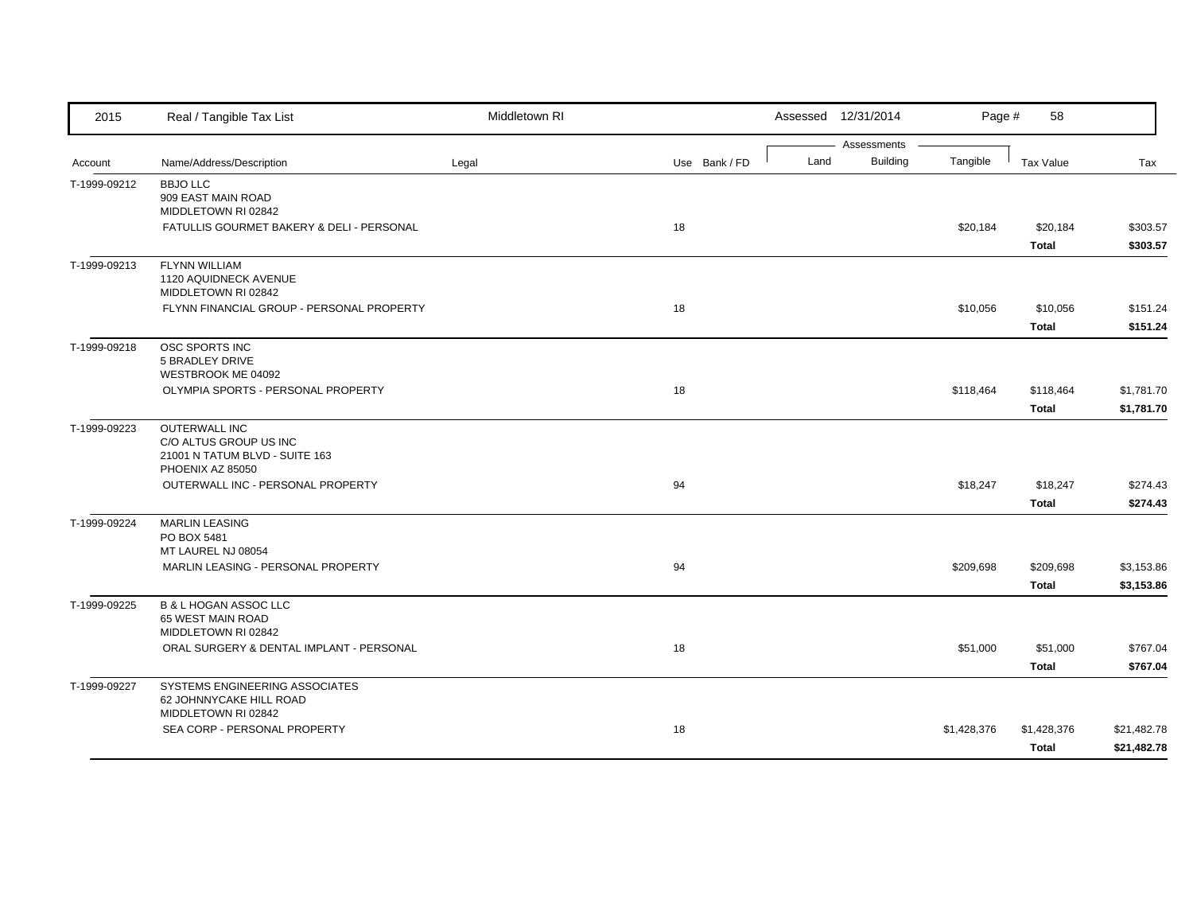| Account | Name/Address/Description | Legal | Use | Bank / FD | Land | Building | Tangible | Tax Value | Tax |
|---|---|---|---|---|---|---|---|---|---|
| T-1999-09212 | BBJO LLC<br>909 EAST MAIN ROAD<br>MIDDLETOWN RI 02842 | | | | | | | | |
| | FATULLIS GOURMET BAKERY & DELI - PERSONAL | | 18 | | | | $20,184 | $20,184 | $303.57 |
| | | | | | | | | **Total** | **$303.57** |
| T-1999-09213 | FLYNN WILLIAM<br>1120 AQUIDNECK AVENUE<br>MIDDLETOWN RI 02842 | | | | | | | | |
| | FLYNN FINANCIAL GROUP - PERSONAL PROPERTY | | 18 | | | | $10,056 | $10,056 | $151.24 |
| | | | | | | | | **Total** | **$151.24** |
| T-1999-09218 | OSC SPORTS INC<br>5 BRADLEY DRIVE<br>WESTBROOK ME 04092 | | | | | | | | |
| | OLYMPIA SPORTS - PERSONAL PROPERTY | | 18 | | | | $118,464 | $118,464 | $1,781.70 |
| | | | | | | | | **Total** | **$1,781.70** |
| T-1999-09223 | OUTERWALL INC<br>C/O ALTUS GROUP US INC<br>21001 N TATUM BLVD - SUITE 163<br>PHOENIX AZ 85050 | | | | | | | | |
| | OUTERWALL INC - PERSONAL PROPERTY | | 94 | | | | $18,247 | $18,247 | $274.43 |
| | | | | | | | | **Total** | **$274.43** |
| T-1999-09224 | MARLIN LEASING<br>PO BOX 5481<br>MT LAUREL NJ 08054 | | | | | | | | |
| | MARLIN LEASING - PERSONAL PROPERTY | | 94 | | | | $209,698 | $209,698 | $3,153.86 |
| | | | | | | | | **Total** | **$3,153.86** |
| T-1999-09225 | B & L HOGAN ASSOC LLC<br>65 WEST MAIN ROAD<br>MIDDLETOWN RI 02842 | | | | | | | | |
| | ORAL SURGERY & DENTAL IMPLANT - PERSONAL | | 18 | | | | $51,000 | $51,000 | $767.04 |
| | | | | | | | | **Total** | **$767.04** |
| T-1999-09227 | SYSTEMS ENGINEERING ASSOCIATES<br>62 JOHNNYCAKE HILL ROAD<br>MIDDLETOWN RI 02842 | | | | | | | | |
| | SEA CORP - PERSONAL PROPERTY | | 18 | | | | $1,428,376 | $1,428,376 | $21,482.78 |
| | | | | | | | | **Total** | **$21,482.78** |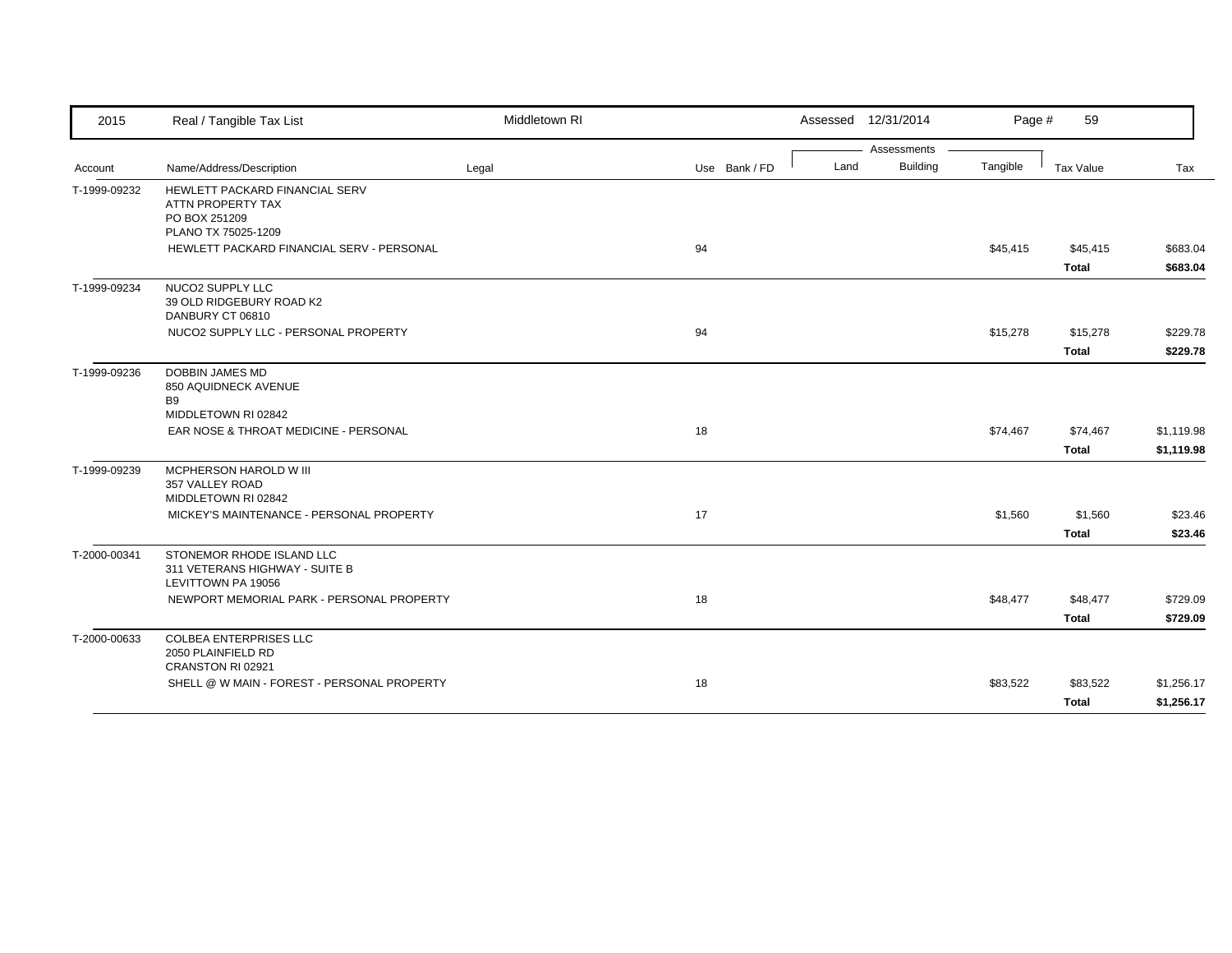| Account | Name/Address/Description | Legal | Use | Bank / FD | Land | Building | Tangible | Tax Value | Tax |
|---|---|---|---|---|---|---|---|---|---|
| T-1999-09232 | HEWLETT PACKARD FINANCIAL SERV<br>ATTN PROPERTY TAX<br>PO BOX 251209<br>PLANO TX 75025-1209 | | | | | | | | |
| | HEWLETT PACKARD FINANCIAL SERV - PERSONAL | | 94 | | | | $45,415 | $45,415 | $683.04 |
| | | | | | | | | **Total** | **$683.04** |
| T-1999-09234 | NUCO2 SUPPLY LLC<br>39 OLD RIDGEBURY ROAD K2<br>DANBURY CT 06810 | | | | | | | | |
| | NUCO2 SUPPLY LLC - PERSONAL PROPERTY | | 94 | | | | $15,278 | $15,278 | $229.78 |
| | | | | | | | | **Total** | **$229.78** |
| T-1999-09236 | DOBBIN JAMES MD<br>850 AQUIDNECK AVENUE<br>B9<br>MIDDLETOWN RI 02842 | | | | | | | | |
| | EAR NOSE & THROAT MEDICINE - PERSONAL | | 18 | | | | $74,467 | $74,467 | $1,119.98 |
| | | | | | | | | **Total** | **$1,119.98** |
| T-1999-09239 | MCPHERSON HAROLD W III<br>357 VALLEY ROAD<br>MIDDLETOWN RI 02842 | | | | | | | | |
| | MICKEY'S MAINTENANCE - PERSONAL PROPERTY | | 17 | | | | $1,560 | $1,560 | $23.46 |
| | | | | | | | | **Total** | **$23.46** |
| T-2000-00341 | STONEMOR RHODE ISLAND LLC<br>311 VETERANS HIGHWAY - SUITE B<br>LEVITTOWN PA 19056 | | | | | | | | |
| | NEWPORT MEMORIAL PARK - PERSONAL PROPERTY | | 18 | | | | $48,477 | $48,477 | $729.09 |
| | | | | | | | | **Total** | **$729.09** |
| T-2000-00633 | COLBEA ENTERPRISES LLC<br>2050 PLAINFIELD RD<br>CRANSTON RI 02921 | | | | | | | | |
| | SHELL @ W MAIN - FOREST - PERSONAL PROPERTY | | 18 | | | | $83,522 | $83,522 | $1,256.17 |
| | | | | | | | | **Total** | **$1,256.17** |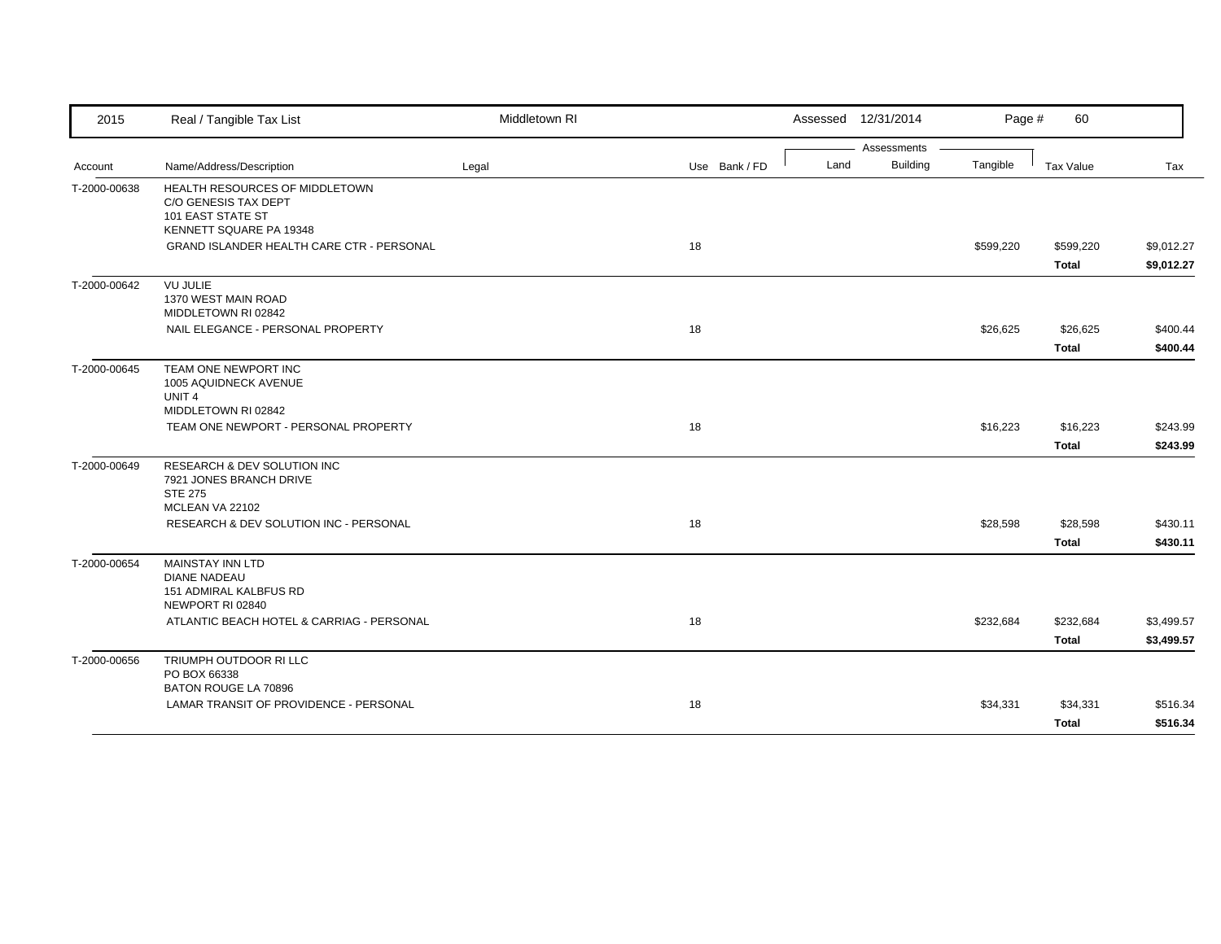2015 Real / Tangible Tax List — Middletown RI — Assessed 12/31/2014

| Account | Name/Address/Description | Legal | Use | Bank / FD | Land | Building | Tangible | Tax Value | Tax |
|---|---|---|---|---|---|---|---|---|---|
| T-2000-00638 | HEALTH RESOURCES OF MIDDLETOWN<br>C/O GENESIS TAX DEPT<br>101 EAST STATE ST<br>KENNETT SQUARE PA 19348 | | | | | | | | |
| | GRAND ISLANDER HEALTH CARE CTR - PERSONAL | | 18 | | | | $599,220 | $599,220 | $9,012.27 |
| | | | | | | | | **Total** | **$9,012.27** |
| T-2000-00642 | VU JULIE<br>1370 WEST MAIN ROAD<br>MIDDLETOWN RI 02842 | | | | | | | | |
| | NAIL ELEGANCE - PERSONAL PROPERTY | | 18 | | | | $26,625 | $26,625 | $400.44 |
| | | | | | | | | **Total** | **$400.44** |
| T-2000-00645 | TEAM ONE NEWPORT INC<br>1005 AQUIDNECK AVENUE<br>UNIT 4<br>MIDDLETOWN RI 02842 | | | | | | | | |
| | TEAM ONE NEWPORT - PERSONAL PROPERTY | | 18 | | | | $16,223 | $16,223 | $243.99 |
| | | | | | | | | **Total** | **$243.99** |
| T-2000-00649 | RESEARCH & DEV SOLUTION INC<br>7921 JONES BRANCH DRIVE<br>STE 275<br>MCLEAN VA 22102 | | | | | | | | |
| | RESEARCH & DEV SOLUTION INC - PERSONAL | | 18 | | | | $28,598 | $28,598 | $430.11 |
| | | | | | | | | **Total** | **$430.11** |
| T-2000-00654 | MAINSTAY INN LTD<br>DIANE NADEAU<br>151 ADMIRAL KALBFUS RD<br>NEWPORT RI 02840 | | | | | | | | |
| | ATLANTIC BEACH HOTEL & CARRIAG - PERSONAL | | 18 | | | | $232,684 | $232,684 | $3,499.57 |
| | | | | | | | | **Total** | **$3,499.57** |
| T-2000-00656 | TRIUMPH OUTDOOR RI LLC<br>PO BOX 66338<br>BATON ROUGE LA 70896 | | | | | | | | |
| | LAMAR TRANSIT OF PROVIDENCE - PERSONAL | | 18 | | | | $34,331 | $34,331 | $516.34 |
| | | | | | | | | **Total** | **$516.34** |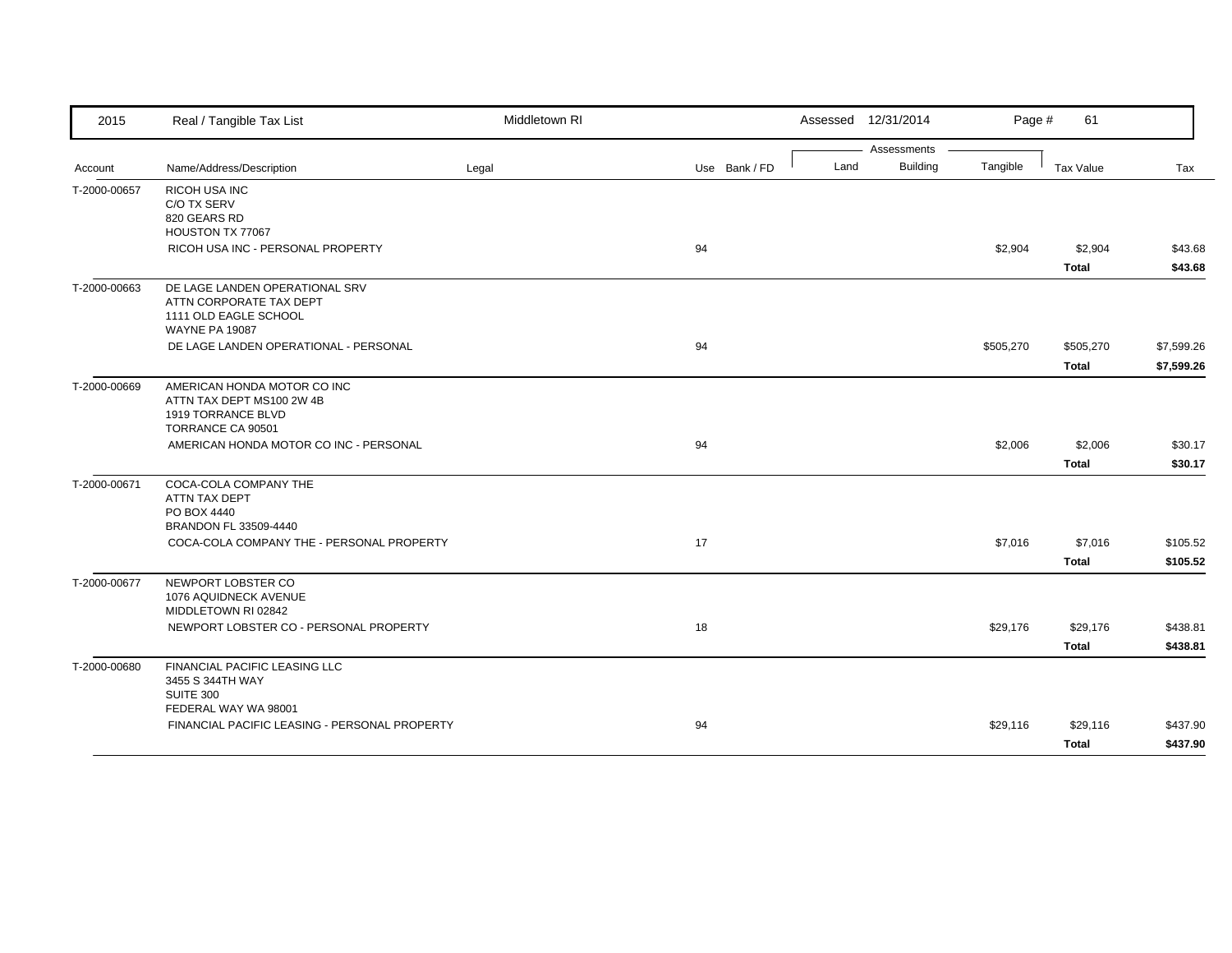| 2015 | Real / Tangible Tax List | Middletown RI | | Assessed 12/31/2014 | | | Page # 61 | |
|---|---|---|---|---|---|---|---|---|
| | | | | Assessments | | | | |
| Account | Name/Address/Description | Legal | Use Bank / FD | Land | Building | Tangible | Tax Value | Tax |
| T-2000-00657 | RICOH USA INC<br>C/O TX SERV<br>820 GEARS RD<br>HOUSTON TX 77067 | | | | | | | |
| | RICOH USA INC - PERSONAL PROPERTY | | 94 | | | $2,904 | $2,904 | $43.68 |
| | | | | | | | **Total** | **$43.68** |
| T-2000-00663 | DE LAGE LANDEN OPERATIONAL SRV<br>ATTN CORPORATE TAX DEPT<br>1111 OLD EAGLE SCHOOL<br>WAYNE PA 19087 | | | | | | | |
| | DE LAGE LANDEN OPERATIONAL - PERSONAL | | 94 | | | $505,270 | $505,270 | $7,599.26 |
| | | | | | | | **Total** | **$7,599.26** |
| T-2000-00669 | AMERICAN HONDA MOTOR CO INC<br>ATTN TAX DEPT MS100 2W 4B<br>1919 TORRANCE BLVD<br>TORRANCE CA 90501 | | | | | | | |
| | AMERICAN HONDA MOTOR CO INC - PERSONAL | | 94 | | | $2,006 | $2,006 | $30.17 |
| | | | | | | | **Total** | **$30.17** |
| T-2000-00671 | COCA-COLA COMPANY THE<br>ATTN TAX DEPT<br>PO BOX 4440<br>BRANDON FL 33509-4440 | | | | | | | |
| | COCA-COLA COMPANY THE - PERSONAL PROPERTY | | 17 | | | $7,016 | $7,016 | $105.52 |
| | | | | | | | **Total** | **$105.52** |
| T-2000-00677 | NEWPORT LOBSTER CO<br>1076 AQUIDNECK AVENUE<br>MIDDLETOWN RI 02842 | | | | | | | |
| | NEWPORT LOBSTER CO - PERSONAL PROPERTY | | 18 | | | $29,176 | $29,176 | $438.81 |
| | | | | | | | **Total** | **$438.81** |
| T-2000-00680 | FINANCIAL PACIFIC LEASING LLC<br>3455 S 344TH WAY<br>SUITE 300<br>FEDERAL WAY WA 98001 | | | | | | | |
| | FINANCIAL PACIFIC LEASING - PERSONAL PROPERTY | | 94 | | | $29,116 | $29,116 | $437.90 |
| | | | | | | | **Total** | **$437.90** |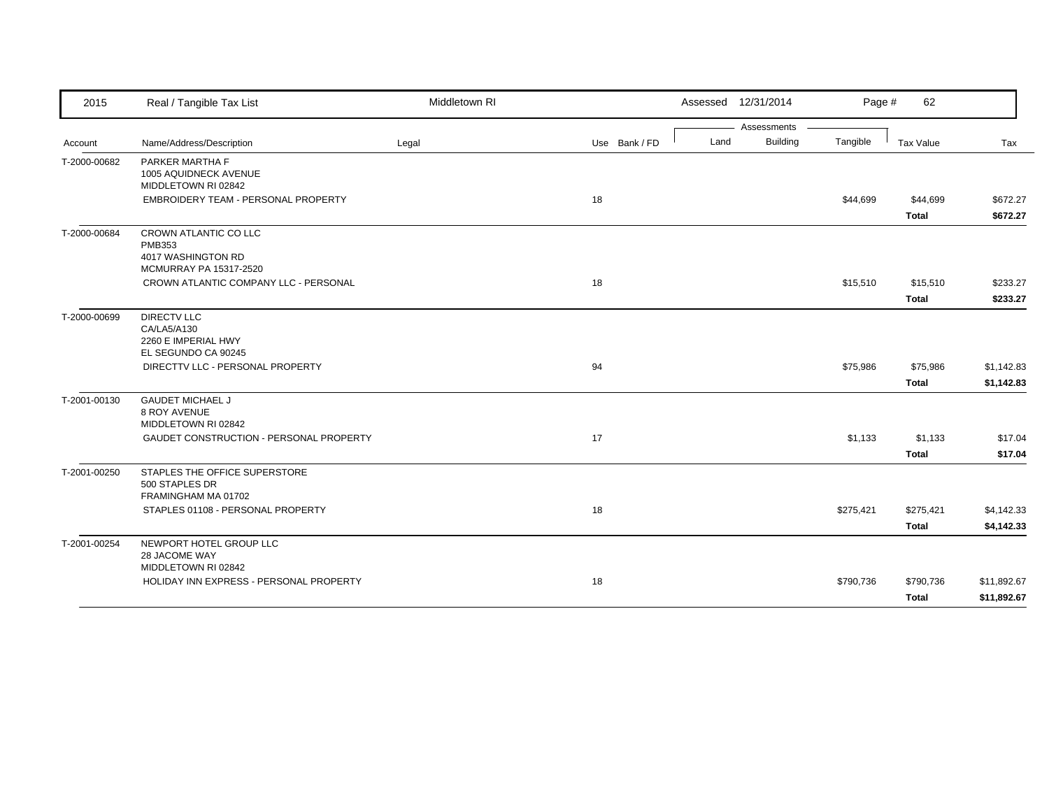| 2015 | Real / Tangible Tax List | Middletown RI | | Assessed 12/31/2014 | | Page # 62 | | |
|---|---|---|---|---|---|---|---|---|
| | | | | Assessments | | | | |
| Account | Name/Address/Description | Legal | Use Bank / FD | Land | Building | Tangible | Tax Value | Tax |
| T-2000-00682 | PARKER MARTHA F<br>1005 AQUIDNECK AVENUE<br>MIDDLETOWN RI 02842 | | | | | | | |
| | EMBROIDERY TEAM - PERSONAL PROPERTY | | 18 | | | $44,699 | $44,699 | $672.27 |
| | | | | | | | **Total** | **$672.27** |
| T-2000-00684 | CROWN ATLANTIC CO LLC<br>PMB353<br>4017 WASHINGTON RD<br>MCMURRAY PA 15317-2520 | | | | | | | |
| | CROWN ATLANTIC COMPANY LLC - PERSONAL | | 18 | | | $15,510 | $15,510 | $233.27 |
| | | | | | | | **Total** | **$233.27** |
| T-2000-00699 | DIRECTV LLC<br>CA/LA5/A130<br>2260 E IMPERIAL HWY<br>EL SEGUNDO CA 90245 | | | | | | | |
| | DIRECTTV LLC - PERSONAL PROPERTY | | 94 | | | $75,986 | $75,986 | $1,142.83 |
| | | | | | | | **Total** | **$1,142.83** |
| T-2001-00130 | GAUDET MICHAEL J<br>8 ROY AVENUE<br>MIDDLETOWN RI 02842 | | | | | | | |
| | GAUDET CONSTRUCTION - PERSONAL PROPERTY | | 17 | | | $1,133 | $1,133 | $17.04 |
| | | | | | | | **Total** | **$17.04** |
| T-2001-00250 | STAPLES THE OFFICE SUPERSTORE<br>500 STAPLES DR<br>FRAMINGHAM MA 01702 | | | | | | | |
| | STAPLES 01108 - PERSONAL PROPERTY | | 18 | | | $275,421 | $275,421 | $4,142.33 |
| | | | | | | | **Total** | **$4,142.33** |
| T-2001-00254 | NEWPORT HOTEL GROUP LLC<br>28 JACOME WAY<br>MIDDLETOWN RI 02842 | | | | | | | |
| | HOLIDAY INN EXPRESS - PERSONAL PROPERTY | | 18 | | | $790,736 | $790,736 | $11,892.67 |
| | | | | | | | **Total** | **$11,892.67** |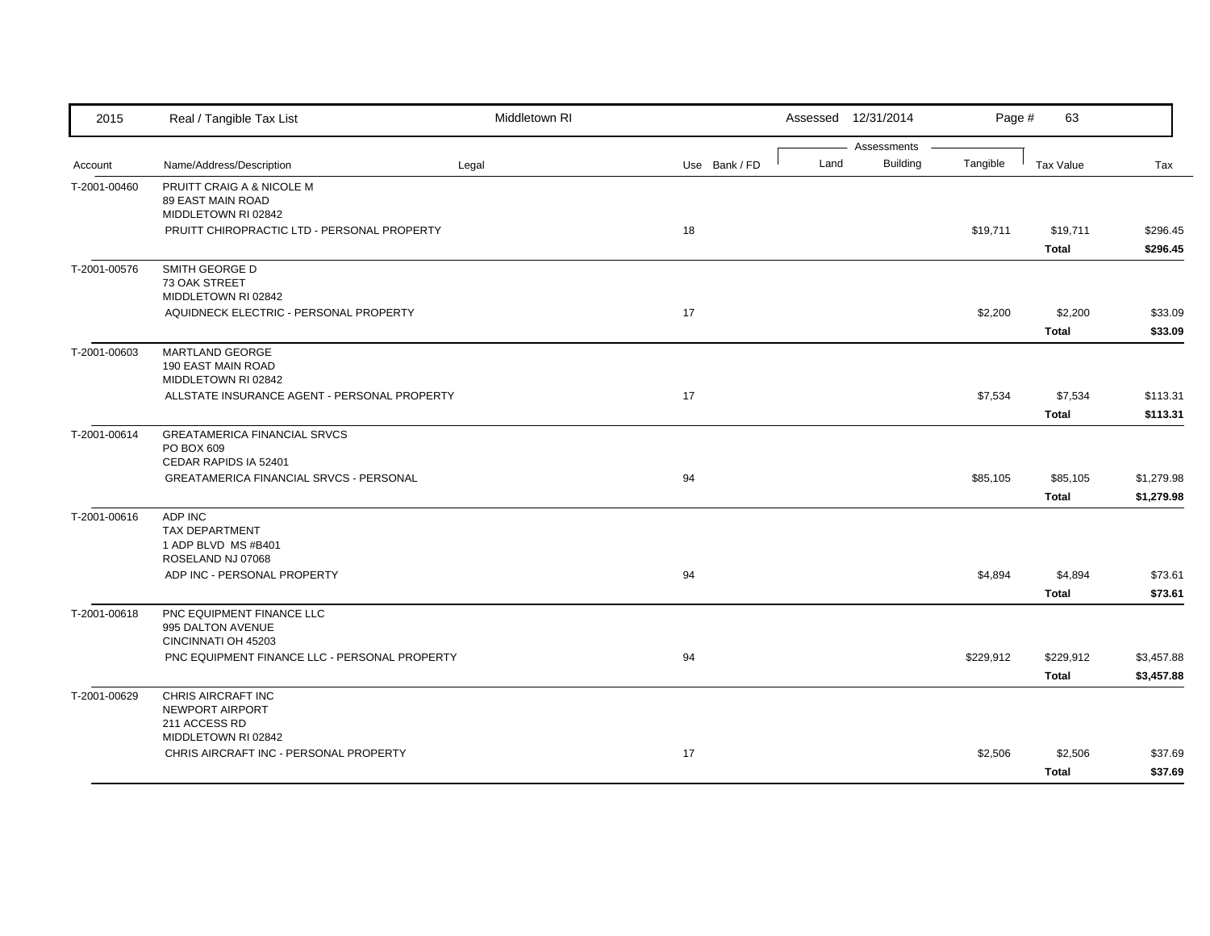| Account | Name/Address/Description | Legal | Use | Bank / FD | Land | Building | Tangible | Tax Value | Tax |
|---|---|---|---|---|---|---|---|---|---|
| T-2001-00460 | PRUITT CRAIG A & NICOLE M<br>89 EAST MAIN ROAD<br>MIDDLETOWN RI 02842 | | | | | | | | |
| | PRUITT CHIROPRACTIC LTD - PERSONAL PROPERTY | | 18 | | | | $19,711 | $19,711 | $296.45 |
| | | | | | | | | **Total** | **$296.45** |
| T-2001-00576 | SMITH GEORGE D<br>73 OAK STREET<br>MIDDLETOWN RI 02842 | | | | | | | | |
| | AQUIDNECK ELECTRIC - PERSONAL PROPERTY | | 17 | | | | $2,200 | $2,200 | $33.09 |
| | | | | | | | | **Total** | **$33.09** |
| T-2001-00603 | MARTLAND GEORGE<br>190 EAST MAIN ROAD<br>MIDDLETOWN RI 02842 | | | | | | | | |
| | ALLSTATE INSURANCE AGENT - PERSONAL PROPERTY | | 17 | | | | $7,534 | $7,534 | $113.31 |
| | | | | | | | | **Total** | **$113.31** |
| T-2001-00614 | GREATAMERICA FINANCIAL SRVCS<br>PO BOX 609<br>CEDAR RAPIDS IA 52401 | | | | | | | | |
| | GREATAMERICA FINANCIAL SRVCS - PERSONAL | | 94 | | | | $85,105 | $85,105 | $1,279.98 |
| | | | | | | | | **Total** | **$1,279.98** |
| T-2001-00616 | ADP INC<br>TAX DEPARTMENT<br>1 ADP BLVD MS #B401<br>ROSELAND NJ 07068 | | | | | | | | |
| | ADP INC - PERSONAL PROPERTY | | 94 | | | | $4,894 | $4,894 | $73.61 |
| | | | | | | | | **Total** | **$73.61** |
| T-2001-00618 | PNC EQUIPMENT FINANCE LLC<br>995 DALTON AVENUE<br>CINCINNATI OH 45203 | | | | | | | | |
| | PNC EQUIPMENT FINANCE LLC - PERSONAL PROPERTY | | 94 | | | | $229,912 | $229,912 | $3,457.88 |
| | | | | | | | | **Total** | **$3,457.88** |
| T-2001-00629 | CHRIS AIRCRAFT INC<br>NEWPORT AIRPORT<br>211 ACCESS RD<br>MIDDLETOWN RI 02842 | | | | | | | | |
| | CHRIS AIRCRAFT INC - PERSONAL PROPERTY | | 17 | | | | $2,506 | $2,506 | $37.69 |
| | | | | | | | | **Total** | **$37.69** |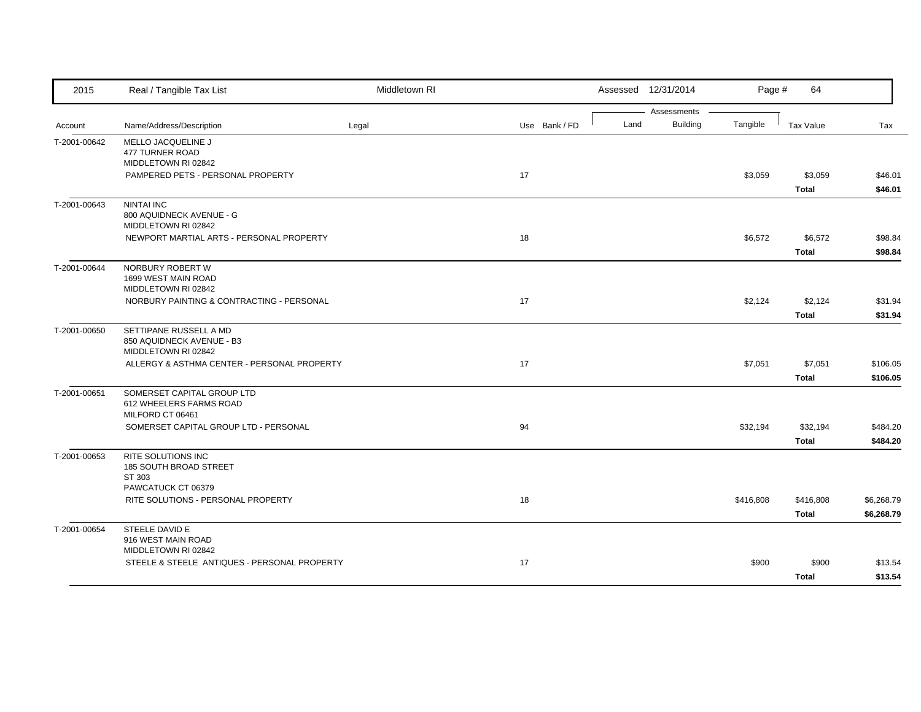| Account | Name/Address/Description | Legal | Use | Bank / FD | Land | Building | Tangible | Tax Value | Tax |
|---|---|---|---|---|---|---|---|---|---|
| T-2001-00642 | MELLO JACQUELINE J<br>477 TURNER ROAD<br>MIDDLETOWN RI 02842 | | | | | | | | |
| | PAMPERED PETS - PERSONAL PROPERTY | | 17 | | | | $3,059 | $3,059 | $46.01 |
| | | | | | | | | **Total** | **$46.01** |
| T-2001-00643 | NINTAI INC<br>800 AQUIDNECK AVENUE - G<br>MIDDLETOWN RI 02842 | | | | | | | | |
| | NEWPORT MARTIAL ARTS - PERSONAL PROPERTY | | 18 | | | | $6,572 | $6,572 | $98.84 |
| | | | | | | | | **Total** | **$98.84** |
| T-2001-00644 | NORBURY ROBERT W<br>1699 WEST MAIN ROAD<br>MIDDLETOWN RI 02842 | | | | | | | | |
| | NORBURY PAINTING & CONTRACTING - PERSONAL | | 17 | | | | $2,124 | $2,124 | $31.94 |
| | | | | | | | | **Total** | **$31.94** |
| T-2001-00650 | SETTIPANE RUSSELL A MD<br>850 AQUIDNECK AVENUE - B3<br>MIDDLETOWN RI 02842 | | | | | | | | |
| | ALLERGY & ASTHMA CENTER - PERSONAL PROPERTY | | 17 | | | | $7,051 | $7,051 | $106.05 |
| | | | | | | | | **Total** | **$106.05** |
| T-2001-00651 | SOMERSET CAPITAL GROUP LTD<br>612 WHEELERS FARMS ROAD<br>MILFORD CT 06461 | | | | | | | | |
| | SOMERSET CAPITAL GROUP LTD - PERSONAL | | 94 | | | | $32,194 | $32,194 | $484.20 |
| | | | | | | | | **Total** | **$484.20** |
| T-2001-00653 | RITE SOLUTIONS INC<br>185 SOUTH BROAD STREET<br>ST 303<br>PAWCATUCK CT 06379 | | | | | | | | |
| | RITE SOLUTIONS - PERSONAL PROPERTY | | 18 | | | | $416,808 | $416,808 | $6,268.79 |
| | | | | | | | | **Total** | **$6,268.79** |
| T-2001-00654 | STEELE DAVID E<br>916 WEST MAIN ROAD<br>MIDDLETOWN RI 02842 | | | | | | | | |
| | STEELE & STEELE ANTIQUES - PERSONAL PROPERTY | | 17 | | | | $900 | $900 | $13.54 |
| | | | | | | | | **Total** | **$13.54** |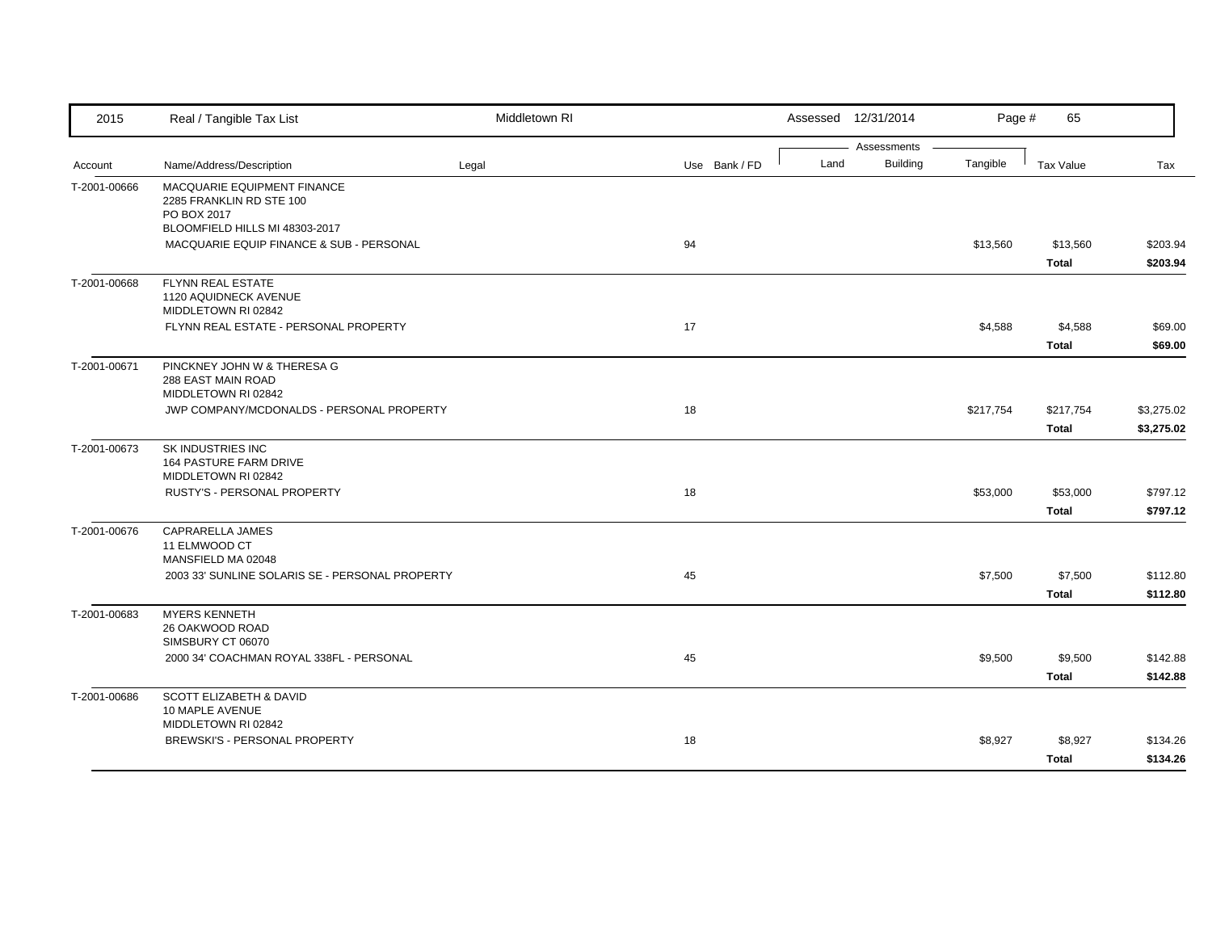| Account | Name/Address/Description | Legal | Use | Bank / FD | Land | Building | Tangible | Tax Value | Tax |
|---|---|---|---|---|---|---|---|---|---|
| T-2001-00666 | MACQUARIE EQUIPMENT FINANCE<br>2285 FRANKLIN RD STE 100<br>PO BOX 2017<br>BLOOMFIELD HILLS MI 48303-2017 | | | | | | | | |
| | MACQUARIE EQUIP FINANCE & SUB - PERSONAL | | 94 | | | | $13,560 | $13,560 | $203.94 |
| | | | | | | | | **Total** | **$203.94** |
| T-2001-00668 | FLYNN REAL ESTATE<br>1120 AQUIDNECK AVENUE<br>MIDDLETOWN RI 02842 | | | | | | | | |
| | FLYNN REAL ESTATE - PERSONAL PROPERTY | | 17 | | | | $4,588 | $4,588 | $69.00 |
| | | | | | | | | **Total** | **$69.00** |
| T-2001-00671 | PINCKNEY JOHN W & THERESA G<br>288 EAST MAIN ROAD<br>MIDDLETOWN RI 02842 | | | | | | | | |
| | JWP COMPANY/MCDONALDS - PERSONAL PROPERTY | | 18 | | | | $217,754 | $217,754 | $3,275.02 |
| | | | | | | | | **Total** | **$3,275.02** |
| T-2001-00673 | SK INDUSTRIES INC<br>164 PASTURE FARM DRIVE<br>MIDDLETOWN RI 02842 | | | | | | | | |
| | RUSTY'S - PERSONAL PROPERTY | | 18 | | | | $53,000 | $53,000 | $797.12 |
| | | | | | | | | **Total** | **$797.12** |
| T-2001-00676 | CAPRARELLA JAMES<br>11 ELMWOOD CT<br>MANSFIELD MA 02048 | | | | | | | | |
| | 2003 33' SUNLINE SOLARIS SE - PERSONAL PROPERTY | | 45 | | | | $7,500 | $7,500 | $112.80 |
| | | | | | | | | **Total** | **$112.80** |
| T-2001-00683 | MYERS KENNETH<br>26 OAKWOOD ROAD<br>SIMSBURY CT 06070 | | | | | | | | |
| | 2000 34' COACHMAN ROYAL 338FL - PERSONAL | | 45 | | | | $9,500 | $9,500 | $142.88 |
| | | | | | | | | **Total** | **$142.88** |
| T-2001-00686 | SCOTT ELIZABETH & DAVID<br>10 MAPLE AVENUE<br>MIDDLETOWN RI 02842 | | | | | | | | |
| | BREWSKI'S - PERSONAL PROPERTY | | 18 | | | | $8,927 | $8,927 | $134.26 |
| | | | | | | | | **Total** | **$134.26** |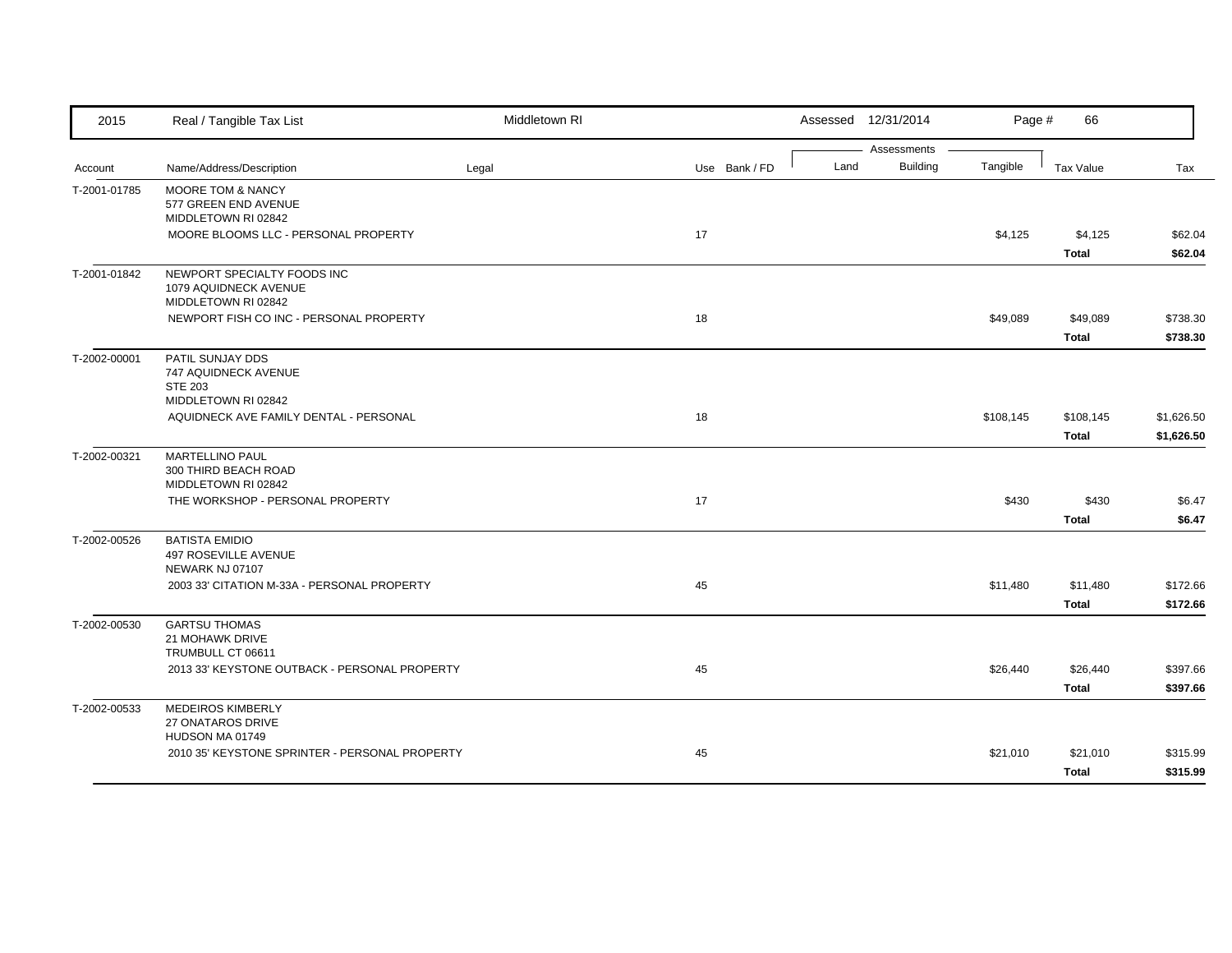| 2015 | Real / Tangible Tax List | Middletown RI | | | Assessed 12/31/2014 | | | | |
|---|---|---|---|---|---|---|---|---|---|
| | | | | | Assessments | | | | |
| Account | Name/Address/Description | Legal | Use | Bank / FD | Land | Building | Tangible | Tax Value | Tax |
| T-2001-01785 | MOORE TOM & NANCY<br>577 GREEN END AVENUE<br>MIDDLETOWN RI 02842 | | | | | | | | |
| | MOORE BLOOMS LLC - PERSONAL PROPERTY | | 17 | | | | $4,125 | $4,125 | $62.04 |
| | | | | | | | | **Total** | **$62.04** |
| T-2001-01842 | NEWPORT SPECIALTY FOODS INC<br>1079 AQUIDNECK AVENUE<br>MIDDLETOWN RI 02842 | | | | | | | | |
| | NEWPORT FISH CO INC - PERSONAL PROPERTY | | 18 | | | | $49,089 | $49,089 | $738.30 |
| | | | | | | | | **Total** | **$738.30** |
| T-2002-00001 | PATIL SUNJAY DDS<br>747 AQUIDNECK AVENUE<br>STE 203<br>MIDDLETOWN RI 02842 | | | | | | | | |
| | AQUIDNECK AVE FAMILY DENTAL - PERSONAL | | 18 | | | | $108,145 | $108,145 | $1,626.50 |
| | | | | | | | | **Total** | **$1,626.50** |
| T-2002-00321 | MARTELLINO PAUL<br>300 THIRD BEACH ROAD<br>MIDDLETOWN RI 02842 | | | | | | | | |
| | THE WORKSHOP - PERSONAL PROPERTY | | 17 | | | | $430 | $430 | $6.47 |
| | | | | | | | | **Total** | **$6.47** |
| T-2002-00526 | BATISTA EMIDIO<br>497 ROSEVILLE AVENUE<br>NEWARK NJ 07107 | | | | | | | | |
| | 2003 33' CITATION M-33A - PERSONAL PROPERTY | | 45 | | | | $11,480 | $11,480 | $172.66 |
| | | | | | | | | **Total** | **$172.66** |
| T-2002-00530 | GARTSU THOMAS<br>21 MOHAWK DRIVE<br>TRUMBULL CT 06611 | | | | | | | | |
| | 2013 33' KEYSTONE OUTBACK - PERSONAL PROPERTY | | 45 | | | | $26,440 | $26,440 | $397.66 |
| | | | | | | | | **Total** | **$397.66** |
| T-2002-00533 | MEDEIROS KIMBERLY<br>27 ONATAROS DRIVE<br>HUDSON MA 01749 | | | | | | | | |
| | 2010 35' KEYSTONE SPRINTER - PERSONAL PROPERTY | | 45 | | | | $21,010 | $21,010 | $315.99 |
| | | | | | | | | **Total** | **$315.99** |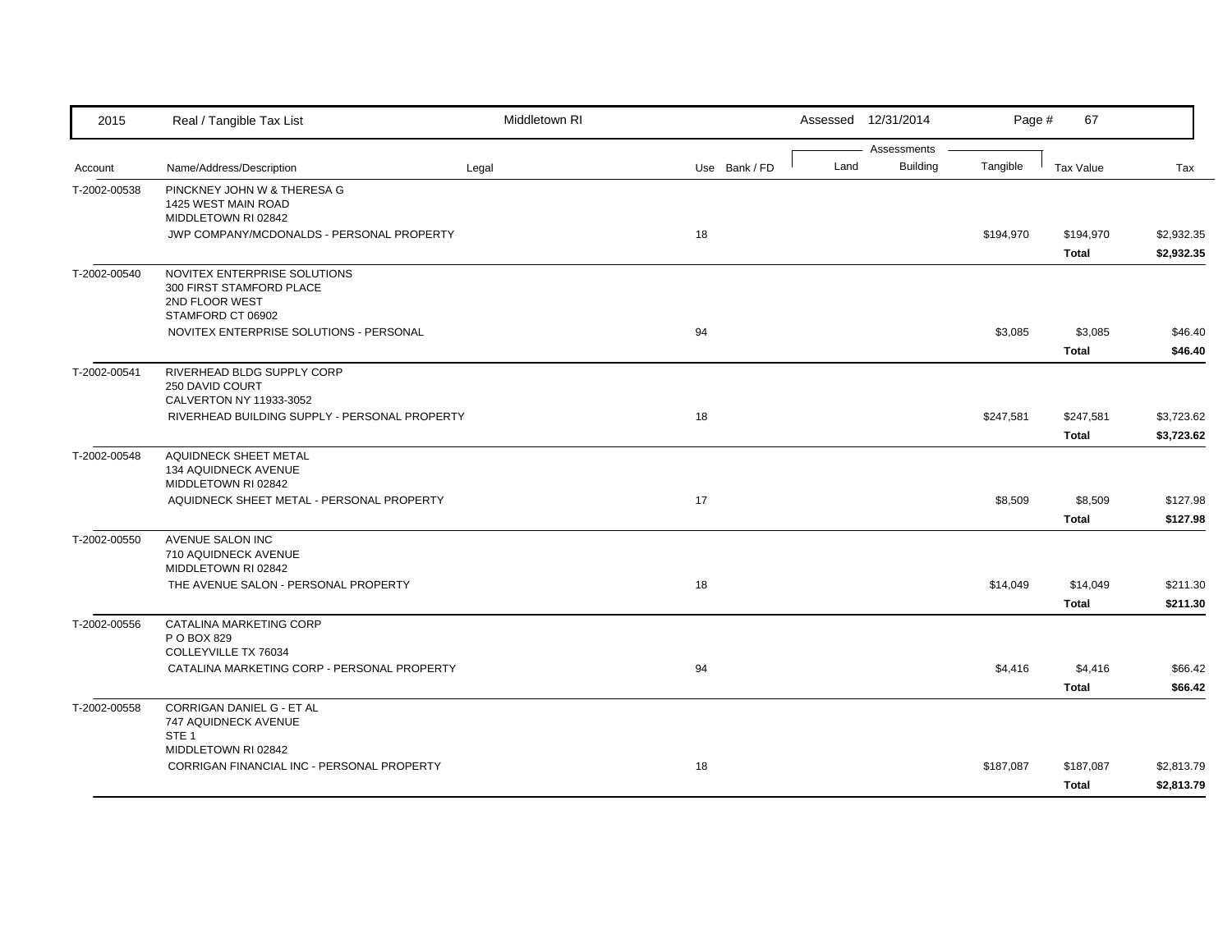| 2015 | Real / Tangible Tax List | Middletown RI | | Assessed 12/31/2014 | | | | |
|---|---|---|---|---|---|---|---|---|
| | | | | Assessments | | | | |
| Account | Name/Address/Description | Legal | Use Bank / FD | Land | Building | Tangible | Tax Value | Tax |
| T-2002-00538 | PINCKNEY JOHN W & THERESA G<br>1425 WEST MAIN ROAD<br>MIDDLETOWN RI 02842 | | | | | | | |
| | JWP COMPANY/MCDONALDS - PERSONAL PROPERTY | | 18 | | | $194,970 | $194,970 | $2,932.35 |
| | | | | | | | **Total** | **$2,932.35** |
| T-2002-00540 | NOVITEX ENTERPRISE SOLUTIONS<br>300 FIRST STAMFORD PLACE<br>2ND FLOOR WEST<br>STAMFORD CT 06902 | | | | | | | |
| | NOVITEX ENTERPRISE SOLUTIONS - PERSONAL | | 94 | | | $3,085 | $3,085 | $46.40 |
| | | | | | | | **Total** | **$46.40** |
| T-2002-00541 | RIVERHEAD BLDG SUPPLY CORP<br>250 DAVID COURT<br>CALVERTON NY 11933-3052 | | | | | | | |
| | RIVERHEAD BUILDING SUPPLY - PERSONAL PROPERTY | | 18 | | | $247,581 | $247,581 | $3,723.62 |
| | | | | | | | **Total** | **$3,723.62** |
| T-2002-00548 | AQUIDNECK SHEET METAL<br>134 AQUIDNECK AVENUE<br>MIDDLETOWN RI 02842 | | | | | | | |
| | AQUIDNECK SHEET METAL - PERSONAL PROPERTY | | 17 | | | $8,509 | $8,509 | $127.98 |
| | | | | | | | **Total** | **$127.98** |
| T-2002-00550 | AVENUE SALON INC<br>710 AQUIDNECK AVENUE<br>MIDDLETOWN RI 02842 | | | | | | | |
| | THE AVENUE SALON - PERSONAL PROPERTY | | 18 | | | $14,049 | $14,049 | $211.30 |
| | | | | | | | **Total** | **$211.30** |
| T-2002-00556 | CATALINA MARKETING CORP<br>P O BOX 829<br>COLLEYVILLE TX 76034 | | | | | | | |
| | CATALINA MARKETING CORP - PERSONAL PROPERTY | | 94 | | | $4,416 | $4,416 | $66.42 |
| | | | | | | | **Total** | **$66.42** |
| T-2002-00558 | CORRIGAN DANIEL G - ET AL<br>747 AQUIDNECK AVENUE<br>STE 1<br>MIDDLETOWN RI 02842 | | | | | | | |
| | CORRIGAN FINANCIAL INC - PERSONAL PROPERTY | | 18 | | | $187,087 | $187,087 | $2,813.79 |
| | | | | | | | **Total** | **$2,813.79** |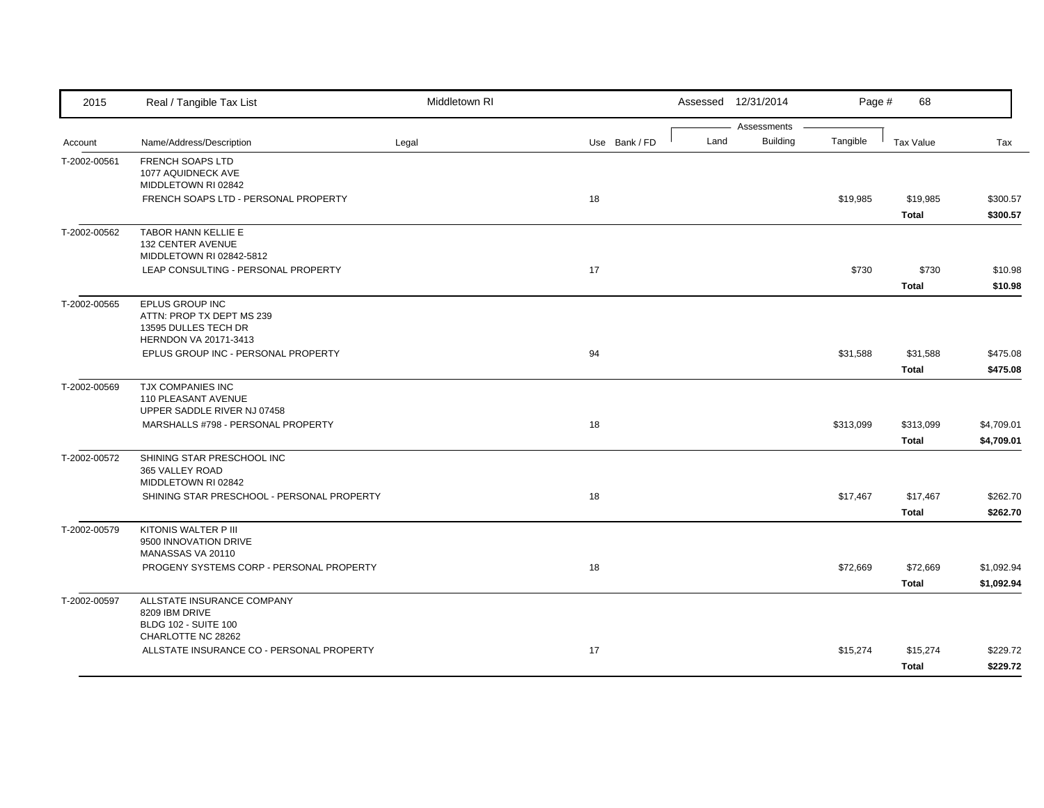| Account | Name/Address/Description | Legal | Use | Bank / FD | Land | Building | Tangible | Tax Value | Tax |
|---|---|---|---|---|---|---|---|---|---|
| T-2002-00561 | FRENCH SOAPS LTD<br>1077 AQUIDNECK AVE<br>MIDDLETOWN RI 02842 | | | | | | | | |
| | FRENCH SOAPS LTD - PERSONAL PROPERTY | | 18 | | | | $19,985 | $19,985 | $300.57 |
| | | | | | | | | **Total** | **$300.57** |
| T-2002-00562 | TABOR HANN KELLIE E<br>132 CENTER AVENUE<br>MIDDLETOWN RI 02842-5812 | | | | | | | | |
| | LEAP CONSULTING - PERSONAL PROPERTY | | 17 | | | | $730 | $730 | $10.98 |
| | | | | | | | | **Total** | **$10.98** |
| T-2002-00565 | EPLUS GROUP INC<br>ATTN: PROP TX DEPT MS 239<br>13595 DULLES TECH DR<br>HERNDON VA 20171-3413 | | | | | | | | |
| | EPLUS GROUP INC - PERSONAL PROPERTY | | 94 | | | | $31,588 | $31,588 | $475.08 |
| | | | | | | | | **Total** | **$475.08** |
| T-2002-00569 | TJX COMPANIES INC<br>110 PLEASANT AVENUE<br>UPPER SADDLE RIVER NJ 07458 | | | | | | | | |
| | MARSHALLS #798 - PERSONAL PROPERTY | | 18 | | | | $313,099 | $313,099 | $4,709.01 |
| | | | | | | | | **Total** | **$4,709.01** |
| T-2002-00572 | SHINING STAR PRESCHOOL INC<br>365 VALLEY ROAD<br>MIDDLETOWN RI 02842 | | | | | | | | |
| | SHINING STAR PRESCHOOL - PERSONAL PROPERTY | | 18 | | | | $17,467 | $17,467 | $262.70 |
| | | | | | | | | **Total** | **$262.70** |
| T-2002-00579 | KITONIS WALTER P III<br>9500 INNOVATION DRIVE<br>MANASSAS VA 20110 | | | | | | | | |
| | PROGENY SYSTEMS CORP - PERSONAL PROPERTY | | 18 | | | | $72,669 | $72,669 | $1,092.94 |
| | | | | | | | | **Total** | **$1,092.94** |
| T-2002-00597 | ALLSTATE INSURANCE COMPANY<br>8209 IBM DRIVE<br>BLDG 102 - SUITE 100<br>CHARLOTTE NC 28262 | | | | | | | | |
| | ALLSTATE INSURANCE CO - PERSONAL PROPERTY | | 17 | | | | $15,274 | $15,274 | $229.72 |
| | | | | | | | | **Total** | **$229.72** |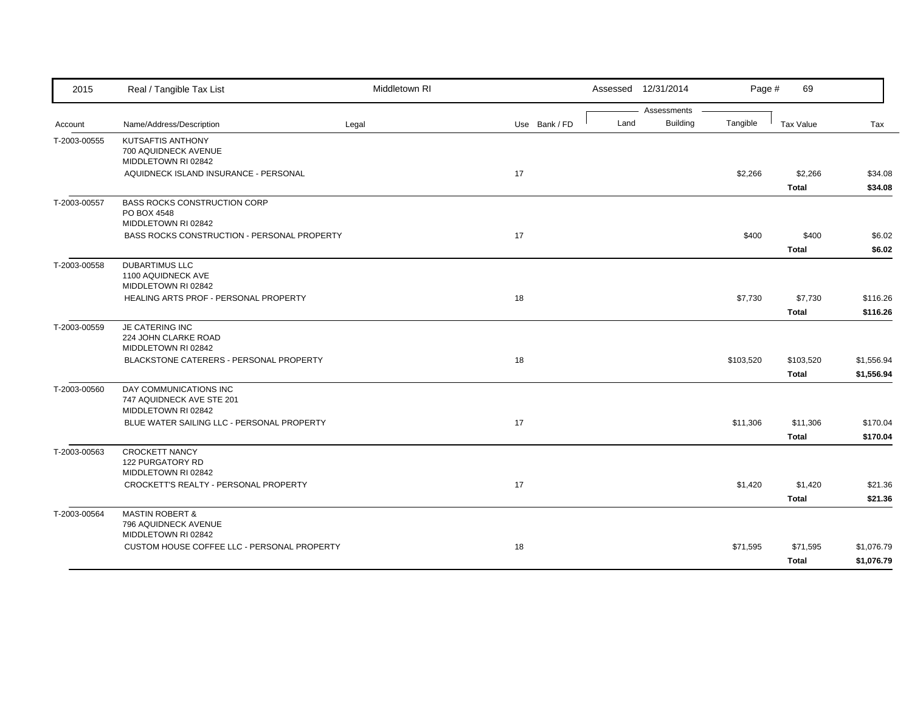| Account | Name/Address/Description | Legal | Use | Bank / FD | Land | Building | Tangible | Tax Value | Tax |
|---|---|---|---|---|---|---|---|---|---|
| T-2003-00555 | KUTSAFTIS ANTHONY<br>700 AQUIDNECK AVENUE<br>MIDDLETOWN RI 02842 | | | | | | | | |
| | AQUIDNECK ISLAND INSURANCE - PERSONAL | | 17 | | | | $2,266 | $2,266 | $34.08 |
| | | | | | | | | **Total** | **$34.08** |
| T-2003-00557 | BASS ROCKS CONSTRUCTION CORP<br>PO BOX 4548<br>MIDDLETOWN RI 02842 | | | | | | | | |
| | BASS ROCKS CONSTRUCTION - PERSONAL PROPERTY | | 17 | | | | $400 | $400 | $6.02 |
| | | | | | | | | **Total** | **$6.02** |
| T-2003-00558 | DUBARTIMUS LLC<br>1100 AQUIDNECK AVE<br>MIDDLETOWN RI 02842 | | | | | | | | |
| | HEALING ARTS PROF - PERSONAL PROPERTY | | 18 | | | | $7,730 | $7,730 | $116.26 |
| | | | | | | | | **Total** | **$116.26** |
| T-2003-00559 | JE CATERING INC<br>224 JOHN CLARKE ROAD<br>MIDDLETOWN RI 02842 | | | | | | | | |
| | BLACKSTONE CATERERS - PERSONAL PROPERTY | | 18 | | | | $103,520 | $103,520 | $1,556.94 |
| | | | | | | | | **Total** | **$1,556.94** |
| T-2003-00560 | DAY COMMUNICATIONS INC<br>747 AQUIDNECK AVE STE 201<br>MIDDLETOWN RI 02842 | | | | | | | | |
| | BLUE WATER SAILING LLC - PERSONAL PROPERTY | | 17 | | | | $11,306 | $11,306 | $170.04 |
| | | | | | | | | **Total** | **$170.04** |
| T-2003-00563 | CROCKETT NANCY<br>122 PURGATORY RD<br>MIDDLETOWN RI 02842 | | | | | | | | |
| | CROCKETT'S REALTY - PERSONAL PROPERTY | | 17 | | | | $1,420 | $1,420 | $21.36 |
| | | | | | | | | **Total** | **$21.36** |
| T-2003-00564 | MASTIN ROBERT &<br>796 AQUIDNECK AVENUE<br>MIDDLETOWN RI 02842 | | | | | | | | |
| | CUSTOM HOUSE COFFEE LLC - PERSONAL PROPERTY | | 18 | | | | $71,595 | $71,595 | $1,076.79 |
| | | | | | | | | **Total** | **$1,076.79** |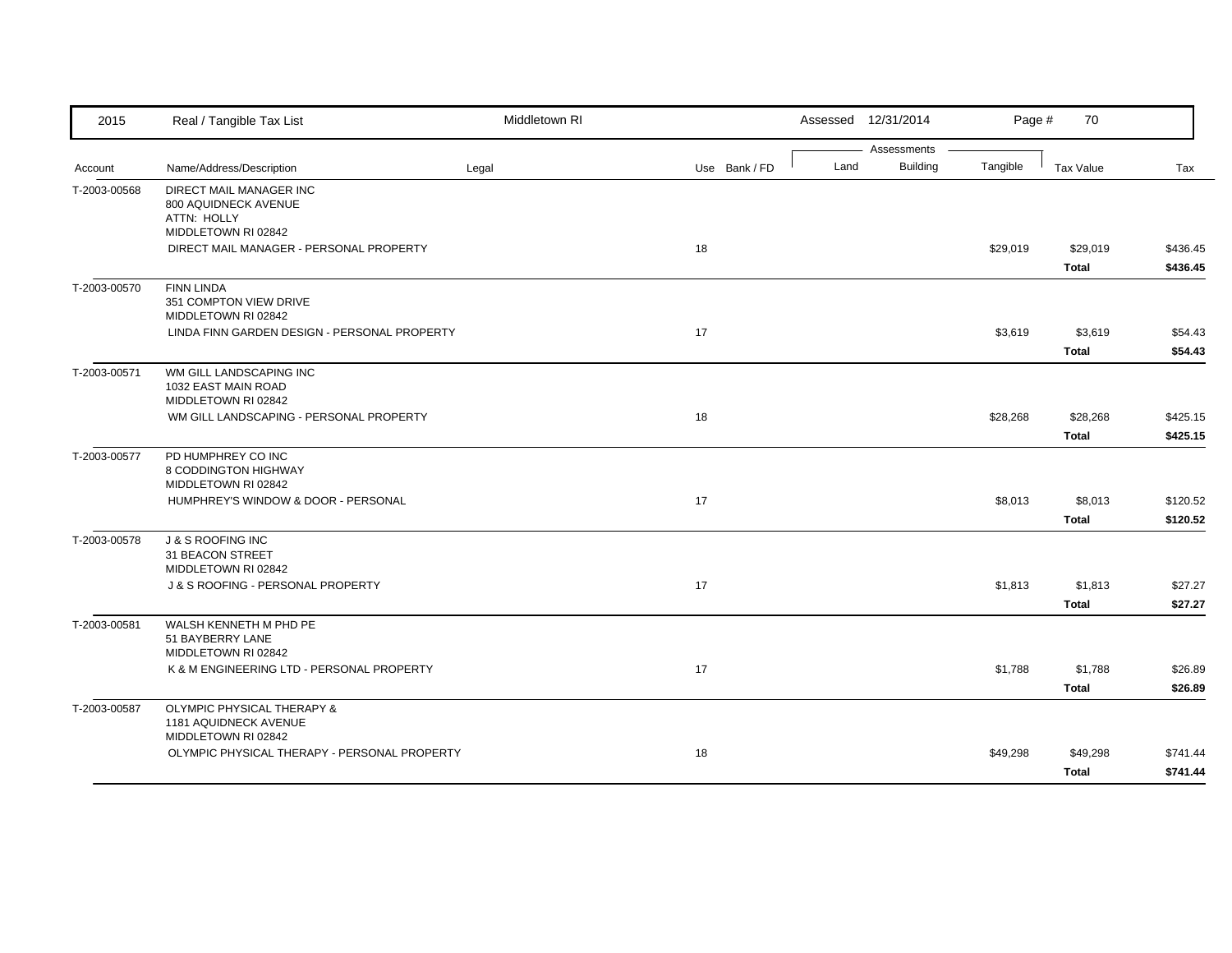| Account | Name/Address/Description | Legal | Use | Bank / FD | Land | Building | Tangible | Tax Value | Tax |
|---|---|---|---|---|---|---|---|---|---|
| T-2003-00568 | DIRECT MAIL MANAGER INC<br>800 AQUIDNECK AVENUE<br>ATTN: HOLLY<br>MIDDLETOWN RI 02842 | | | | | | | | |
| | DIRECT MAIL MANAGER - PERSONAL PROPERTY | | 18 | | | | $29,019 | $29,019 | $436.45 |
| | | | | | | | | **Total** | **$436.45** |
| T-2003-00570 | FINN LINDA<br>351 COMPTON VIEW DRIVE<br>MIDDLETOWN RI 02842 | | | | | | | | |
| | LINDA FINN GARDEN DESIGN - PERSONAL PROPERTY | | 17 | | | | $3,619 | $3,619 | $54.43 |
| | | | | | | | | **Total** | **$54.43** |
| T-2003-00571 | WM GILL LANDSCAPING INC<br>1032 EAST MAIN ROAD<br>MIDDLETOWN RI 02842 | | | | | | | | |
| | WM GILL LANDSCAPING - PERSONAL PROPERTY | | 18 | | | | $28,268 | $28,268 | $425.15 |
| | | | | | | | | **Total** | **$425.15** |
| T-2003-00577 | PD HUMPHREY CO INC<br>8 CODDINGTON HIGHWAY<br>MIDDLETOWN RI 02842 | | | | | | | | |
| | HUMPHREY'S WINDOW & DOOR - PERSONAL | | 17 | | | | $8,013 | $8,013 | $120.52 |
| | | | | | | | | **Total** | **$120.52** |
| T-2003-00578 | J & S ROOFING INC<br>31 BEACON STREET<br>MIDDLETOWN RI 02842 | | | | | | | | |
| | J & S ROOFING - PERSONAL PROPERTY | | 17 | | | | $1,813 | $1,813 | $27.27 |
| | | | | | | | | **Total** | **$27.27** |
| T-2003-00581 | WALSH KENNETH M PHD PE<br>51 BAYBERRY LANE<br>MIDDLETOWN RI 02842 | | | | | | | | |
| | K & M ENGINEERING LTD - PERSONAL PROPERTY | | 17 | | | | $1,788 | $1,788 | $26.89 |
| | | | | | | | | **Total** | **$26.89** |
| T-2003-00587 | OLYMPIC PHYSICAL THERAPY &<br>1181 AQUIDNECK AVENUE<br>MIDDLETOWN RI 02842 | | | | | | | | |
| | OLYMPIC PHYSICAL THERAPY - PERSONAL PROPERTY | | 18 | | | | $49,298 | $49,298 | $741.44 |
| | | | | | | | | **Total** | **$741.44** |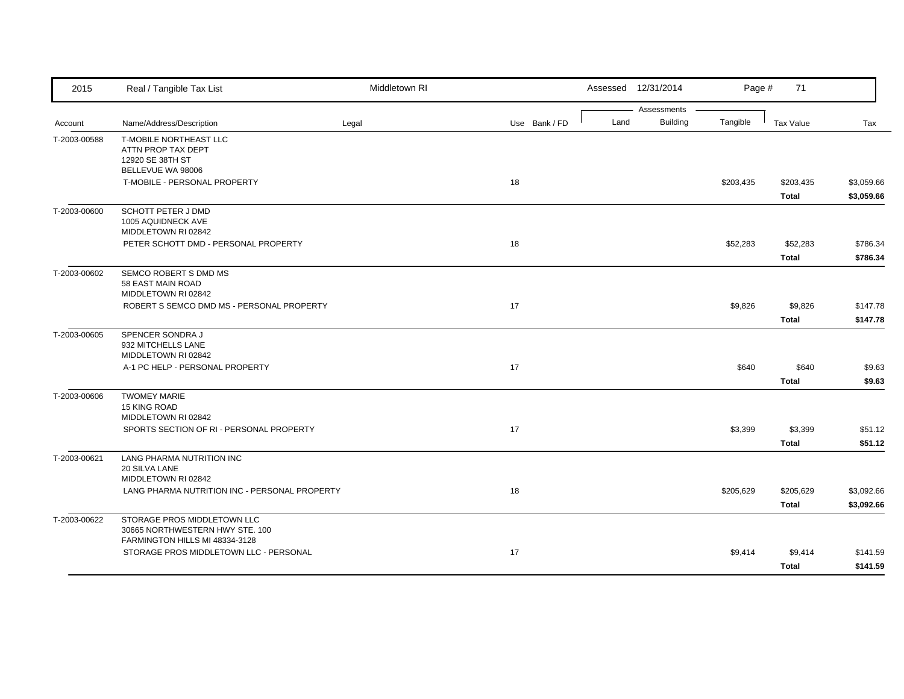| Account | Name/Address/Description | Legal | Use | Bank / FD | Land | Building | Tangible | Tax Value | Tax |
|---|---|---|---|---|---|---|---|---|---|
| T-2003-00588 | T-MOBILE NORTHEAST LLC<br>ATTN PROP TAX DEPT<br>12920 SE 38TH ST<br>BELLEVUE WA 98006 | | | | | | | | |
| | T-MOBILE - PERSONAL PROPERTY | | 18 | | | | $203,435 | $203,435 | $3,059.66 |
| | | | | | | | | **Total** | **$3,059.66** |
| T-2003-00600 | SCHOTT PETER J DMD<br>1005 AQUIDNECK AVE<br>MIDDLETOWN RI 02842 | | | | | | | | |
| | PETER SCHOTT DMD - PERSONAL PROPERTY | | 18 | | | | $52,283 | $52,283 | $786.34 |
| | | | | | | | | **Total** | **$786.34** |
| T-2003-00602 | SEMCO ROBERT S DMD MS<br>58 EAST MAIN ROAD<br>MIDDLETOWN RI 02842 | | | | | | | | |
| | ROBERT S SEMCO DMD MS - PERSONAL PROPERTY | | 17 | | | | $9,826 | $9,826 | $147.78 |
| | | | | | | | | **Total** | **$147.78** |
| T-2003-00605 | SPENCER SONDRA J<br>932 MITCHELLS LANE<br>MIDDLETOWN RI 02842 | | | | | | | | |
| | A-1 PC HELP - PERSONAL PROPERTY | | 17 | | | | $640 | $640 | $9.63 |
| | | | | | | | | **Total** | **$9.63** |
| T-2003-00606 | TWOMEY MARIE<br>15 KING ROAD<br>MIDDLETOWN RI 02842 | | | | | | | | |
| | SPORTS SECTION OF RI - PERSONAL PROPERTY | | 17 | | | | $3,399 | $3,399 | $51.12 |
| | | | | | | | | **Total** | **$51.12** |
| T-2003-00621 | LANG PHARMA NUTRITION INC<br>20 SILVA LANE<br>MIDDLETOWN RI 02842 | | | | | | | | |
| | LANG PHARMA NUTRITION INC - PERSONAL PROPERTY | | 18 | | | | $205,629 | $205,629 | $3,092.66 |
| | | | | | | | | **Total** | **$3,092.66** |
| T-2003-00622 | STORAGE PROS MIDDLETOWN LLC<br>30665 NORTHWESTERN HWY STE. 100<br>FARMINGTON HILLS MI 48334-3128 | | | | | | | | |
| | STORAGE PROS MIDDLETOWN LLC - PERSONAL | | 17 | | | | $9,414 | $9,414 | $141.59 |
| | | | | | | | | **Total** | **$141.59** |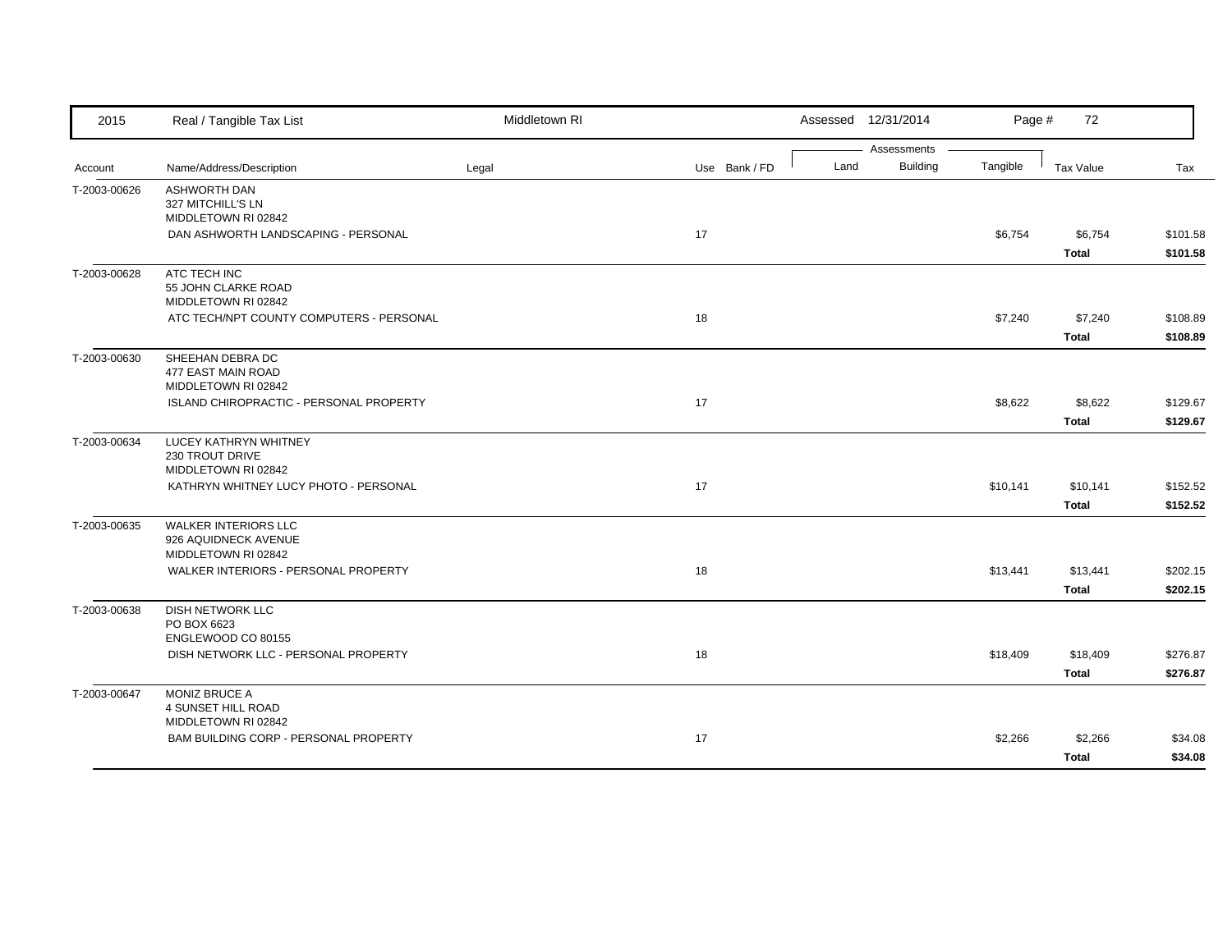| Account | Name/Address/Description | Legal | Use | Bank / FD | Land | Building | Tangible | Tax Value | Tax |
|---|---|---|---|---|---|---|---|---|---|
| T-2003-00626 | ASHWORTH DAN<br>327 MITCHILL'S LN<br>MIDDLETOWN RI 02842 | | | | | | | | |
| | DAN ASHWORTH LANDSCAPING - PERSONAL | | 17 | | | | $6,754 | $6,754 | $101.58 |
| | | | | | | | | **Total** | **$101.58** |
| T-2003-00628 | ATC TECH INC<br>55 JOHN CLARKE ROAD<br>MIDDLETOWN RI 02842 | | | | | | | | |
| | ATC TECH/NPT COUNTY COMPUTERS - PERSONAL | | 18 | | | | $7,240 | $7,240 | $108.89 |
| | | | | | | | | **Total** | **$108.89** |
| T-2003-00630 | SHEEHAN DEBRA DC<br>477 EAST MAIN ROAD<br>MIDDLETOWN RI 02842 | | | | | | | | |
| | ISLAND CHIROPRACTIC - PERSONAL PROPERTY | | 17 | | | | $8,622 | $8,622 | $129.67 |
| | | | | | | | | **Total** | **$129.67** |
| T-2003-00634 | LUCEY KATHRYN WHITNEY<br>230 TROUT DRIVE<br>MIDDLETOWN RI 02842 | | | | | | | | |
| | KATHRYN WHITNEY LUCY PHOTO - PERSONAL | | 17 | | | | $10,141 | $10,141 | $152.52 |
| | | | | | | | | **Total** | **$152.52** |
| T-2003-00635 | WALKER INTERIORS LLC<br>926 AQUIDNECK AVENUE<br>MIDDLETOWN RI 02842 | | | | | | | | |
| | WALKER INTERIORS - PERSONAL PROPERTY | | 18 | | | | $13,441 | $13,441 | $202.15 |
| | | | | | | | | **Total** | **$202.15** |
| T-2003-00638 | DISH NETWORK LLC<br>PO BOX 6623<br>ENGLEWOOD CO 80155 | | | | | | | | |
| | DISH NETWORK LLC - PERSONAL PROPERTY | | 18 | | | | $18,409 | $18,409 | $276.87 |
| | | | | | | | | **Total** | **$276.87** |
| T-2003-00647 | MONIZ BRUCE A<br>4 SUNSET HILL ROAD<br>MIDDLETOWN RI 02842 | | | | | | | | |
| | BAM BUILDING CORP - PERSONAL PROPERTY | | 17 | | | | $2,266 | $2,266 | $34.08 |
| | | | | | | | | **Total** | **$34.08** |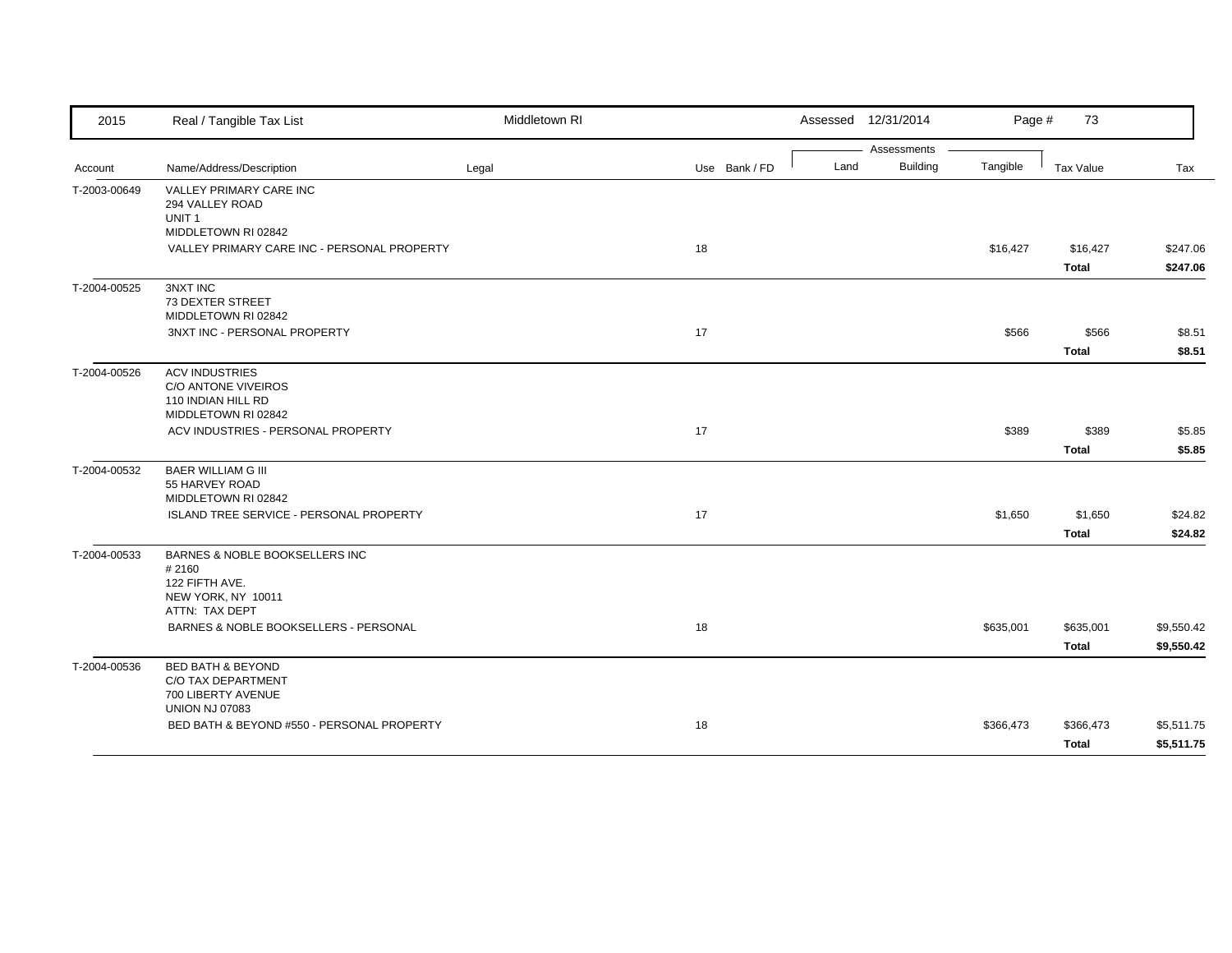| 2015 | Real / Tangible Tax List | Middletown RI | | Assessed 12/31/2014 | | | Page # 73 | |
|---|---|---|---|---|---|---|---|---|
| | | | | Assessments | | | | |
| Account | Name/Address/Description | Legal | Use Bank / FD | Land | Building | Tangible | Tax Value | Tax |
| T-2003-00649 | VALLEY PRIMARY CARE INC<br>294 VALLEY ROAD<br>UNIT 1<br>MIDDLETOWN RI 02842 | | | | | | | |
| | VALLEY PRIMARY CARE INC - PERSONAL PROPERTY | | 18 | | | $16,427 | $16,427 | $247.06 |
| | | | | | | | **Total** | **$247.06** |
| T-2004-00525 | 3NXT INC<br>73 DEXTER STREET<br>MIDDLETOWN RI 02842 | | | | | | | |
| | 3NXT INC - PERSONAL PROPERTY | | 17 | | | $566 | $566 | $8.51 |
| | | | | | | | **Total** | **$8.51** |
| T-2004-00526 | ACV INDUSTRIES<br>C/O ANTONE VIVEIROS<br>110 INDIAN HILL RD<br>MIDDLETOWN RI 02842 | | | | | | | |
| | ACV INDUSTRIES - PERSONAL PROPERTY | | 17 | | | $389 | $389 | $5.85 |
| | | | | | | | **Total** | **$5.85** |
| T-2004-00532 | BAER WILLIAM G III<br>55 HARVEY ROAD<br>MIDDLETOWN RI 02842 | | | | | | | |
| | ISLAND TREE SERVICE - PERSONAL PROPERTY | | 17 | | | $1,650 | $1,650 | $24.82 |
| | | | | | | | **Total** | **$24.82** |
| T-2004-00533 | BARNES & NOBLE BOOKSELLERS INC<br># 2160<br>122 FIFTH AVE.<br>NEW YORK, NY 10011<br>ATTN: TAX DEPT | | | | | | | |
| | BARNES & NOBLE BOOKSELLERS - PERSONAL | | 18 | | | $635,001 | $635,001 | $9,550.42 |
| | | | | | | | **Total** | **$9,550.42** |
| T-2004-00536 | BED BATH & BEYOND<br>C/O TAX DEPARTMENT<br>700 LIBERTY AVENUE<br>UNION NJ 07083 | | | | | | | |
| | BED BATH & BEYOND #550 - PERSONAL PROPERTY | | 18 | | | $366,473 | $366,473 | $5,511.75 |
| | | | | | | | **Total** | **$5,511.75** |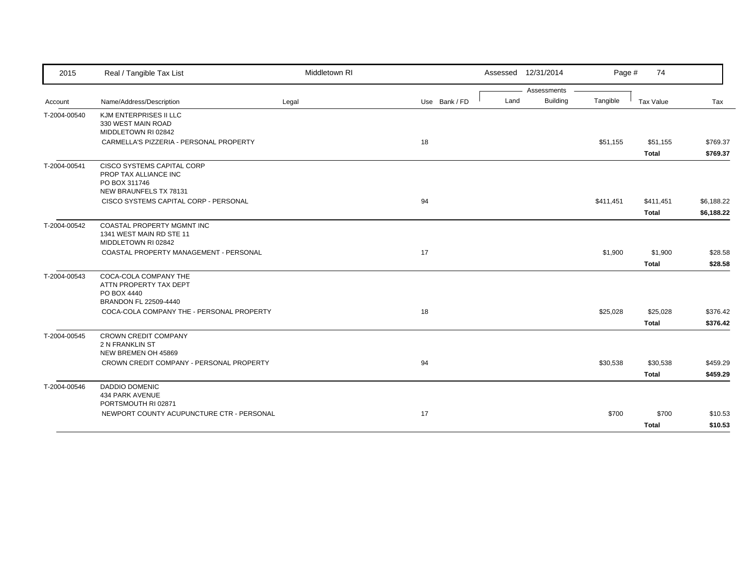| Account | Name/Address/Description | Legal | Use | Bank / FD | Land | Building | Tangible | Tax Value | Tax |
|---|---|---|---|---|---|---|---|---|---|
| T-2004-00540 | KJM ENTERPRISES II LLC<br>330 WEST MAIN ROAD<br>MIDDLETOWN RI 02842 | | | | | | | | |
| | CARMELLA'S PIZZERIA - PERSONAL PROPERTY | | 18 | | | | $51,155 | $51,155 | $769.37 |
| | | | | | | | | **Total** | **$769.37** |
| T-2004-00541 | CISCO SYSTEMS CAPITAL CORP<br>PROP TAX ALLIANCE INC<br>PO BOX 311746<br>NEW BRAUNFELS TX 78131 | | | | | | | | |
| | CISCO SYSTEMS CAPITAL CORP - PERSONAL | | 94 | | | | $411,451 | $411,451 | $6,188.22 |
| | | | | | | | | **Total** | **$6,188.22** |
| T-2004-00542 | COASTAL PROPERTY MGMNT INC<br>1341 WEST MAIN RD STE 11<br>MIDDLETOWN RI 02842 | | | | | | | | |
| | COASTAL PROPERTY MANAGEMENT - PERSONAL | | 17 | | | | $1,900 | $1,900 | $28.58 |
| | | | | | | | | **Total** | **$28.58** |
| T-2004-00543 | COCA-COLA COMPANY THE<br>ATTN PROPERTY TAX DEPT<br>PO BOX 4440<br>BRANDON FL 22509-4440 | | | | | | | | |
| | COCA-COLA COMPANY THE - PERSONAL PROPERTY | | 18 | | | | $25,028 | $25,028 | $376.42 |
| | | | | | | | | **Total** | **$376.42** |
| T-2004-00545 | CROWN CREDIT COMPANY<br>2 N FRANKLIN ST<br>NEW BREMEN OH 45869 | | | | | | | | |
| | CROWN CREDIT COMPANY - PERSONAL PROPERTY | | 94 | | | | $30,538 | $30,538 | $459.29 |
| | | | | | | | | **Total** | **$459.29** |
| T-2004-00546 | DADDIO DOMENIC<br>434 PARK AVENUE<br>PORTSMOUTH RI 02871 | | | | | | | | |
| | NEWPORT COUNTY ACUPUNCTURE CTR - PERSONAL | | 17 | | | | $700 | $700 | $10.53 |
| | | | | | | | | **Total** | **$10.53** |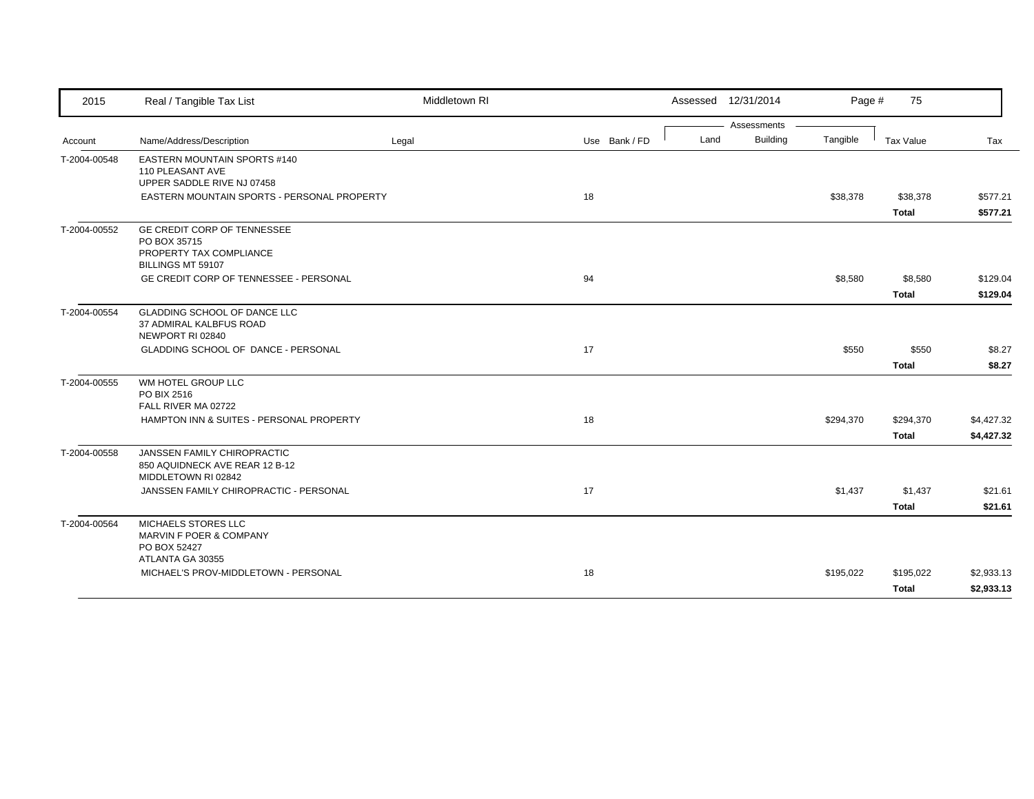2015 Real / Tangible Tax List — Middletown RI — Assessed 12/31/2014

| Account | Name/Address/Description | Legal | Use | Bank / FD | Land | Building | Tangible | Tax Value | Tax |
|---|---|---|---|---|---|---|---|---|---|
| T-2004-00548 | EASTERN MOUNTAIN SPORTS #140<br>110 PLEASANT AVE<br>UPPER SADDLE RIVE NJ 07458 | | | | | | | | |
| | EASTERN MOUNTAIN SPORTS - PERSONAL PROPERTY | | 18 | | | | $38,378 | $38,378 | $577.21 |
| | | | | | | | | **Total** | **$577.21** |
| T-2004-00552 | GE CREDIT CORP OF TENNESSEE<br>PO BOX 35715<br>PROPERTY TAX COMPLIANCE<br>BILLINGS MT 59107 | | | | | | | | |
| | GE CREDIT CORP OF TENNESSEE - PERSONAL | | 94 | | | | $8,580 | $8,580 | $129.04 |
| | | | | | | | | **Total** | **$129.04** |
| T-2004-00554 | GLADDING SCHOOL OF DANCE LLC<br>37 ADMIRAL KALBFUS ROAD<br>NEWPORT RI 02840 | | | | | | | | |
| | GLADDING SCHOOL OF DANCE - PERSONAL | | 17 | | | | $550 | $550 | $8.27 |
| | | | | | | | | **Total** | **$8.27** |
| T-2004-00555 | WM HOTEL GROUP LLC<br>PO BIX 2516<br>FALL RIVER MA 02722 | | | | | | | | |
| | HAMPTON INN & SUITES - PERSONAL PROPERTY | | 18 | | | | $294,370 | $294,370 | $4,427.32 |
| | | | | | | | | **Total** | **$4,427.32** |
| T-2004-00558 | JANSSEN FAMILY CHIROPRACTIC<br>850 AQUIDNECK AVE REAR 12 B-12<br>MIDDLETOWN RI 02842 | | | | | | | | |
| | JANSSEN FAMILY CHIROPRACTIC - PERSONAL | | 17 | | | | $1,437 | $1,437 | $21.61 |
| | | | | | | | | **Total** | **$21.61** |
| T-2004-00564 | MICHAELS STORES LLC<br>MARVIN F POER & COMPANY<br>PO BOX 52427<br>ATLANTA GA 30355 | | | | | | | | |
| | MICHAEL'S PROV-MIDDLETOWN - PERSONAL | | 18 | | | | $195,022 | $195,022 | $2,933.13 |
| | | | | | | | | **Total** | **$2,933.13** |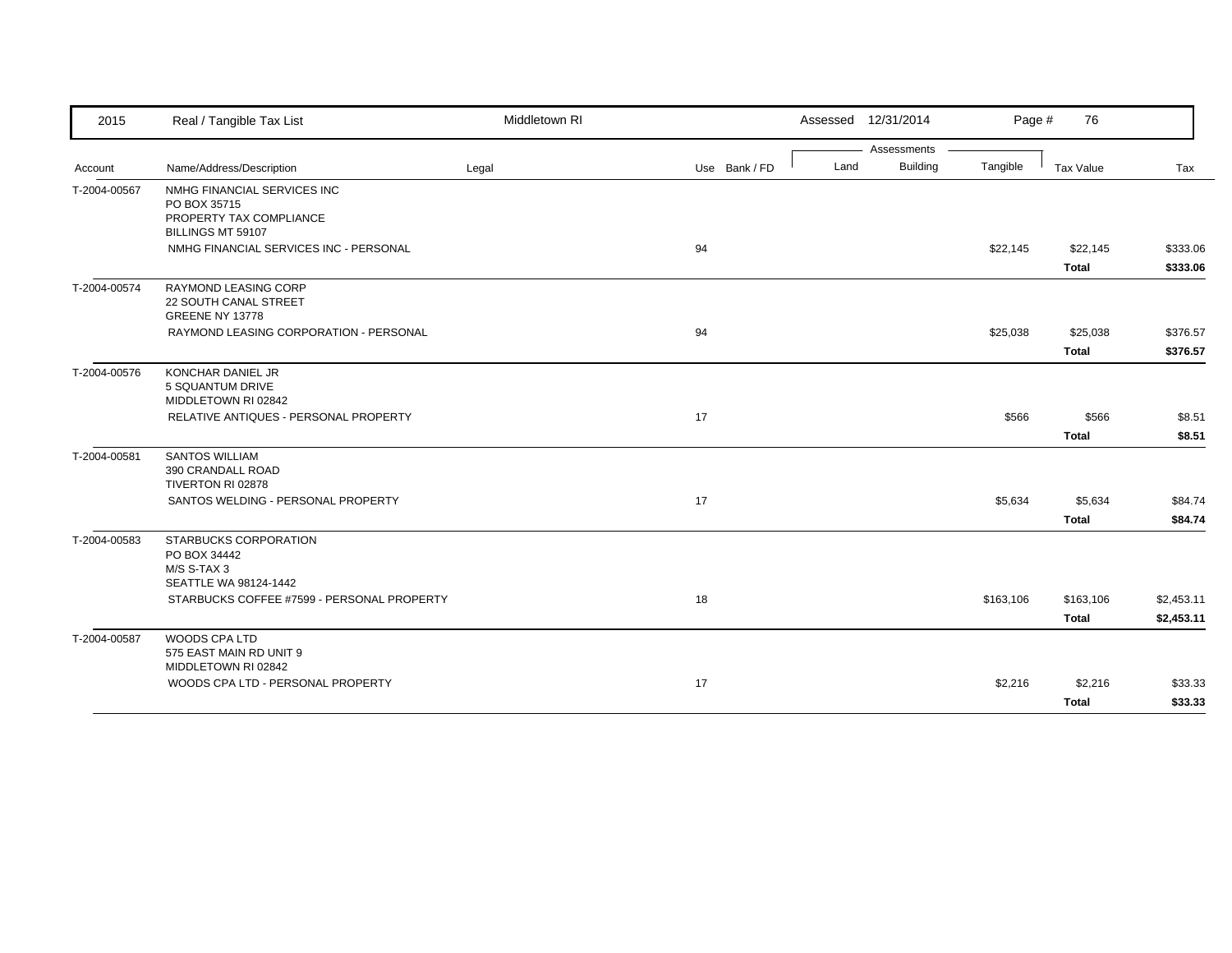| 2015 | Real / Tangible Tax List | Middletown RI | | | Assessed 12/31/2014 | | | | |
|---|---|---|---|---|---|---|---|---|---|
| | | | | | Assessments | | | | |
| Account | Name/Address/Description | Legal | Use | Bank / FD | Land | Building | Tangible | Tax Value | Tax |
| T-2004-00567 | NMHG FINANCIAL SERVICES INC<br>PO BOX 35715<br>PROPERTY TAX COMPLIANCE<br>BILLINGS MT 59107 | | | | | | | | |
| | NMHG FINANCIAL SERVICES INC - PERSONAL | | 94 | | | | $22,145 | $22,145 | $333.06 |
| | | | | | | | | **Total** | **$333.06** |
| T-2004-00574 | RAYMOND LEASING CORP<br>22 SOUTH CANAL STREET<br>GREENE NY 13778 | | | | | | | | |
| | RAYMOND LEASING CORPORATION - PERSONAL | | 94 | | | | $25,038 | $25,038 | $376.57 |
| | | | | | | | | **Total** | **$376.57** |
| T-2004-00576 | KONCHAR DANIEL JR<br>5 SQUANTUM DRIVE<br>MIDDLETOWN RI 02842 | | | | | | | | |
| | RELATIVE ANTIQUES - PERSONAL PROPERTY | | 17 | | | | $566 | $566 | $8.51 |
| | | | | | | | | **Total** | **$8.51** |
| T-2004-00581 | SANTOS WILLIAM<br>390 CRANDALL ROAD<br>TIVERTON RI 02878 | | | | | | | | |
| | SANTOS WELDING - PERSONAL PROPERTY | | 17 | | | | $5,634 | $5,634 | $84.74 |
| | | | | | | | | **Total** | **$84.74** |
| T-2004-00583 | STARBUCKS CORPORATION<br>PO BOX 34442<br>M/S S-TAX 3<br>SEATTLE WA 98124-1442 | | | | | | | | |
| | STARBUCKS COFFEE #7599 - PERSONAL PROPERTY | | 18 | | | | $163,106 | $163,106 | $2,453.11 |
| | | | | | | | | **Total** | **$2,453.11** |
| T-2004-00587 | WOODS CPA LTD<br>575 EAST MAIN RD UNIT 9<br>MIDDLETOWN RI 02842 | | | | | | | | |
| | WOODS CPA LTD - PERSONAL PROPERTY | | 17 | | | | $2,216 | $2,216 | $33.33 |
| | | | | | | | | **Total** | **$33.33** |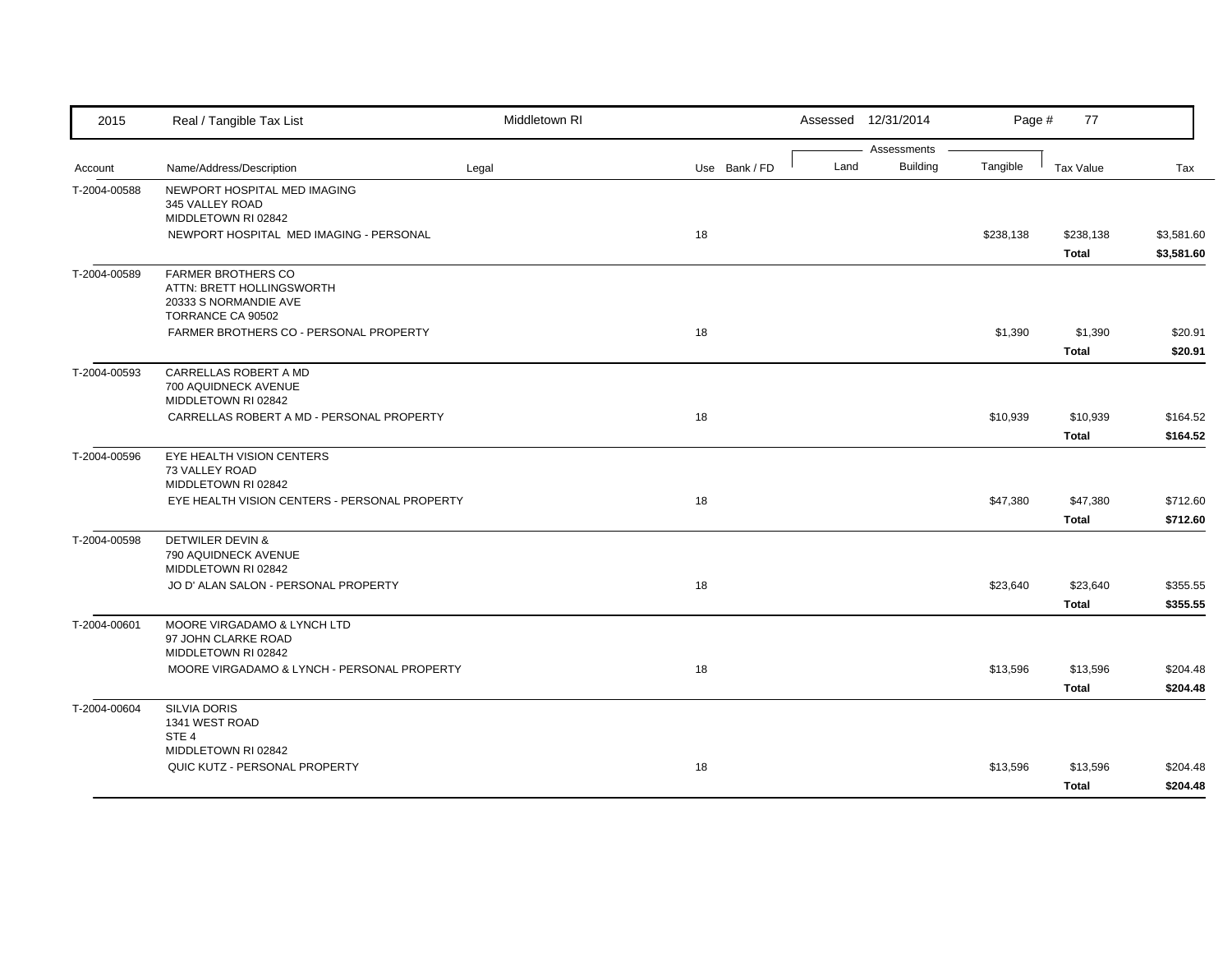| Account | Name/Address/Description | Legal | Use | Bank / FD | Land | Building | Tangible | Tax Value | Tax |
|---|---|---|---|---|---|---|---|---|---|
| T-2004-00588 | NEWPORT HOSPITAL MED IMAGING<br>345 VALLEY ROAD<br>MIDDLETOWN RI 02842 | | | | | | | | |
| | NEWPORT HOSPITAL MED IMAGING - PERSONAL | | 18 | | | | $238,138 | $238,138 | $3,581.60 |
| | | | | | | | | **Total** | **$3,581.60** |
| T-2004-00589 | FARMER BROTHERS CO<br>ATTN: BRETT HOLLINGSWORTH<br>20333 S NORMANDIE AVE<br>TORRANCE CA 90502 | | | | | | | | |
| | FARMER BROTHERS CO - PERSONAL PROPERTY | | 18 | | | | $1,390 | $1,390 | $20.91 |
| | | | | | | | | **Total** | **$20.91** |
| T-2004-00593 | CARRELLAS ROBERT A MD<br>700 AQUIDNECK AVENUE<br>MIDDLETOWN RI 02842 | | | | | | | | |
| | CARRELLAS ROBERT A MD - PERSONAL PROPERTY | | 18 | | | | $10,939 | $10,939 | $164.52 |
| | | | | | | | | **Total** | **$164.52** |
| T-2004-00596 | EYE HEALTH VISION CENTERS<br>73 VALLEY ROAD<br>MIDDLETOWN RI 02842 | | | | | | | | |
| | EYE HEALTH VISION CENTERS - PERSONAL PROPERTY | | 18 | | | | $47,380 | $47,380 | $712.60 |
| | | | | | | | | **Total** | **$712.60** |
| T-2004-00598 | DETWILER DEVIN &<br>790 AQUIDNECK AVENUE<br>MIDDLETOWN RI 02842 | | | | | | | | |
| | JO D' ALAN SALON - PERSONAL PROPERTY | | 18 | | | | $23,640 | $23,640 | $355.55 |
| | | | | | | | | **Total** | **$355.55** |
| T-2004-00601 | MOORE VIRGADAMO & LYNCH LTD<br>97 JOHN CLARKE ROAD<br>MIDDLETOWN RI 02842 | | | | | | | | |
| | MOORE VIRGADAMO & LYNCH - PERSONAL PROPERTY | | 18 | | | | $13,596 | $13,596 | $204.48 |
| | | | | | | | | **Total** | **$204.48** |
| T-2004-00604 | SILVIA DORIS<br>1341 WEST ROAD<br>STE 4<br>MIDDLETOWN RI 02842 | | | | | | | | |
| | QUIC KUTZ - PERSONAL PROPERTY | | 18 | | | | $13,596 | $13,596 | $204.48 |
| | | | | | | | | **Total** | **$204.48** |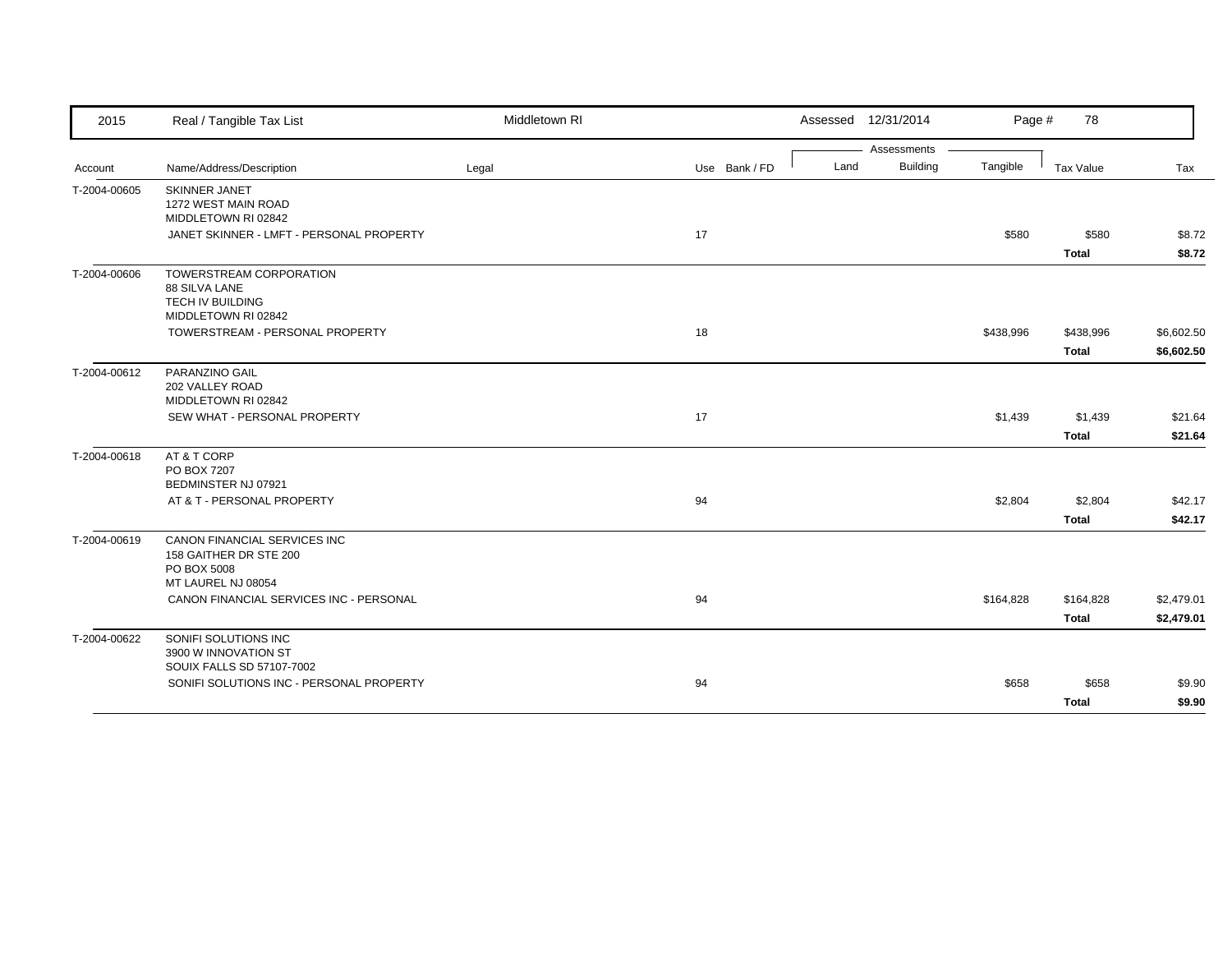| 2015 | Real / Tangible Tax List | Middletown RI | | | Assessed 12/31/2014 | | | | |
|---|---|---|---|---|---|---|---|---|---|
| | | | | | Assessments | | | | |
| Account | Name/Address/Description | Legal | Use | Bank / FD | Land | Building | Tangible | Tax Value | Tax |
| T-2004-00605 | SKINNER JANET<br>1272 WEST MAIN ROAD<br>MIDDLETOWN RI 02842 | | | | | | | | |
| | JANET SKINNER - LMFT - PERSONAL PROPERTY | | 17 | | | | $580 | $580 | $8.72 |
| | | | | | | | | **Total** | **$8.72** |
| T-2004-00606 | TOWERSTREAM CORPORATION<br>88 SILVA LANE<br>TECH IV BUILDING<br>MIDDLETOWN RI 02842 | | | | | | | | |
| | TOWERSTREAM - PERSONAL PROPERTY | | 18 | | | | $438,996 | $438,996 | $6,602.50 |
| | | | | | | | | **Total** | **$6,602.50** |
| T-2004-00612 | PARANZINO GAIL<br>202 VALLEY ROAD<br>MIDDLETOWN RI 02842 | | | | | | | | |
| | SEW WHAT - PERSONAL PROPERTY | | 17 | | | | $1,439 | $1,439 | $21.64 |
| | | | | | | | | **Total** | **$21.64** |
| T-2004-00618 | AT & T CORP<br>PO BOX 7207<br>BEDMINSTER NJ 07921 | | | | | | | | |
| | AT & T - PERSONAL PROPERTY | | 94 | | | | $2,804 | $2,804 | $42.17 |
| | | | | | | | | **Total** | **$42.17** |
| T-2004-00619 | CANON FINANCIAL SERVICES INC<br>158 GAITHER DR STE 200<br>PO BOX 5008<br>MT LAUREL NJ 08054 | | | | | | | | |
| | CANON FINANCIAL SERVICES INC - PERSONAL | | 94 | | | | $164,828 | $164,828 | $2,479.01 |
| | | | | | | | | **Total** | **$2,479.01** |
| T-2004-00622 | SONIFI SOLUTIONS INC<br>3900 W INNOVATION ST<br>SOUIX FALLS SD 57107-7002 | | | | | | | | |
| | SONIFI SOLUTIONS INC - PERSONAL PROPERTY | | 94 | | | | $658 | $658 | $9.90 |
| | | | | | | | | **Total** | **$9.90** |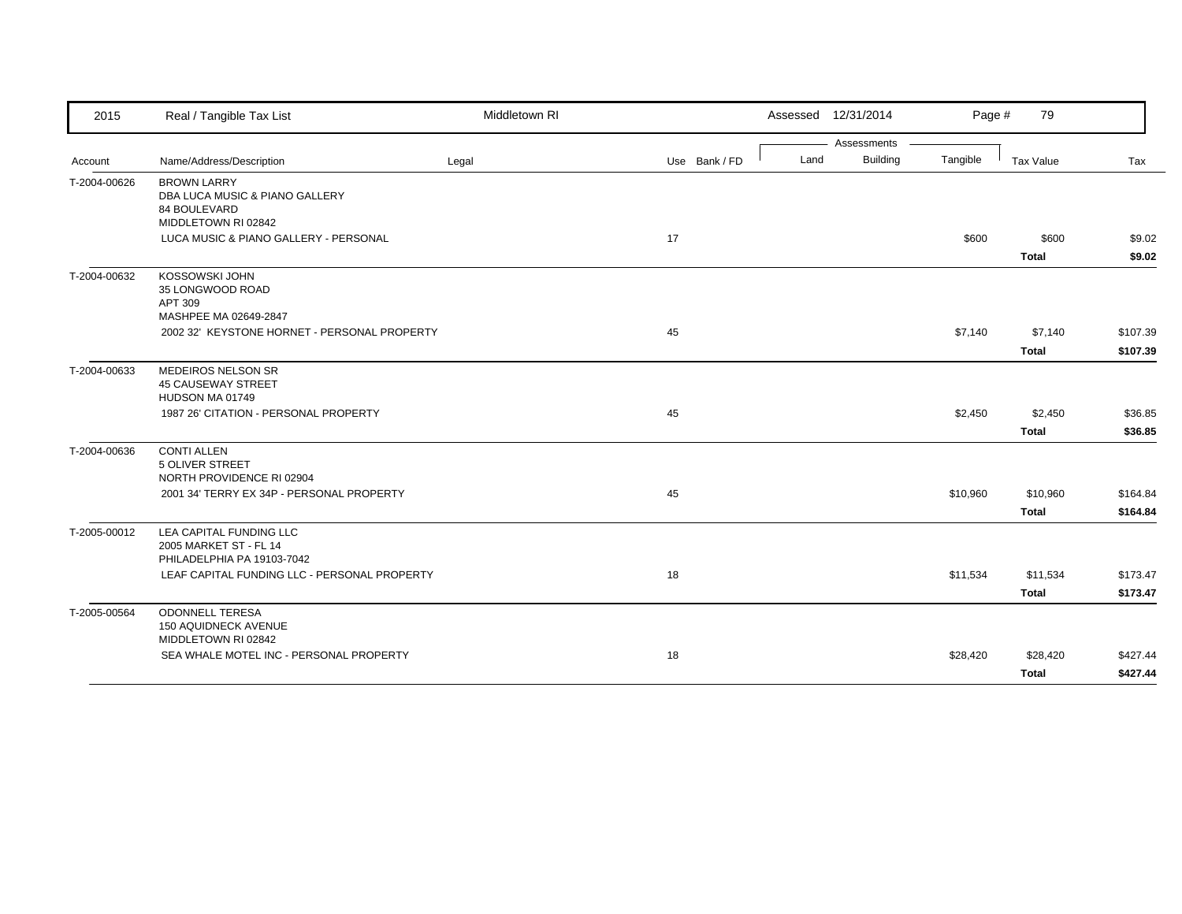| Account | Name/Address/Description | Legal | Use | Bank / FD | Land | Building | Tangible | Tax Value | Tax |
|---|---|---|---|---|---|---|---|---|---|
| T-2004-00626 | BROWN LARRY<br>DBA LUCA MUSIC & PIANO GALLERY<br>84 BOULEVARD<br>MIDDLETOWN RI 02842 | | | | | | | | |
| | LUCA MUSIC & PIANO GALLERY - PERSONAL | | 17 | | | | $600 | $600 | $9.02 |
| | | | | | | | | **Total** | **$9.02** |
| T-2004-00632 | KOSSOWSKI JOHN<br>35 LONGWOOD ROAD<br>APT 309<br>MASHPEE MA 02649-2847 | | | | | | | | |
| | 2002 32' KEYSTONE HORNET - PERSONAL PROPERTY | | 45 | | | | $7,140 | $7,140 | $107.39 |
| | | | | | | | | **Total** | **$107.39** |
| T-2004-00633 | MEDEIROS NELSON SR<br>45 CAUSEWAY STREET<br>HUDSON MA 01749 | | | | | | | | |
| | 1987 26' CITATION - PERSONAL PROPERTY | | 45 | | | | $2,450 | $2,450 | $36.85 |
| | | | | | | | | **Total** | **$36.85** |
| T-2004-00636 | CONTI ALLEN<br>5 OLIVER STREET<br>NORTH PROVIDENCE RI 02904 | | | | | | | | |
| | 2001 34' TERRY EX 34P - PERSONAL PROPERTY | | 45 | | | | $10,960 | $10,960 | $164.84 |
| | | | | | | | | **Total** | **$164.84** |
| T-2005-00012 | LEA CAPITAL FUNDING LLC<br>2005 MARKET ST - FL 14<br>PHILADELPHIA PA 19103-7042 | | | | | | | | |
| | LEAF CAPITAL FUNDING LLC - PERSONAL PROPERTY | | 18 | | | | $11,534 | $11,534 | $173.47 |
| | | | | | | | | **Total** | **$173.47** |
| T-2005-00564 | ODONNELL TERESA<br>150 AQUIDNECK AVENUE<br>MIDDLETOWN RI 02842 | | | | | | | | |
| | SEA WHALE MOTEL INC - PERSONAL PROPERTY | | 18 | | | | $28,420 | $28,420 | $427.44 |
| | | | | | | | | **Total** | **$427.44** |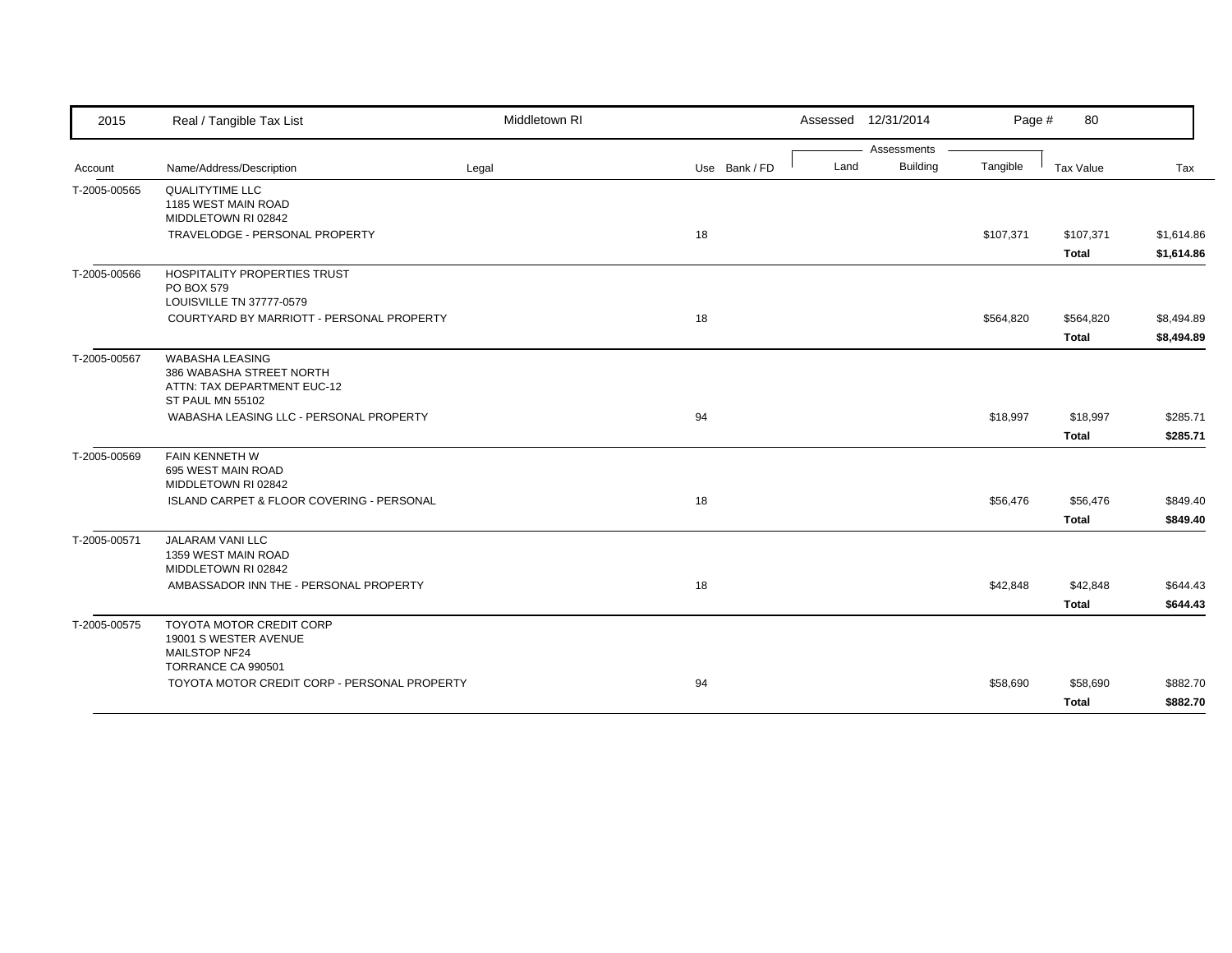| Account | Name/Address/Description | Legal | Use | Bank / FD | Land | Building | Tangible | Tax Value | Tax |
|---|---|---|---|---|---|---|---|---|---|
| T-2005-00565 | QUALITYTIME LLC<br>1185 WEST MAIN ROAD<br>MIDDLETOWN RI 02842 | | | | | | | | |
| | TRAVELODGE - PERSONAL PROPERTY | | 18 | | | | $107,371 | $107,371 | $1,614.86 |
| | | | | | | | | **Total** | **$1,614.86** |
| T-2005-00566 | HOSPITALITY PROPERTIES TRUST<br>PO BOX 579<br>LOUISVILLE TN 37777-0579 | | | | | | | | |
| | COURTYARD BY MARRIOTT - PERSONAL PROPERTY | | 18 | | | | $564,820 | $564,820 | $8,494.89 |
| | | | | | | | | **Total** | **$8,494.89** |
| T-2005-00567 | WABASHA LEASING<br>386 WABASHA STREET NORTH<br>ATTN: TAX DEPARTMENT EUC-12<br>ST PAUL MN 55102 | | | | | | | | |
| | WABASHA LEASING LLC - PERSONAL PROPERTY | | 94 | | | | $18,997 | $18,997 | $285.71 |
| | | | | | | | | **Total** | **$285.71** |
| T-2005-00569 | FAIN KENNETH W<br>695 WEST MAIN ROAD<br>MIDDLETOWN RI 02842 | | | | | | | | |
| | ISLAND CARPET & FLOOR COVERING - PERSONAL | | 18 | | | | $56,476 | $56,476 | $849.40 |
| | | | | | | | | **Total** | **$849.40** |
| T-2005-00571 | JALARAM VANI LLC<br>1359 WEST MAIN ROAD<br>MIDDLETOWN RI 02842 | | | | | | | | |
| | AMBASSADOR INN THE - PERSONAL PROPERTY | | 18 | | | | $42,848 | $42,848 | $644.43 |
| | | | | | | | | **Total** | **$644.43** |
| T-2005-00575 | TOYOTA MOTOR CREDIT CORP<br>19001 S WESTER AVENUE<br>MAILSTOP NF24<br>TORRANCE CA 990501 | | | | | | | | |
| | TOYOTA MOTOR CREDIT CORP - PERSONAL PROPERTY | | 94 | | | | $58,690 | $58,690 | $882.70 |
| | | | | | | | | **Total** | **$882.70** |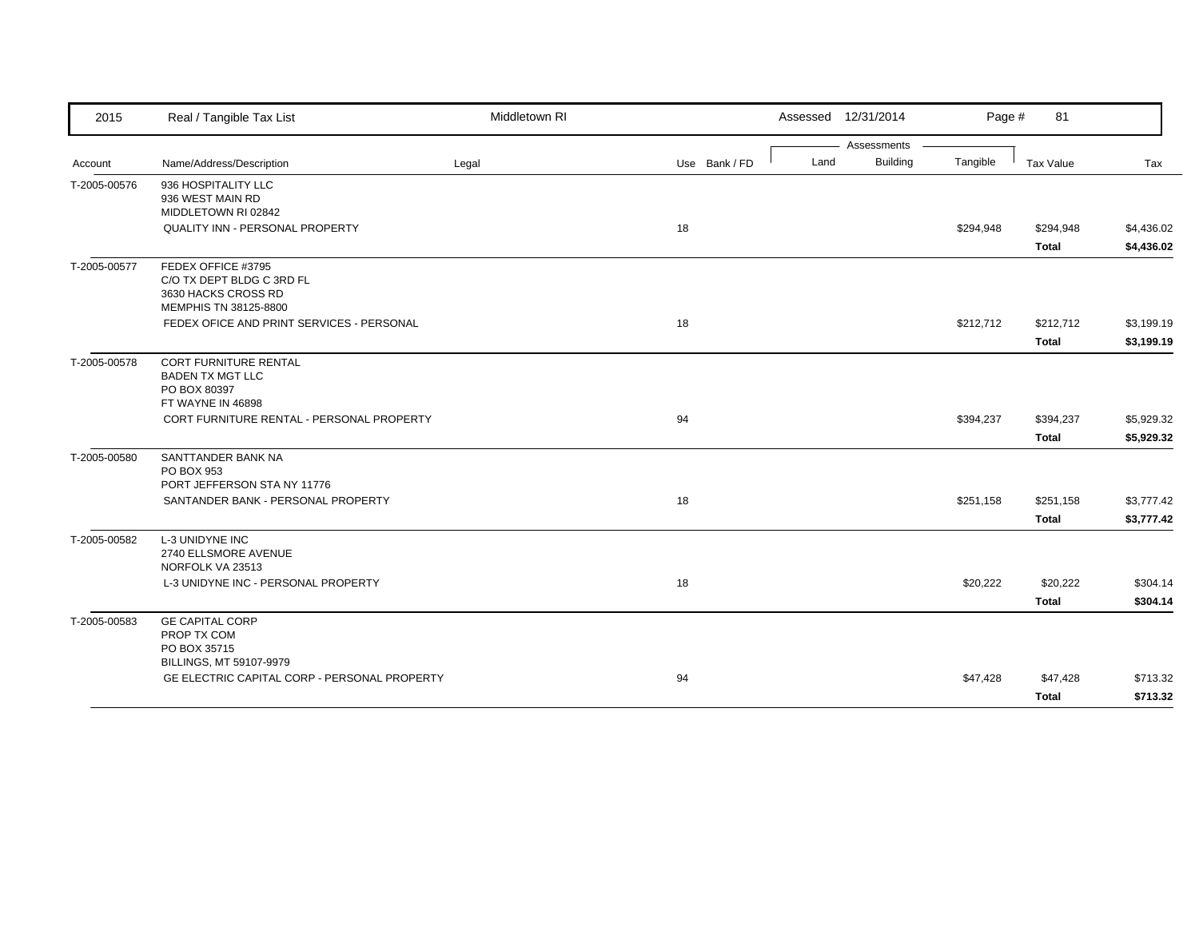| 2015 | Real / Tangible Tax List | Middletown RI | | | Assessed 12/31/2014 | | | | |
|---|---|---|---|---|---|---|---|---|---|
| | | | | | Assessments | | | | |
| Account | Name/Address/Description | Legal | Use | Bank / FD | Land | Building | Tangible | Tax Value | Tax |
| T-2005-00576 | 936 HOSPITALITY LLC<br>936 WEST MAIN RD<br>MIDDLETOWN RI 02842 | | | | | | | | |
| | QUALITY INN - PERSONAL PROPERTY | | 18 | | | | $294,948 | $294,948 | $4,436.02 |
| | | | | | | | | **Total** | **$4,436.02** |
| T-2005-00577 | FEDEX OFFICE #3795<br>C/O TX DEPT BLDG C 3RD FL<br>3630 HACKS CROSS RD<br>MEMPHIS TN 38125-8800 | | | | | | | | |
| | FEDEX OFICE AND PRINT SERVICES - PERSONAL | | 18 | | | | $212,712 | $212,712 | $3,199.19 |
| | | | | | | | | **Total** | **$3,199.19** |
| T-2005-00578 | CORT FURNITURE RENTAL<br>BADEN TX MGT LLC<br>PO BOX 80397<br>FT WAYNE IN 46898 | | | | | | | | |
| | CORT FURNITURE RENTAL - PERSONAL PROPERTY | | 94 | | | | $394,237 | $394,237 | $5,929.32 |
| | | | | | | | | **Total** | **$5,929.32** |
| T-2005-00580 | SANTTANDER BANK NA<br>PO BOX 953<br>PORT JEFFERSON STA NY 11776 | | | | | | | | |
| | SANTANDER BANK - PERSONAL PROPERTY | | 18 | | | | $251,158 | $251,158 | $3,777.42 |
| | | | | | | | | **Total** | **$3,777.42** |
| T-2005-00582 | L-3 UNIDYNE INC<br>2740 ELLSMORE AVENUE<br>NORFOLK VA 23513 | | | | | | | | |
| | L-3 UNIDYNE INC - PERSONAL PROPERTY | | 18 | | | | $20,222 | $20,222 | $304.14 |
| | | | | | | | | **Total** | **$304.14** |
| T-2005-00583 | GE CAPITAL CORP<br>PROP TX COM<br>PO BOX 35715<br>BILLINGS, MT 59107-9979 | | | | | | | | |
| | GE ELECTRIC CAPITAL CORP - PERSONAL PROPERTY | | 94 | | | | $47,428 | $47,428 | $713.32 |
| | | | | | | | | **Total** | **$713.32** |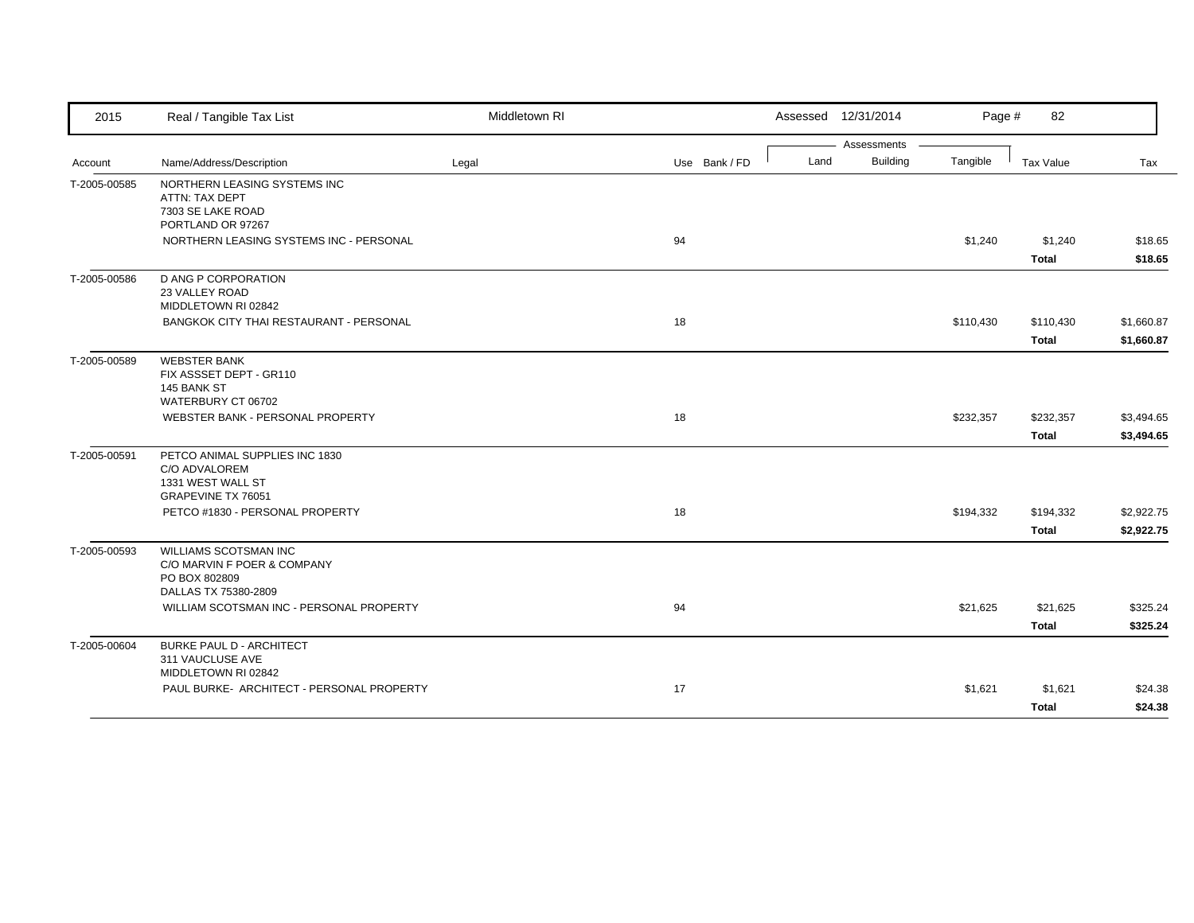| Account | Name/Address/Description | Legal | Use | Bank / FD | Land | Building | Tangible | Tax Value | Tax |
|---|---|---|---|---|---|---|---|---|---|
| T-2005-00585 | NORTHERN LEASING SYSTEMS INC<br>ATTN: TAX DEPT<br>7303 SE LAKE ROAD<br>PORTLAND OR 97267 | | | | | | | | |
| | NORTHERN LEASING SYSTEMS INC - PERSONAL | | 94 | | | | $1,240 | $1,240 | $18.65 |
| | | | | | | | | **Total** | **$18.65** |
| T-2005-00586 | D ANG P CORPORATION<br>23 VALLEY ROAD<br>MIDDLETOWN RI 02842 | | | | | | | | |
| | BANGKOK CITY THAI RESTAURANT - PERSONAL | | 18 | | | | $110,430 | $110,430 | $1,660.87 |
| | | | | | | | | **Total** | **$1,660.87** |
| T-2005-00589 | WEBSTER BANK<br>FIX ASSSET DEPT - GR110<br>145 BANK ST<br>WATERBURY CT 06702 | | | | | | | | |
| | WEBSTER BANK - PERSONAL PROPERTY | | 18 | | | | $232,357 | $232,357 | $3,494.65 |
| | | | | | | | | **Total** | **$3,494.65** |
| T-2005-00591 | PETCO ANIMAL SUPPLIES INC 1830<br>C/O ADVALOREM<br>1331 WEST WALL ST<br>GRAPEVINE TX 76051 | | | | | | | | |
| | PETCO #1830 - PERSONAL PROPERTY | | 18 | | | | $194,332 | $194,332 | $2,922.75 |
| | | | | | | | | **Total** | **$2,922.75** |
| T-2005-00593 | WILLIAMS SCOTSMAN INC<br>C/O MARVIN F POER & COMPANY<br>PO BOX 802809<br>DALLAS TX 75380-2809 | | | | | | | | |
| | WILLIAM SCOTSMAN INC - PERSONAL PROPERTY | | 94 | | | | $21,625 | $21,625 | $325.24 |
| | | | | | | | | **Total** | **$325.24** |
| T-2005-00604 | BURKE PAUL D - ARCHITECT<br>311 VAUCLUSE AVE<br>MIDDLETOWN RI 02842 | | | | | | | | |
| | PAUL BURKE- ARCHITECT - PERSONAL PROPERTY | | 17 | | | | $1,621 | $1,621 | $24.38 |
| | | | | | | | | **Total** | **$24.38** |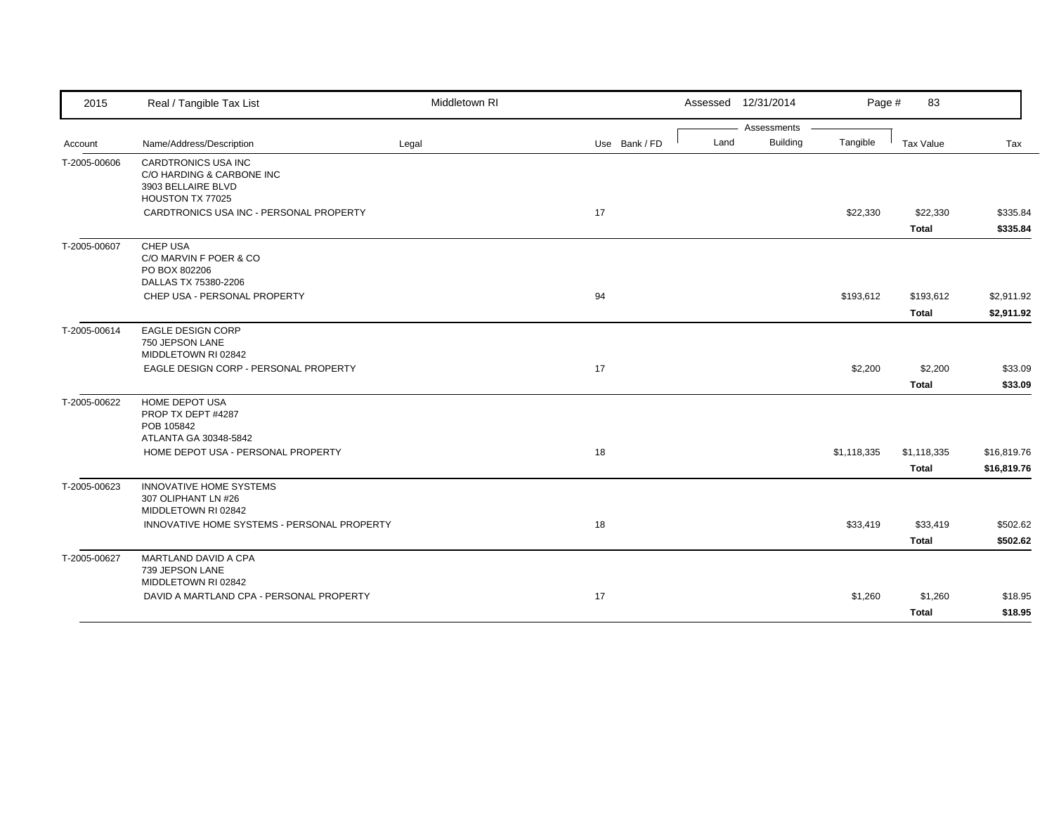| 2015 | Real / Tangible Tax List | Middletown RI | | | Assessed 12/31/2014 | | Page # 83 | | |
|---|---|---|---|---|---|---|---|---|---|
| | | | | | Assessments | | | | |
| Account | Name/Address/Description | Legal | Use | Bank / FD | Land | Building | Tangible | Tax Value | Tax |
| T-2005-00606 | CARDTRONICS USA INC<br>C/O HARDING & CARBONE INC<br>3903 BELLAIRE BLVD<br>HOUSTON TX 77025 | | | | | | | | |
| | CARDTRONICS USA INC - PERSONAL PROPERTY | | 17 | | | | $22,330 | $22,330 | $335.84 |
| | | | | | | | | **Total** | **$335.84** |
| T-2005-00607 | CHEP USA<br>C/O MARVIN F POER & CO<br>PO BOX 802206<br>DALLAS TX 75380-2206 | | | | | | | | |
| | CHEP USA - PERSONAL PROPERTY | | 94 | | | | $193,612 | $193,612 | $2,911.92 |
| | | | | | | | | **Total** | **$2,911.92** |
| T-2005-00614 | EAGLE DESIGN CORP<br>750 JEPSON LANE<br>MIDDLETOWN RI 02842 | | | | | | | | |
| | EAGLE DESIGN CORP - PERSONAL PROPERTY | | 17 | | | | $2,200 | $2,200 | $33.09 |
| | | | | | | | | **Total** | **$33.09** |
| T-2005-00622 | HOME DEPOT USA<br>PROP TX DEPT #4287<br>POB 105842<br>ATLANTA GA 30348-5842 | | | | | | | | |
| | HOME DEPOT USA - PERSONAL PROPERTY | | 18 | | | | $1,118,335 | $1,118,335 | $16,819.76 |
| | | | | | | | | **Total** | **$16,819.76** |
| T-2005-00623 | INNOVATIVE HOME SYSTEMS<br>307 OLIPHANT LN #26<br>MIDDLETOWN RI 02842 | | | | | | | | |
| | INNOVATIVE HOME SYSTEMS - PERSONAL PROPERTY | | 18 | | | | $33,419 | $33,419 | $502.62 |
| | | | | | | | | **Total** | **$502.62** |
| T-2005-00627 | MARTLAND DAVID A CPA<br>739 JEPSON LANE<br>MIDDLETOWN RI 02842 | | | | | | | | |
| | DAVID A MARTLAND CPA - PERSONAL PROPERTY | | 17 | | | | $1,260 | $1,260 | $18.95 |
| | | | | | | | | **Total** | **$18.95** |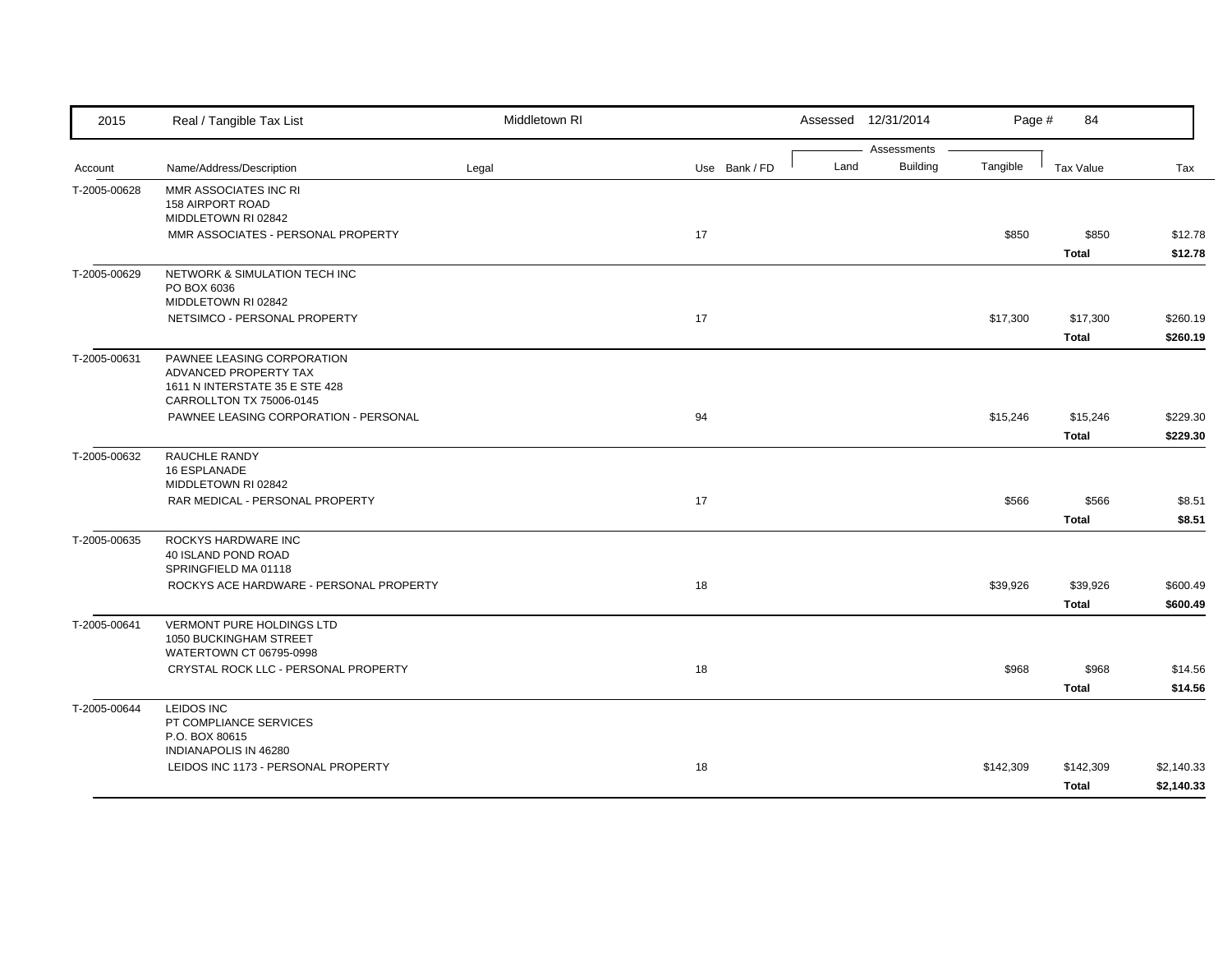| Account | Name/Address/Description | Legal | Use | Bank / FD | Land | Building | Tangible | Tax Value | Tax |
|---|---|---|---|---|---|---|---|---|---|
| T-2005-00628 | MMR ASSOCIATES INC RI<br>158 AIRPORT ROAD<br>MIDDLETOWN RI 02842 | | | | | | | | |
| | MMR ASSOCIATES - PERSONAL PROPERTY | | 17 | | | | $850 | $850 | $12.78 |
| | | | | | | | | **Total** | **$12.78** |
| T-2005-00629 | NETWORK & SIMULATION TECH INC<br>PO BOX 6036<br>MIDDLETOWN RI 02842 | | | | | | | | |
| | NETSIMCO - PERSONAL PROPERTY | | 17 | | | | $17,300 | $17,300 | $260.19 |
| | | | | | | | | **Total** | **$260.19** |
| T-2005-00631 | PAWNEE LEASING CORPORATION<br>ADVANCED PROPERTY TAX<br>1611 N INTERSTATE 35 E STE 428<br>CARROLLTON TX 75006-0145 | | | | | | | | |
| | PAWNEE LEASING CORPORATION - PERSONAL | | 94 | | | | $15,246 | $15,246 | $229.30 |
| | | | | | | | | **Total** | **$229.30** |
| T-2005-00632 | RAUCHLE RANDY<br>16 ESPLANADE<br>MIDDLETOWN RI 02842 | | | | | | | | |
| | RAR MEDICAL - PERSONAL PROPERTY | | 17 | | | | $566 | $566 | $8.51 |
| | | | | | | | | **Total** | **$8.51** |
| T-2005-00635 | ROCKYS HARDWARE INC<br>40 ISLAND POND ROAD<br>SPRINGFIELD MA 01118 | | | | | | | | |
| | ROCKYS ACE HARDWARE - PERSONAL PROPERTY | | 18 | | | | $39,926 | $39,926 | $600.49 |
| | | | | | | | | **Total** | **$600.49** |
| T-2005-00641 | VERMONT PURE HOLDINGS LTD<br>1050 BUCKINGHAM STREET<br>WATERTOWN CT 06795-0998 | | | | | | | | |
| | CRYSTAL ROCK LLC - PERSONAL PROPERTY | | 18 | | | | $968 | $968 | $14.56 |
| | | | | | | | | **Total** | **$14.56** |
| T-2005-00644 | LEIDOS INC<br>PT COMPLIANCE SERVICES<br>P.O. BOX 80615<br>INDIANAPOLIS IN 46280 | | | | | | | | |
| | LEIDOS INC 1173 - PERSONAL PROPERTY | | 18 | | | | $142,309 | $142,309 | $2,140.33 |
| | | | | | | | | **Total** | **$2,140.33** |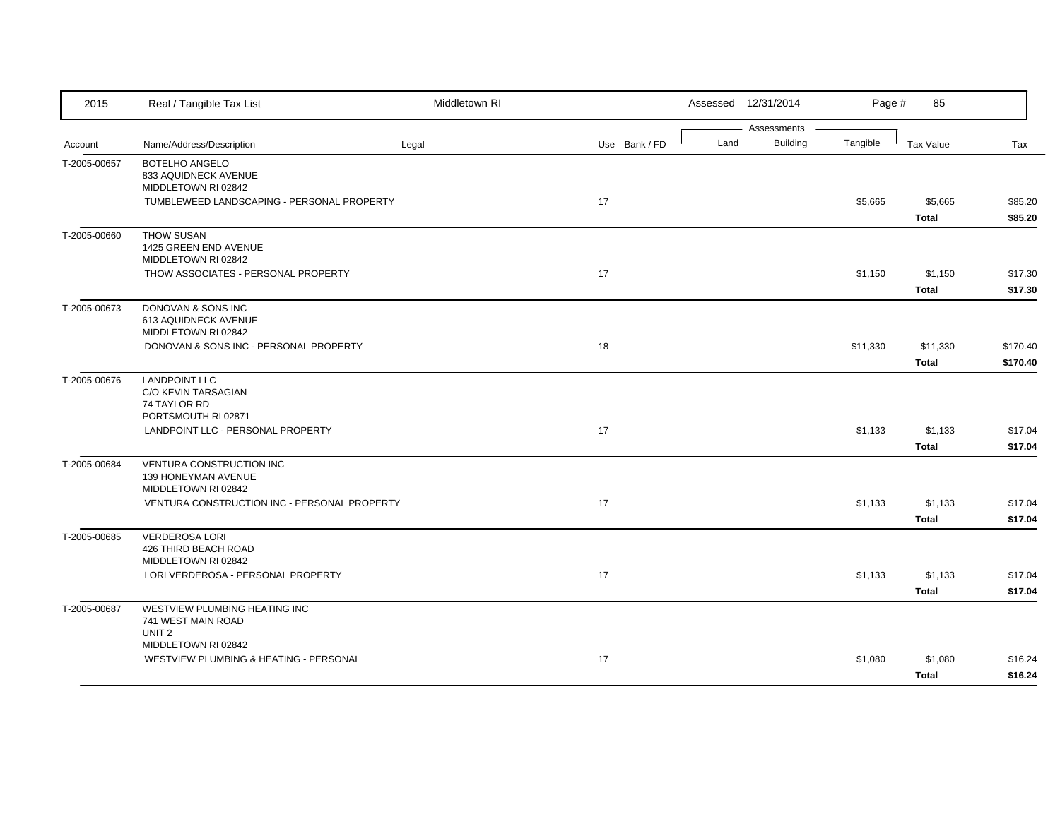| Account | Name/Address/Description | Legal | Use | Bank / FD | Land | Building | Tangible | Tax Value | Tax |
|---|---|---|---|---|---|---|---|---|---|
| T-2005-00657 | BOTELHO ANGELO<br>833 AQUIDNECK AVENUE<br>MIDDLETOWN RI 02842 | | | | | | | | |
| | TUMBLEWEED LANDSCAPING - PERSONAL PROPERTY | | 17 | | | | $5,665 | $5,665 | $85.20 |
| | | | | | | | | **Total** | **$85.20** |
| T-2005-00660 | THOW SUSAN<br>1425 GREEN END AVENUE<br>MIDDLETOWN RI 02842 | | | | | | | | |
| | THOW ASSOCIATES - PERSONAL PROPERTY | | 17 | | | | $1,150 | $1,150 | $17.30 |
| | | | | | | | | **Total** | **$17.30** |
| T-2005-00673 | DONOVAN & SONS INC<br>613 AQUIDNECK AVENUE<br>MIDDLETOWN RI 02842 | | | | | | | | |
| | DONOVAN & SONS INC - PERSONAL PROPERTY | | 18 | | | | $11,330 | $11,330 | $170.40 |
| | | | | | | | | **Total** | **$170.40** |
| T-2005-00676 | LANDPOINT LLC<br>C/O KEVIN TARSAGIAN<br>74 TAYLOR RD<br>PORTSMOUTH RI 02871 | | | | | | | | |
| | LANDPOINT LLC - PERSONAL PROPERTY | | 17 | | | | $1,133 | $1,133 | $17.04 |
| | | | | | | | | **Total** | **$17.04** |
| T-2005-00684 | VENTURA CONSTRUCTION INC<br>139 HONEYMAN AVENUE<br>MIDDLETOWN RI 02842 | | | | | | | | |
| | VENTURA CONSTRUCTION INC - PERSONAL PROPERTY | | 17 | | | | $1,133 | $1,133 | $17.04 |
| | | | | | | | | **Total** | **$17.04** |
| T-2005-00685 | VERDEROSA LORI<br>426 THIRD BEACH ROAD<br>MIDDLETOWN RI 02842 | | | | | | | | |
| | LORI VERDEROSA - PERSONAL PROPERTY | | 17 | | | | $1,133 | $1,133 | $17.04 |
| | | | | | | | | **Total** | **$17.04** |
| T-2005-00687 | WESTVIEW PLUMBING HEATING INC<br>741 WEST MAIN ROAD<br>UNIT 2<br>MIDDLETOWN RI 02842 | | | | | | | | |
| | WESTVIEW PLUMBING & HEATING - PERSONAL | | 17 | | | | $1,080 | $1,080 | $16.24 |
| | | | | | | | | **Total** | **$16.24** |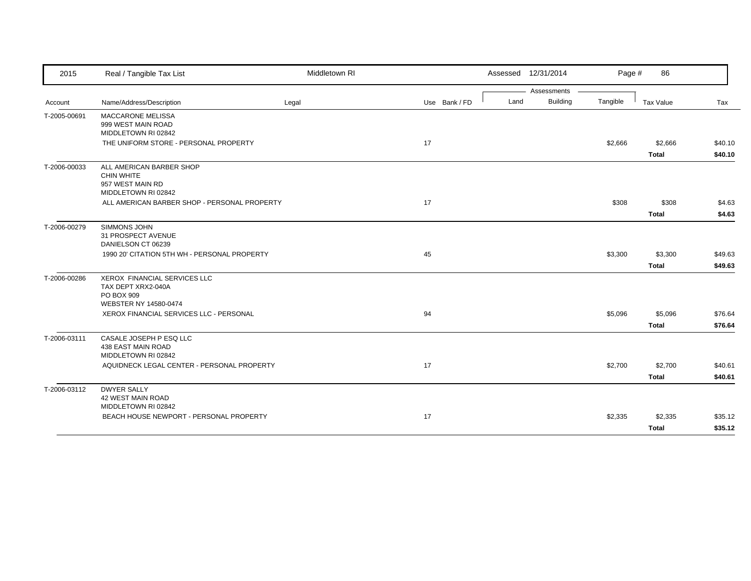| 2015 | Real / Tangible Tax List | Middletown RI | | | Assessed 12/31/2014 | | | | |
|---|---|---|---|---|---|---|---|---|---|
| | | | | | Assessments | | | | |
| Account | Name/Address/Description | Legal | Use | Bank / FD | Land | Building | Tangible | Tax Value | Tax |
| T-2005-00691 | MACCARONE MELISSA<br>999 WEST MAIN ROAD<br>MIDDLETOWN RI 02842 | | | | | | | | |
| | THE UNIFORM STORE - PERSONAL PROPERTY | | 17 | | | | $2,666 | $2,666 | $40.10 |
| | | | | | | | | **Total** | **$40.10** |
| T-2006-00033 | ALL AMERICAN BARBER SHOP<br>CHIN WHITE<br>957 WEST MAIN RD<br>MIDDLETOWN RI 02842 | | | | | | | | |
| | ALL AMERICAN BARBER SHOP - PERSONAL PROPERTY | | 17 | | | | $308 | $308 | $4.63 |
| | | | | | | | | **Total** | **$4.63** |
| T-2006-00279 | SIMMONS JOHN<br>31 PROSPECT AVENUE<br>DANIELSON CT 06239 | | | | | | | | |
| | 1990 20' CITATION 5TH WH - PERSONAL PROPERTY | | 45 | | | | $3,300 | $3,300 | $49.63 |
| | | | | | | | | **Total** | **$49.63** |
| T-2006-00286 | XEROX FINANCIAL SERVICES LLC<br>TAX DEPT XRX2-040A<br>PO BOX 909<br>WEBSTER NY 14580-0474 | | | | | | | | |
| | XEROX FINANCIAL SERVICES LLC - PERSONAL | | 94 | | | | $5,096 | $5,096 | $76.64 |
| | | | | | | | | **Total** | **$76.64** |
| T-2006-03111 | CASALE JOSEPH P ESQ LLC<br>438 EAST MAIN ROAD<br>MIDDLETOWN RI 02842 | | | | | | | | |
| | AQUIDNECK LEGAL CENTER - PERSONAL PROPERTY | | 17 | | | | $2,700 | $2,700 | $40.61 |
| | | | | | | | | **Total** | **$40.61** |
| T-2006-03112 | DWYER SALLY<br>42 WEST MAIN ROAD<br>MIDDLETOWN RI 02842 | | | | | | | | |
| | BEACH HOUSE NEWPORT - PERSONAL PROPERTY | | 17 | | | | $2,335 | $2,335 | $35.12 |
| | | | | | | | | **Total** | **$35.12** |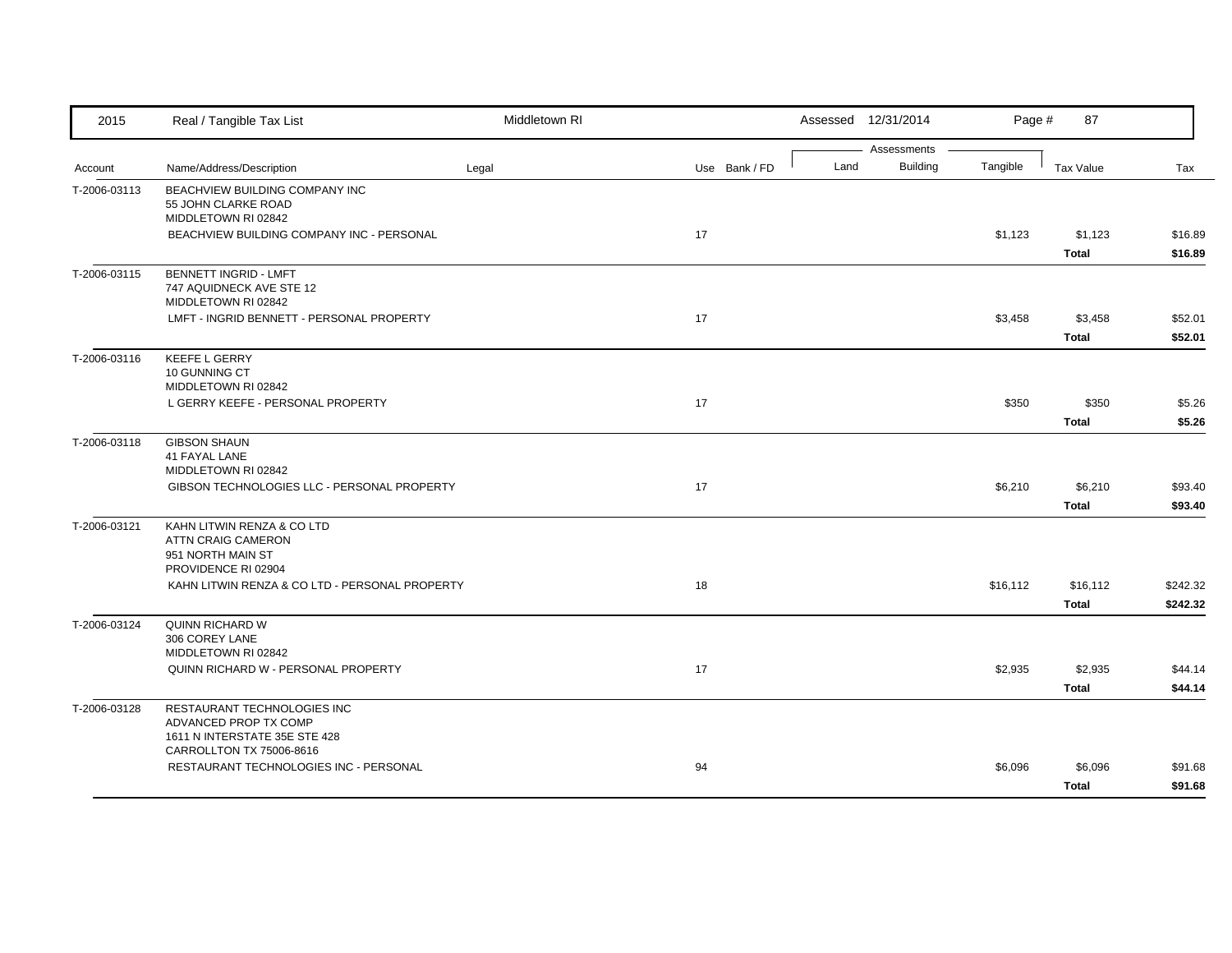| Account | Name/Address/Description | Legal | Use | Bank / FD | Land | Building | Tangible | Tax Value | Tax |
|---|---|---|---|---|---|---|---|---|---|
| T-2006-03113 | BEACHVIEW BUILDING COMPANY INC<br>55 JOHN CLARKE ROAD<br>MIDDLETOWN RI 02842 | | | | | | | | |
| | BEACHVIEW BUILDING COMPANY INC - PERSONAL | | 17 | | | | $1,123 | $1,123 | $16.89 |
| | | | | | | | | **Total** | **$16.89** |
| T-2006-03115 | BENNETT INGRID - LMFT<br>747 AQUIDNECK AVE STE 12<br>MIDDLETOWN RI 02842 | | | | | | | | |
| | LMFT - INGRID BENNETT - PERSONAL PROPERTY | | 17 | | | | $3,458 | $3,458 | $52.01 |
| | | | | | | | | **Total** | **$52.01** |
| T-2006-03116 | KEEFE L GERRY<br>10 GUNNING CT<br>MIDDLETOWN RI 02842 | | | | | | | | |
| | L GERRY KEEFE - PERSONAL PROPERTY | | 17 | | | | $350 | $350 | $5.26 |
| | | | | | | | | **Total** | **$5.26** |
| T-2006-03118 | GIBSON SHAUN<br>41 FAYAL LANE<br>MIDDLETOWN RI 02842 | | | | | | | | |
| | GIBSON TECHNOLOGIES LLC - PERSONAL PROPERTY | | 17 | | | | $6,210 | $6,210 | $93.40 |
| | | | | | | | | **Total** | **$93.40** |
| T-2006-03121 | KAHN LITWIN RENZA & CO LTD<br>ATTN CRAIG CAMERON<br>951 NORTH MAIN ST<br>PROVIDENCE RI 02904 | | | | | | | | |
| | KAHN LITWIN RENZA & CO LTD - PERSONAL PROPERTY | | 18 | | | | $16,112 | $16,112 | $242.32 |
| | | | | | | | | **Total** | **$242.32** |
| T-2006-03124 | QUINN RICHARD W<br>306 COREY LANE<br>MIDDLETOWN RI 02842 | | | | | | | | |
| | QUINN RICHARD W - PERSONAL PROPERTY | | 17 | | | | $2,935 | $2,935 | $44.14 |
| | | | | | | | | **Total** | **$44.14** |
| T-2006-03128 | RESTAURANT TECHNOLOGIES INC<br>ADVANCED PROP TX COMP<br>1611 N INTERSTATE 35E STE 428<br>CARROLLTON TX 75006-8616 | | | | | | | | |
| | RESTAURANT TECHNOLOGIES INC - PERSONAL | | 94 | | | | $6,096 | $6,096 | $91.68 |
| | | | | | | | | **Total** | **$91.68** |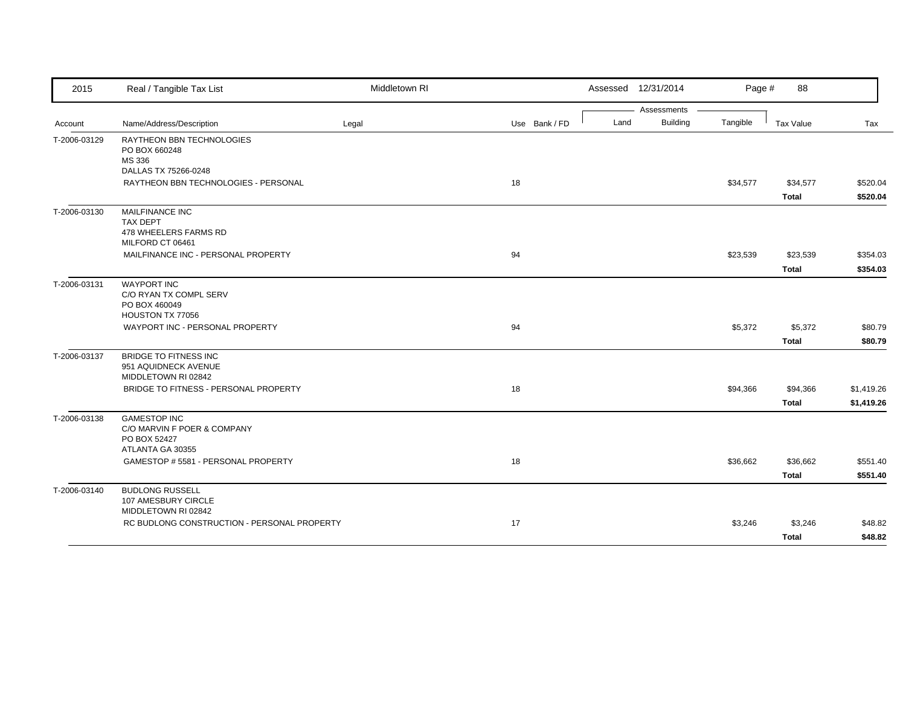| Account | Name/Address/Description | Legal | Use | Bank / FD | Land | Building | Tangible | Tax Value | Tax |
|---|---|---|---|---|---|---|---|---|---|
| | | | | | Assessments | | | | |
| T-2006-03129 | RAYTHEON BBN TECHNOLOGIES<br>PO BOX 660248<br>MS 336<br>DALLAS TX 75266-0248 | | | | | | | | |
| | RAYTHEON BBN TECHNOLOGIES - PERSONAL | | 18 | | | | $34,577 | $34,577 | $520.04 |
| | | | | | | | | **Total** | **$520.04** |
| T-2006-03130 | MAILFINANCE INC<br>TAX DEPT<br>478 WHEELERS FARMS RD<br>MILFORD CT 06461 | | | | | | | | |
| | MAILFINANCE INC - PERSONAL PROPERTY | | 94 | | | | $23,539 | $23,539 | $354.03 |
| | | | | | | | | **Total** | **$354.03** |
| T-2006-03131 | WAYPORT INC<br>C/O RYAN TX COMPL SERV<br>PO BOX 460049<br>HOUSTON TX 77056 | | | | | | | | |
| | WAYPORT INC - PERSONAL PROPERTY | | 94 | | | | $5,372 | $5,372 | $80.79 |
| | | | | | | | | **Total** | **$80.79** |
| T-2006-03137 | BRIDGE TO FITNESS INC<br>951 AQUIDNECK AVENUE<br>MIDDLETOWN RI 02842 | | | | | | | | |
| | BRIDGE TO FITNESS - PERSONAL PROPERTY | | 18 | | | | $94,366 | $94,366 | $1,419.26 |
| | | | | | | | | **Total** | **$1,419.26** |
| T-2006-03138 | GAMESTOP INC<br>C/O MARVIN F POER & COMPANY<br>PO BOX 52427<br>ATLANTA GA 30355 | | | | | | | | |
| | GAMESTOP # 5581 - PERSONAL PROPERTY | | 18 | | | | $36,662 | $36,662 | $551.40 |
| | | | | | | | | **Total** | **$551.40** |
| T-2006-03140 | BUDLONG RUSSELL<br>107 AMESBURY CIRCLE<br>MIDDLETOWN RI 02842 | | | | | | | | |
| | RC BUDLONG CONSTRUCTION - PERSONAL PROPERTY | | 17 | | | | $3,246 | $3,246 | $48.82 |
| | | | | | | | | **Total** | **$48.82** |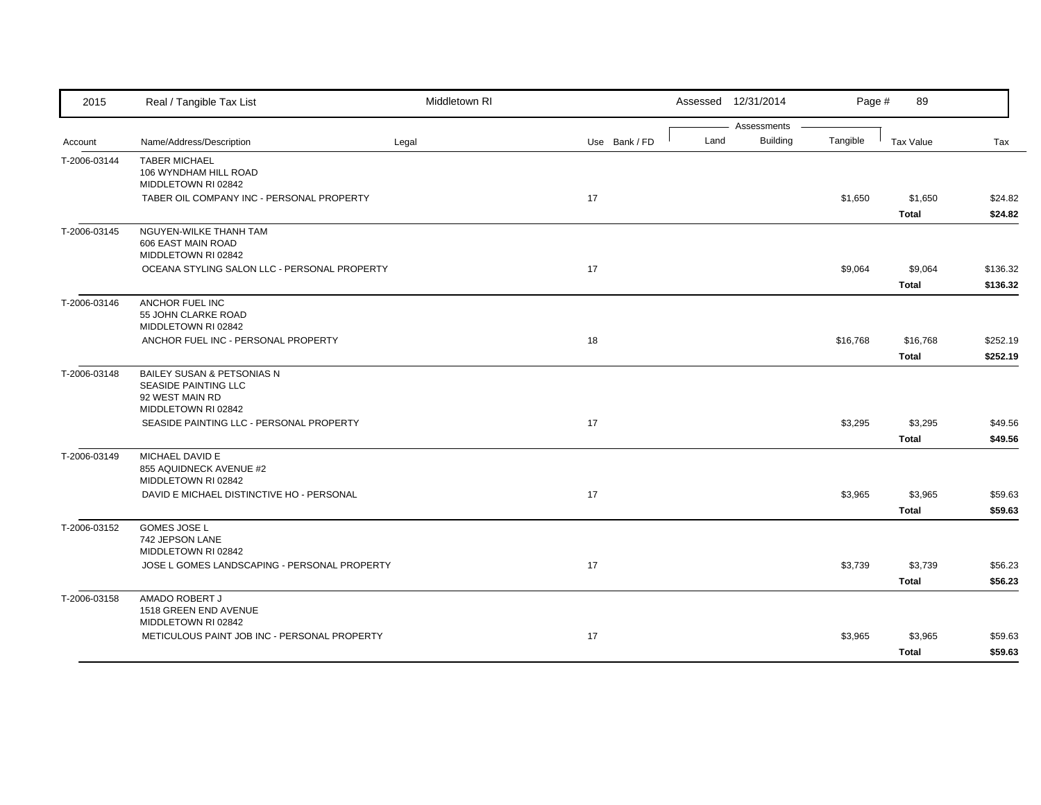| Account | Name/Address/Description | Legal | Use | Bank / FD | Land | Building | Tangible | Tax Value | Tax |
|---|---|---|---|---|---|---|---|---|---|
| T-2006-03144 | TABER MICHAEL<br>106 WYNDHAM HILL ROAD<br>MIDDLETOWN RI 02842 | | | | | | | | |
| | TABER OIL COMPANY INC - PERSONAL PROPERTY | | 17 | | | | $1,650 | $1,650 | $24.82 |
| | | | | | | | | **Total** | **$24.82** |
| T-2006-03145 | NGUYEN-WILKE THANH TAM<br>606 EAST MAIN ROAD<br>MIDDLETOWN RI 02842 | | | | | | | | |
| | OCEANA STYLING SALON LLC - PERSONAL PROPERTY | | 17 | | | | $9,064 | $9,064 | $136.32 |
| | | | | | | | | **Total** | **$136.32** |
| T-2006-03146 | ANCHOR FUEL INC<br>55 JOHN CLARKE ROAD<br>MIDDLETOWN RI 02842 | | | | | | | | |
| | ANCHOR FUEL INC - PERSONAL PROPERTY | | 18 | | | | $16,768 | $16,768 | $252.19 |
| | | | | | | | | **Total** | **$252.19** |
| T-2006-03148 | BAILEY SUSAN & PETSONIAS N<br>SEASIDE PAINTING LLC<br>92 WEST MAIN RD<br>MIDDLETOWN RI 02842 | | | | | | | | |
| | SEASIDE PAINTING LLC - PERSONAL PROPERTY | | 17 | | | | $3,295 | $3,295 | $49.56 |
| | | | | | | | | **Total** | **$49.56** |
| T-2006-03149 | MICHAEL DAVID E<br>855 AQUIDNECK AVENUE #2<br>MIDDLETOWN RI 02842 | | | | | | | | |
| | DAVID E MICHAEL DISTINCTIVE HO - PERSONAL | | 17 | | | | $3,965 | $3,965 | $59.63 |
| | | | | | | | | **Total** | **$59.63** |
| T-2006-03152 | GOMES JOSE L<br>742 JEPSON LANE<br>MIDDLETOWN RI 02842 | | | | | | | | |
| | JOSE L GOMES LANDSCAPING - PERSONAL PROPERTY | | 17 | | | | $3,739 | $3,739 | $56.23 |
| | | | | | | | | **Total** | **$56.23** |
| T-2006-03158 | AMADO ROBERT J<br>1518 GREEN END AVENUE<br>MIDDLETOWN RI 02842 | | | | | | | | |
| | METICULOUS PAINT JOB INC - PERSONAL PROPERTY | | 17 | | | | $3,965 | $3,965 | $59.63 |
| | | | | | | | | **Total** | **$59.63** |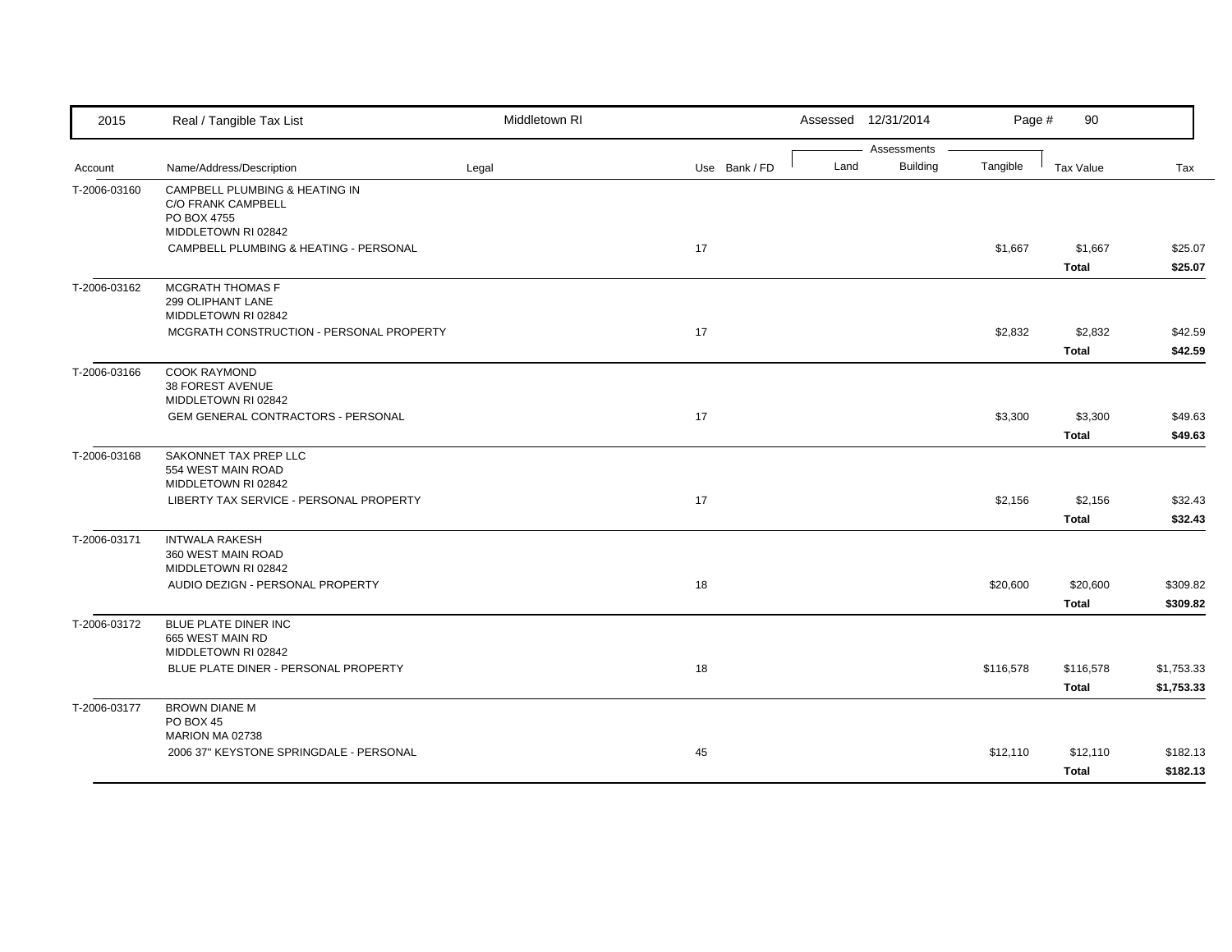| 2015 | Real / Tangible Tax List | Middletown RI | | Assessed 12/31/2014 | | | | | |
|---|---|---|---|---|---|---|---|---|---|
| | | | | | Assessments | | | | |
| Account | Name/Address/Description | Legal | Use Bank / FD | Land | Building | Tangible | Tax Value | Tax | |
| T-2006-03160 | CAMPBELL PLUMBING & HEATING IN<br>C/O FRANK CAMPBELL<br>PO BOX 4755<br>MIDDLETOWN RI 02842 | | | | | | | | |
| | CAMPBELL PLUMBING & HEATING - PERSONAL | | 17 | | | $1,667 | $1,667 | $25.07 | |
| | | | | | | | **Total** | **$25.07** | |
| T-2006-03162 | MCGRATH THOMAS F<br>299 OLIPHANT LANE<br>MIDDLETOWN RI 02842 | | | | | | | | |
| | MCGRATH CONSTRUCTION - PERSONAL PROPERTY | | 17 | | | $2,832 | $2,832 | $42.59 | |
| | | | | | | | **Total** | **$42.59** | |
| T-2006-03166 | COOK RAYMOND<br>38 FOREST AVENUE<br>MIDDLETOWN RI 02842 | | | | | | | | |
| | GEM GENERAL CONTRACTORS - PERSONAL | | 17 | | | $3,300 | $3,300 | $49.63 | |
| | | | | | | | **Total** | **$49.63** | |
| T-2006-03168 | SAKONNET TAX PREP LLC<br>554 WEST MAIN ROAD<br>MIDDLETOWN RI 02842 | | | | | | | | |
| | LIBERTY TAX SERVICE - PERSONAL PROPERTY | | 17 | | | $2,156 | $2,156 | $32.43 | |
| | | | | | | | **Total** | **$32.43** | |
| T-2006-03171 | INTWALA RAKESH<br>360 WEST MAIN ROAD<br>MIDDLETOWN RI 02842 | | | | | | | | |
| | AUDIO DEZIGN - PERSONAL PROPERTY | | 18 | | | $20,600 | $20,600 | $309.82 | |
| | | | | | | | **Total** | **$309.82** | |
| T-2006-03172 | BLUE PLATE DINER INC<br>665 WEST MAIN RD<br>MIDDLETOWN RI 02842 | | | | | | | | |
| | BLUE PLATE DINER - PERSONAL PROPERTY | | 18 | | | $116,578 | $116,578 | $1,753.33 | |
| | | | | | | | **Total** | **$1,753.33** | |
| T-2006-03177 | BROWN DIANE M<br>PO BOX 45<br>MARION MA 02738 | | | | | | | | |
| | 2006 37" KEYSTONE SPRINGDALE - PERSONAL | | 45 | | | $12,110 | $12,110 | $182.13 | |
| | | | | | | | **Total** | **$182.13** | |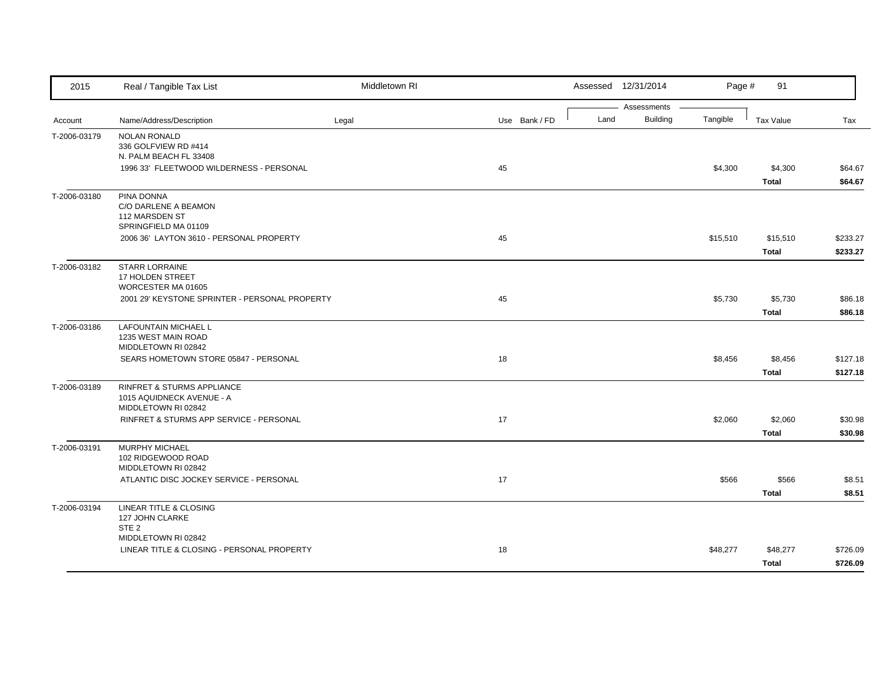| Account | Name/Address/Description | Legal | Use | Bank / FD | Land | Building | Tangible | Tax Value | Tax |
|---|---|---|---|---|---|---|---|---|---|
| T-2006-03179 | NOLAN RONALD<br>336 GOLFVIEW RD #414<br>N. PALM BEACH FL 33408 | | | | | | | | |
| | 1996 33' FLEETWOOD WILDERNESS - PERSONAL | | 45 | | | | $4,300 | $4,300 | $64.67 |
| | | | | | | | | **Total** | **$64.67** |
| T-2006-03180 | PINA DONNA<br>C/O DARLENE A BEAMON<br>112 MARSDEN ST<br>SPRINGFIELD MA 01109 | | | | | | | | |
| | 2006 36' LAYTON 3610 - PERSONAL PROPERTY | | 45 | | | | $15,510 | $15,510 | $233.27 |
| | | | | | | | | **Total** | **$233.27** |
| T-2006-03182 | STARR LORRAINE<br>17 HOLDEN STREET<br>WORCESTER MA 01605 | | | | | | | | |
| | 2001 29' KEYSTONE SPRINTER - PERSONAL PROPERTY | | 45 | | | | $5,730 | $5,730 | $86.18 |
| | | | | | | | | **Total** | **$86.18** |
| T-2006-03186 | LAFOUNTAIN MICHAEL L<br>1235 WEST MAIN ROAD<br>MIDDLETOWN RI 02842 | | | | | | | | |
| | SEARS HOMETOWN STORE 05847 - PERSONAL | | 18 | | | | $8,456 | $8,456 | $127.18 |
| | | | | | | | | **Total** | **$127.18** |
| T-2006-03189 | RINFRET & STURMS APPLIANCE<br>1015 AQUIDNECK AVENUE - A<br>MIDDLETOWN RI 02842 | | | | | | | | |
| | RINFRET & STURMS APP SERVICE - PERSONAL | | 17 | | | | $2,060 | $2,060 | $30.98 |
| | | | | | | | | **Total** | **$30.98** |
| T-2006-03191 | MURPHY MICHAEL<br>102 RIDGEWOOD ROAD<br>MIDDLETOWN RI 02842 | | | | | | | | |
| | ATLANTIC DISC JOCKEY SERVICE - PERSONAL | | 17 | | | | $566 | $566 | $8.51 |
| | | | | | | | | **Total** | **$8.51** |
| T-2006-03194 | LINEAR TITLE & CLOSING<br>127 JOHN CLARKE<br>STE 2<br>MIDDLETOWN RI 02842 | | | | | | | | |
| | LINEAR TITLE & CLOSING - PERSONAL PROPERTY | | 18 | | | | $48,277 | $48,277 | $726.09 |
| | | | | | | | | **Total** | **$726.09** |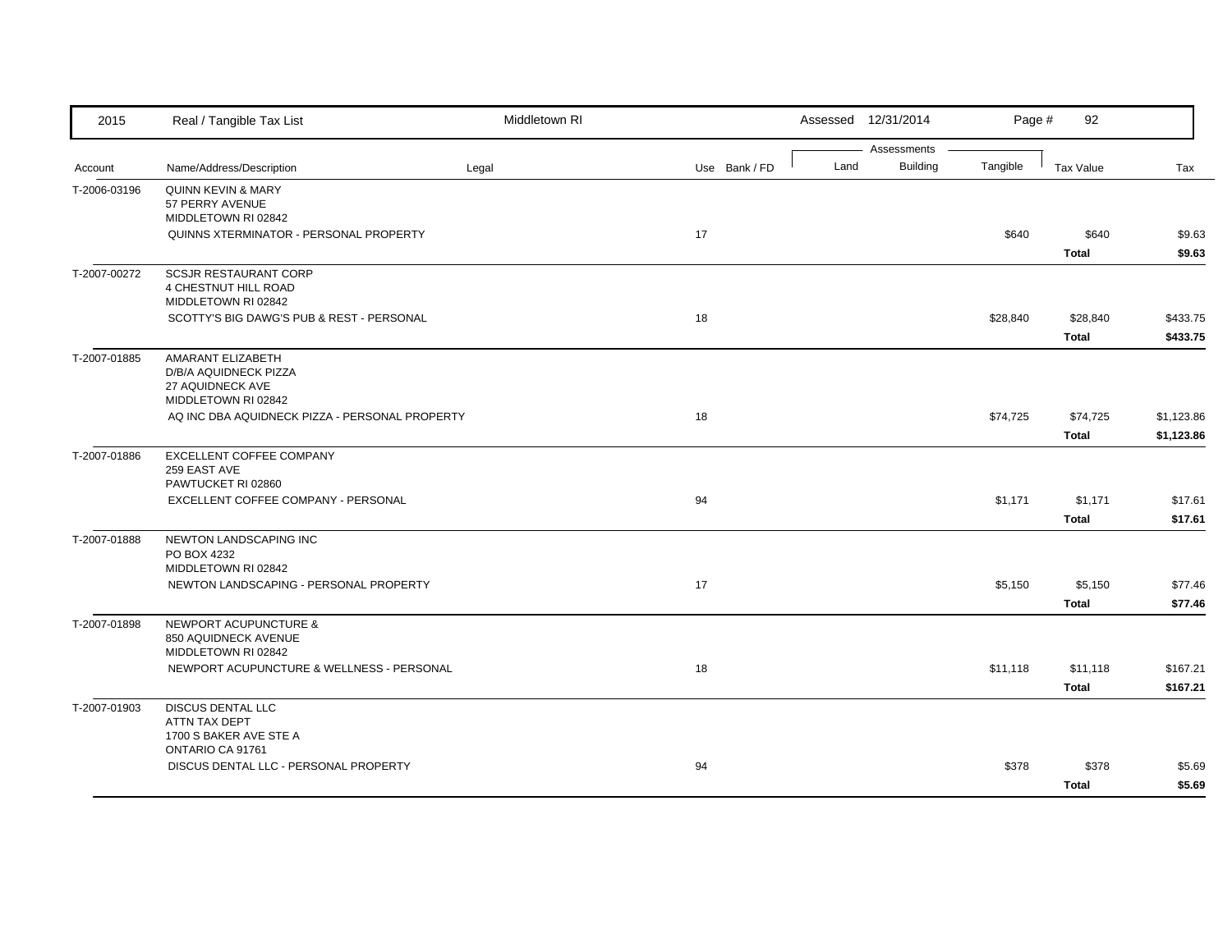| 2015 | Real / Tangible Tax List | Middletown RI | | | Assessed 12/31/2014 | | | | |
|---|---|---|---|---|---|---|---|---|---|
| | | | | | Assessments | | | | |
| Account | Name/Address/Description | Legal | Use | Bank / FD | Land | Building | Tangible | Tax Value | Tax |
| T-2006-03196 | QUINN KEVIN & MARY<br>57 PERRY AVENUE<br>MIDDLETOWN RI 02842 | | | | | | | | |
| | QUINNS XTERMINATOR - PERSONAL PROPERTY | | 17 | | | | $640 | $640 | $9.63 |
| | | | | | | | | **Total** | **$9.63** |
| T-2007-00272 | SCSJR RESTAURANT CORP<br>4 CHESTNUT HILL ROAD<br>MIDDLETOWN RI 02842 | | | | | | | | |
| | SCOTTY'S BIG DAWG'S PUB & REST - PERSONAL | | 18 | | | | $28,840 | $28,840 | $433.75 |
| | | | | | | | | **Total** | **$433.75** |
| T-2007-01885 | AMARANT ELIZABETH<br>D/B/A AQUIDNECK PIZZA<br>27 AQUIDNECK AVE<br>MIDDLETOWN RI 02842 | | | | | | | | |
| | AQ INC DBA AQUIDNECK PIZZA - PERSONAL PROPERTY | | 18 | | | | $74,725 | $74,725 | $1,123.86 |
| | | | | | | | | **Total** | **$1,123.86** |
| T-2007-01886 | EXCELLENT COFFEE COMPANY<br>259 EAST AVE<br>PAWTUCKET RI 02860 | | | | | | | | |
| | EXCELLENT COFFEE COMPANY - PERSONAL | | 94 | | | | $1,171 | $1,171 | $17.61 |
| | | | | | | | | **Total** | **$17.61** |
| T-2007-01888 | NEWTON LANDSCAPING INC<br>PO BOX 4232<br>MIDDLETOWN RI 02842 | | | | | | | | |
| | NEWTON LANDSCAPING - PERSONAL PROPERTY | | 17 | | | | $5,150 | $5,150 | $77.46 |
| | | | | | | | | **Total** | **$77.46** |
| T-2007-01898 | NEWPORT ACUPUNCTURE &<br>850 AQUIDNECK AVENUE<br>MIDDLETOWN RI 02842 | | | | | | | | |
| | NEWPORT ACUPUNCTURE & WELLNESS - PERSONAL | | 18 | | | | $11,118 | $11,118 | $167.21 |
| | | | | | | | | **Total** | **$167.21** |
| T-2007-01903 | DISCUS DENTAL LLC<br>ATTN TAX DEPT<br>1700 S BAKER AVE STE A<br>ONTARIO CA 91761 | | | | | | | | |
| | DISCUS DENTAL LLC - PERSONAL PROPERTY | | 94 | | | | $378 | $378 | $5.69 |
| | | | | | | | | **Total** | **$5.69** |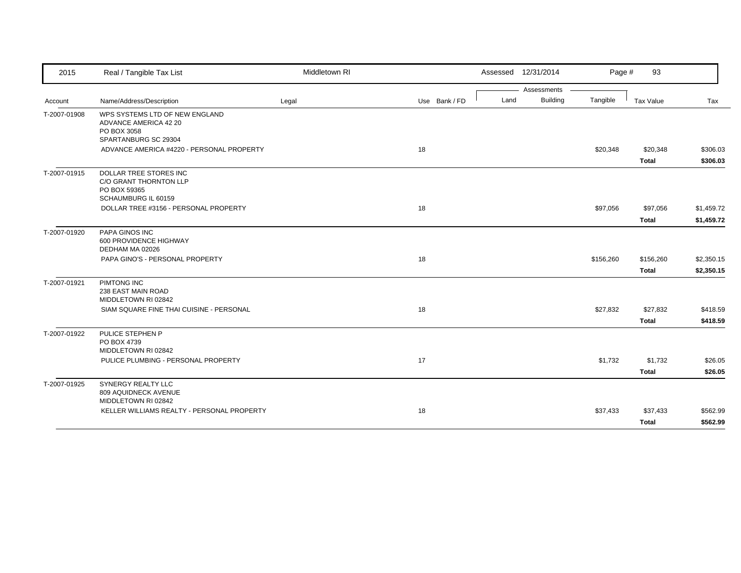| 2015 | Real / Tangible Tax List | Middletown RI | | | Assessed 12/31/2014 | | | | |
|---|---|---|---|---|---|---|---|---|---|
| | | | | | Assessments | | | | |
| Account | Name/Address/Description | Legal | Use | Bank / FD | Land | Building | Tangible | Tax Value | Tax |
| T-2007-01908 | WPS SYSTEMS LTD OF NEW ENGLAND<br>ADVANCE AMERICA 42 20<br>PO BOX 3058<br>SPARTANBURG SC 29304 | | | | | | | | |
| | ADVANCE AMERICA #4220 - PERSONAL PROPERTY | | 18 | | | | $20,348 | $20,348 | $306.03 |
| | | | | | | | | **Total** | **$306.03** |
| T-2007-01915 | DOLLAR TREE STORES INC<br>C/O GRANT THORNTON LLP<br>PO BOX 59365<br>SCHAUMBURG IL 60159 | | | | | | | | |
| | DOLLAR TREE #3156 - PERSONAL PROPERTY | | 18 | | | | $97,056 | $97,056 | $1,459.72 |
| | | | | | | | | **Total** | **$1,459.72** |
| T-2007-01920 | PAPA GINOS INC<br>600 PROVIDENCE HIGHWAY<br>DEDHAM MA 02026 | | | | | | | | |
| | PAPA GINO'S - PERSONAL PROPERTY | | 18 | | | | $156,260 | $156,260 | $2,350.15 |
| | | | | | | | | **Total** | **$2,350.15** |
| T-2007-01921 | PIMTONG INC<br>238 EAST MAIN ROAD<br>MIDDLETOWN RI 02842 | | | | | | | | |
| | SIAM SQUARE FINE THAI CUISINE - PERSONAL | | 18 | | | | $27,832 | $27,832 | $418.59 |
| | | | | | | | | **Total** | **$418.59** |
| T-2007-01922 | PULICE STEPHEN P<br>PO BOX 4739<br>MIDDLETOWN RI 02842 | | | | | | | | |
| | PULICE PLUMBING - PERSONAL PROPERTY | | 17 | | | | $1,732 | $1,732 | $26.05 |
| | | | | | | | | **Total** | **$26.05** |
| T-2007-01925 | SYNERGY REALTY LLC<br>809 AQUIDNECK AVENUE<br>MIDDLETOWN RI 02842 | | | | | | | | |
| | KELLER WILLIAMS REALTY - PERSONAL PROPERTY | | 18 | | | | $37,433 | $37,433 | $562.99 |
| | | | | | | | | **Total** | **$562.99** |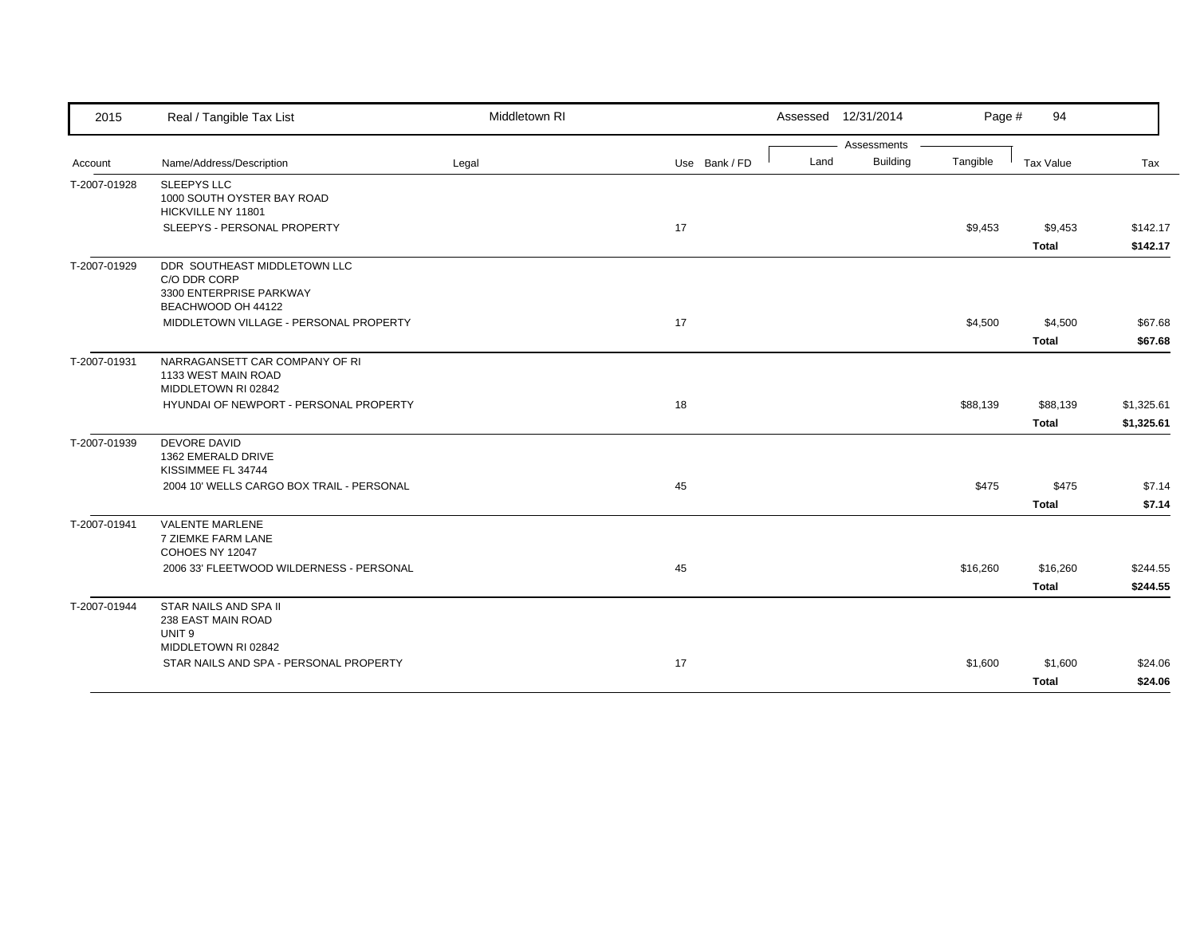| Account | Name/Address/Description | Legal | Use | Bank / FD | Land | Building | Tangible | Tax Value | Tax |
|---|---|---|---|---|---|---|---|---|---|
| T-2007-01928 | SLEEPYS LLC<br>1000 SOUTH OYSTER BAY ROAD<br>HICKVILLE NY 11801 | | | | | | | | |
| | SLEEPYS - PERSONAL PROPERTY | | 17 | | | | $9,453 | $9,453 | $142.17 |
| | | | | | | | | **Total** | **$142.17** |
| T-2007-01929 | DDR SOUTHEAST MIDDLETOWN LLC<br>C/O DDR CORP<br>3300 ENTERPRISE PARKWAY<br>BEACHWOOD OH 44122 | | | | | | | | |
| | MIDDLETOWN VILLAGE - PERSONAL PROPERTY | | 17 | | | | $4,500 | $4,500 | $67.68 |
| | | | | | | | | **Total** | **$67.68** |
| T-2007-01931 | NARRAGANSETT CAR COMPANY OF RI<br>1133 WEST MAIN ROAD<br>MIDDLETOWN RI 02842 | | | | | | | | |
| | HYUNDAI OF NEWPORT - PERSONAL PROPERTY | | 18 | | | | $88,139 | $88,139 | $1,325.61 |
| | | | | | | | | **Total** | **$1,325.61** |
| T-2007-01939 | DEVORE DAVID<br>1362 EMERALD DRIVE<br>KISSIMMEE FL 34744 | | | | | | | | |
| | 2004 10' WELLS CARGO BOX TRAIL - PERSONAL | | 45 | | | | $475 | $475 | $7.14 |
| | | | | | | | | **Total** | **$7.14** |
| T-2007-01941 | VALENTE MARLENE<br>7 ZIEMKE FARM LANE<br>COHOES NY 12047 | | | | | | | | |
| | 2006 33' FLEETWOOD WILDERNESS - PERSONAL | | 45 | | | | $16,260 | $16,260 | $244.55 |
| | | | | | | | | **Total** | **$244.55** |
| T-2007-01944 | STAR NAILS AND SPA II<br>238 EAST MAIN ROAD<br>UNIT 9<br>MIDDLETOWN RI 02842 | | | | | | | | |
| | STAR NAILS AND SPA - PERSONAL PROPERTY | | 17 | | | | $1,600 | $1,600 | $24.06 |
| | | | | | | | | **Total** | **$24.06** |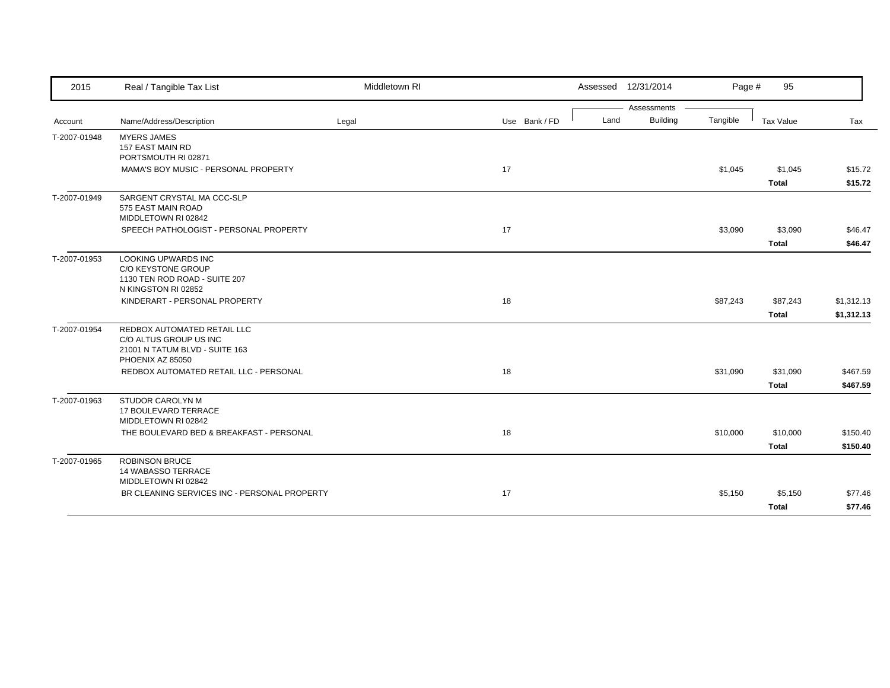| 2015 | Real / Tangible Tax List | Middletown RI | | | Assessed 12/31/2014 | | Page # | 95 | |
|---|---|---|---|---|---|---|---|---|---|
| | | | | | Assessments | | | | |
| Account | Name/Address/Description | Legal | Use | Bank / FD | Land | Building | Tangible | Tax Value | Tax |
| T-2007-01948 | MYERS JAMES<br>157 EAST MAIN RD<br>PORTSMOUTH RI 02871 | | | | | | | | |
| | MAMA'S BOY MUSIC - PERSONAL PROPERTY | | 17 | | | | $1,045 | $1,045 | $15.72 |
| | | | | | | | | **Total** | **$15.72** |
| T-2007-01949 | SARGENT CRYSTAL MA CCC-SLP<br>575 EAST MAIN ROAD<br>MIDDLETOWN RI 02842 | | | | | | | | |
| | SPEECH PATHOLOGIST - PERSONAL PROPERTY | | 17 | | | | $3,090 | $3,090 | $46.47 |
| | | | | | | | | **Total** | **$46.47** |
| T-2007-01953 | LOOKING UPWARDS INC<br>C/O KEYSTONE GROUP<br>1130 TEN ROD ROAD - SUITE 207<br>N KINGSTON RI 02852 | | | | | | | | |
| | KINDERART - PERSONAL PROPERTY | | 18 | | | | $87,243 | $87,243 | $1,312.13 |
| | | | | | | | | **Total** | **$1,312.13** |
| T-2007-01954 | REDBOX AUTOMATED RETAIL LLC<br>C/O ALTUS GROUP US INC<br>21001 N TATUM BLVD - SUITE 163<br>PHOENIX AZ 85050 | | | | | | | | |
| | REDBOX AUTOMATED RETAIL LLC - PERSONAL | | 18 | | | | $31,090 | $31,090 | $467.59 |
| | | | | | | | | **Total** | **$467.59** |
| T-2007-01963 | STUDOR CAROLYN M<br>17 BOULEVARD TERRACE<br>MIDDLETOWN RI 02842 | | | | | | | | |
| | THE BOULEVARD BED & BREAKFAST - PERSONAL | | 18 | | | | $10,000 | $10,000 | $150.40 |
| | | | | | | | | **Total** | **$150.40** |
| T-2007-01965 | ROBINSON BRUCE<br>14 WABASSO TERRACE<br>MIDDLETOWN RI 02842 | | | | | | | | |
| | BR CLEANING SERVICES INC - PERSONAL PROPERTY | | 17 | | | | $5,150 | $5,150 | $77.46 |
| | | | | | | | | **Total** | **$77.46** |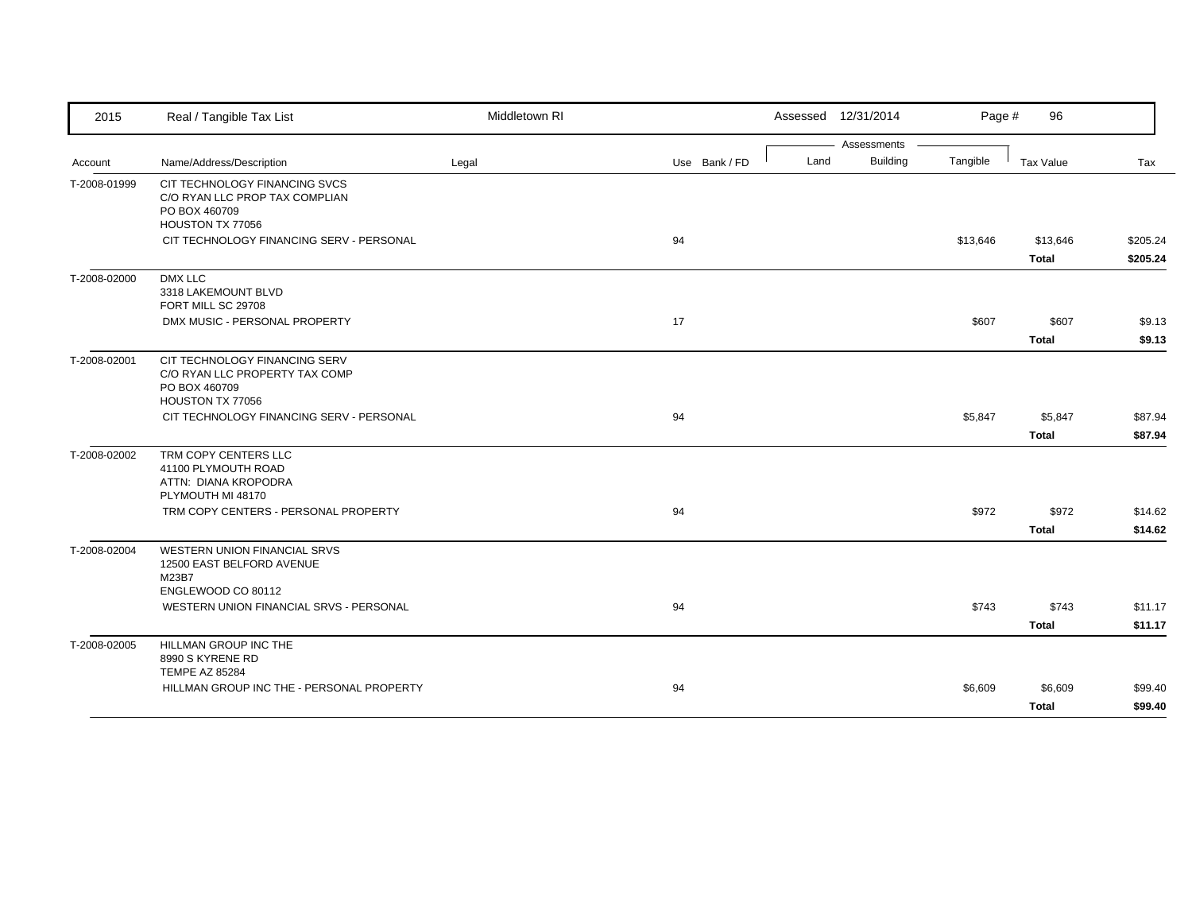| Account | Name/Address/Description | Legal | Use | Bank / FD | Land | Building | Tangible | Tax Value | Tax |
|---|---|---|---|---|---|---|---|---|---|
| T-2008-01999 | CIT TECHNOLOGY FINANCING SVCS<br>C/O RYAN LLC PROP TAX COMPLIAN<br>PO BOX 460709<br>HOUSTON TX 77056 | | | | | | | | |
| | CIT TECHNOLOGY FINANCING SERV - PERSONAL | | 94 | | | | $13,646 | $13,646 | $205.24 |
| | | | | | | | | **Total** | **$205.24** |
| T-2008-02000 | DMX LLC<br>3318 LAKEMOUNT BLVD<br>FORT MILL SC 29708 | | | | | | | | |
| | DMX MUSIC - PERSONAL PROPERTY | | 17 | | | | $607 | $607 | $9.13 |
| | | | | | | | | **Total** | **$9.13** |
| T-2008-02001 | CIT TECHNOLOGY FINANCING SERV<br>C/O RYAN LLC PROPERTY TAX COMP<br>PO BOX 460709<br>HOUSTON TX 77056 | | | | | | | | |
| | CIT TECHNOLOGY FINANCING SERV - PERSONAL | | 94 | | | | $5,847 | $5,847 | $87.94 |
| | | | | | | | | **Total** | **$87.94** |
| T-2008-02002 | TRM COPY CENTERS LLC<br>41100 PLYMOUTH ROAD<br>ATTN: DIANA KROPODRA<br>PLYMOUTH MI 48170 | | | | | | | | |
| | TRM COPY CENTERS - PERSONAL PROPERTY | | 94 | | | | $972 | $972 | $14.62 |
| | | | | | | | | **Total** | **$14.62** |
| T-2008-02004 | WESTERN UNION FINANCIAL SRVS<br>12500 EAST BELFORD AVENUE<br>M23B7<br>ENGLEWOOD CO 80112 | | | | | | | | |
| | WESTERN UNION FINANCIAL SRVS - PERSONAL | | 94 | | | | $743 | $743 | $11.17 |
| | | | | | | | | **Total** | **$11.17** |
| T-2008-02005 | HILLMAN GROUP INC THE<br>8990 S KYRENE RD<br>TEMPE AZ 85284 | | | | | | | | |
| | HILLMAN GROUP INC THE - PERSONAL PROPERTY | | 94 | | | | $6,609 | $6,609 | $99.40 |
| | | | | | | | | **Total** | **$99.40** |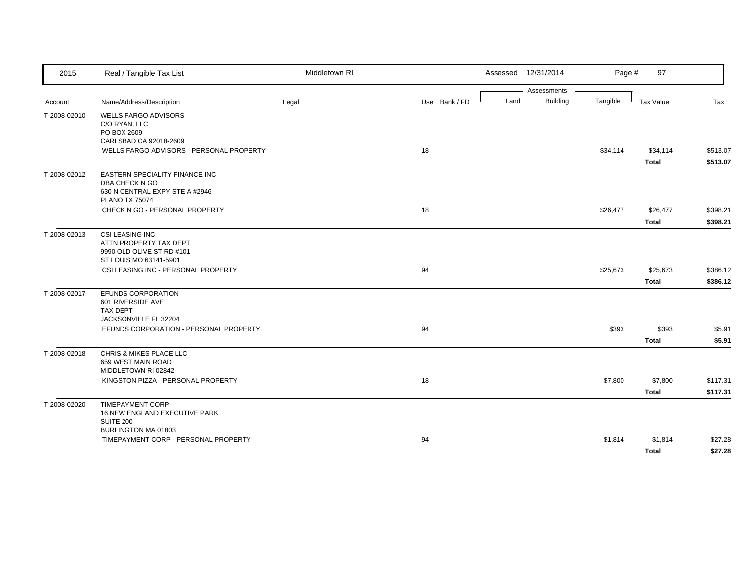| 2015 | Real / Tangible Tax List | Middletown RI | | | Assessed 12/31/2014 | | Page # 97 | | |
|---|---|---|---|---|---|---|---|---|---|
| | | | | | Assessments | | | | |
| Account | Name/Address/Description | Legal | Use | Bank / FD | Land | Building | Tangible | Tax Value | Tax |
| T-2008-02010 | WELLS FARGO ADVISORS<br>C/O RYAN, LLC<br>PO BOX 2609<br>CARLSBAD CA 92018-2609 | | | | | | | | |
| | WELLS FARGO ADVISORS - PERSONAL PROPERTY | | 18 | | | | $34,114 | $34,114 | $513.07 |
| | | | | | | | | **Total** | **$513.07** |
| T-2008-02012 | EASTERN SPECIALITY FINANCE INC<br>DBA CHECK N GO<br>630 N CENTRAL EXPY STE A #2946<br>PLANO TX 75074 | | | | | | | | |
| | CHECK N GO - PERSONAL PROPERTY | | 18 | | | | $26,477 | $26,477 | $398.21 |
| | | | | | | | | **Total** | **$398.21** |
| T-2008-02013 | CSI LEASING INC<br>ATTN PROPERTY TAX DEPT<br>9990 OLD OLIVE ST RD #101<br>ST LOUIS MO 63141-5901 | | | | | | | | |
| | CSI LEASING INC - PERSONAL PROPERTY | | 94 | | | | $25,673 | $25,673 | $386.12 |
| | | | | | | | | **Total** | **$386.12** |
| T-2008-02017 | EFUNDS CORPORATION<br>601 RIVERSIDE AVE<br>TAX DEPT<br>JACKSONVILLE FL 32204 | | | | | | | | |
| | EFUNDS CORPORATION - PERSONAL PROPERTY | | 94 | | | | $393 | $393 | $5.91 |
| | | | | | | | | **Total** | **$5.91** |
| T-2008-02018 | CHRIS & MIKES PLACE LLC<br>659 WEST MAIN ROAD<br>MIDDLETOWN RI 02842 | | | | | | | | |
| | KINGSTON PIZZA - PERSONAL PROPERTY | | 18 | | | | $7,800 | $7,800 | $117.31 |
| | | | | | | | | **Total** | **$117.31** |
| T-2008-02020 | TIMEPAYMENT CORP<br>16 NEW ENGLAND EXECUTIVE PARK<br>SUITE 200<br>BURLINGTON MA 01803 | | | | | | | | |
| | TIMEPAYMENT CORP - PERSONAL PROPERTY | | 94 | | | | $1,814 | $1,814 | $27.28 |
| | | | | | | | | **Total** | **$27.28** |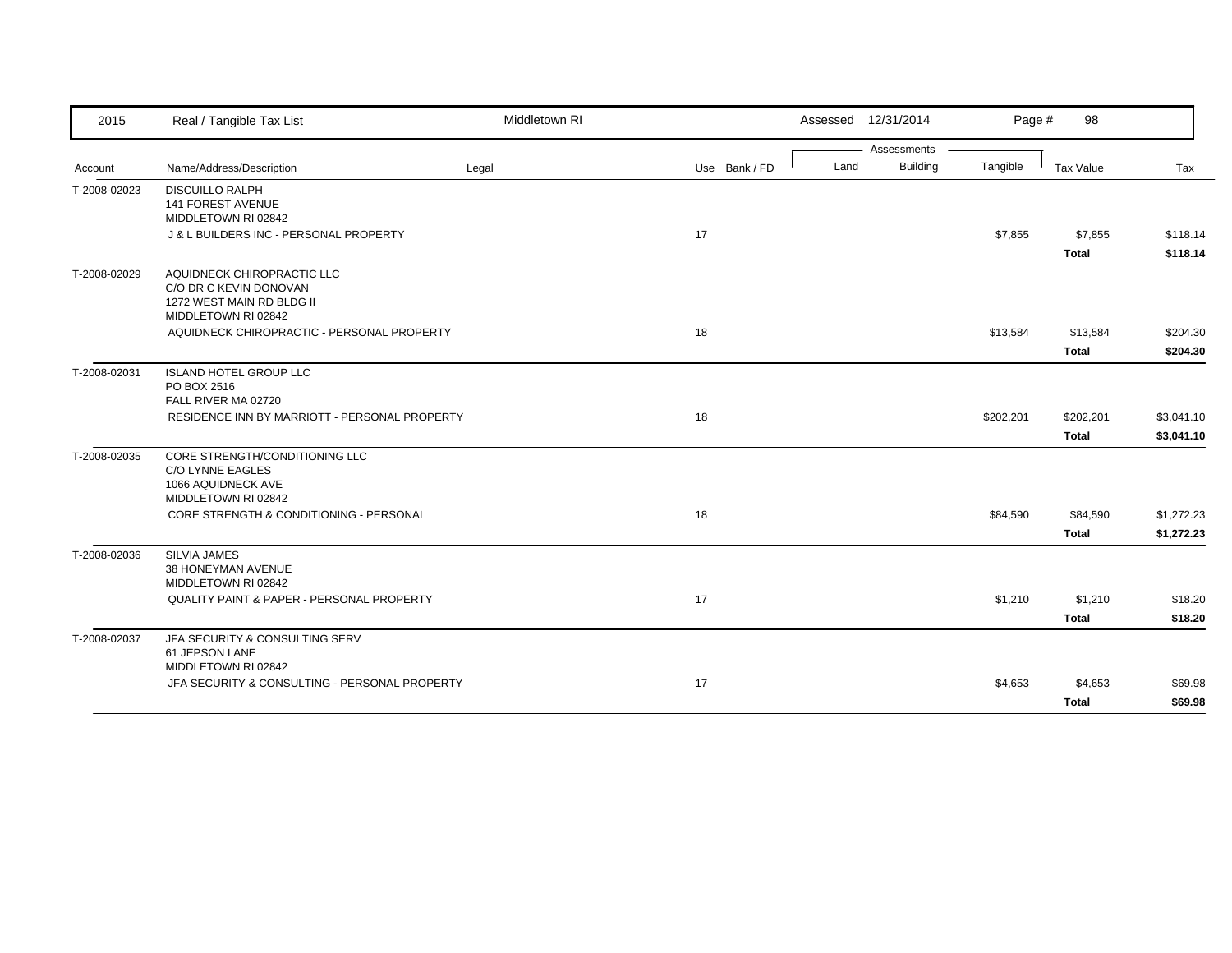| 2015 | Real / Tangible Tax List | Middletown RI | | Assessed 12/31/2014 | | Page # 98 | | |
|---|---|---|---|---|---|---|---|---|
| | | | | Assessments | | | | |
| Account | Name/Address/Description | Legal | Use Bank / FD | Land | Building | Tangible | Tax Value | Tax |
| T-2008-02023 | DISCUILLO RALPH<br>141 FOREST AVENUE<br>MIDDLETOWN RI 02842 | | | | | | | |
| | J & L BUILDERS INC - PERSONAL PROPERTY | | 17 | | | $7,855 | $7,855 | $118.14 |
| | | | | | | | **Total** | **$118.14** |
| T-2008-02029 | AQUIDNECK CHIROPRACTIC LLC<br>C/O DR C KEVIN DONOVAN<br>1272 WEST MAIN RD BLDG II<br>MIDDLETOWN RI 02842 | | | | | | | |
| | AQUIDNECK CHIROPRACTIC - PERSONAL PROPERTY | | 18 | | | $13,584 | $13,584 | $204.30 |
| | | | | | | | **Total** | **$204.30** |
| T-2008-02031 | ISLAND HOTEL GROUP LLC<br>PO BOX 2516<br>FALL RIVER MA 02720 | | | | | | | |
| | RESIDENCE INN BY MARRIOTT - PERSONAL PROPERTY | | 18 | | | $202,201 | $202,201 | $3,041.10 |
| | | | | | | | **Total** | **$3,041.10** |
| T-2008-02035 | CORE STRENGTH/CONDITIONING LLC<br>C/O LYNNE EAGLES<br>1066 AQUIDNECK AVE<br>MIDDLETOWN RI 02842 | | | | | | | |
| | CORE STRENGTH & CONDITIONING - PERSONAL | | 18 | | | $84,590 | $84,590 | $1,272.23 |
| | | | | | | | **Total** | **$1,272.23** |
| T-2008-02036 | SILVIA JAMES<br>38 HONEYMAN AVENUE<br>MIDDLETOWN RI 02842 | | | | | | | |
| | QUALITY PAINT & PAPER - PERSONAL PROPERTY | | 17 | | | $1,210 | $1,210 | $18.20 |
| | | | | | | | **Total** | **$18.20** |
| T-2008-02037 | JFA SECURITY & CONSULTING SERV<br>61 JEPSON LANE<br>MIDDLETOWN RI 02842 | | | | | | | |
| | JFA SECURITY & CONSULTING - PERSONAL PROPERTY | | 17 | | | $4,653 | $4,653 | $69.98 |
| | | | | | | | **Total** | **$69.98** |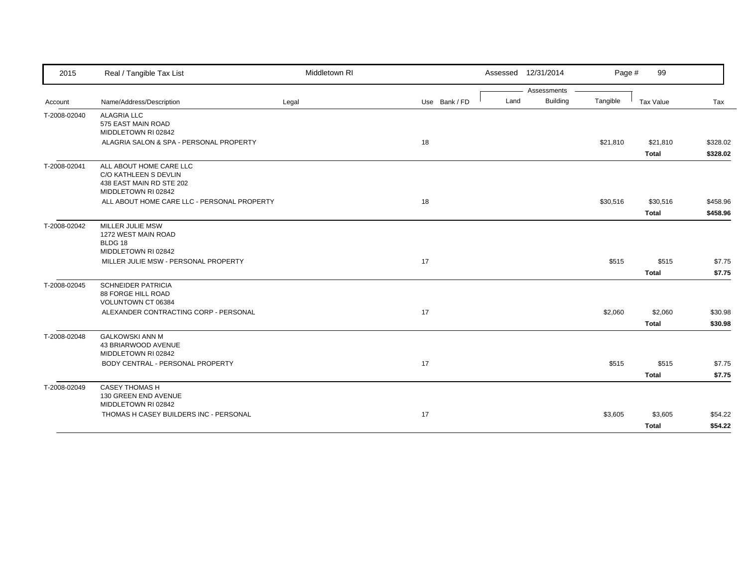| Account | Name/Address/Description | Legal | Use | Bank / FD | Land | Building | Tangible | Tax Value | Tax |
|---|---|---|---|---|---|---|---|---|---|
| T-2008-02040 | ALAGRIA LLC<br>575 EAST MAIN ROAD<br>MIDDLETOWN RI 02842 | | | | | | | | |
| | ALAGRIA SALON & SPA - PERSONAL PROPERTY | | 18 | | | | $21,810 | $21,810 | $328.02 |
| | | | | | | | | **Total** | **$328.02** |
| T-2008-02041 | ALL ABOUT HOME CARE LLC<br>C/O KATHLEEN S DEVLIN<br>438 EAST MAIN RD STE 202<br>MIDDLETOWN RI 02842 | | | | | | | | |
| | ALL ABOUT HOME CARE LLC - PERSONAL PROPERTY | | 18 | | | | $30,516 | $30,516 | $458.96 |
| | | | | | | | | **Total** | **$458.96** |
| T-2008-02042 | MILLER JULIE MSW<br>1272 WEST MAIN ROAD<br>BLDG 18<br>MIDDLETOWN RI 02842 | | | | | | | | |
| | MILLER JULIE MSW - PERSONAL PROPERTY | | 17 | | | | $515 | $515 | $7.75 |
| | | | | | | | | **Total** | **$7.75** |
| T-2008-02045 | SCHNEIDER PATRICIA<br>88 FORGE HILL ROAD<br>VOLUNTOWN CT 06384 | | | | | | | | |
| | ALEXANDER CONTRACTING CORP - PERSONAL | | 17 | | | | $2,060 | $2,060 | $30.98 |
| | | | | | | | | **Total** | **$30.98** |
| T-2008-02048 | GALKOWSKI ANN M<br>43 BRIARWOOD AVENUE<br>MIDDLETOWN RI 02842 | | | | | | | | |
| | BODY CENTRAL - PERSONAL PROPERTY | | 17 | | | | $515 | $515 | $7.75 |
| | | | | | | | | **Total** | **$7.75** |
| T-2008-02049 | CASEY THOMAS H<br>130 GREEN END AVENUE<br>MIDDLETOWN RI 02842 | | | | | | | | |
| | THOMAS H CASEY BUILDERS INC - PERSONAL | | 17 | | | | $3,605 | $3,605 | $54.22 |
| | | | | | | | | **Total** | **$54.22** |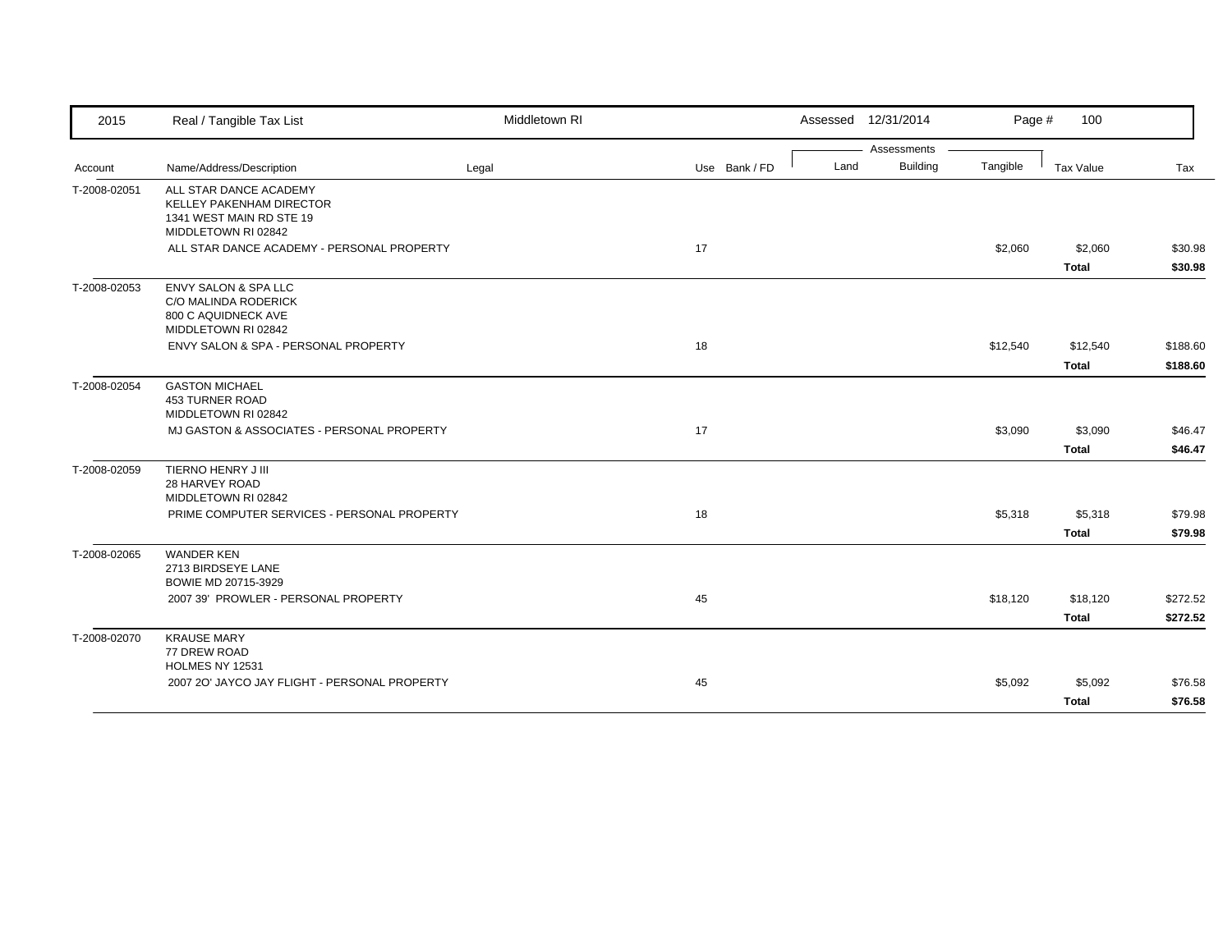| 2015 | Real / Tangible Tax List | Middletown RI | | Assessed 12/31/2014 | | Page # 100 | | |
|---|---|---|---|---|---|---|---|---|
| | | | | Assessments | | | | |
| Account | Name/Address/Description | Legal | Use Bank / FD | Land | Building | Tangible | Tax Value | Tax |
| T-2008-02051 | ALL STAR DANCE ACADEMY<br>KELLEY PAKENHAM DIRECTOR<br>1341 WEST MAIN RD STE 19<br>MIDDLETOWN RI 02842 | | | | | | | |
| | ALL STAR DANCE ACADEMY - PERSONAL PROPERTY | | 17 | | | $2,060 | $2,060 | $30.98 |
| | | | | | | | **Total** | **$30.98** |
| T-2008-02053 | ENVY SALON & SPA LLC<br>C/O MALINDA RODERICK<br>800 C AQUIDNECK AVE<br>MIDDLETOWN RI 02842 | | | | | | | |
| | ENVY SALON & SPA - PERSONAL PROPERTY | | 18 | | | $12,540 | $12,540 | $188.60 |
| | | | | | | | **Total** | **$188.60** |
| T-2008-02054 | GASTON MICHAEL<br>453 TURNER ROAD<br>MIDDLETOWN RI 02842 | | | | | | | |
| | MJ GASTON & ASSOCIATES - PERSONAL PROPERTY | | 17 | | | $3,090 | $3,090 | $46.47 |
| | | | | | | | **Total** | **$46.47** |
| T-2008-02059 | TIERNO HENRY J III<br>28 HARVEY ROAD<br>MIDDLETOWN RI 02842 | | | | | | | |
| | PRIME COMPUTER SERVICES - PERSONAL PROPERTY | | 18 | | | $5,318 | $5,318 | $79.98 |
| | | | | | | | **Total** | **$79.98** |
| T-2008-02065 | WANDER KEN<br>2713 BIRDSEYE LANE<br>BOWIE MD 20715-3929 | | | | | | | |
| | 2007 39' PROWLER - PERSONAL PROPERTY | | 45 | | | $18,120 | $18,120 | $272.52 |
| | | | | | | | **Total** | **$272.52** |
| T-2008-02070 | KRAUSE MARY<br>77 DREW ROAD<br>HOLMES NY 12531 | | | | | | | |
| | 2007 2O' JAYCO JAY FLIGHT - PERSONAL PROPERTY | | 45 | | | $5,092 | $5,092 | $76.58 |
| | | | | | | | **Total** | **$76.58** |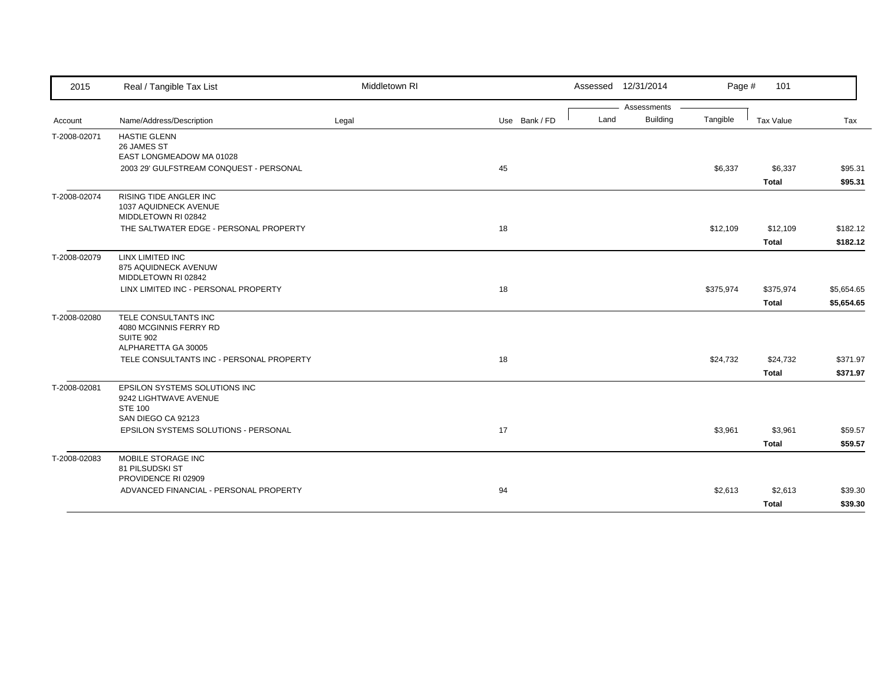| Account | Name/Address/Description | Legal | Use | Bank / FD | Land | Building | Tangible | Tax Value | Tax |
|---|---|---|---|---|---|---|---|---|---|
| T-2008-02071 | HASTIE GLENN<br>26 JAMES ST<br>EAST LONGMEADOW MA 01028 | | | | | | | | |
| | 2003 29' GULFSTREAM CONQUEST - PERSONAL | | 45 | | | | $6,337 | $6,337 | $95.31 |
| | | | | | | | | **Total** | **$95.31** |
| T-2008-02074 | RISING TIDE ANGLER INC<br>1037 AQUIDNECK AVENUE<br>MIDDLETOWN RI 02842 | | | | | | | | |
| | THE SALTWATER EDGE - PERSONAL PROPERTY | | 18 | | | | $12,109 | $12,109 | $182.12 |
| | | | | | | | | **Total** | **$182.12** |
| T-2008-02079 | LINX LIMITED INC<br>875 AQUIDNECK AVENUW<br>MIDDLETOWN RI 02842 | | | | | | | | |
| | LINX LIMITED INC - PERSONAL PROPERTY | | 18 | | | | $375,974 | $375,974 | $5,654.65 |
| | | | | | | | | **Total** | **$5,654.65** |
| T-2008-02080 | TELE CONSULTANTS INC<br>4080 MCGINNIS FERRY RD<br>SUITE 902<br>ALPHARETTA GA 30005 | | | | | | | | |
| | TELE CONSULTANTS INC - PERSONAL PROPERTY | | 18 | | | | $24,732 | $24,732 | $371.97 |
| | | | | | | | | **Total** | **$371.97** |
| T-2008-02081 | EPSILON SYSTEMS SOLUTIONS INC<br>9242 LIGHTWAVE AVENUE<br>STE 100<br>SAN DIEGO CA 92123 | | | | | | | | |
| | EPSILON SYSTEMS SOLUTIONS - PERSONAL | | 17 | | | | $3,961 | $3,961 | $59.57 |
| | | | | | | | | **Total** | **$59.57** |
| T-2008-02083 | MOBILE STORAGE INC<br>81 PILSUDSKI ST<br>PROVIDENCE RI 02909 | | | | | | | | |
| | ADVANCED FINANCIAL - PERSONAL PROPERTY | | 94 | | | | $2,613 | $2,613 | $39.30 |
| | | | | | | | | **Total** | **$39.30** |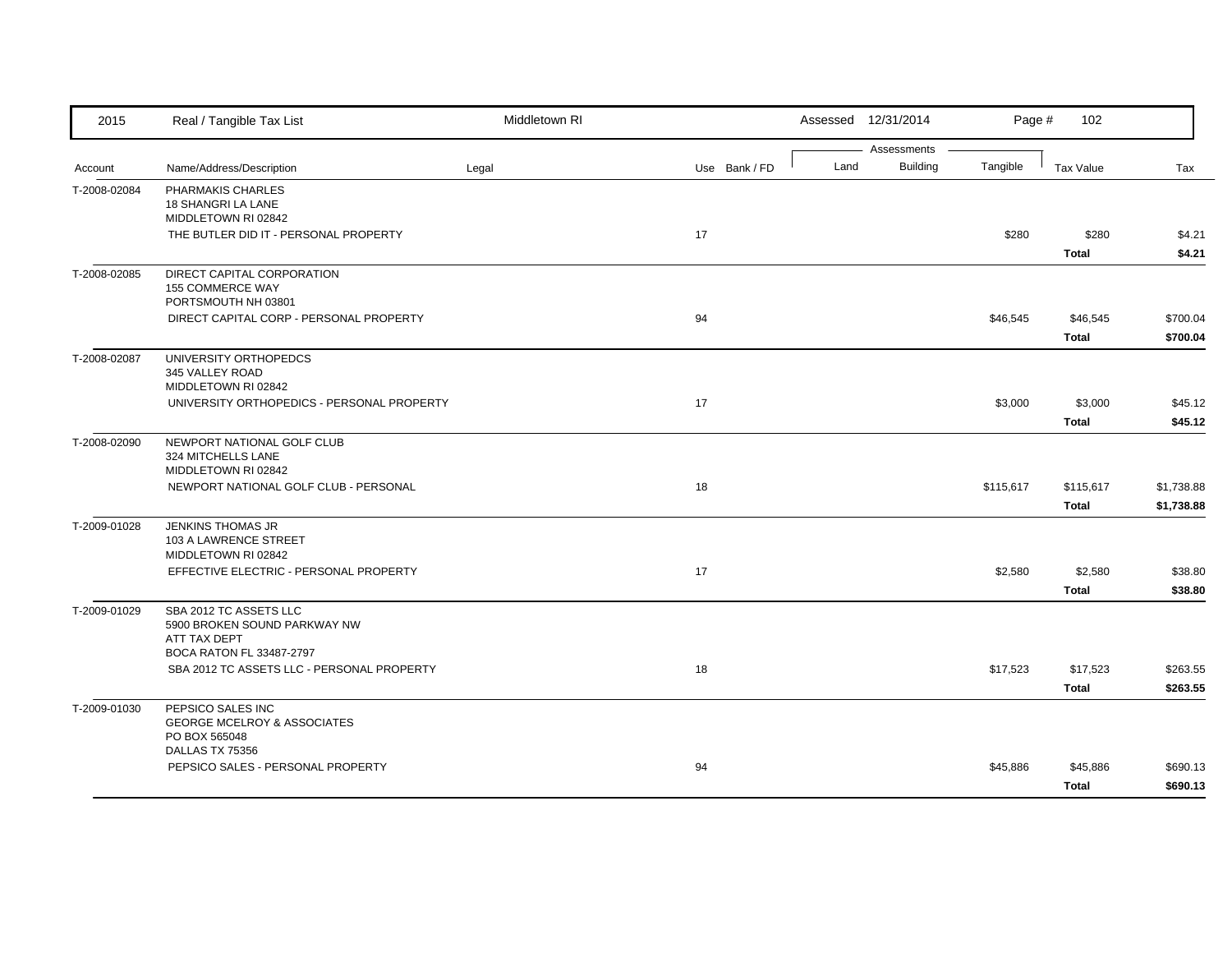| 2015 | Real / Tangible Tax List | Middletown RI | | Assessed 12/31/2014 | | | | |
|---|---|---|---|---|---|---|---|---|
| | | | | Assessments | | | | |
| Account | Name/Address/Description | Legal | Use Bank / FD | Land | Building | Tangible | Tax Value | Tax |
| T-2008-02084 | PHARMAKIS CHARLES<br>18 SHANGRI LA LANE<br>MIDDLETOWN RI 02842 | | | | | | | |
| | THE BUTLER DID IT - PERSONAL PROPERTY | | 17 | | | $280 | $280 | $4.21 |
| | | | | | | | **Total** | **$4.21** |
| T-2008-02085 | DIRECT CAPITAL CORPORATION<br>155 COMMERCE WAY<br>PORTSMOUTH NH 03801 | | | | | | | |
| | DIRECT CAPITAL CORP - PERSONAL PROPERTY | | 94 | | | $46,545 | $46,545 | $700.04 |
| | | | | | | | **Total** | **$700.04** |
| T-2008-02087 | UNIVERSITY ORTHOPEDCS<br>345 VALLEY ROAD<br>MIDDLETOWN RI 02842 | | | | | | | |
| | UNIVERSITY ORTHOPEDICS - PERSONAL PROPERTY | | 17 | | | $3,000 | $3,000 | $45.12 |
| | | | | | | | **Total** | **$45.12** |
| T-2008-02090 | NEWPORT NATIONAL GOLF CLUB<br>324 MITCHELLS LANE<br>MIDDLETOWN RI 02842 | | | | | | | |
| | NEWPORT NATIONAL GOLF CLUB - PERSONAL | | 18 | | | $115,617 | $115,617 | $1,738.88 |
| | | | | | | | **Total** | **$1,738.88** |
| T-2009-01028 | JENKINS THOMAS JR<br>103 A LAWRENCE STREET<br>MIDDLETOWN RI 02842 | | | | | | | |
| | EFFECTIVE ELECTRIC - PERSONAL PROPERTY | | 17 | | | $2,580 | $2,580 | $38.80 |
| | | | | | | | **Total** | **$38.80** |
| T-2009-01029 | SBA 2012 TC ASSETS LLC<br>5900 BROKEN SOUND PARKWAY NW<br>ATT TAX DEPT<br>BOCA RATON FL 33487-2797 | | | | | | | |
| | SBA 2012 TC ASSETS LLC - PERSONAL PROPERTY | | 18 | | | $17,523 | $17,523 | $263.55 |
| | | | | | | | **Total** | **$263.55** |
| T-2009-01030 | PEPSICO SALES INC<br>GEORGE MCELROY & ASSOCIATES<br>PO BOX 565048<br>DALLAS TX 75356 | | | | | | | |
| | PEPSICO SALES - PERSONAL PROPERTY | | 94 | | | $45,886 | $45,886 | $690.13 |
| | | | | | | | **Total** | **$690.13** |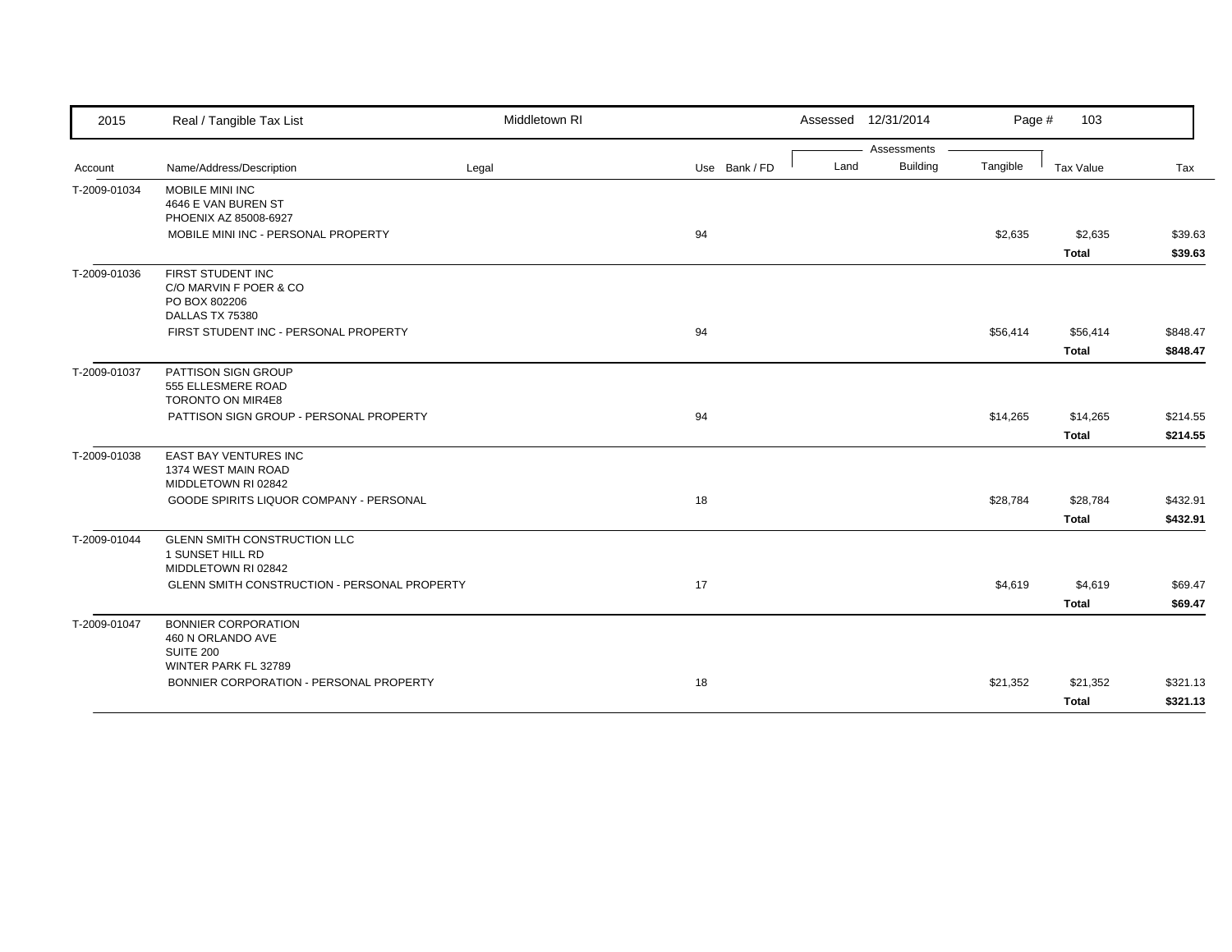| Account | Name/Address/Description | Legal | Use | Bank / FD | Land | Building | Tangible | Tax Value | Tax |
|---|---|---|---|---|---|---|---|---|---|
| T-2009-01034 | MOBILE MINI INC<br>4646 E VAN BUREN ST<br>PHOENIX AZ 85008-6927 | | | | | | | | |
| | MOBILE MINI INC - PERSONAL PROPERTY | | 94 | | | | $2,635 | $2,635 | $39.63 |
| | | | | | | | | **Total** | **$39.63** |
| T-2009-01036 | FIRST STUDENT INC<br>C/O MARVIN F POER & CO<br>PO BOX 802206<br>DALLAS TX 75380 | | | | | | | | |
| | FIRST STUDENT INC - PERSONAL PROPERTY | | 94 | | | | $56,414 | $56,414 | $848.47 |
| | | | | | | | | **Total** | **$848.47** |
| T-2009-01037 | PATTISON SIGN GROUP<br>555 ELLESMERE ROAD<br>TORONTO ON MIR4E8 | | | | | | | | |
| | PATTISON SIGN GROUP - PERSONAL PROPERTY | | 94 | | | | $14,265 | $14,265 | $214.55 |
| | | | | | | | | **Total** | **$214.55** |
| T-2009-01038 | EAST BAY VENTURES INC<br>1374 WEST MAIN ROAD<br>MIDDLETOWN RI 02842 | | | | | | | | |
| | GOODE SPIRITS LIQUOR COMPANY - PERSONAL | | 18 | | | | $28,784 | $28,784 | $432.91 |
| | | | | | | | | **Total** | **$432.91** |
| T-2009-01044 | GLENN SMITH CONSTRUCTION LLC<br>1 SUNSET HILL RD<br>MIDDLETOWN RI 02842 | | | | | | | | |
| | GLENN SMITH CONSTRUCTION - PERSONAL PROPERTY | | 17 | | | | $4,619 | $4,619 | $69.47 |
| | | | | | | | | **Total** | **$69.47** |
| T-2009-01047 | BONNIER CORPORATION<br>460 N ORLANDO AVE<br>SUITE 200<br>WINTER PARK FL 32789 | | | | | | | | |
| | BONNIER CORPORATION - PERSONAL PROPERTY | | 18 | | | | $21,352 | $21,352 | $321.13 |
| | | | | | | | | **Total** | **$321.13** |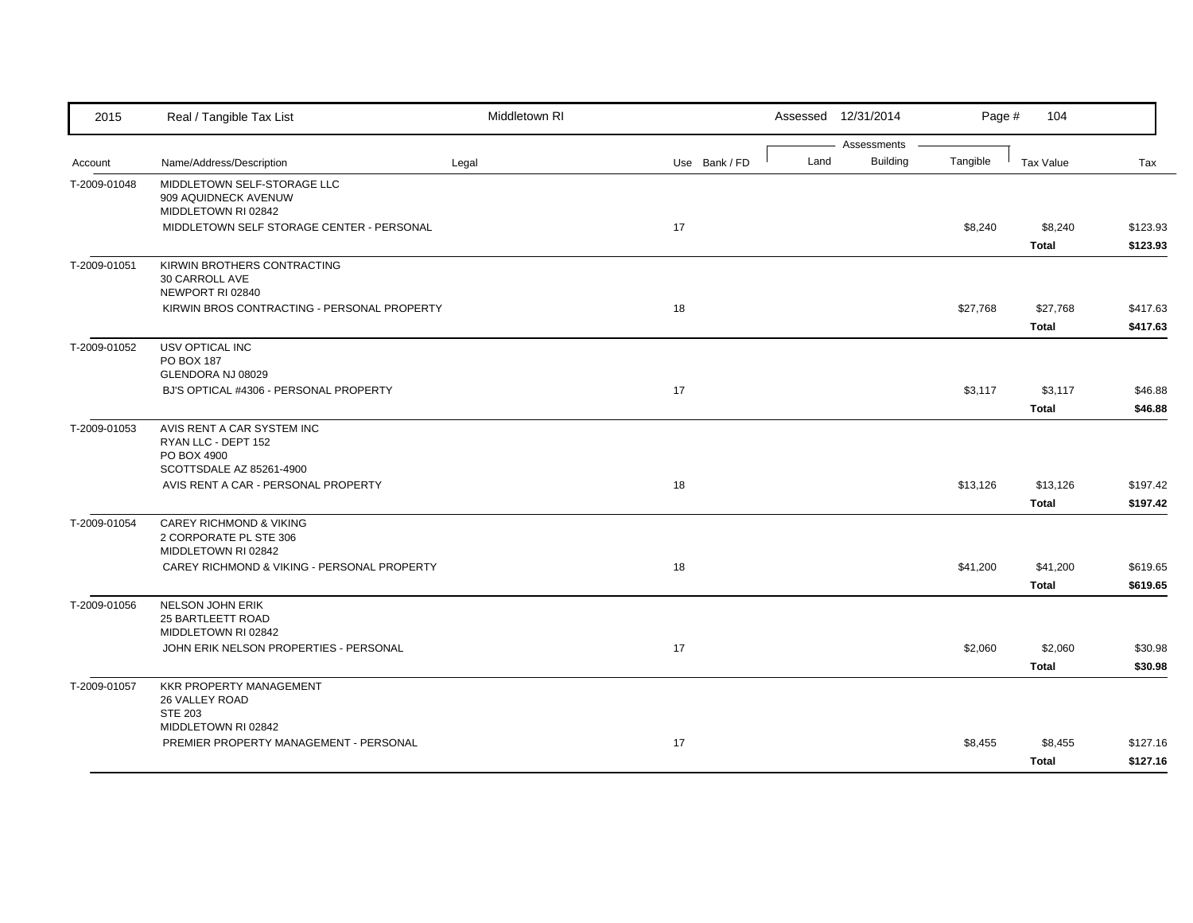| 2015 | Real / Tangible Tax List | Middletown RI | | Assessed 12/31/2014 | | Page # 104 | | |
|---|---|---|---|---|---|---|---|---|
| | | | | Assessments | | | | |
| Account | Name/Address/Description | Legal | Use Bank / FD | Land | Building | Tangible | Tax Value | Tax |
| T-2009-01048 | MIDDLETOWN SELF-STORAGE LLC<br>909 AQUIDNECK AVENUW<br>MIDDLETOWN RI 02842 | | | | | | | |
| | MIDDLETOWN SELF STORAGE CENTER - PERSONAL | | 17 | | | $8,240 | $8,240 | $123.93 |
| | | | | | | | **Total** | **$123.93** |
| T-2009-01051 | KIRWIN BROTHERS CONTRACTING<br>30 CARROLL AVE<br>NEWPORT RI 02840 | | | | | | | |
| | KIRWIN BROS CONTRACTING - PERSONAL PROPERTY | | 18 | | | $27,768 | $27,768 | $417.63 |
| | | | | | | | **Total** | **$417.63** |
| T-2009-01052 | USV OPTICAL INC<br>PO BOX 187<br>GLENDORA NJ 08029 | | | | | | | |
| | BJ'S OPTICAL #4306 - PERSONAL PROPERTY | | 17 | | | $3,117 | $3,117 | $46.88 |
| | | | | | | | **Total** | **$46.88** |
| T-2009-01053 | AVIS RENT A CAR SYSTEM INC<br>RYAN LLC - DEPT 152<br>PO BOX 4900<br>SCOTTSDALE AZ 85261-4900 | | | | | | | |
| | AVIS RENT A CAR - PERSONAL PROPERTY | | 18 | | | $13,126 | $13,126 | $197.42 |
| | | | | | | | **Total** | **$197.42** |
| T-2009-01054 | CAREY RICHMOND & VIKING<br>2 CORPORATE PL STE 306<br>MIDDLETOWN RI 02842 | | | | | | | |
| | CAREY RICHMOND & VIKING - PERSONAL PROPERTY | | 18 | | | $41,200 | $41,200 | $619.65 |
| | | | | | | | **Total** | **$619.65** |
| T-2009-01056 | NELSON JOHN ERIK<br>25 BARTLEETT ROAD<br>MIDDLETOWN RI 02842 | | | | | | | |
| | JOHN ERIK NELSON PROPERTIES - PERSONAL | | 17 | | | $2,060 | $2,060 | $30.98 |
| | | | | | | | **Total** | **$30.98** |
| T-2009-01057 | KKR PROPERTY MANAGEMENT<br>26 VALLEY ROAD<br>STE 203<br>MIDDLETOWN RI 02842 | | | | | | | |
| | PREMIER PROPERTY MANAGEMENT - PERSONAL | | 17 | | | $8,455 | $8,455 | $127.16 |
| | | | | | | | **Total** | **$127.16** |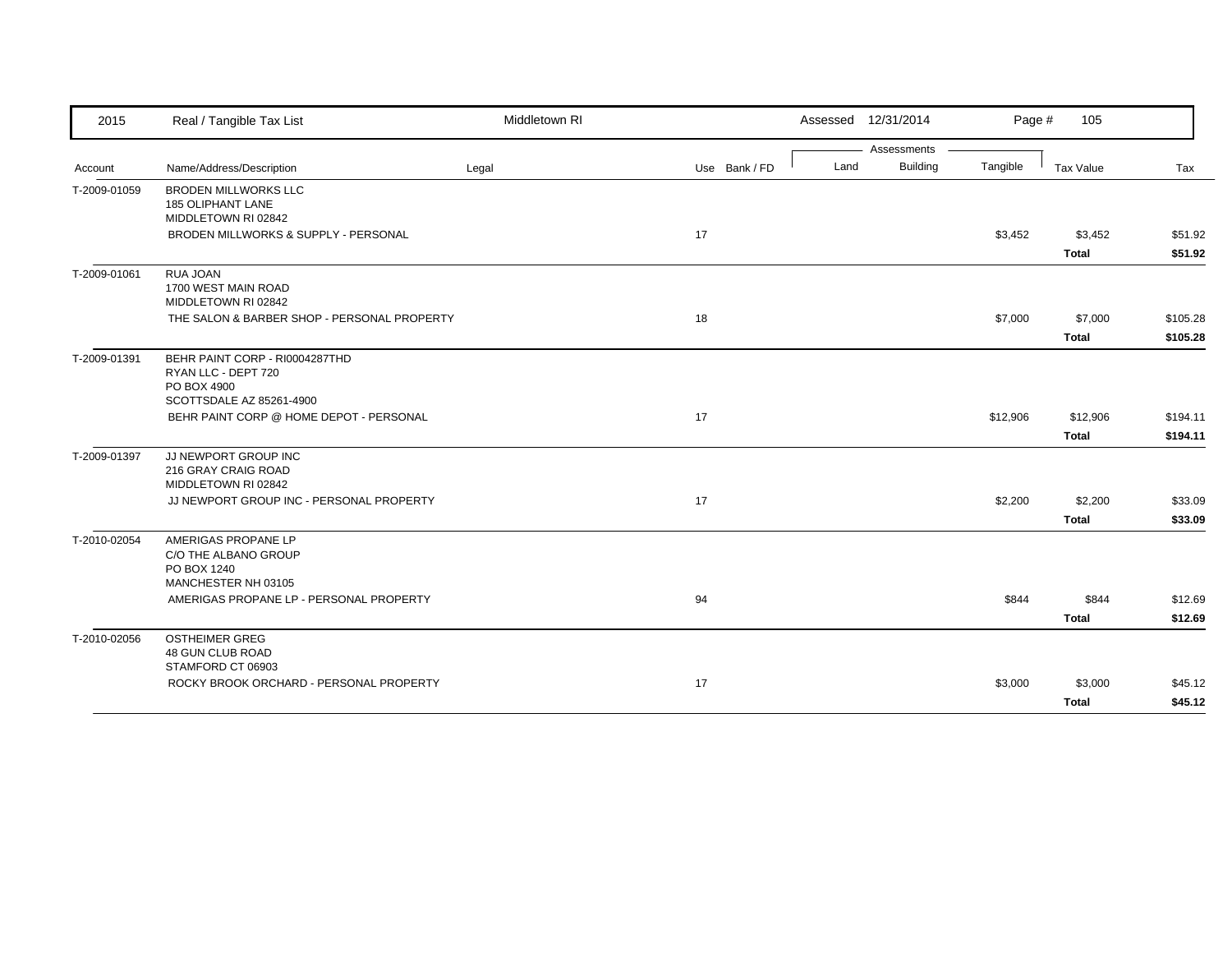| 2015 | Real / Tangible Tax List | Middletown RI | | | Assessed 12/31/2014 | | Page # 105 | | |
|---|---|---|---|---|---|---|---|---|---|
| | | | | | Assessments | | | | |
| Account | Name/Address/Description | Legal | Use | Bank / FD | Land | Building | Tangible | Tax Value | Tax |
| T-2009-01059 | BRODEN MILLWORKS LLC<br>185 OLIPHANT LANE<br>MIDDLETOWN RI 02842 | | | | | | | | |
| | BRODEN MILLWORKS & SUPPLY - PERSONAL | | 17 | | | | $3,452 | $3,452 | $51.92 |
| | | | | | | | | **Total** | **$51.92** |
| T-2009-01061 | RUA JOAN<br>1700 WEST MAIN ROAD<br>MIDDLETOWN RI 02842 | | | | | | | | |
| | THE SALON & BARBER SHOP - PERSONAL PROPERTY | | 18 | | | | $7,000 | $7,000 | $105.28 |
| | | | | | | | | **Total** | **$105.28** |
| T-2009-01391 | BEHR PAINT CORP - RI0004287THD<br>RYAN LLC - DEPT 720<br>PO BOX 4900<br>SCOTTSDALE AZ 85261-4900 | | | | | | | | |
| | BEHR PAINT CORP @ HOME DEPOT - PERSONAL | | 17 | | | | $12,906 | $12,906 | $194.11 |
| | | | | | | | | **Total** | **$194.11** |
| T-2009-01397 | JJ NEWPORT GROUP INC<br>216 GRAY CRAIG ROAD<br>MIDDLETOWN RI 02842 | | | | | | | | |
| | JJ NEWPORT GROUP INC - PERSONAL PROPERTY | | 17 | | | | $2,200 | $2,200 | $33.09 |
| | | | | | | | | **Total** | **$33.09** |
| T-2010-02054 | AMERIGAS PROPANE LP<br>C/O THE ALBANO GROUP<br>PO BOX 1240<br>MANCHESTER NH 03105 | | | | | | | | |
| | AMERIGAS PROPANE LP - PERSONAL PROPERTY | | 94 | | | | $844 | $844 | $12.69 |
| | | | | | | | | **Total** | **$12.69** |
| T-2010-02056 | OSTHEIMER GREG<br>48 GUN CLUB ROAD<br>STAMFORD CT 06903 | | | | | | | | |
| | ROCKY BROOK ORCHARD - PERSONAL PROPERTY | | 17 | | | | $3,000 | $3,000 | $45.12 |
| | | | | | | | | **Total** | **$45.12** |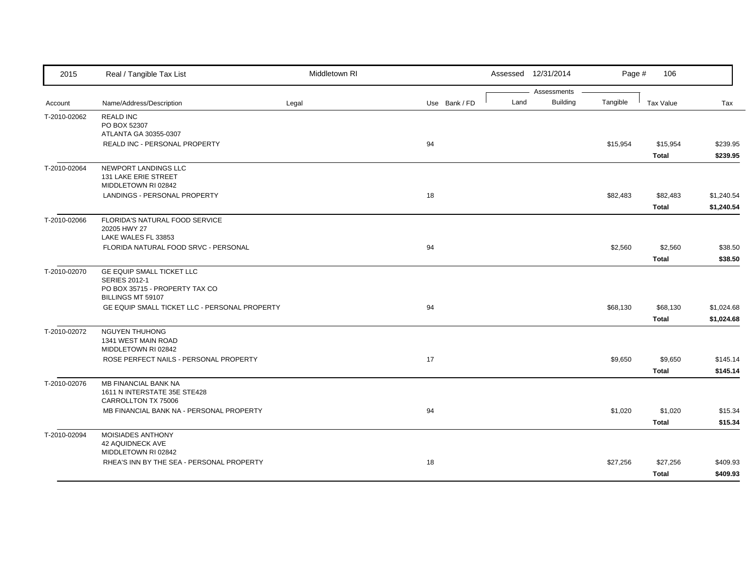| Account | Name/Address/Description | Legal | Use | Bank / FD | Land | Building | Tangible | Tax Value | Tax |
|---|---|---|---|---|---|---|---|---|---|
| T-2010-02062 | REALD INC<br>PO BOX 52307<br>ATLANTA GA 30355-0307 | | | | | | | | |
| | REALD INC - PERSONAL PROPERTY | | 94 | | | | $15,954 | $15,954 | $239.95 |
| | | | | | | | | **Total** | **$239.95** |
| T-2010-02064 | NEWPORT LANDINGS LLC<br>131 LAKE ERIE STREET<br>MIDDLETOWN RI 02842 | | | | | | | | |
| | LANDINGS - PERSONAL PROPERTY | | 18 | | | | $82,483 | $82,483 | $1,240.54 |
| | | | | | | | | **Total** | **$1,240.54** |
| T-2010-02066 | FLORIDA'S NATURAL FOOD SERVICE<br>20205 HWY 27<br>LAKE WALES FL 33853 | | | | | | | | |
| | FLORIDA NATURAL FOOD SRVC - PERSONAL | | 94 | | | | $2,560 | $2,560 | $38.50 |
| | | | | | | | | **Total** | **$38.50** |
| T-2010-02070 | GE EQUIP SMALL TICKET LLC<br>SERIES 2012-1<br>PO BOX 35715 - PROPERTY TAX CO<br>BILLINGS MT 59107 | | | | | | | | |
| | GE EQUIP SMALL TICKET LLC - PERSONAL PROPERTY | | 94 | | | | $68,130 | $68,130 | $1,024.68 |
| | | | | | | | | **Total** | **$1,024.68** |
| T-2010-02072 | NGUYEN THUHONG<br>1341 WEST MAIN ROAD<br>MIDDLETOWN RI 02842 | | | | | | | | |
| | ROSE PERFECT NAILS - PERSONAL PROPERTY | | 17 | | | | $9,650 | $9,650 | $145.14 |
| | | | | | | | | **Total** | **$145.14** |
| T-2010-02076 | MB FINANCIAL BANK NA<br>1611 N INTERSTATE 35E STE428<br>CARROLLTON TX 75006 | | | | | | | | |
| | MB FINANCIAL BANK NA - PERSONAL PROPERTY | | 94 | | | | $1,020 | $1,020 | $15.34 |
| | | | | | | | | **Total** | **$15.34** |
| T-2010-02094 | MOISIADES ANTHONY<br>42 AQUIDNECK AVE<br>MIDDLETOWN RI 02842 | | | | | | | | |
| | RHEA'S INN BY THE SEA - PERSONAL PROPERTY | | 18 | | | | $27,256 | $27,256 | $409.93 |
| | | | | | | | | **Total** | **$409.93** |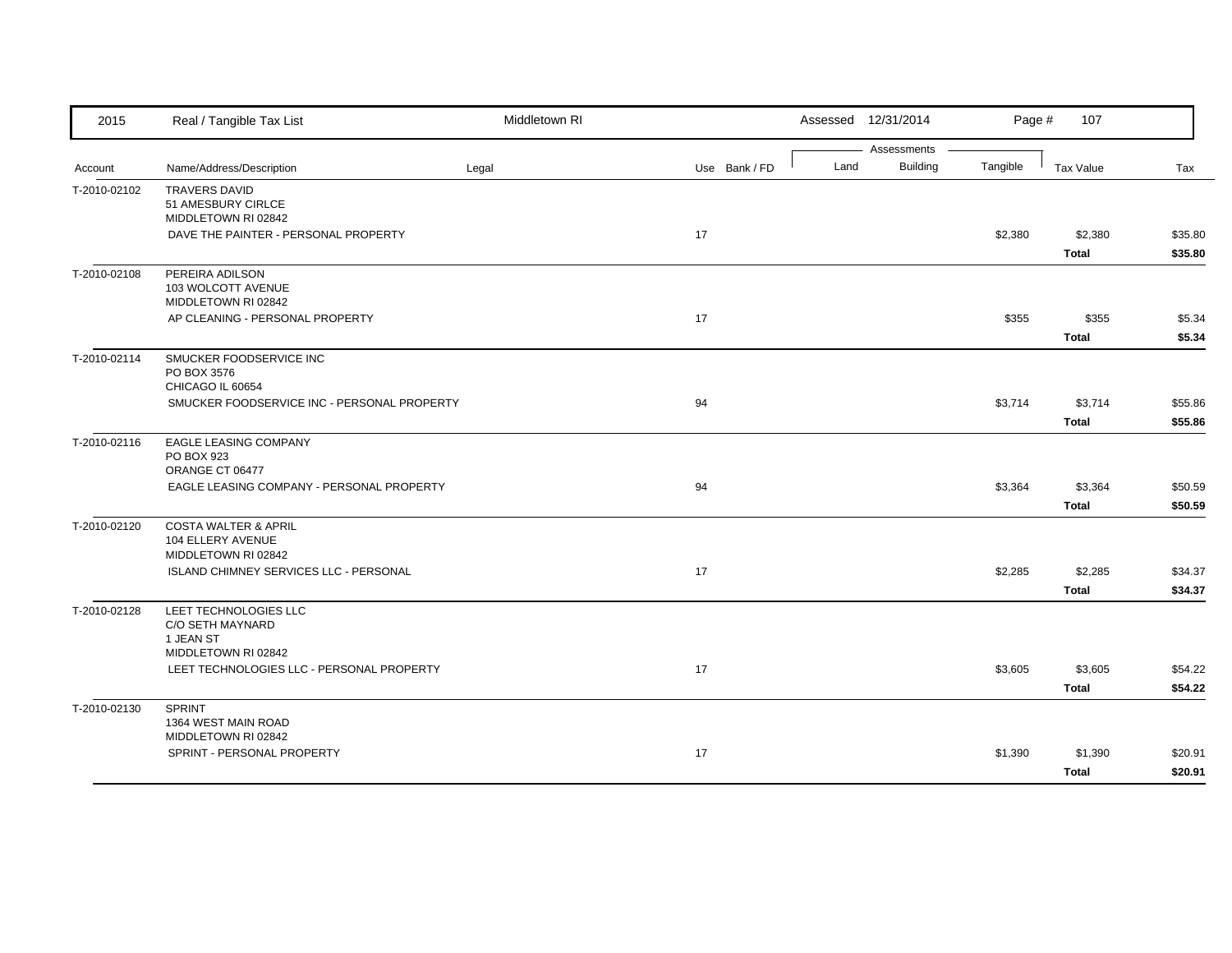| Account | Name/Address/Description | Legal | Use | Bank / FD | Land | Building | Tangible | Tax Value | Tax |
|---|---|---|---|---|---|---|---|---|---|
| T-2010-02102 | TRAVERS DAVID<br>51 AMESBURY CIRLCE<br>MIDDLETOWN RI 02842 | | | | | | | | |
| | DAVE THE PAINTER - PERSONAL PROPERTY | | 17 | | | | $2,380 | $2,380 | $35.80 |
| | | | | | | | | **Total** | **$35.80** |
| T-2010-02108 | PEREIRA ADILSON<br>103 WOLCOTT AVENUE<br>MIDDLETOWN RI 02842 | | | | | | | | |
| | AP CLEANING - PERSONAL PROPERTY | | 17 | | | | $355 | $355 | $5.34 |
| | | | | | | | | **Total** | **$5.34** |
| T-2010-02114 | SMUCKER FOODSERVICE INC<br>PO BOX 3576<br>CHICAGO IL 60654 | | | | | | | | |
| | SMUCKER FOODSERVICE INC - PERSONAL PROPERTY | | 94 | | | | $3,714 | $3,714 | $55.86 |
| | | | | | | | | **Total** | **$55.86** |
| T-2010-02116 | EAGLE LEASING COMPANY<br>PO BOX 923<br>ORANGE CT 06477 | | | | | | | | |
| | EAGLE LEASING COMPANY - PERSONAL PROPERTY | | 94 | | | | $3,364 | $3,364 | $50.59 |
| | | | | | | | | **Total** | **$50.59** |
| T-2010-02120 | COSTA WALTER & APRIL<br>104 ELLERY AVENUE<br>MIDDLETOWN RI 02842 | | | | | | | | |
| | ISLAND CHIMNEY SERVICES LLC - PERSONAL | | 17 | | | | $2,285 | $2,285 | $34.37 |
| | | | | | | | | **Total** | **$34.37** |
| T-2010-02128 | LEET TECHNOLOGIES LLC<br>C/O SETH MAYNARD<br>1 JEAN ST<br>MIDDLETOWN RI 02842 | | | | | | | | |
| | LEET TECHNOLOGIES LLC - PERSONAL PROPERTY | | 17 | | | | $3,605 | $3,605 | $54.22 |
| | | | | | | | | **Total** | **$54.22** |
| T-2010-02130 | SPRINT<br>1364 WEST MAIN ROAD<br>MIDDLETOWN RI 02842 | | | | | | | | |
| | SPRINT - PERSONAL PROPERTY | | 17 | | | | $1,390 | $1,390 | $20.91 |
| | | | | | | | | **Total** | **$20.91** |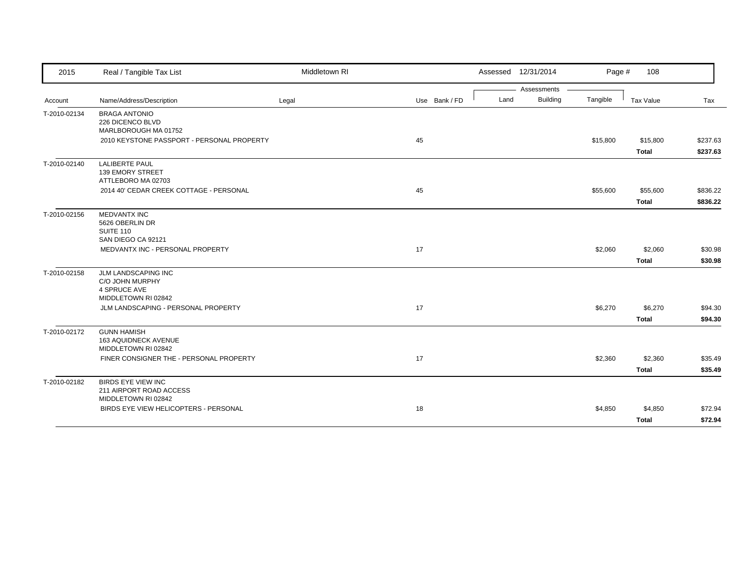| 2015 | Real / Tangible Tax List | Middletown RI | | | Assessed 12/31/2014 | | | | |
|---|---|---|---|---|---|---|---|---|---|
| | | | | | Assessments | | | | |
| Account | Name/Address/Description | Legal | Use | Bank / FD | Land | Building | Tangible | Tax Value | Tax |
| T-2010-02134 | BRAGA ANTONIO<br>226 DICENCO BLVD<br>MARLBOROUGH MA 01752 | | | | | | | | |
| | 2010 KEYSTONE PASSPORT - PERSONAL PROPERTY | | 45 | | | | $15,800 | $15,800 | $237.63 |
| | | | | | | | | **Total** | **$237.63** |
| T-2010-02140 | LALIBERTE PAUL<br>139 EMORY STREET<br>ATTLEBORO MA 02703 | | | | | | | | |
| | 2014 40' CEDAR CREEK COTTAGE - PERSONAL | | 45 | | | | $55,600 | $55,600 | $836.22 |
| | | | | | | | | **Total** | **$836.22** |
| T-2010-02156 | MEDVANTX INC<br>5626 OBERLIN DR<br>SUITE 110<br>SAN DIEGO CA 92121 | | | | | | | | |
| | MEDVANTX INC - PERSONAL PROPERTY | | 17 | | | | $2,060 | $2,060 | $30.98 |
| | | | | | | | | **Total** | **$30.98** |
| T-2010-02158 | JLM LANDSCAPING INC<br>C/O JOHN MURPHY<br>4 SPRUCE AVE<br>MIDDLETOWN RI 02842 | | | | | | | | |
| | JLM LANDSCAPING - PERSONAL PROPERTY | | 17 | | | | $6,270 | $6,270 | $94.30 |
| | | | | | | | | **Total** | **$94.30** |
| T-2010-02172 | GUNN HAMISH<br>163 AQUIDNECK AVENUE<br>MIDDLETOWN RI 02842 | | | | | | | | |
| | FINER CONSIGNER THE - PERSONAL PROPERTY | | 17 | | | | $2,360 | $2,360 | $35.49 |
| | | | | | | | | **Total** | **$35.49** |
| T-2010-02182 | BIRDS EYE VIEW INC<br>211 AIRPORT ROAD ACCESS<br>MIDDLETOWN RI 02842 | | | | | | | | |
| | BIRDS EYE VIEW HELICOPTERS - PERSONAL | | 18 | | | | $4,850 | $4,850 | $72.94 |
| | | | | | | | | **Total** | **$72.94** |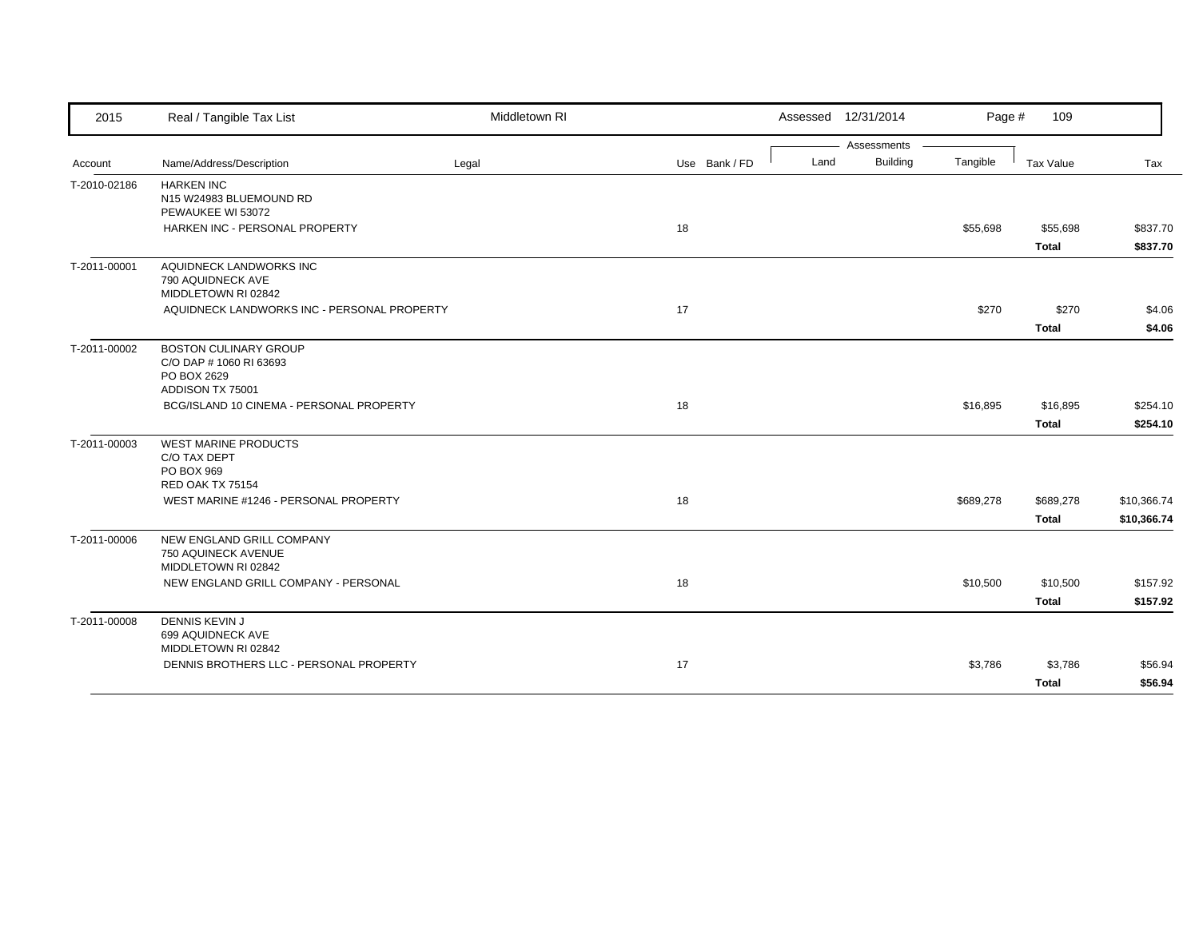| 2015 | Real / Tangible Tax List | Middletown RI | | Assessed 12/31/2014 | | | | |
|---|---|---|---|---|---|---|---|---|
| | | | | Assessments | | | | |
| Account | Name/Address/Description | Legal | Use Bank / FD | Land | Building | Tangible | Tax Value | Tax |
| T-2010-02186 | HARKEN INC<br>N15 W24983 BLUEMOUND RD<br>PEWAUKEE WI 53072 | | | | | | | |
| | HARKEN INC - PERSONAL PROPERTY | | 18 | | | $55,698 | $55,698 | $837.70 |
| | | | | | | | **Total** | **$837.70** |
| T-2011-00001 | AQUIDNECK LANDWORKS INC<br>790 AQUIDNECK AVE<br>MIDDLETOWN RI 02842 | | | | | | | |
| | AQUIDNECK LANDWORKS INC - PERSONAL PROPERTY | | 17 | | | $270 | $270 | $4.06 |
| | | | | | | | **Total** | **$4.06** |
| T-2011-00002 | BOSTON CULINARY GROUP<br>C/O DAP # 1060 RI 63693<br>PO BOX 2629<br>ADDISON TX 75001 | | | | | | | |
| | BCG/ISLAND 10 CINEMA - PERSONAL PROPERTY | | 18 | | | $16,895 | $16,895 | $254.10 |
| | | | | | | | **Total** | **$254.10** |
| T-2011-00003 | WEST MARINE PRODUCTS<br>C/O TAX DEPT<br>PO BOX 969<br>RED OAK TX 75154 | | | | | | | |
| | WEST MARINE #1246 - PERSONAL PROPERTY | | 18 | | | $689,278 | $689,278 | $10,366.74 |
| | | | | | | | **Total** | **$10,366.74** |
| T-2011-00006 | NEW ENGLAND GRILL COMPANY<br>750 AQUINECK AVENUE<br>MIDDLETOWN RI 02842 | | | | | | | |
| | NEW ENGLAND GRILL COMPANY - PERSONAL | | 18 | | | $10,500 | $10,500 | $157.92 |
| | | | | | | | **Total** | **$157.92** |
| T-2011-00008 | DENNIS KEVIN J<br>699 AQUIDNECK AVE<br>MIDDLETOWN RI 02842 | | | | | | | |
| | DENNIS BROTHERS LLC - PERSONAL PROPERTY | | 17 | | | $3,786 | $3,786 | $56.94 |
| | | | | | | | **Total** | **$56.94** |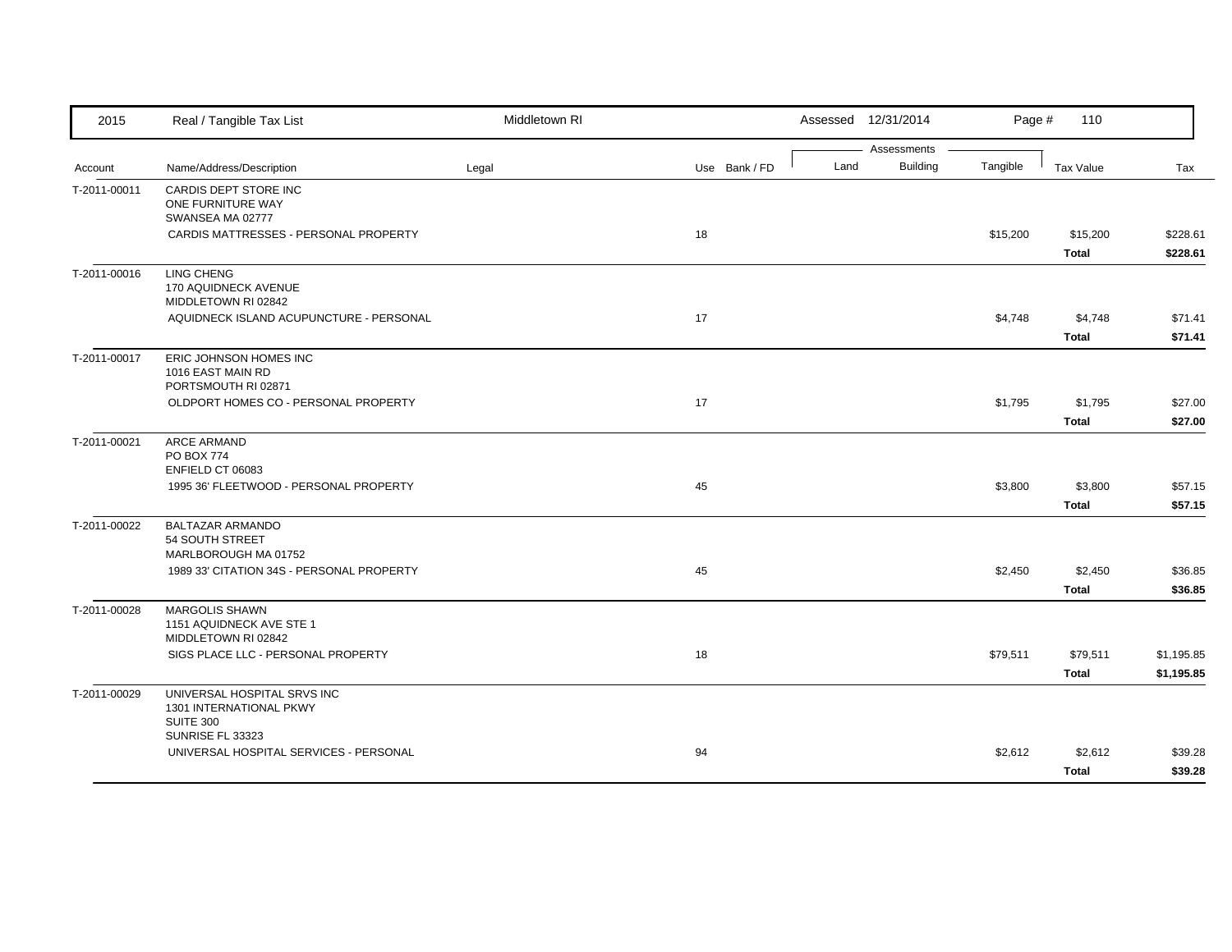| 2015 | Real / Tangible Tax List | Middletown RI | | | Assessed 12/31/2014 | | | | |
|---|---|---|---|---|---|---|---|---|---|
| | | | | | Assessments | | | | |
| Account | Name/Address/Description | Legal | Use | Bank / FD | Land | Building | Tangible | Tax Value | Tax |
| T-2011-00011 | CARDIS DEPT STORE INC<br>ONE FURNITURE WAY<br>SWANSEA MA 02777 | | | | | | | | |
| | CARDIS MATTRESSES - PERSONAL PROPERTY | | 18 | | | | $15,200 | $15,200 | $228.61 |
| | | | | | | | | **Total** | **$228.61** |
| T-2011-00016 | LING CHENG<br>170 AQUIDNECK AVENUE<br>MIDDLETOWN RI 02842 | | | | | | | | |
| | AQUIDNECK ISLAND ACUPUNCTURE - PERSONAL | | 17 | | | | $4,748 | $4,748 | $71.41 |
| | | | | | | | | **Total** | **$71.41** |
| T-2011-00017 | ERIC JOHNSON HOMES INC<br>1016 EAST MAIN RD<br>PORTSMOUTH RI 02871 | | | | | | | | |
| | OLDPORT HOMES CO - PERSONAL PROPERTY | | 17 | | | | $1,795 | $1,795 | $27.00 |
| | | | | | | | | **Total** | **$27.00** |
| T-2011-00021 | ARCE ARMAND<br>PO BOX 774<br>ENFIELD CT 06083 | | | | | | | | |
| | 1995 36' FLEETWOOD - PERSONAL PROPERTY | | 45 | | | | $3,800 | $3,800 | $57.15 |
| | | | | | | | | **Total** | **$57.15** |
| T-2011-00022 | BALTAZAR ARMANDO<br>54 SOUTH STREET<br>MARLBOROUGH MA 01752 | | | | | | | | |
| | 1989 33' CITATION 34S - PERSONAL PROPERTY | | 45 | | | | $2,450 | $2,450 | $36.85 |
| | | | | | | | | **Total** | **$36.85** |
| T-2011-00028 | MARGOLIS SHAWN<br>1151 AQUIDNECK AVE STE 1<br>MIDDLETOWN RI 02842 | | | | | | | | |
| | SIGS PLACE LLC - PERSONAL PROPERTY | | 18 | | | | $79,511 | $79,511 | $1,195.85 |
| | | | | | | | | **Total** | **$1,195.85** |
| T-2011-00029 | UNIVERSAL HOSPITAL SRVS INC<br>1301 INTERNATIONAL PKWY<br>SUITE 300<br>SUNRISE FL 33323 | | | | | | | | |
| | UNIVERSAL HOSPITAL SERVICES - PERSONAL | | 94 | | | | $2,612 | $2,612 | $39.28 |
| | | | | | | | | **Total** | **$39.28** |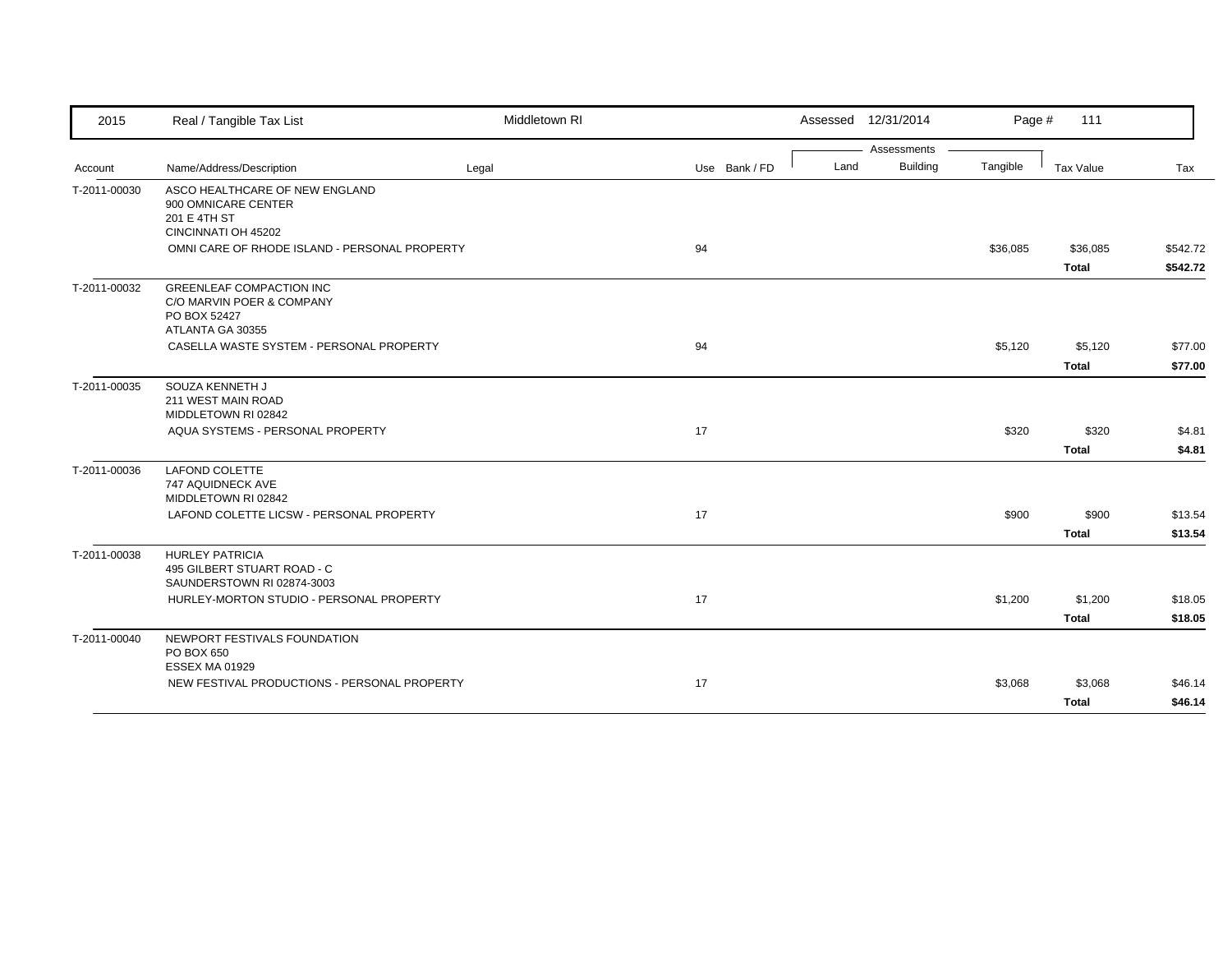| Account | Name/Address/Description | Legal | Use | Bank / FD | Land | Building | Tangible | Tax Value | Tax |
|---|---|---|---|---|---|---|---|---|---|
| T-2011-00030 | ASCO HEALTHCARE OF NEW ENGLAND<br>900 OMNICARE CENTER<br>201 E 4TH ST<br>CINCINNATI OH 45202 | | | | | | | | |
| | OMNI CARE OF RHODE ISLAND - PERSONAL PROPERTY | | 94 | | | | $36,085 | $36,085 | $542.72 |
| | | | | | | | | **Total** | **$542.72** |
| T-2011-00032 | GREENLEAF COMPACTION INC<br>C/O MARVIN POER & COMPANY<br>PO BOX 52427<br>ATLANTA GA 30355 | | | | | | | | |
| | CASELLA WASTE SYSTEM - PERSONAL PROPERTY | | 94 | | | | $5,120 | $5,120 | $77.00 |
| | | | | | | | | **Total** | **$77.00** |
| T-2011-00035 | SOUZA KENNETH J<br>211 WEST MAIN ROAD<br>MIDDLETOWN RI 02842 | | | | | | | | |
| | AQUA SYSTEMS - PERSONAL PROPERTY | | 17 | | | | $320 | $320 | $4.81 |
| | | | | | | | | **Total** | **$4.81** |
| T-2011-00036 | LAFOND COLETTE<br>747 AQUIDNECK AVE<br>MIDDLETOWN RI 02842 | | | | | | | | |
| | LAFOND COLETTE LICSW - PERSONAL PROPERTY | | 17 | | | | $900 | $900 | $13.54 |
| | | | | | | | | **Total** | **$13.54** |
| T-2011-00038 | HURLEY PATRICIA<br>495 GILBERT STUART ROAD - C<br>SAUNDERSTOWN RI 02874-3003 | | | | | | | | |
| | HURLEY-MORTON STUDIO - PERSONAL PROPERTY | | 17 | | | | $1,200 | $1,200 | $18.05 |
| | | | | | | | | **Total** | **$18.05** |
| T-2011-00040 | NEWPORT FESTIVALS FOUNDATION<br>PO BOX 650<br>ESSEX MA 01929 | | | | | | | | |
| | NEW FESTIVAL PRODUCTIONS - PERSONAL PROPERTY | | 17 | | | | $3,068 | $3,068 | $46.14 |
| | | | | | | | | **Total** | **$46.14** |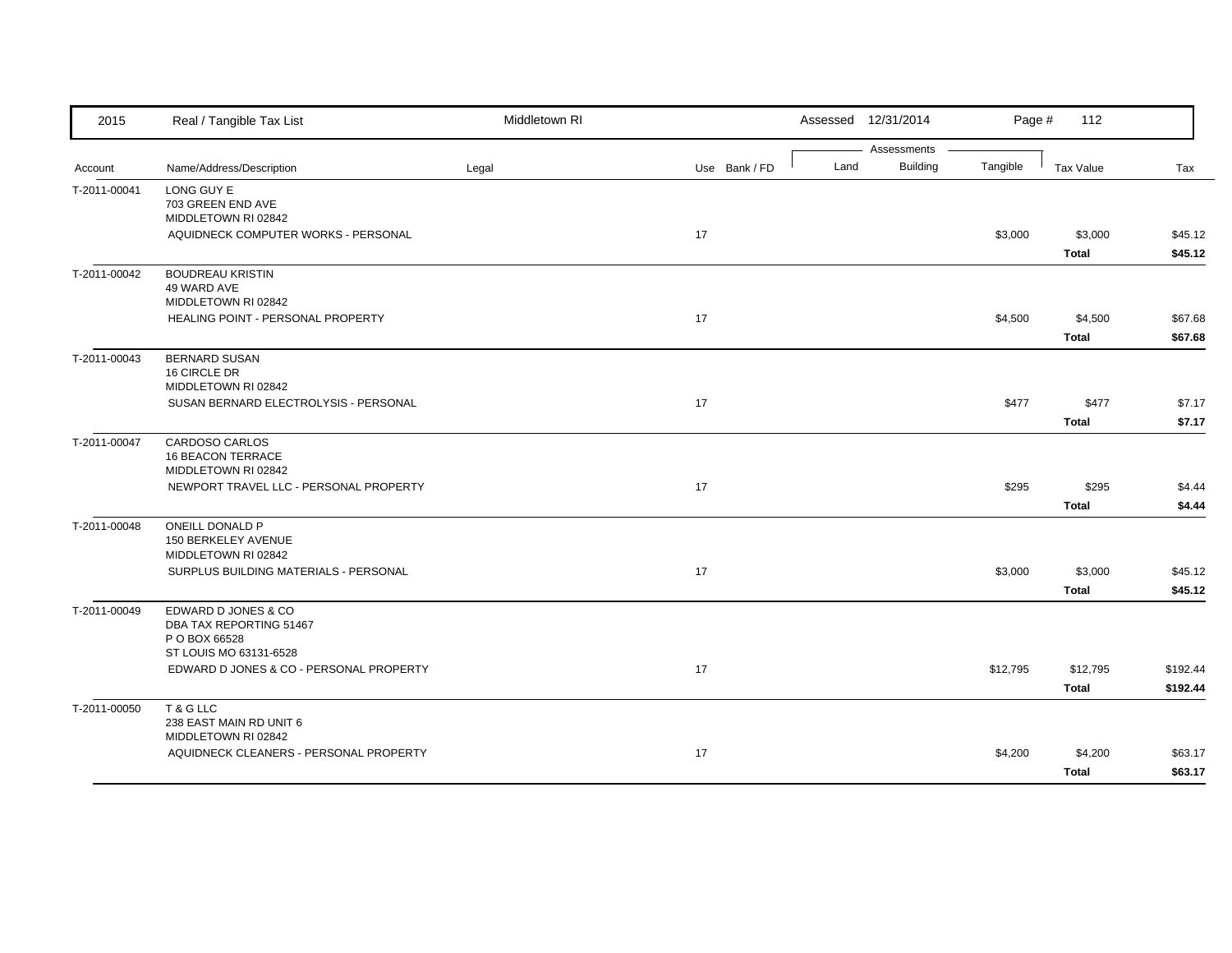| Account | Name/Address/Description | Legal | Use | Bank / FD | Land | Building | Tangible | Tax Value | Tax |
|---|---|---|---|---|---|---|---|---|---|
| T-2011-00041 | LONG GUY E<br>703 GREEN END AVE<br>MIDDLETOWN RI 02842 | | | | | | | | |
| | AQUIDNECK COMPUTER WORKS - PERSONAL | | 17 | | | | $3,000 | $3,000 | $45.12 |
| | | | | | | | | **Total** | **$45.12** |
| T-2011-00042 | BOUDREAU KRISTIN<br>49 WARD AVE<br>MIDDLETOWN RI 02842 | | | | | | | | |
| | HEALING POINT - PERSONAL PROPERTY | | 17 | | | | $4,500 | $4,500 | $67.68 |
| | | | | | | | | **Total** | **$67.68** |
| T-2011-00043 | BERNARD SUSAN<br>16 CIRCLE DR<br>MIDDLETOWN RI 02842 | | | | | | | | |
| | SUSAN BERNARD ELECTROLYSIS - PERSONAL | | 17 | | | | $477 | $477 | $7.17 |
| | | | | | | | | **Total** | **$7.17** |
| T-2011-00047 | CARDOSO CARLOS<br>16 BEACON TERRACE<br>MIDDLETOWN RI 02842 | | | | | | | | |
| | NEWPORT TRAVEL LLC - PERSONAL PROPERTY | | 17 | | | | $295 | $295 | $4.44 |
| | | | | | | | | **Total** | **$4.44** |
| T-2011-00048 | ONEILL DONALD P<br>150 BERKELEY AVENUE<br>MIDDLETOWN RI 02842 | | | | | | | | |
| | SURPLUS BUILDING MATERIALS - PERSONAL | | 17 | | | | $3,000 | $3,000 | $45.12 |
| | | | | | | | | **Total** | **$45.12** |
| T-2011-00049 | EDWARD D JONES & CO<br>DBA TAX REPORTING 51467<br>P O BOX 66528<br>ST LOUIS MO 63131-6528 | | | | | | | | |
| | EDWARD D JONES & CO - PERSONAL PROPERTY | | 17 | | | | $12,795 | $12,795 | $192.44 |
| | | | | | | | | **Total** | **$192.44** |
| T-2011-00050 | T & G LLC<br>238 EAST MAIN RD UNIT 6<br>MIDDLETOWN RI 02842 | | | | | | | | |
| | AQUIDNECK CLEANERS - PERSONAL PROPERTY | | 17 | | | | $4,200 | $4,200 | $63.17 |
| | | | | | | | | **Total** | **$63.17** |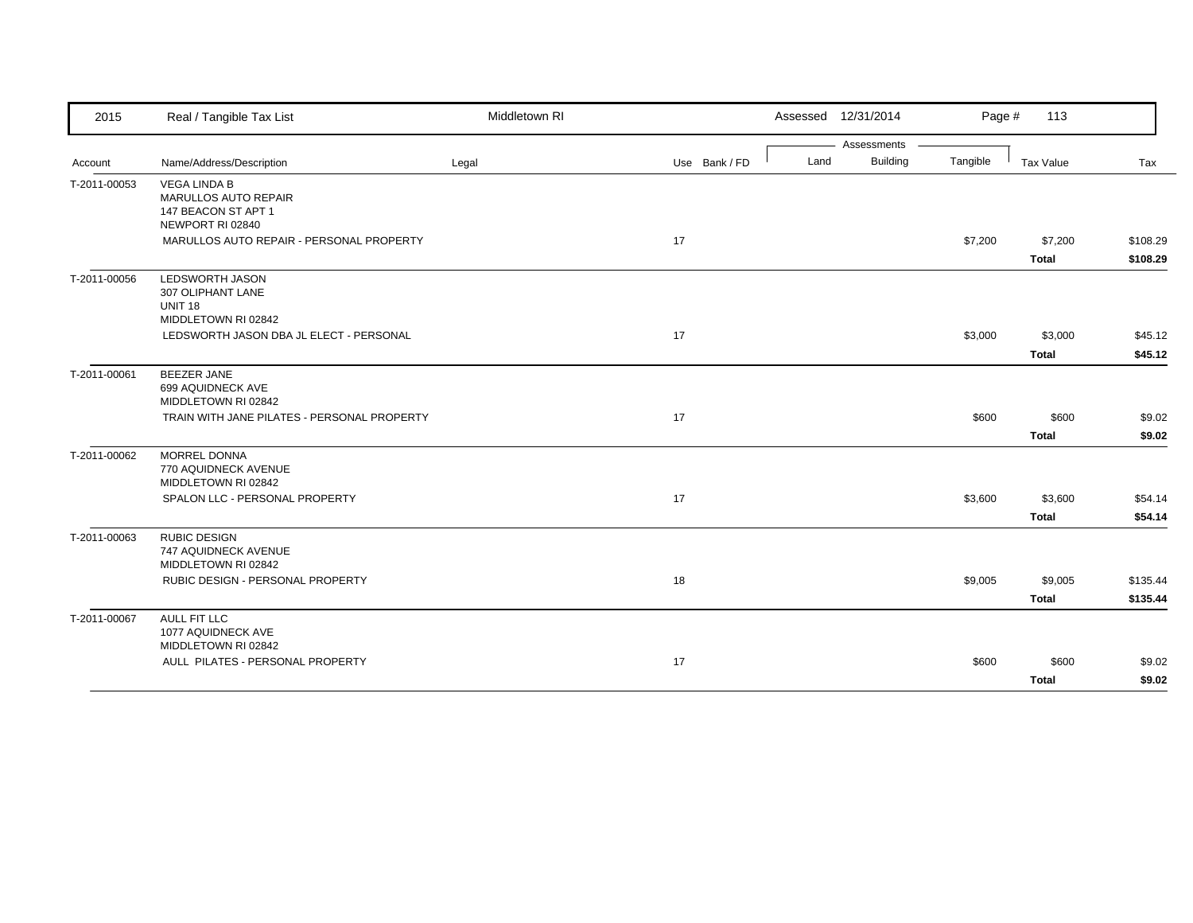| 2015 | Real / Tangible Tax List | Middletown RI | | | Assessed 12/31/2014 | | | Page # 113 | |
|---|---|---|---|---|---|---|---|---|---|
| | | | | | Assessments | | | | |
| Account | Name/Address/Description | Legal | Use | Bank / FD | Land | Building | Tangible | Tax Value | Tax |
| T-2011-00053 | VEGA LINDA B<br>MARULLOS AUTO REPAIR<br>147 BEACON ST APT 1<br>NEWPORT RI 02840 | | | | | | | | |
| | MARULLOS AUTO REPAIR - PERSONAL PROPERTY | | 17 | | | | $7,200 | $7,200 | $108.29 |
| | | | | | | | | **Total** | **$108.29** |
| T-2011-00056 | LEDSWORTH JASON<br>307 OLIPHANT LANE<br>UNIT 18<br>MIDDLETOWN RI 02842 | | | | | | | | |
| | LEDSWORTH JASON DBA JL ELECT - PERSONAL | | 17 | | | | $3,000 | $3,000 | $45.12 |
| | | | | | | | | **Total** | **$45.12** |
| T-2011-00061 | BEEZER JANE<br>699 AQUIDNECK AVE<br>MIDDLETOWN RI 02842 | | | | | | | | |
| | TRAIN WITH JANE PILATES - PERSONAL PROPERTY | | 17 | | | | $600 | $600 | $9.02 |
| | | | | | | | | **Total** | **$9.02** |
| T-2011-00062 | MORREL DONNA<br>770 AQUIDNECK AVENUE<br>MIDDLETOWN RI 02842 | | | | | | | | |
| | SPALON LLC - PERSONAL PROPERTY | | 17 | | | | $3,600 | $3,600 | $54.14 |
| | | | | | | | | **Total** | **$54.14** |
| T-2011-00063 | RUBIC DESIGN<br>747 AQUIDNECK AVENUE<br>MIDDLETOWN RI 02842 | | | | | | | | |
| | RUBIC DESIGN - PERSONAL PROPERTY | | 18 | | | | $9,005 | $9,005 | $135.44 |
| | | | | | | | | **Total** | **$135.44** |
| T-2011-00067 | AULL FIT LLC<br>1077 AQUIDNECK AVE<br>MIDDLETOWN RI 02842 | | | | | | | | |
| | AULL PILATES - PERSONAL PROPERTY | | 17 | | | | $600 | $600 | $9.02 |
| | | | | | | | | **Total** | **$9.02** |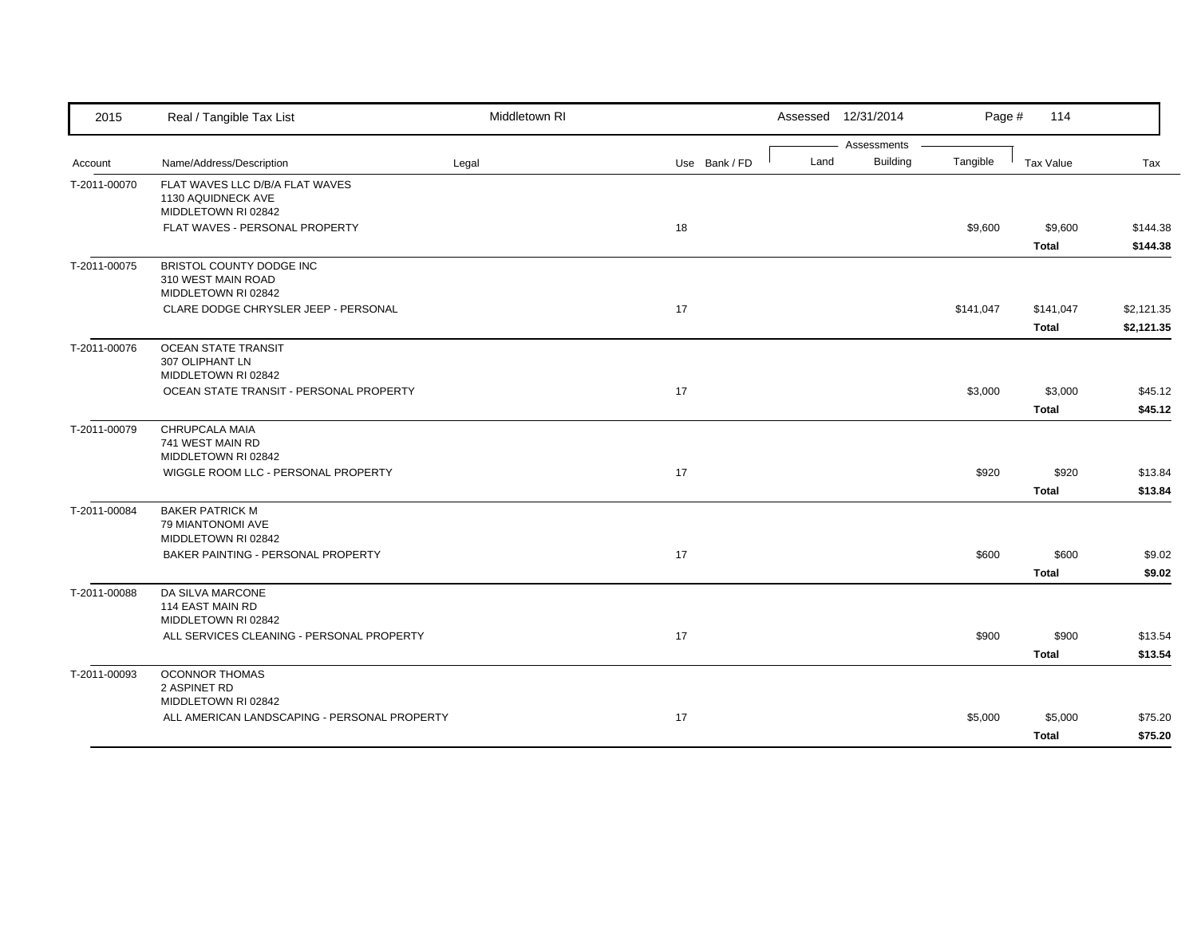| 2015 | Real / Tangible Tax List | Middletown RI | | | Assessed 12/31/2014 | | | | |
|---|---|---|---|---|---|---|---|---|---|
| | | | | | Assessments | | | | |
| Account | Name/Address/Description | Legal | Use | Bank / FD | Land | Building | Tangible | Tax Value | Tax |
| T-2011-00070 | FLAT WAVES LLC D/B/A FLAT WAVES<br>1130 AQUIDNECK AVE<br>MIDDLETOWN RI 02842 | | | | | | | | |
| | FLAT WAVES - PERSONAL PROPERTY | | 18 | | | | $9,600 | $9,600 | $144.38 |
| | | | | | | | | **Total** | **$144.38** |
| T-2011-00075 | BRISTOL COUNTY DODGE INC<br>310 WEST MAIN ROAD<br>MIDDLETOWN RI 02842 | | | | | | | | |
| | CLARE DODGE CHRYSLER JEEP - PERSONAL | | 17 | | | | $141,047 | $141,047 | $2,121.35 |
| | | | | | | | | **Total** | **$2,121.35** |
| T-2011-00076 | OCEAN STATE TRANSIT<br>307 OLIPHANT LN<br>MIDDLETOWN RI 02842 | | | | | | | | |
| | OCEAN STATE TRANSIT - PERSONAL PROPERTY | | 17 | | | | $3,000 | $3,000 | $45.12 |
| | | | | | | | | **Total** | **$45.12** |
| T-2011-00079 | CHRUPCALA MAIA<br>741 WEST MAIN RD<br>MIDDLETOWN RI 02842 | | | | | | | | |
| | WIGGLE ROOM LLC - PERSONAL PROPERTY | | 17 | | | | $920 | $920 | $13.84 |
| | | | | | | | | **Total** | **$13.84** |
| T-2011-00084 | BAKER PATRICK M<br>79 MIANTONOMI AVE<br>MIDDLETOWN RI 02842 | | | | | | | | |
| | BAKER PAINTING - PERSONAL PROPERTY | | 17 | | | | $600 | $600 | $9.02 |
| | | | | | | | | **Total** | **$9.02** |
| T-2011-00088 | DA SILVA MARCONE<br>114 EAST MAIN RD<br>MIDDLETOWN RI 02842 | | | | | | | | |
| | ALL SERVICES CLEANING - PERSONAL PROPERTY | | 17 | | | | $900 | $900 | $13.54 |
| | | | | | | | | **Total** | **$13.54** |
| T-2011-00093 | OCONNOR THOMAS<br>2 ASPINET RD<br>MIDDLETOWN RI 02842 | | | | | | | | |
| | ALL AMERICAN LANDSCAPING - PERSONAL PROPERTY | | 17 | | | | $5,000 | $5,000 | $75.20 |
| | | | | | | | | **Total** | **$75.20** |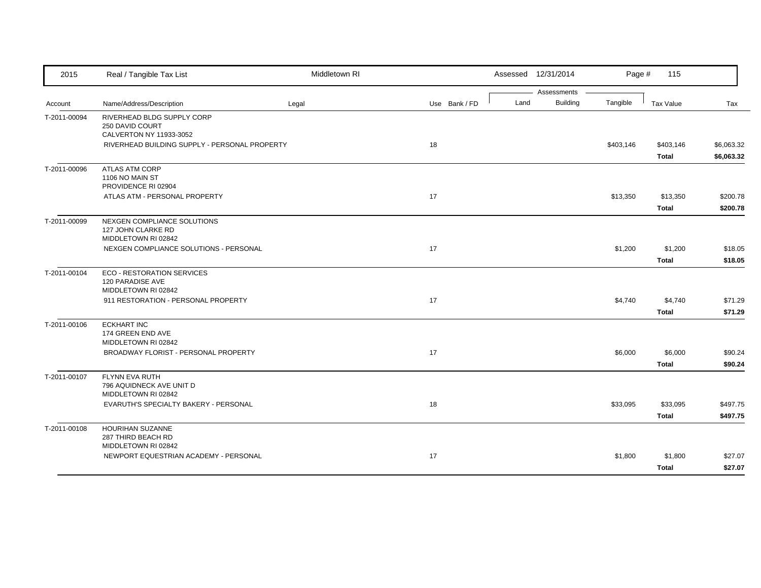| Account | Name/Address/Description | Legal | Use | Bank / FD | Land | Building | Tangible | Tax Value | Tax |
|---|---|---|---|---|---|---|---|---|---|
| T-2011-00094 | RIVERHEAD BLDG SUPPLY CORP<br>250 DAVID COURT<br>CALVERTON NY 11933-3052 | | | | | | | | |
| | RIVERHEAD BUILDING SUPPLY - PERSONAL PROPERTY | | 18 | | | | $403,146 | $403,146 | $6,063.32 |
| | | | | | | | | **Total** | **$6,063.32** |
| T-2011-00096 | ATLAS ATM CORP<br>1106 NO MAIN ST<br>PROVIDENCE RI 02904 | | | | | | | | |
| | ATLAS ATM - PERSONAL PROPERTY | | 17 | | | | $13,350 | $13,350 | $200.78 |
| | | | | | | | | **Total** | **$200.78** |
| T-2011-00099 | NEXGEN COMPLIANCE SOLUTIONS<br>127 JOHN CLARKE RD<br>MIDDLETOWN RI 02842 | | | | | | | | |
| | NEXGEN COMPLIANCE SOLUTIONS - PERSONAL | | 17 | | | | $1,200 | $1,200 | $18.05 |
| | | | | | | | | **Total** | **$18.05** |
| T-2011-00104 | ECO - RESTORATION SERVICES<br>120 PARADISE AVE<br>MIDDLETOWN RI 02842 | | | | | | | | |
| | 911 RESTORATION - PERSONAL PROPERTY | | 17 | | | | $4,740 | $4,740 | $71.29 |
| | | | | | | | | **Total** | **$71.29** |
| T-2011-00106 | ECKHART INC<br>174 GREEN END AVE<br>MIDDLETOWN RI 02842 | | | | | | | | |
| | BROADWAY FLORIST - PERSONAL PROPERTY | | 17 | | | | $6,000 | $6,000 | $90.24 |
| | | | | | | | | **Total** | **$90.24** |
| T-2011-00107 | FLYNN EVA RUTH<br>796 AQUIDNECK AVE UNIT D<br>MIDDLETOWN RI 02842 | | | | | | | | |
| | EVARUTH'S SPECIALTY BAKERY - PERSONAL | | 18 | | | | $33,095 | $33,095 | $497.75 |
| | | | | | | | | **Total** | **$497.75** |
| T-2011-00108 | HOURIHAN SUZANNE<br>287 THIRD BEACH RD<br>MIDDLETOWN RI 02842 | | | | | | | | |
| | NEWPORT EQUESTRIAN ACADEMY - PERSONAL | | 17 | | | | $1,800 | $1,800 | $27.07 |
| | | | | | | | | **Total** | **$27.07** |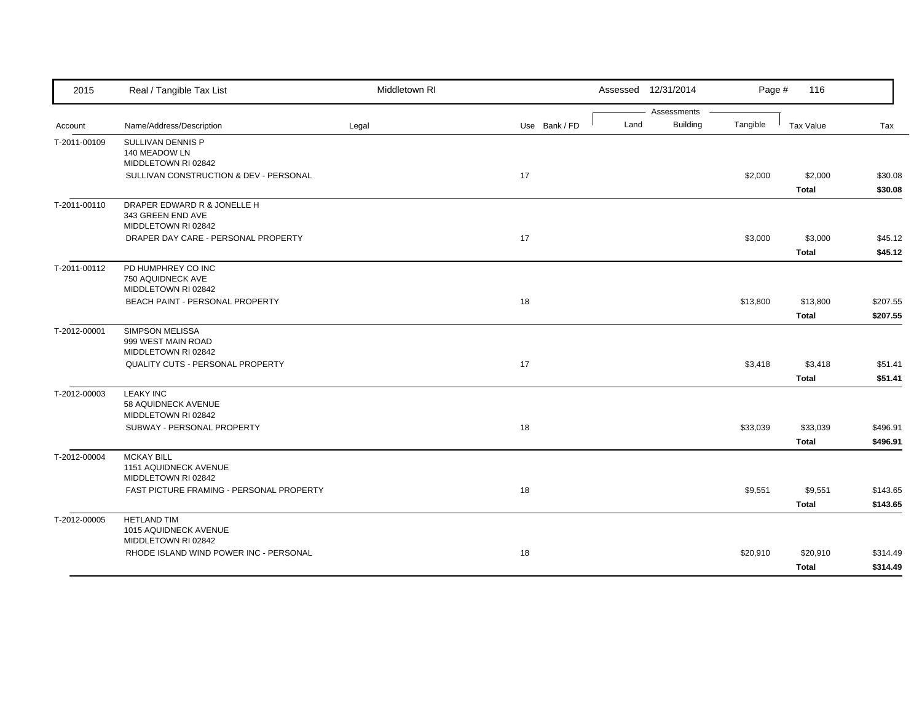| 2015 | Real / Tangible Tax List | Middletown RI | | Assessed 12/31/2014 | | | | |
|---|---|---|---|---|---|---|---|---|
| | | | | Assessments | | | | |
| Account | Name/Address/Description | Legal | Use Bank / FD | Land | Building | Tangible | Tax Value | Tax |
| T-2011-00109 | SULLIVAN DENNIS P<br>140 MEADOW LN<br>MIDDLETOWN RI 02842 | | | | | | | |
| | SULLIVAN CONSTRUCTION & DEV - PERSONAL | | 17 | | | $2,000 | $2,000 | $30.08 |
| | | | | | | | **Total** | **$30.08** |
| T-2011-00110 | DRAPER EDWARD R & JONELLE H<br>343 GREEN END AVE<br>MIDDLETOWN RI 02842 | | | | | | | |
| | DRAPER DAY CARE - PERSONAL PROPERTY | | 17 | | | $3,000 | $3,000 | $45.12 |
| | | | | | | | **Total** | **$45.12** |
| T-2011-00112 | PD HUMPHREY CO INC<br>750 AQUIDNECK AVE<br>MIDDLETOWN RI 02842 | | | | | | | |
| | BEACH PAINT - PERSONAL PROPERTY | | 18 | | | $13,800 | $13,800 | $207.55 |
| | | | | | | | **Total** | **$207.55** |
| T-2012-00001 | SIMPSON MELISSA<br>999 WEST MAIN ROAD<br>MIDDLETOWN RI 02842 | | | | | | | |
| | QUALITY CUTS - PERSONAL PROPERTY | | 17 | | | $3,418 | $3,418 | $51.41 |
| | | | | | | | **Total** | **$51.41** |
| T-2012-00003 | LEAKY INC<br>58 AQUIDNECK AVENUE<br>MIDDLETOWN RI 02842 | | | | | | | |
| | SUBWAY - PERSONAL PROPERTY | | 18 | | | $33,039 | $33,039 | $496.91 |
| | | | | | | | **Total** | **$496.91** |
| T-2012-00004 | MCKAY BILL<br>1151 AQUIDNECK AVENUE<br>MIDDLETOWN RI 02842 | | | | | | | |
| | FAST PICTURE FRAMING - PERSONAL PROPERTY | | 18 | | | $9,551 | $9,551 | $143.65 |
| | | | | | | | **Total** | **$143.65** |
| T-2012-00005 | HETLAND TIM<br>1015 AQUIDNECK AVENUE<br>MIDDLETOWN RI 02842 | | | | | | | |
| | RHODE ISLAND WIND POWER INC - PERSONAL | | 18 | | | $20,910 | $20,910 | $314.49 |
| | | | | | | | **Total** | **$314.49** |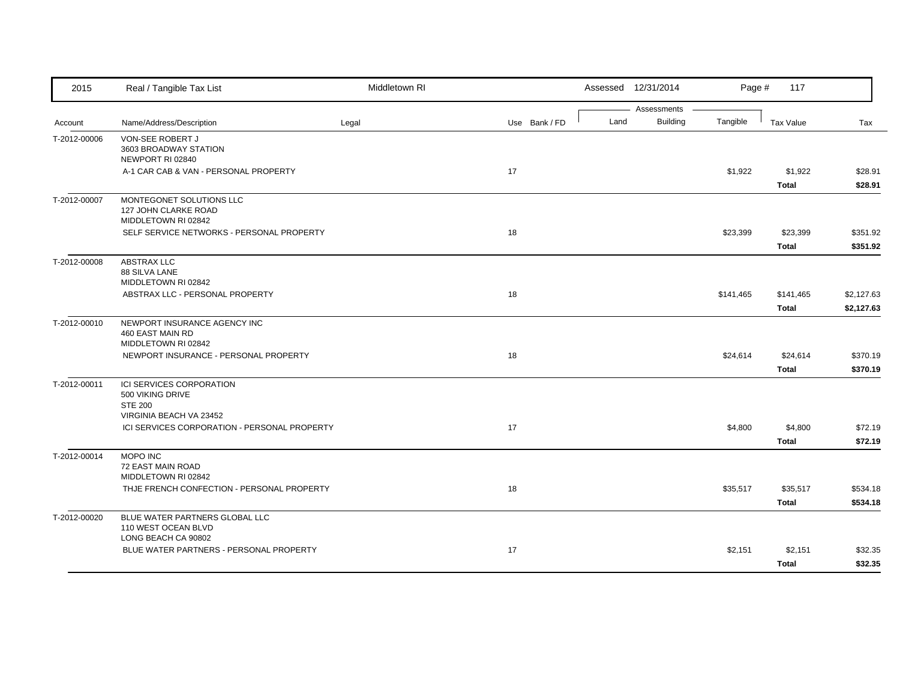| Account | Name/Address/Description | Legal | Use | Bank / FD | Land | Building | Tangible | Tax Value | Tax |
|---|---|---|---|---|---|---|---|---|---|
| T-2012-00006 | VON-SEE ROBERT J<br>3603 BROADWAY STATION<br>NEWPORT RI 02840 | | | | | | | | |
| | A-1 CAR CAB & VAN - PERSONAL PROPERTY | | 17 | | | | $1,922 | $1,922 | $28.91 |
| | | | | | | | | **Total** | **$28.91** |
| T-2012-00007 | MONTEGONET SOLUTIONS LLC<br>127 JOHN CLARKE ROAD<br>MIDDLETOWN RI 02842 | | | | | | | | |
| | SELF SERVICE NETWORKS - PERSONAL PROPERTY | | 18 | | | | $23,399 | $23,399 | $351.92 |
| | | | | | | | | **Total** | **$351.92** |
| T-2012-00008 | ABSTRAX LLC<br>88 SILVA LANE<br>MIDDLETOWN RI 02842 | | | | | | | | |
| | ABSTRAX LLC - PERSONAL PROPERTY | | 18 | | | | $141,465 | $141,465 | $2,127.63 |
| | | | | | | | | **Total** | **$2,127.63** |
| T-2012-00010 | NEWPORT INSURANCE AGENCY INC<br>460 EAST MAIN RD<br>MIDDLETOWN RI 02842 | | | | | | | | |
| | NEWPORT INSURANCE - PERSONAL PROPERTY | | 18 | | | | $24,614 | $24,614 | $370.19 |
| | | | | | | | | **Total** | **$370.19** |
| T-2012-00011 | ICI SERVICES CORPORATION<br>500 VIKING DRIVE<br>STE 200<br>VIRGINIA BEACH VA 23452 | | | | | | | | |
| | ICI SERVICES CORPORATION - PERSONAL PROPERTY | | 17 | | | | $4,800 | $4,800 | $72.19 |
| | | | | | | | | **Total** | **$72.19** |
| T-2012-00014 | MOPO INC<br>72 EAST MAIN ROAD<br>MIDDLETOWN RI 02842 | | | | | | | | |
| | THJE FRENCH CONFECTION - PERSONAL PROPERTY | | 18 | | | | $35,517 | $35,517 | $534.18 |
| | | | | | | | | **Total** | **$534.18** |
| T-2012-00020 | BLUE WATER PARTNERS GLOBAL LLC<br>110 WEST OCEAN BLVD<br>LONG BEACH CA 90802 | | | | | | | | |
| | BLUE WATER PARTNERS - PERSONAL PROPERTY | | 17 | | | | $2,151 | $2,151 | $32.35 |
| | | | | | | | | **Total** | **$32.35** |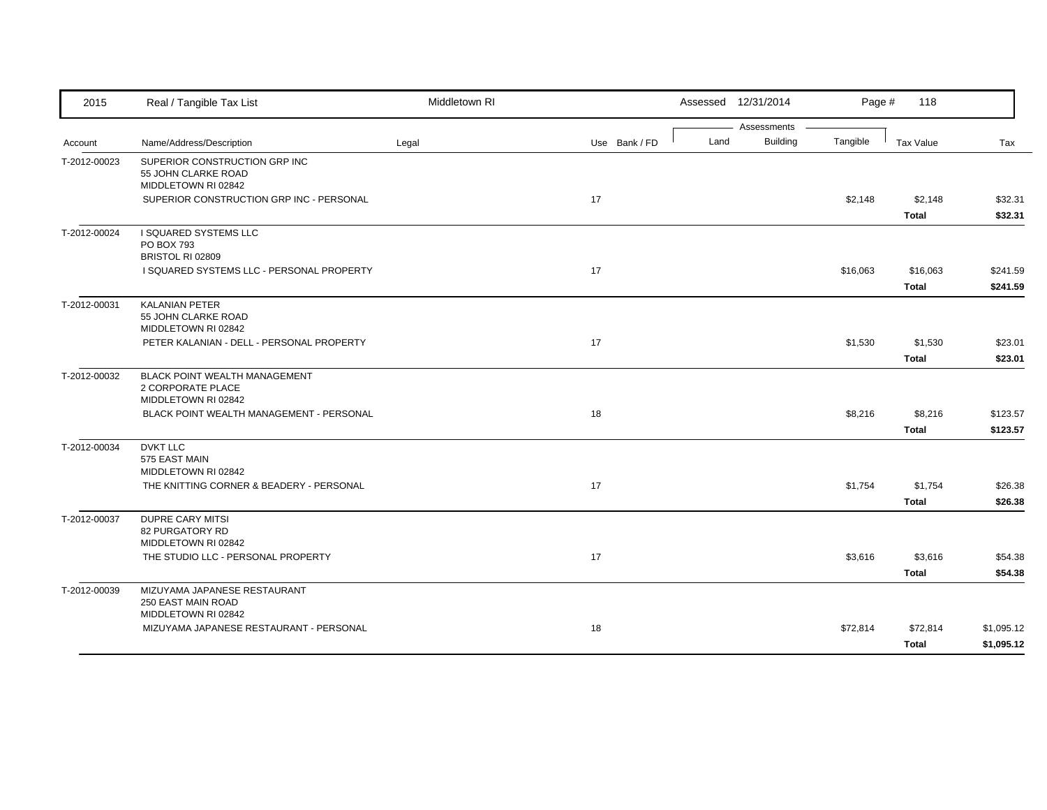| 2015 | Real / Tangible Tax List | Middletown RI | | | Assessed 12/31/2014 | | Page # 118 | | |
|---|---|---|---|---|---|---|---|---|---|
| | | | | | Assessments | | | | |
| Account | Name/Address/Description | Legal | Use | Bank / FD | Land | Building | Tangible | Tax Value | Tax |
| T-2012-00023 | SUPERIOR CONSTRUCTION GRP INC<br>55 JOHN CLARKE ROAD<br>MIDDLETOWN RI 02842 | | | | | | | | |
| | SUPERIOR CONSTRUCTION GRP INC - PERSONAL | | 17 | | | | $2,148 | $2,148 | $32.31 |
| | | | | | | | | **Total** | **$32.31** |
| T-2012-00024 | I SQUARED SYSTEMS LLC<br>PO BOX 793<br>BRISTOL RI 02809 | | | | | | | | |
| | I SQUARED SYSTEMS LLC - PERSONAL PROPERTY | | 17 | | | | $16,063 | $16,063 | $241.59 |
| | | | | | | | | **Total** | **$241.59** |
| T-2012-00031 | KALANIAN PETER<br>55 JOHN CLARKE ROAD<br>MIDDLETOWN RI 02842 | | | | | | | | |
| | PETER KALANIAN - DELL - PERSONAL PROPERTY | | 17 | | | | $1,530 | $1,530 | $23.01 |
| | | | | | | | | **Total** | **$23.01** |
| T-2012-00032 | BLACK POINT WEALTH MANAGEMENT<br>2 CORPORATE PLACE<br>MIDDLETOWN RI 02842 | | | | | | | | |
| | BLACK POINT WEALTH MANAGEMENT - PERSONAL | | 18 | | | | $8,216 | $8,216 | $123.57 |
| | | | | | | | | **Total** | **$123.57** |
| T-2012-00034 | DVKT LLC<br>575 EAST MAIN<br>MIDDLETOWN RI 02842 | | | | | | | | |
| | THE KNITTING CORNER & BEADERY - PERSONAL | | 17 | | | | $1,754 | $1,754 | $26.38 |
| | | | | | | | | **Total** | **$26.38** |
| T-2012-00037 | DUPRE CARY MITSI<br>82 PURGATORY RD<br>MIDDLETOWN RI 02842 | | | | | | | | |
| | THE STUDIO LLC - PERSONAL PROPERTY | | 17 | | | | $3,616 | $3,616 | $54.38 |
| | | | | | | | | **Total** | **$54.38** |
| T-2012-00039 | MIZUYAMA JAPANESE RESTAURANT<br>250 EAST MAIN ROAD<br>MIDDLETOWN RI 02842 | | | | | | | | |
| | MIZUYAMA JAPANESE RESTAURANT - PERSONAL | | 18 | | | | $72,814 | $72,814 | $1,095.12 |
| | | | | | | | | **Total** | **$1,095.12** |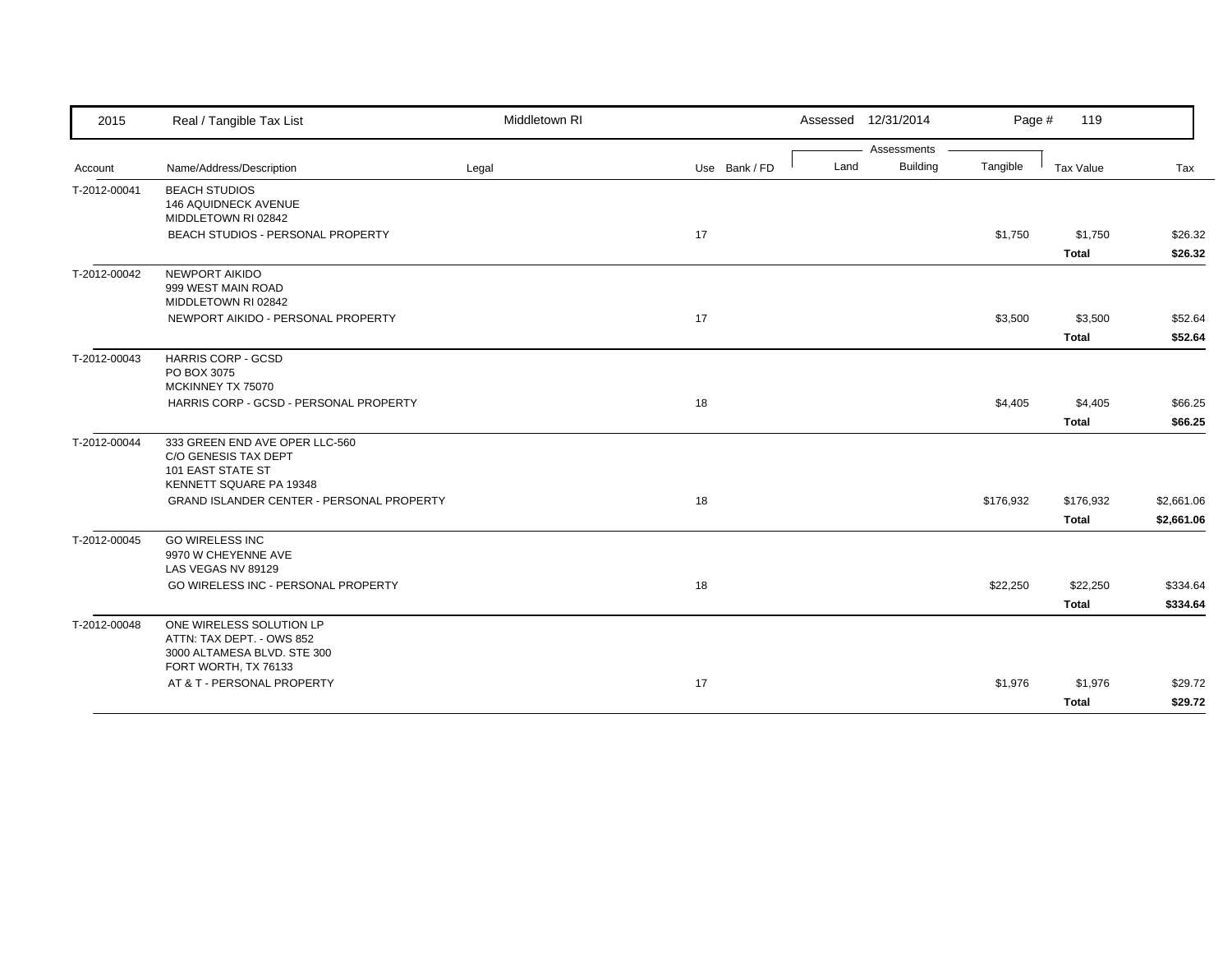| 2015 | Real / Tangible Tax List | Middletown RI | | Assessed 12/31/2014 | | | | |
|---|---|---|---|---|---|---|---|---|
| | | | | Assessments | | | | |
| Account | Name/Address/Description | Legal | Use Bank / FD | Land | Building | Tangible | Tax Value | Tax |
| T-2012-00041 | BEACH STUDIOS<br>146 AQUIDNECK AVENUE<br>MIDDLETOWN RI 02842 | | | | | | | |
| | BEACH STUDIOS - PERSONAL PROPERTY | | 17 | | | $1,750 | $1,750 | $26.32 |
| | | | | | | | **Total** | **$26.32** |
| T-2012-00042 | NEWPORT AIKIDO<br>999 WEST MAIN ROAD<br>MIDDLETOWN RI 02842 | | | | | | | |
| | NEWPORT AIKIDO - PERSONAL PROPERTY | | 17 | | | $3,500 | $3,500 | $52.64 |
| | | | | | | | **Total** | **$52.64** |
| T-2012-00043 | HARRIS CORP - GCSD<br>PO BOX 3075<br>MCKINNEY TX 75070 | | | | | | | |
| | HARRIS CORP - GCSD - PERSONAL PROPERTY | | 18 | | | $4,405 | $4,405 | $66.25 |
| | | | | | | | **Total** | **$66.25** |
| T-2012-00044 | 333 GREEN END AVE OPER LLC-560<br>C/O GENESIS TAX DEPT<br>101 EAST STATE ST<br>KENNETT SQUARE PA 19348 | | | | | | | |
| | GRAND ISLANDER CENTER - PERSONAL PROPERTY | | 18 | | | $176,932 | $176,932 | $2,661.06 |
| | | | | | | | **Total** | **$2,661.06** |
| T-2012-00045 | GO WIRELESS INC<br>9970 W CHEYENNE AVE<br>LAS VEGAS NV 89129 | | | | | | | |
| | GO WIRELESS INC - PERSONAL PROPERTY | | 18 | | | $22,250 | $22,250 | $334.64 |
| | | | | | | | **Total** | **$334.64** |
| T-2012-00048 | ONE WIRELESS SOLUTION LP<br>ATTN: TAX DEPT. - OWS 852<br>3000 ALTAMESA BLVD. STE 300<br>FORT WORTH, TX 76133 | | | | | | | |
| | AT & T - PERSONAL PROPERTY | | 17 | | | $1,976 | $1,976 | $29.72 |
| | | | | | | | **Total** | **$29.72** |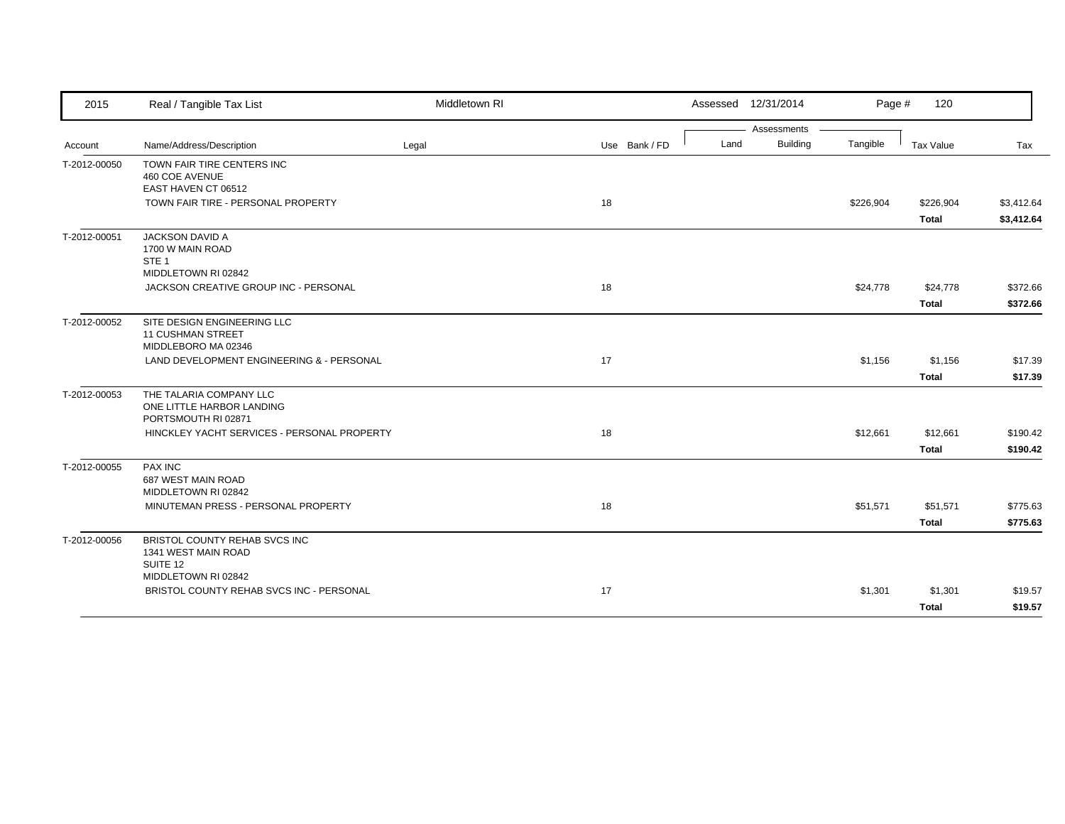| Account | Name/Address/Description | Legal | Use | Bank / FD | Land | Building | Tangible | Tax Value | Tax |
|---|---|---|---|---|---|---|---|---|---|
| T-2012-00050 | TOWN FAIR TIRE CENTERS INC<br>460 COE AVENUE<br>EAST HAVEN CT 06512 | | | | | | | | |
| | TOWN FAIR TIRE - PERSONAL PROPERTY | | 18 | | | | $226,904 | $226,904 | $3,412.64 |
| | | | | | | | | **Total** | **$3,412.64** |
| T-2012-00051 | JACKSON DAVID A<br>1700 W MAIN ROAD<br>STE 1<br>MIDDLETOWN RI 02842 | | | | | | | | |
| | JACKSON CREATIVE GROUP INC - PERSONAL | | 18 | | | | $24,778 | $24,778 | $372.66 |
| | | | | | | | | **Total** | **$372.66** |
| T-2012-00052 | SITE DESIGN ENGINEERING LLC<br>11 CUSHMAN STREET<br>MIDDLEBORO MA 02346 | | | | | | | | |
| | LAND DEVELOPMENT ENGINEERING & - PERSONAL | | 17 | | | | $1,156 | $1,156 | $17.39 |
| | | | | | | | | **Total** | **$17.39** |
| T-2012-00053 | THE TALARIA COMPANY LLC<br>ONE LITTLE HARBOR LANDING<br>PORTSMOUTH RI 02871 | | | | | | | | |
| | HINCKLEY YACHT SERVICES - PERSONAL PROPERTY | | 18 | | | | $12,661 | $12,661 | $190.42 |
| | | | | | | | | **Total** | **$190.42** |
| T-2012-00055 | PAX INC<br>687 WEST MAIN ROAD<br>MIDDLETOWN RI 02842 | | | | | | | | |
| | MINUTEMAN PRESS - PERSONAL PROPERTY | | 18 | | | | $51,571 | $51,571 | $775.63 |
| | | | | | | | | **Total** | **$775.63** |
| T-2012-00056 | BRISTOL COUNTY REHAB SVCS INC<br>1341 WEST MAIN ROAD<br>SUITE 12<br>MIDDLETOWN RI 02842 | | | | | | | | |
| | BRISTOL COUNTY REHAB SVCS INC - PERSONAL | | 17 | | | | $1,301 | $1,301 | $19.57 |
| | | | | | | | | **Total** | **$19.57** |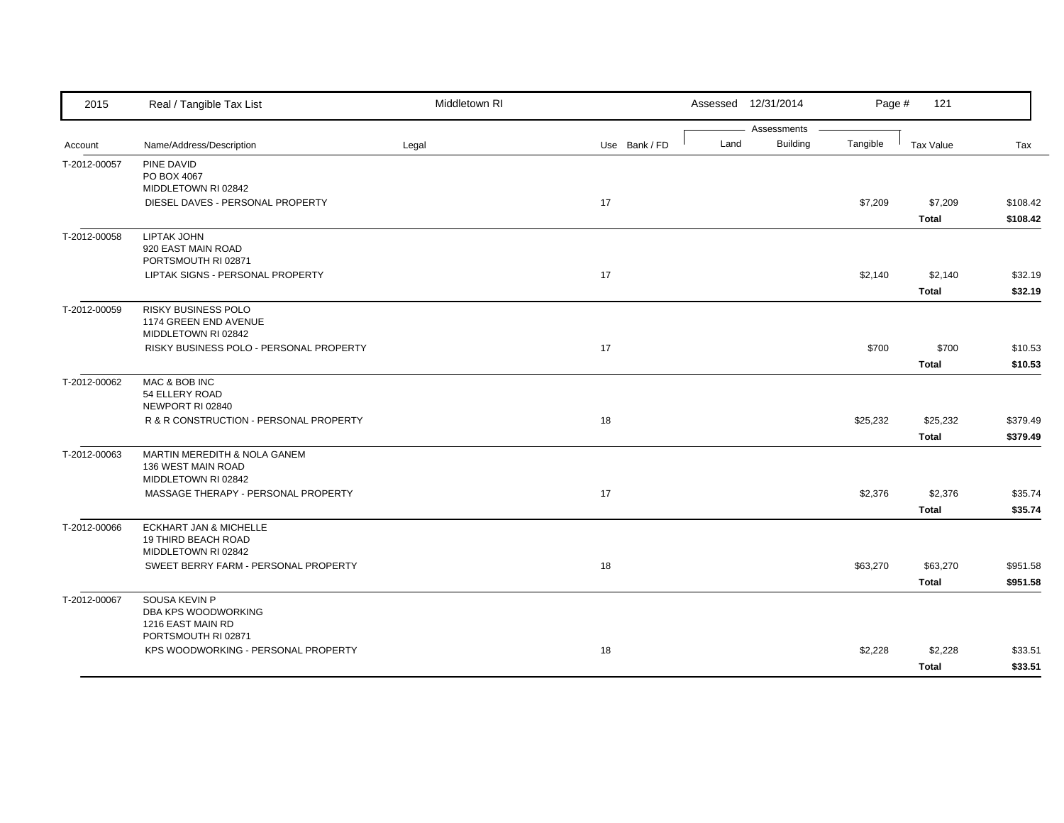| 2015 | Real / Tangible Tax List | Middletown RI | | | Assessed 12/31/2014 | | Page # 121 | | |
|---|---|---|---|---|---|---|---|---|---|
| | | | | | Assessments | | | | |
| Account | Name/Address/Description | Legal | Use | Bank / FD | Land | Building | Tangible | Tax Value | Tax |
| T-2012-00057 | PINE DAVID<br>PO BOX 4067<br>MIDDLETOWN RI 02842 | | | | | | | | |
| | DIESEL DAVES - PERSONAL PROPERTY | | 17 | | | | $7,209 | $7,209 | $108.42 |
| | | | | | | | | **Total** | **$108.42** |
| T-2012-00058 | LIPTAK JOHN<br>920 EAST MAIN ROAD<br>PORTSMOUTH RI 02871 | | | | | | | | |
| | LIPTAK SIGNS - PERSONAL PROPERTY | | 17 | | | | $2,140 | $2,140 | $32.19 |
| | | | | | | | | **Total** | **$32.19** |
| T-2012-00059 | RISKY BUSINESS POLO<br>1174 GREEN END AVENUE<br>MIDDLETOWN RI 02842 | | | | | | | | |
| | RISKY BUSINESS POLO - PERSONAL PROPERTY | | 17 | | | | $700 | $700 | $10.53 |
| | | | | | | | | **Total** | **$10.53** |
| T-2012-00062 | MAC & BOB INC<br>54 ELLERY ROAD<br>NEWPORT RI 02840 | | | | | | | | |
| | R & R CONSTRUCTION - PERSONAL PROPERTY | | 18 | | | | $25,232 | $25,232 | $379.49 |
| | | | | | | | | **Total** | **$379.49** |
| T-2012-00063 | MARTIN MEREDITH & NOLA GANEM<br>136 WEST MAIN ROAD<br>MIDDLETOWN RI 02842 | | | | | | | | |
| | MASSAGE THERAPY - PERSONAL PROPERTY | | 17 | | | | $2,376 | $2,376 | $35.74 |
| | | | | | | | | **Total** | **$35.74** |
| T-2012-00066 | ECKHART JAN & MICHELLE<br>19 THIRD BEACH ROAD<br>MIDDLETOWN RI 02842 | | | | | | | | |
| | SWEET BERRY FARM - PERSONAL PROPERTY | | 18 | | | | $63,270 | $63,270 | $951.58 |
| | | | | | | | | **Total** | **$951.58** |
| T-2012-00067 | SOUSA KEVIN P<br>DBA KPS WOODWORKING<br>1216 EAST MAIN RD<br>PORTSMOUTH RI 02871 | | | | | | | | |
| | KPS WOODWORKING - PERSONAL PROPERTY | | 18 | | | | $2,228 | $2,228 | $33.51 |
| | | | | | | | | **Total** | **$33.51** |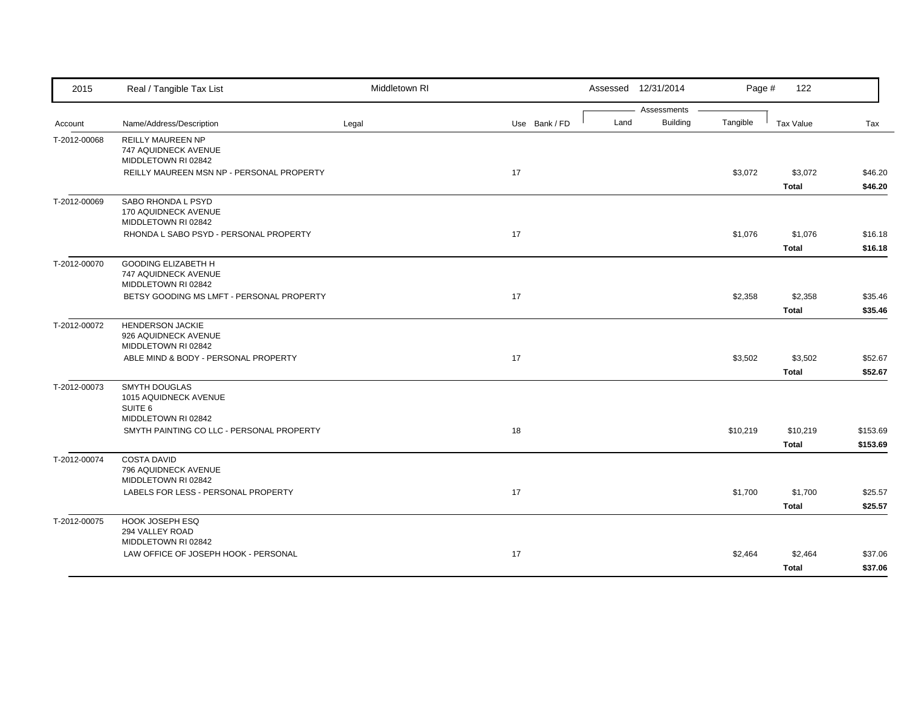| Account | Name/Address/Description | Legal | Use | Bank / FD | Land | Building | Tangible | Tax Value | Tax |
|---|---|---|---|---|---|---|---|---|---|
| T-2012-00068 | REILLY MAUREEN NP<br>747 AQUIDNECK AVENUE<br>MIDDLETOWN RI 02842 | | | | | | | | |
| | REILLY MAUREEN MSN NP - PERSONAL PROPERTY | | 17 | | | | $3,072 | $3,072 | $46.20 |
| | | | | | | | | **Total** | **$46.20** |
| T-2012-00069 | SABO RHONDA L PSYD<br>170 AQUIDNECK AVENUE<br>MIDDLETOWN RI 02842 | | | | | | | | |
| | RHONDA L SABO PSYD - PERSONAL PROPERTY | | 17 | | | | $1,076 | $1,076 | $16.18 |
| | | | | | | | | **Total** | **$16.18** |
| T-2012-00070 | GOODING ELIZABETH H<br>747 AQUIDNECK AVENUE<br>MIDDLETOWN RI 02842 | | | | | | | | |
| | BETSY GOODING MS LMFT - PERSONAL PROPERTY | | 17 | | | | $2,358 | $2,358 | $35.46 |
| | | | | | | | | **Total** | **$35.46** |
| T-2012-00072 | HENDERSON JACKIE<br>926 AQUIDNECK AVENUE<br>MIDDLETOWN RI 02842 | | | | | | | | |
| | ABLE MIND & BODY - PERSONAL PROPERTY | | 17 | | | | $3,502 | $3,502 | $52.67 |
| | | | | | | | | **Total** | **$52.67** |
| T-2012-00073 | SMYTH DOUGLAS<br>1015 AQUIDNECK AVENUE<br>SUITE 6<br>MIDDLETOWN RI 02842 | | | | | | | | |
| | SMYTH PAINTING CO LLC - PERSONAL PROPERTY | | 18 | | | | $10,219 | $10,219 | $153.69 |
| | | | | | | | | **Total** | **$153.69** |
| T-2012-00074 | COSTA DAVID<br>796 AQUIDNECK AVENUE<br>MIDDLETOWN RI 02842 | | | | | | | | |
| | LABELS FOR LESS - PERSONAL PROPERTY | | 17 | | | | $1,700 | $1,700 | $25.57 |
| | | | | | | | | **Total** | **$25.57** |
| T-2012-00075 | HOOK JOSEPH ESQ<br>294 VALLEY ROAD<br>MIDDLETOWN RI 02842 | | | | | | | | |
| | LAW OFFICE OF JOSEPH HOOK - PERSONAL | | 17 | | | | $2,464 | $2,464 | $37.06 |
| | | | | | | | | **Total** | **$37.06** |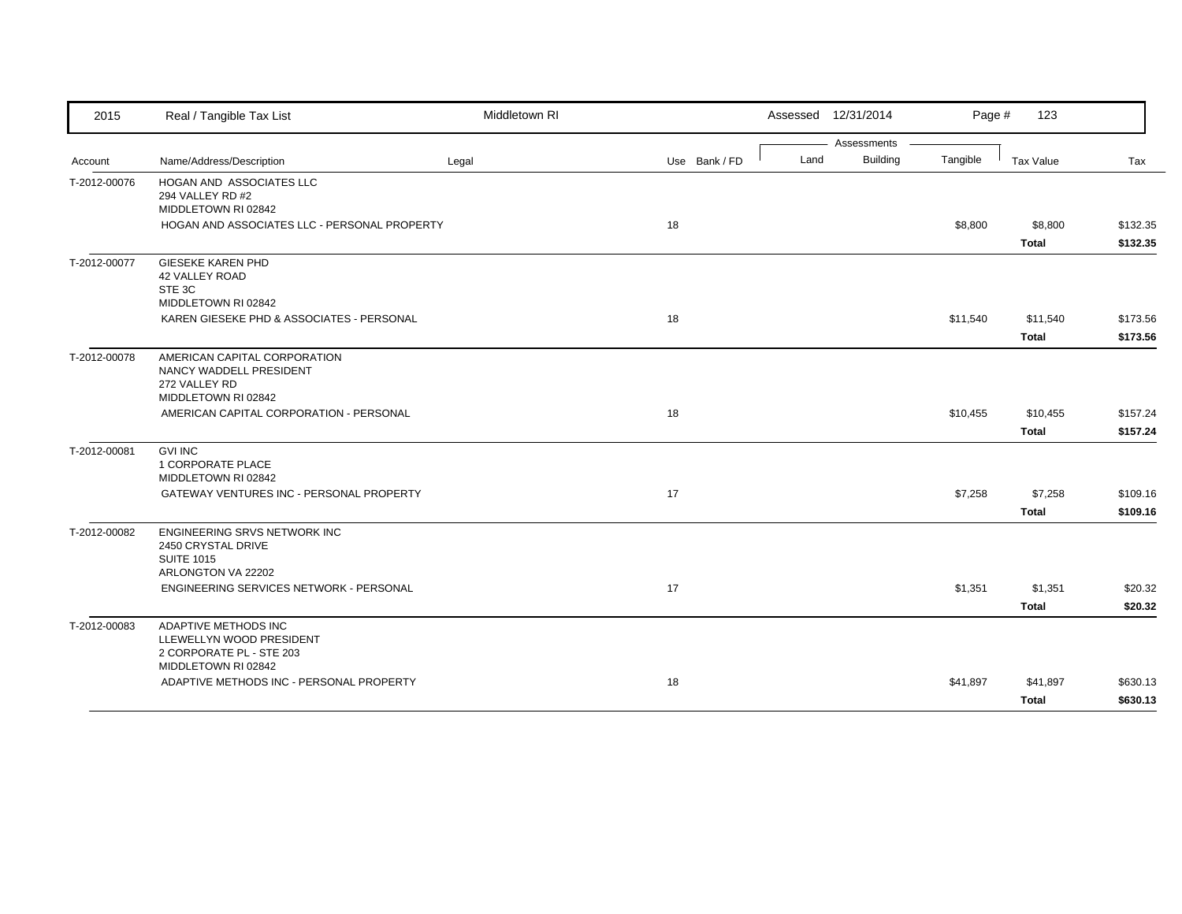| Account | Name/Address/Description | Legal | Use | Bank / FD | Land | Building | Tangible | Tax Value | Tax |
|---|---|---|---|---|---|---|---|---|---|
| T-2012-00076 | HOGAN AND ASSOCIATES LLC<br>294 VALLEY RD #2<br>MIDDLETOWN RI 02842 | | | | | | | | |
| | HOGAN AND ASSOCIATES LLC - PERSONAL PROPERTY | | 18 | | | | $8,800 | $8,800 | $132.35 |
| | | | | | | | | **Total** | **$132.35** |
| T-2012-00077 | GIESEKE KAREN PHD<br>42 VALLEY ROAD<br>STE 3C<br>MIDDLETOWN RI 02842 | | | | | | | | |
| | KAREN GIESEKE PHD & ASSOCIATES - PERSONAL | | 18 | | | | $11,540 | $11,540 | $173.56 |
| | | | | | | | | **Total** | **$173.56** |
| T-2012-00078 | AMERICAN CAPITAL CORPORATION<br>NANCY WADDELL PRESIDENT<br>272 VALLEY RD<br>MIDDLETOWN RI 02842 | | | | | | | | |
| | AMERICAN CAPITAL CORPORATION - PERSONAL | | 18 | | | | $10,455 | $10,455 | $157.24 |
| | | | | | | | | **Total** | **$157.24** |
| T-2012-00081 | GVI INC<br>1 CORPORATE PLACE<br>MIDDLETOWN RI 02842 | | | | | | | | |
| | GATEWAY VENTURES INC - PERSONAL PROPERTY | | 17 | | | | $7,258 | $7,258 | $109.16 |
| | | | | | | | | **Total** | **$109.16** |
| T-2012-00082 | ENGINEERING SRVS NETWORK INC<br>2450 CRYSTAL DRIVE<br>SUITE 1015<br>ARLONGTON VA 22202 | | | | | | | | |
| | ENGINEERING SERVICES NETWORK - PERSONAL | | 17 | | | | $1,351 | $1,351 | $20.32 |
| | | | | | | | | **Total** | **$20.32** |
| T-2012-00083 | ADAPTIVE METHODS INC<br>LLEWELLYN WOOD PRESIDENT<br>2 CORPORATE PL - STE 203<br>MIDDLETOWN RI 02842 | | | | | | | | |
| | ADAPTIVE METHODS INC - PERSONAL PROPERTY | | 18 | | | | $41,897 | $41,897 | $630.13 |
| | | | | | | | | **Total** | **$630.13** |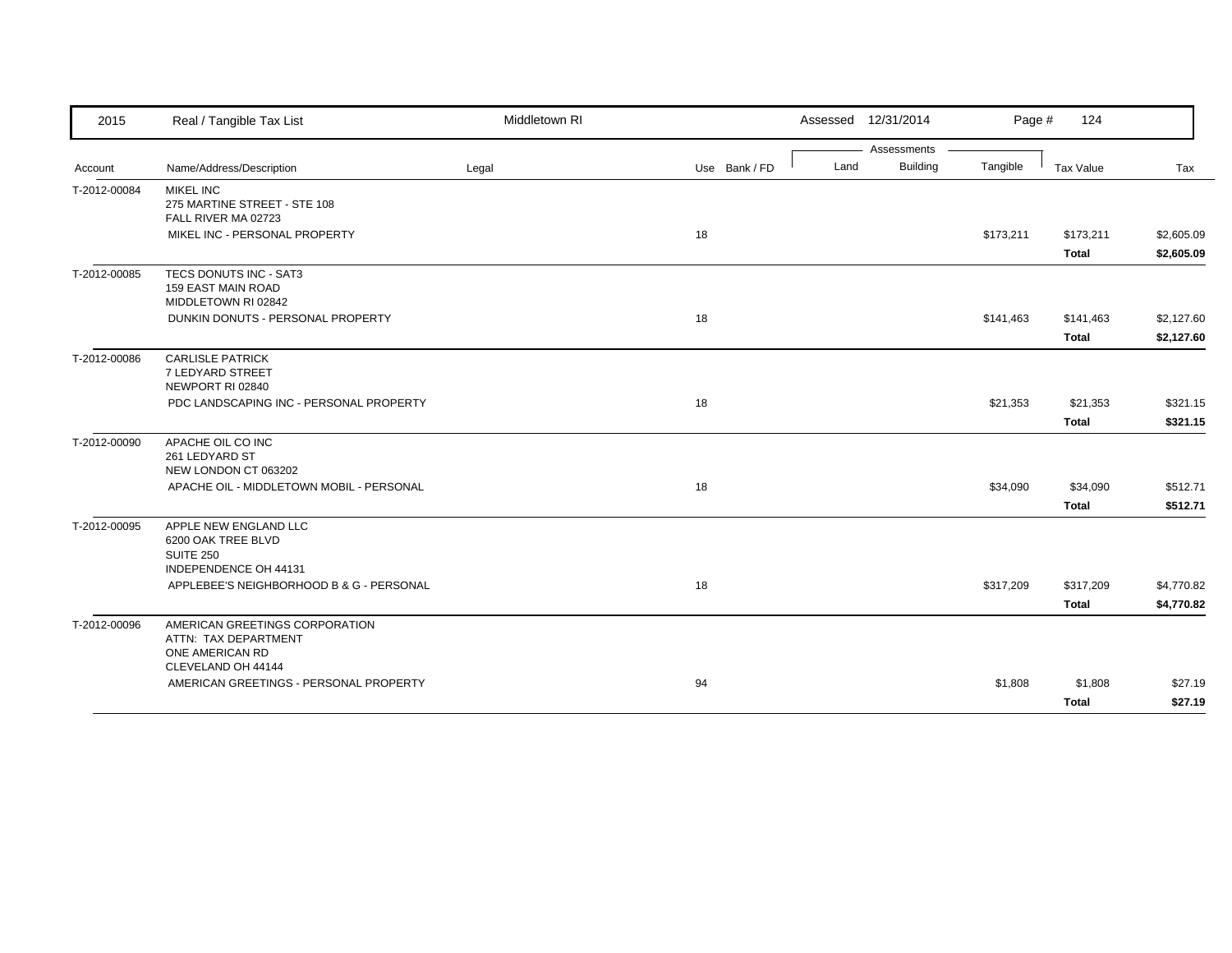| Account | Name/Address/Description | Legal | Use | Bank / FD | Land | Building | Tangible | Tax Value | Tax |
|---|---|---|---|---|---|---|---|---|---|
| T-2012-00084 | MIKEL INC<br>275 MARTINE STREET - STE 108<br>FALL RIVER MA 02723 | | | | | | | | |
| | MIKEL INC - PERSONAL PROPERTY | | 18 | | | | $173,211 | $173,211 | $2,605.09 |
| | | | | | | | | **Total** | **$2,605.09** |
| T-2012-00085 | TECS DONUTS INC - SAT3<br>159 EAST MAIN ROAD<br>MIDDLETOWN RI 02842 | | | | | | | | |
| | DUNKIN DONUTS - PERSONAL PROPERTY | | 18 | | | | $141,463 | $141,463 | $2,127.60 |
| | | | | | | | | **Total** | **$2,127.60** |
| T-2012-00086 | CARLISLE PATRICK<br>7 LEDYARD STREET<br>NEWPORT RI 02840 | | | | | | | | |
| | PDC LANDSCAPING INC - PERSONAL PROPERTY | | 18 | | | | $21,353 | $21,353 | $321.15 |
| | | | | | | | | **Total** | **$321.15** |
| T-2012-00090 | APACHE OIL CO INC<br>261 LEDYARD ST<br>NEW LONDON CT 063202 | | | | | | | | |
| | APACHE OIL - MIDDLETOWN MOBIL - PERSONAL | | 18 | | | | $34,090 | $34,090 | $512.71 |
| | | | | | | | | **Total** | **$512.71** |
| T-2012-00095 | APPLE NEW ENGLAND LLC<br>6200 OAK TREE BLVD<br>SUITE 250<br>INDEPENDENCE OH 44131 | | | | | | | | |
| | APPLEBEE'S NEIGHBORHOOD B & G - PERSONAL | | 18 | | | | $317,209 | $317,209 | $4,770.82 |
| | | | | | | | | **Total** | **$4,770.82** |
| T-2012-00096 | AMERICAN GREETINGS CORPORATION<br>ATTN: TAX DEPARTMENT<br>ONE AMERICAN RD<br>CLEVELAND OH 44144 | | | | | | | | |
| | AMERICAN GREETINGS - PERSONAL PROPERTY | | 94 | | | | $1,808 | $1,808 | $27.19 |
| | | | | | | | | **Total** | **$27.19** |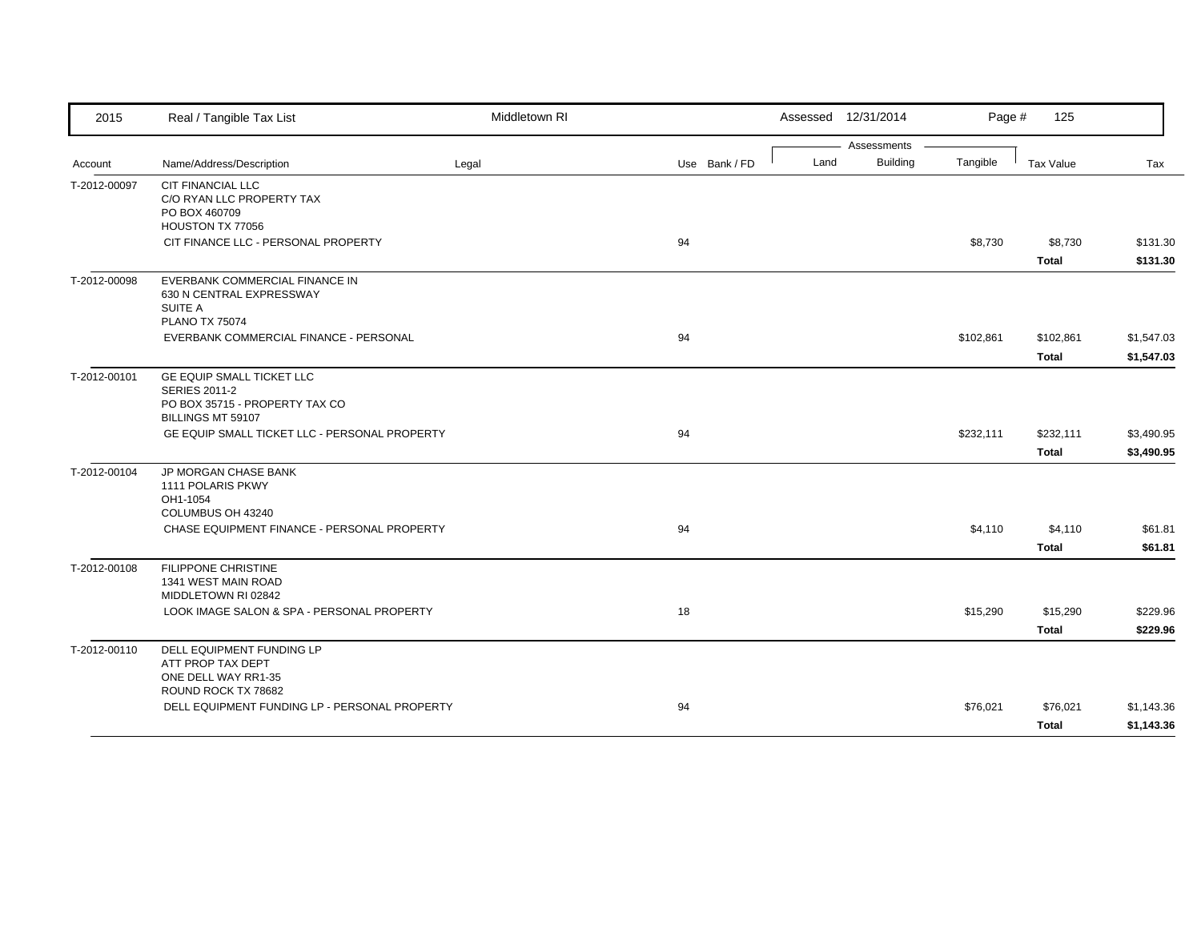| Account | Name/Address/Description | Legal | Use | Bank / FD | Land | Building | Tangible | Tax Value | Tax |
|---|---|---|---|---|---|---|---|---|---|
| T-2012-00097 | CIT FINANCIAL LLC<br>C/O RYAN LLC PROPERTY TAX<br>PO BOX 460709<br>HOUSTON TX 77056 | | | | | | | | |
| | CIT FINANCE LLC - PERSONAL PROPERTY | | 94 | | | | $8,730 | $8,730 | $131.30 |
| | | | | | | | | **Total** | **$131.30** |
| T-2012-00098 | EVERBANK COMMERCIAL FINANCE IN<br>630 N CENTRAL EXPRESSWAY<br>SUITE A<br>PLANO TX 75074 | | | | | | | | |
| | EVERBANK COMMERCIAL FINANCE - PERSONAL | | 94 | | | | $102,861 | $102,861 | $1,547.03 |
| | | | | | | | | **Total** | **$1,547.03** |
| T-2012-00101 | GE EQUIP SMALL TICKET LLC<br>SERIES 2011-2<br>PO BOX 35715 - PROPERTY TAX CO<br>BILLINGS MT 59107 | | | | | | | | |
| | GE EQUIP SMALL TICKET LLC - PERSONAL PROPERTY | | 94 | | | | $232,111 | $232,111 | $3,490.95 |
| | | | | | | | | **Total** | **$3,490.95** |
| T-2012-00104 | JP MORGAN CHASE BANK<br>1111 POLARIS PKWY<br>OH1-1054<br>COLUMBUS OH 43240 | | | | | | | | |
| | CHASE EQUIPMENT FINANCE - PERSONAL PROPERTY | | 94 | | | | $4,110 | $4,110 | $61.81 |
| | | | | | | | | **Total** | **$61.81** |
| T-2012-00108 | FILIPPONE CHRISTINE<br>1341 WEST MAIN ROAD<br>MIDDLETOWN RI 02842 | | | | | | | | |
| | LOOK IMAGE SALON & SPA - PERSONAL PROPERTY | | 18 | | | | $15,290 | $15,290 | $229.96 |
| | | | | | | | | **Total** | **$229.96** |
| T-2012-00110 | DELL EQUIPMENT FUNDING LP<br>ATT PROP TAX DEPT<br>ONE DELL WAY RR1-35<br>ROUND ROCK TX 78682 | | | | | | | | |
| | DELL EQUIPMENT FUNDING LP - PERSONAL PROPERTY | | 94 | | | | $76,021 | $76,021 | $1,143.36 |
| | | | | | | | | **Total** | **$1,143.36** |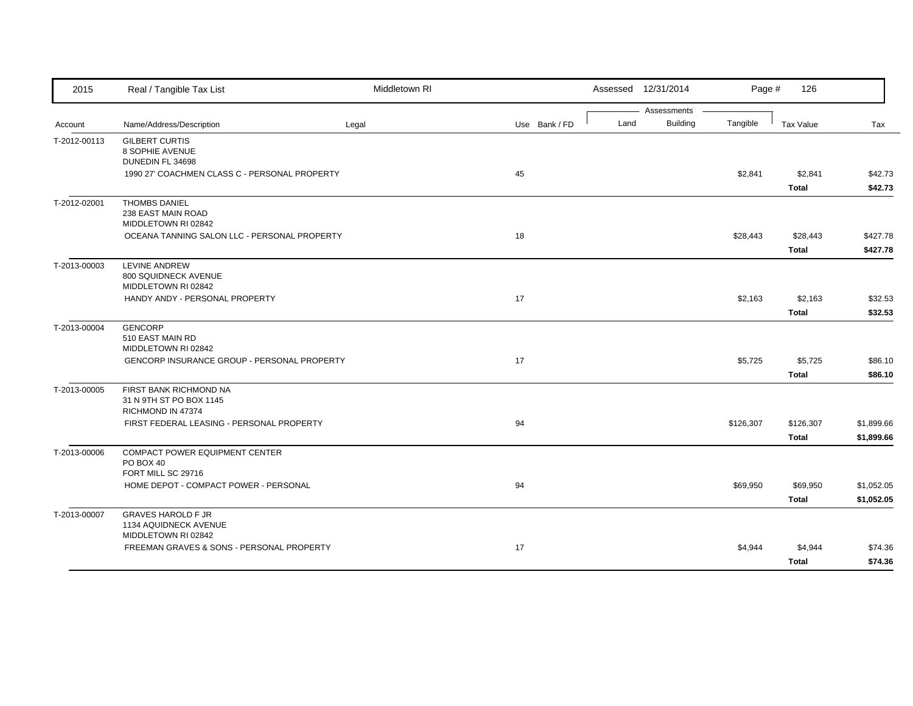| 2015 | Real / Tangible Tax List | Middletown RI | | | Assessed 12/31/2014 | | | | |
|---|---|---|---|---|---|---|---|---|---|
| | | | | | Assessments | | | | |
| Account | Name/Address/Description | Legal | Use | Bank / FD | Land | Building | Tangible | Tax Value | Tax |
| T-2012-00113 | GILBERT CURTIS<br>8 SOPHIE AVENUE<br>DUNEDIN FL 34698 | | | | | | | | |
| | 1990 27' COACHMEN CLASS C - PERSONAL PROPERTY | | 45 | | | | $2,841 | $2,841 | $42.73 |
| | | | | | | | | **Total** | **$42.73** |
| T-2012-02001 | THOMBS DANIEL<br>238 EAST MAIN ROAD<br>MIDDLETOWN RI 02842 | | | | | | | | |
| | OCEANA TANNING SALON LLC - PERSONAL PROPERTY | | 18 | | | | $28,443 | $28,443 | $427.78 |
| | | | | | | | | **Total** | **$427.78** |
| T-2013-00003 | LEVINE ANDREW<br>800 SQUIDNECK AVENUE<br>MIDDLETOWN RI 02842 | | | | | | | | |
| | HANDY ANDY - PERSONAL PROPERTY | | 17 | | | | $2,163 | $2,163 | $32.53 |
| | | | | | | | | **Total** | **$32.53** |
| T-2013-00004 | GENCORP<br>510 EAST MAIN RD<br>MIDDLETOWN RI 02842 | | | | | | | | |
| | GENCORP INSURANCE GROUP - PERSONAL PROPERTY | | 17 | | | | $5,725 | $5,725 | $86.10 |
| | | | | | | | | **Total** | **$86.10** |
| T-2013-00005 | FIRST BANK RICHMOND NA<br>31 N 9TH ST PO BOX 1145<br>RICHMOND IN 47374 | | | | | | | | |
| | FIRST FEDERAL LEASING - PERSONAL PROPERTY | | 94 | | | | $126,307 | $126,307 | $1,899.66 |
| | | | | | | | | **Total** | **$1,899.66** |
| T-2013-00006 | COMPACT POWER EQUIPMENT CENTER<br>PO BOX 40<br>FORT MILL SC 29716 | | | | | | | | |
| | HOME DEPOT - COMPACT POWER - PERSONAL | | 94 | | | | $69,950 | $69,950 | $1,052.05 |
| | | | | | | | | **Total** | **$1,052.05** |
| T-2013-00007 | GRAVES HAROLD F JR<br>1134 AQUIDNECK AVENUE<br>MIDDLETOWN RI 02842 | | | | | | | | |
| | FREEMAN GRAVES & SONS - PERSONAL PROPERTY | | 17 | | | | $4,944 | $4,944 | $74.36 |
| | | | | | | | | **Total** | **$74.36** |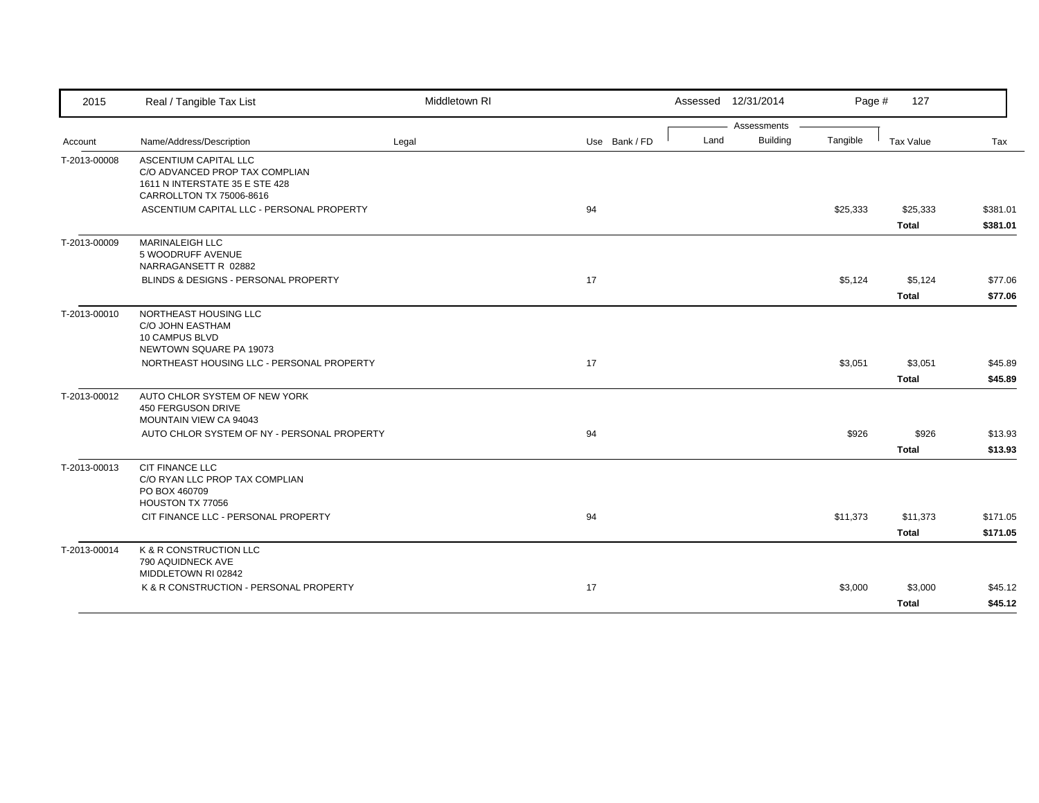| 2015 | Real / Tangible Tax List | Middletown RI | | | Assessed 12/31/2014 | | | | |
|---|---|---|---|---|---|---|---|---|---|
| | | | | | Assessments | | | | |
| Account | Name/Address/Description | Legal | Use | Bank / FD | Land | Building | Tangible | Tax Value | Tax |
| T-2013-00008 | ASCENTIUM CAPITAL LLC<br>C/O ADVANCED PROP TAX COMPLIAN<br>1611 N INTERSTATE 35 E STE 428<br>CARROLLTON TX 75006-8616 | | | | | | | | |
| | ASCENTIUM CAPITAL LLC - PERSONAL PROPERTY | | 94 | | | | $25,333 | $25,333 | $381.01 |
| | | | | | | | | **Total** | **$381.01** |
| T-2013-00009 | MARINALEIGH LLC<br>5 WOODRUFF AVENUE<br>NARRAGANSETT R 02882 | | | | | | | | |
| | BLINDS & DESIGNS - PERSONAL PROPERTY | | 17 | | | | $5,124 | $5,124 | $77.06 |
| | | | | | | | | **Total** | **$77.06** |
| T-2013-00010 | NORTHEAST HOUSING LLC<br>C/O JOHN EASTHAM<br>10 CAMPUS BLVD<br>NEWTOWN SQUARE PA 19073 | | | | | | | | |
| | NORTHEAST HOUSING LLC - PERSONAL PROPERTY | | 17 | | | | $3,051 | $3,051 | $45.89 |
| | | | | | | | | **Total** | **$45.89** |
| T-2013-00012 | AUTO CHLOR SYSTEM OF NEW YORK<br>450 FERGUSON DRIVE<br>MOUNTAIN VIEW CA 94043 | | | | | | | | |
| | AUTO CHLOR SYSTEM OF NY - PERSONAL PROPERTY | | 94 | | | | $926 | $926 | $13.93 |
| | | | | | | | | **Total** | **$13.93** |
| T-2013-00013 | CIT FINANCE LLC<br>C/O RYAN LLC PROP TAX COMPLIAN<br>PO BOX 460709<br>HOUSTON TX 77056 | | | | | | | | |
| | CIT FINANCE LLC - PERSONAL PROPERTY | | 94 | | | | $11,373 | $11,373 | $171.05 |
| | | | | | | | | **Total** | **$171.05** |
| T-2013-00014 | K & R CONSTRUCTION LLC<br>790 AQUIDNECK AVE<br>MIDDLETOWN RI 02842 | | | | | | | | |
| | K & R CONSTRUCTION - PERSONAL PROPERTY | | 17 | | | | $3,000 | $3,000 | $45.12 |
| | | | | | | | | **Total** | **$45.12** |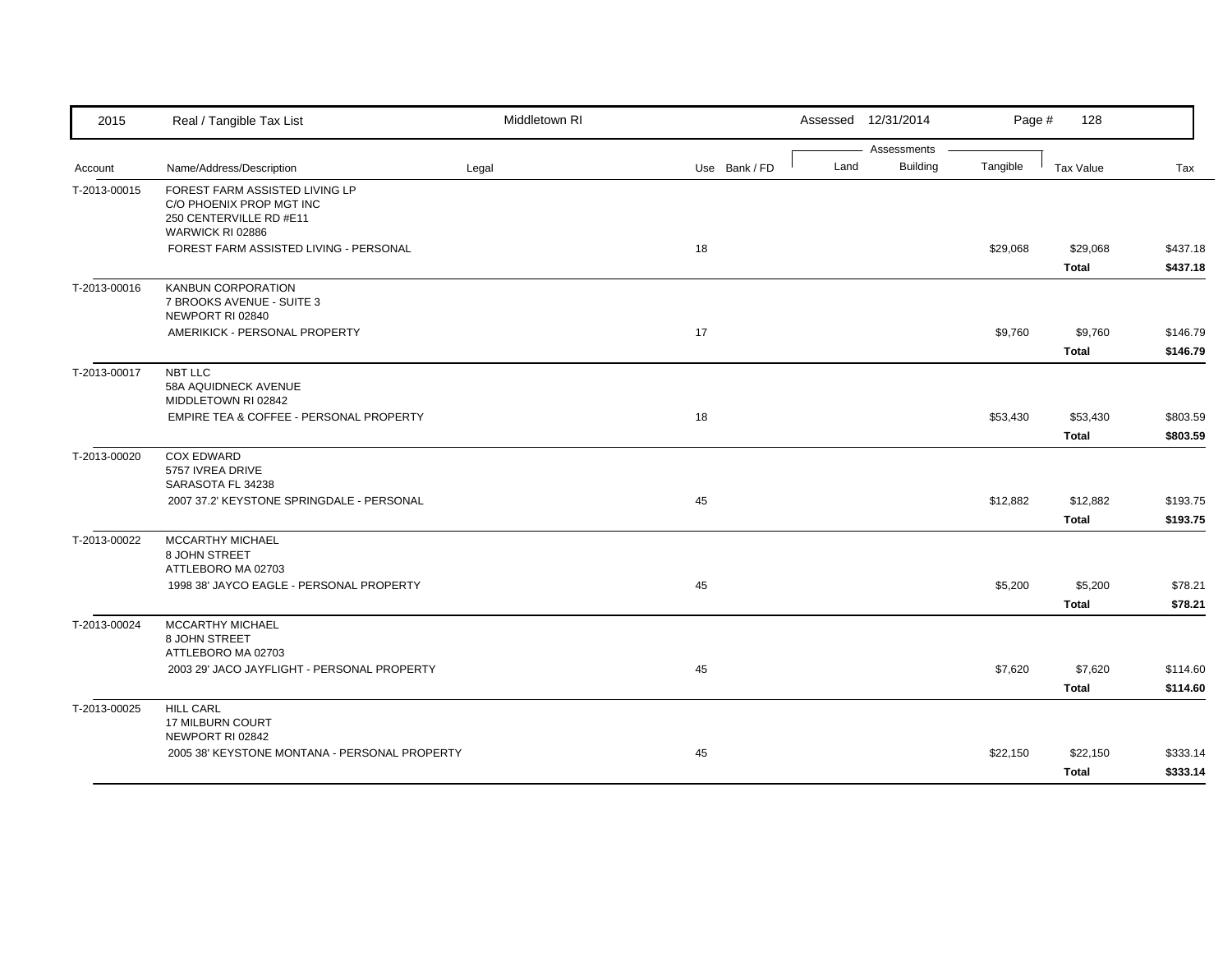| 2015 | Real / Tangible Tax List | Middletown RI | | Assessed 12/31/2014 | | Page # 128 | | |
|---|---|---|---|---|---|---|---|---|
| | | | | Assessments | | | | |
| Account | Name/Address/Description | Legal | Use Bank / FD | Land | Building | Tangible | Tax Value | Tax |
| T-2013-00015 | FOREST FARM ASSISTED LIVING LP<br>C/O PHOENIX PROP MGT INC<br>250 CENTERVILLE RD #E11<br>WARWICK RI 02886 | | | | | | | |
| | FOREST FARM ASSISTED LIVING - PERSONAL | | 18 | | | $29,068 | $29,068 | $437.18 |
| | | | | | | | **Total** | **$437.18** |
| T-2013-00016 | KANBUN CORPORATION<br>7 BROOKS AVENUE - SUITE 3<br>NEWPORT RI 02840 | | | | | | | |
| | AMERIKICK - PERSONAL PROPERTY | | 17 | | | $9,760 | $9,760 | $146.79 |
| | | | | | | | **Total** | **$146.79** |
| T-2013-00017 | NBT LLC<br>58A AQUIDNECK AVENUE<br>MIDDLETOWN RI 02842 | | | | | | | |
| | EMPIRE TEA & COFFEE - PERSONAL PROPERTY | | 18 | | | $53,430 | $53,430 | $803.59 |
| | | | | | | | **Total** | **$803.59** |
| T-2013-00020 | COX EDWARD<br>5757 IVREA DRIVE<br>SARASOTA FL 34238 | | | | | | | |
| | 2007 37.2' KEYSTONE SPRINGDALE - PERSONAL | | 45 | | | $12,882 | $12,882 | $193.75 |
| | | | | | | | **Total** | **$193.75** |
| T-2013-00022 | MCCARTHY MICHAEL<br>8 JOHN STREET<br>ATTLEBORO MA 02703 | | | | | | | |
| | 1998 38' JAYCO EAGLE - PERSONAL PROPERTY | | 45 | | | $5,200 | $5,200 | $78.21 |
| | | | | | | | **Total** | **$78.21** |
| T-2013-00024 | MCCARTHY MICHAEL<br>8 JOHN STREET<br>ATTLEBORO MA 02703 | | | | | | | |
| | 2003 29' JACO JAYFLIGHT - PERSONAL PROPERTY | | 45 | | | $7,620 | $7,620 | $114.60 |
| | | | | | | | **Total** | **$114.60** |
| T-2013-00025 | HILL CARL<br>17 MILBURN COURT<br>NEWPORT RI 02842 | | | | | | | |
| | 2005 38' KEYSTONE MONTANA - PERSONAL PROPERTY | | 45 | | | $22,150 | $22,150 | $333.14 |
| | | | | | | | **Total** | **$333.14** |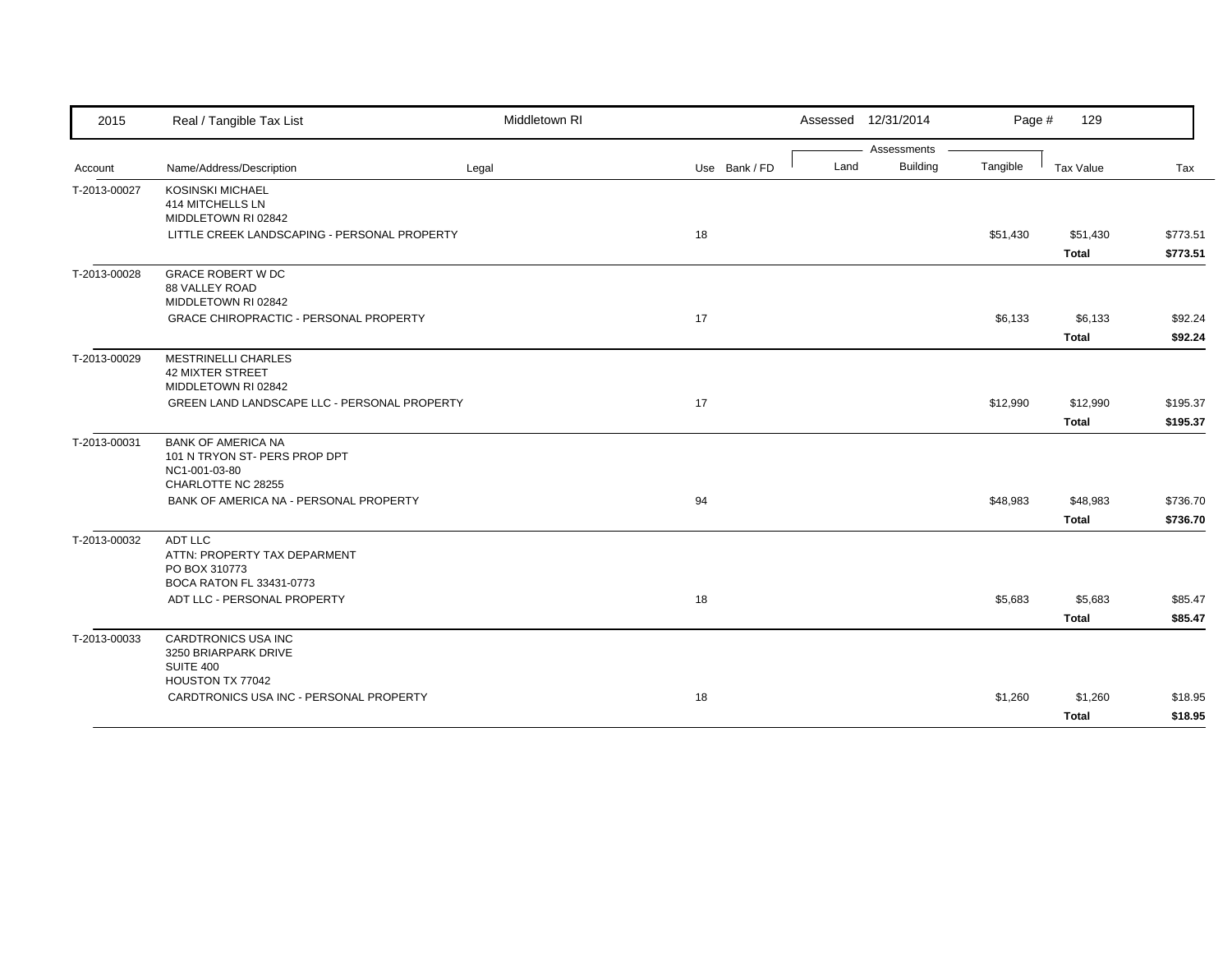| 2015 | Real / Tangible Tax List | Middletown RI | | | Assessed 12/31/2014 | | Page # 129 | | |
|---|---|---|---|---|---|---|---|---|---|
| | | | | | Assessments | | | | |
| Account | Name/Address/Description | Legal | Use | Bank / FD | Land | Building | Tangible | Tax Value | Tax |
| T-2013-00027 | KOSINSKI MICHAEL<br>414 MITCHELLS LN<br>MIDDLETOWN RI 02842 | | | | | | | | |
| | LITTLE CREEK LANDSCAPING - PERSONAL PROPERTY | | 18 | | | | $51,430 | $51,430 | $773.51 |
| | | | | | | | | **Total** | **$773.51** |
| T-2013-00028 | GRACE ROBERT W DC<br>88 VALLEY ROAD<br>MIDDLETOWN RI 02842 | | | | | | | | |
| | GRACE CHIROPRACTIC - PERSONAL PROPERTY | | 17 | | | | $6,133 | $6,133 | $92.24 |
| | | | | | | | | **Total** | **$92.24** |
| T-2013-00029 | MESTRINELLI CHARLES<br>42 MIXTER STREET<br>MIDDLETOWN RI 02842 | | | | | | | | |
| | GREEN LAND LANDSCAPE LLC - PERSONAL PROPERTY | | 17 | | | | $12,990 | $12,990 | $195.37 |
| | | | | | | | | **Total** | **$195.37** |
| T-2013-00031 | BANK OF AMERICA NA<br>101 N TRYON ST- PERS PROP DPT<br>NC1-001-03-80<br>CHARLOTTE NC 28255 | | | | | | | | |
| | BANK OF AMERICA NA - PERSONAL PROPERTY | | 94 | | | | $48,983 | $48,983 | $736.70 |
| | | | | | | | | **Total** | **$736.70** |
| T-2013-00032 | ADT LLC<br>ATTN: PROPERTY TAX DEPARMENT<br>PO BOX 310773<br>BOCA RATON FL 33431-0773 | | | | | | | | |
| | ADT LLC - PERSONAL PROPERTY | | 18 | | | | $5,683 | $5,683 | $85.47 |
| | | | | | | | | **Total** | **$85.47** |
| T-2013-00033 | CARDTRONICS USA INC<br>3250 BRIARPARK DRIVE<br>SUITE 400<br>HOUSTON TX 77042 | | | | | | | | |
| | CARDTRONICS USA INC - PERSONAL PROPERTY | | 18 | | | | $1,260 | $1,260 | $18.95 |
| | | | | | | | | **Total** | **$18.95** |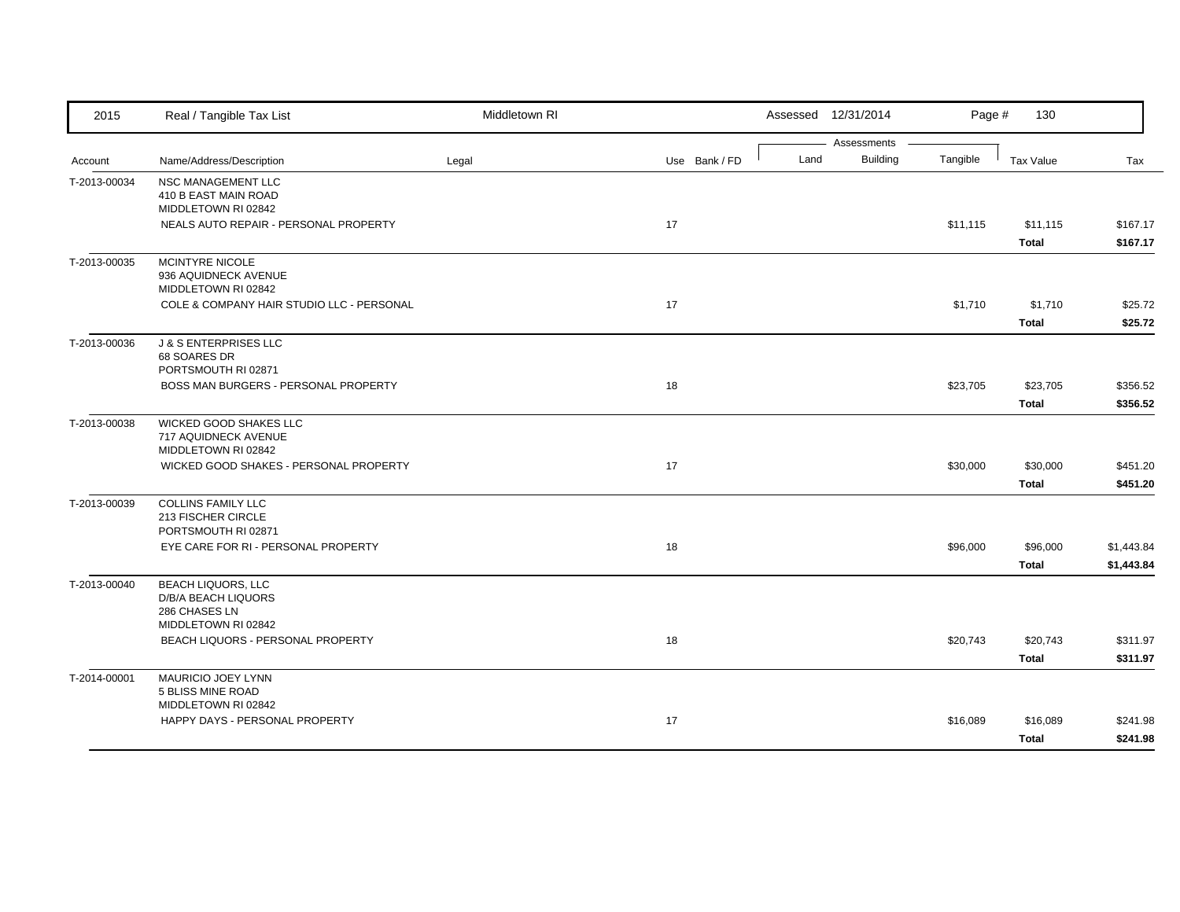| 2015 | Real / Tangible Tax List | Middletown RI | | Assessed 12/31/2014 | | Page # 130 | | |
|---|---|---|---|---|---|---|---|---|
| | | | | Assessments | | | | |
| Account | Name/Address/Description | Legal | Use Bank / FD | Land | Building | Tangible | Tax Value | Tax |
| T-2013-00034 | NSC MANAGEMENT LLC<br>410 B EAST MAIN ROAD<br>MIDDLETOWN RI 02842 | | | | | | | |
| | NEALS AUTO REPAIR - PERSONAL PROPERTY | | 17 | | | $11,115 | $11,115 | $167.17 |
| | | | | | | | **Total** | **$167.17** |
| T-2013-00035 | MCINTYRE NICOLE<br>936 AQUIDNECK AVENUE<br>MIDDLETOWN RI 02842 | | | | | | | |
| | COLE & COMPANY HAIR STUDIO LLC - PERSONAL | | 17 | | | $1,710 | $1,710 | $25.72 |
| | | | | | | | **Total** | **$25.72** |
| T-2013-00036 | J & S ENTERPRISES LLC<br>68 SOARES DR<br>PORTSMOUTH RI 02871 | | | | | | | |
| | BOSS MAN BURGERS - PERSONAL PROPERTY | | 18 | | | $23,705 | $23,705 | $356.52 |
| | | | | | | | **Total** | **$356.52** |
| T-2013-00038 | WICKED GOOD SHAKES LLC<br>717 AQUIDNECK AVENUE<br>MIDDLETOWN RI 02842 | | | | | | | |
| | WICKED GOOD SHAKES - PERSONAL PROPERTY | | 17 | | | $30,000 | $30,000 | $451.20 |
| | | | | | | | **Total** | **$451.20** |
| T-2013-00039 | COLLINS FAMILY LLC<br>213 FISCHER CIRCLE<br>PORTSMOUTH RI 02871 | | | | | | | |
| | EYE CARE FOR RI - PERSONAL PROPERTY | | 18 | | | $96,000 | $96,000 | $1,443.84 |
| | | | | | | | **Total** | **$1,443.84** |
| T-2013-00040 | BEACH LIQUORS, LLC<br>D/B/A BEACH LIQUORS<br>286 CHASES LN<br>MIDDLETOWN RI 02842 | | | | | | | |
| | BEACH LIQUORS - PERSONAL PROPERTY | | 18 | | | $20,743 | $20,743 | $311.97 |
| | | | | | | | **Total** | **$311.97** |
| T-2014-00001 | MAURICIO JOEY LYNN<br>5 BLISS MINE ROAD<br>MIDDLETOWN RI 02842 | | | | | | | |
| | HAPPY DAYS - PERSONAL PROPERTY | | 17 | | | $16,089 | $16,089 | $241.98 |
| | | | | | | | **Total** | **$241.98** |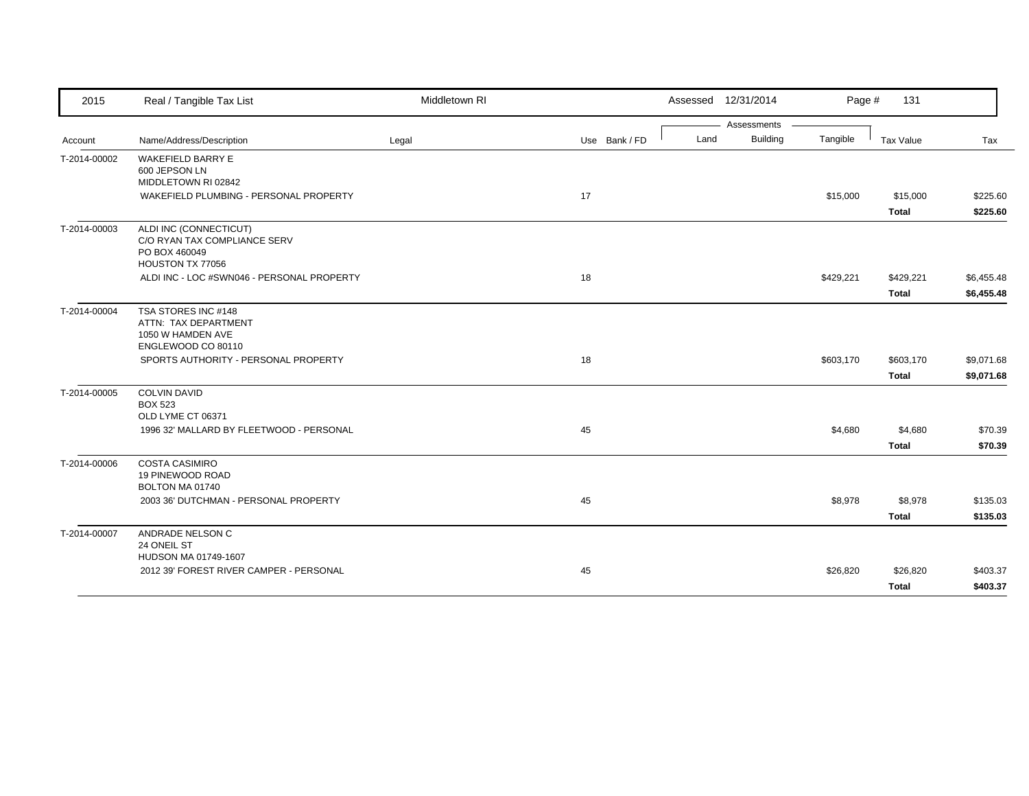| Account | Name/Address/Description | Legal | Use | Bank / FD | Land | Building | Tangible | Tax Value | Tax |
|---|---|---|---|---|---|---|---|---|---|
| T-2014-00002 | WAKEFIELD BARRY E<br>600 JEPSON LN<br>MIDDLETOWN RI 02842 | | | | | | | | |
| | WAKEFIELD PLUMBING - PERSONAL PROPERTY | | 17 | | | | $15,000 | $15,000 | $225.60 |
| | | | | | | | | **Total** | **$225.60** |
| T-2014-00003 | ALDI INC (CONNECTICUT)<br>C/O RYAN TAX COMPLIANCE SERV<br>PO BOX 460049<br>HOUSTON TX 77056 | | | | | | | | |
| | ALDI INC - LOC #SWN046 - PERSONAL PROPERTY | | 18 | | | | $429,221 | $429,221 | $6,455.48 |
| | | | | | | | | **Total** | **$6,455.48** |
| T-2014-00004 | TSA STORES INC #148<br>ATTN: TAX DEPARTMENT<br>1050 W HAMDEN AVE<br>ENGLEWOOD CO 80110 | | | | | | | | |
| | SPORTS AUTHORITY - PERSONAL PROPERTY | | 18 | | | | $603,170 | $603,170 | $9,071.68 |
| | | | | | | | | **Total** | **$9,071.68** |
| T-2014-00005 | COLVIN DAVID<br>BOX 523<br>OLD LYME CT 06371 | | | | | | | | |
| | 1996 32' MALLARD BY FLEETWOOD - PERSONAL | | 45 | | | | $4,680 | $4,680 | $70.39 |
| | | | | | | | | **Total** | **$70.39** |
| T-2014-00006 | COSTA CASIMIRO<br>19 PINEWOOD ROAD<br>BOLTON MA 01740 | | | | | | | | |
| | 2003 36' DUTCHMAN - PERSONAL PROPERTY | | 45 | | | | $8,978 | $8,978 | $135.03 |
| | | | | | | | | **Total** | **$135.03** |
| T-2014-00007 | ANDRADE NELSON C<br>24 ONEIL ST<br>HUDSON MA 01749-1607 | | | | | | | | |
| | 2012 39' FOREST RIVER CAMPER - PERSONAL | | 45 | | | | $26,820 | $26,820 | $403.37 |
| | | | | | | | | **Total** | **$403.37** |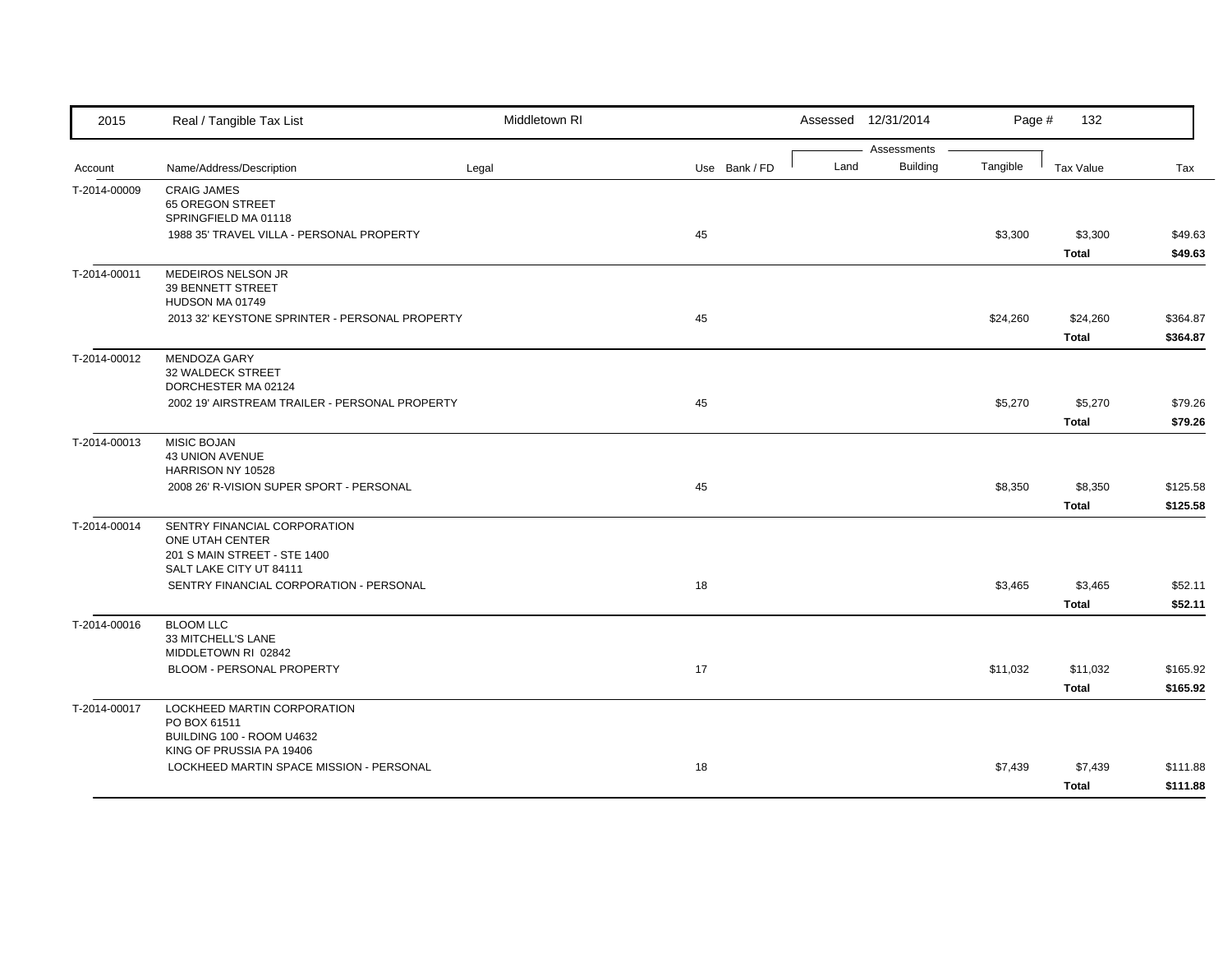| Account | Name/Address/Description | Legal | Use | Bank / FD | Land | Building | Tangible | Tax Value | Tax |
|---|---|---|---|---|---|---|---|---|---|
| T-2014-00009 | CRAIG JAMES<br>65 OREGON STREET<br>SPRINGFIELD MA 01118 | | | | | | | | |
| | 1988 35' TRAVEL VILLA - PERSONAL PROPERTY | | 45 | | | | $3,300 | $3,300 | $49.63 |
| | | | | | | | | **Total** | **$49.63** |
| T-2014-00011 | MEDEIROS NELSON JR<br>39 BENNETT STREET<br>HUDSON MA 01749 | | | | | | | | |
| | 2013 32' KEYSTONE SPRINTER - PERSONAL PROPERTY | | 45 | | | | $24,260 | $24,260 | $364.87 |
| | | | | | | | | **Total** | **$364.87** |
| T-2014-00012 | MENDOZA GARY<br>32 WALDECK STREET<br>DORCHESTER MA 02124 | | | | | | | | |
| | 2002 19' AIRSTREAM TRAILER - PERSONAL PROPERTY | | 45 | | | | $5,270 | $5,270 | $79.26 |
| | | | | | | | | **Total** | **$79.26** |
| T-2014-00013 | MISIC BOJAN<br>43 UNION AVENUE<br>HARRISON NY 10528 | | | | | | | | |
| | 2008 26' R-VISION SUPER SPORT - PERSONAL | | 45 | | | | $8,350 | $8,350 | $125.58 |
| | | | | | | | | **Total** | **$125.58** |
| T-2014-00014 | SENTRY FINANCIAL CORPORATION<br>ONE UTAH CENTER<br>201 S MAIN STREET - STE 1400<br>SALT LAKE CITY UT 84111 | | | | | | | | |
| | SENTRY FINANCIAL CORPORATION - PERSONAL | | 18 | | | | $3,465 | $3,465 | $52.11 |
| | | | | | | | | **Total** | **$52.11** |
| T-2014-00016 | BLOOM LLC<br>33 MITCHELL'S LANE<br>MIDDLETOWN RI 02842 | | | | | | | | |
| | BLOOM - PERSONAL PROPERTY | | 17 | | | | $11,032 | $11,032 | $165.92 |
| | | | | | | | | **Total** | **$165.92** |
| T-2014-00017 | LOCKHEED MARTIN CORPORATION<br>PO BOX 61511<br>BUILDING 100 - ROOM U4632<br>KING OF PRUSSIA PA 19406 | | | | | | | | |
| | LOCKHEED MARTIN SPACE MISSION - PERSONAL | | 18 | | | | $7,439 | $7,439 | $111.88 |
| | | | | | | | | **Total** | **$111.88** |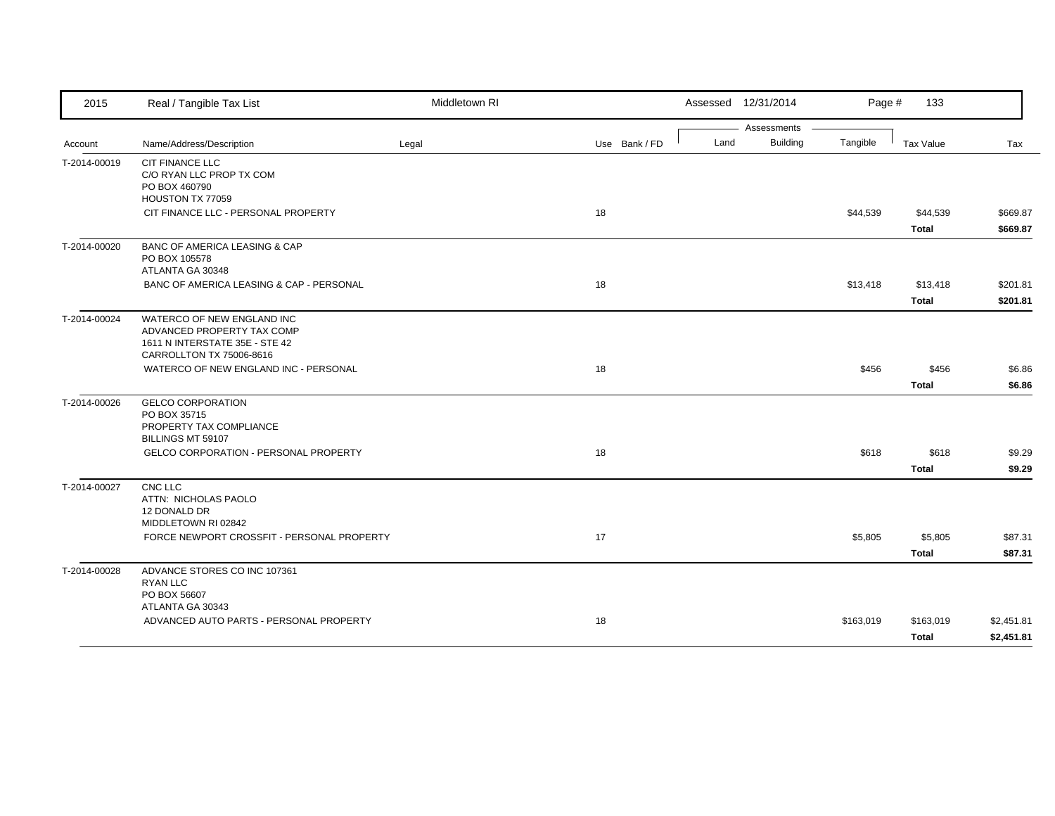| Account | Name/Address/Description | Legal | Use | Bank / FD | Land | Building | Tangible | Tax Value | Tax |
|---|---|---|---|---|---|---|---|---|---|
| T-2014-00019 | CIT FINANCE LLC<br>C/O RYAN LLC PROP TX COM<br>PO BOX 460790<br>HOUSTON TX 77059 | | | | | | | | |
| | CIT FINANCE LLC - PERSONAL PROPERTY | | 18 | | | | $44,539 | $44,539 | $669.87 |
| | | | | | | | | **Total** | **$669.87** |
| T-2014-00020 | BANC OF AMERICA LEASING & CAP<br>PO BOX 105578<br>ATLANTA GA 30348 | | | | | | | | |
| | BANC OF AMERICA LEASING & CAP - PERSONAL | | 18 | | | | $13,418 | $13,418 | $201.81 |
| | | | | | | | | **Total** | **$201.81** |
| T-2014-00024 | WATERCO OF NEW ENGLAND INC<br>ADVANCED PROPERTY TAX COMP<br>1611 N INTERSTATE 35E - STE 42<br>CARROLLTON TX 75006-8616 | | | | | | | | |
| | WATERCO OF NEW ENGLAND INC - PERSONAL | | 18 | | | | $456 | $456 | $6.86 |
| | | | | | | | | **Total** | **$6.86** |
| T-2014-00026 | GELCO CORPORATION<br>PO BOX 35715<br>PROPERTY TAX COMPLIANCE<br>BILLINGS MT 59107 | | | | | | | | |
| | GELCO CORPORATION - PERSONAL PROPERTY | | 18 | | | | $618 | $618 | $9.29 |
| | | | | | | | | **Total** | **$9.29** |
| T-2014-00027 | CNC LLC<br>ATTN: NICHOLAS PAOLO<br>12 DONALD DR<br>MIDDLETOWN RI 02842 | | | | | | | | |
| | FORCE NEWPORT CROSSFIT - PERSONAL PROPERTY | | 17 | | | | $5,805 | $5,805 | $87.31 |
| | | | | | | | | **Total** | **$87.31** |
| T-2014-00028 | ADVANCE STORES CO INC 107361<br>RYAN LLC<br>PO BOX 56607<br>ATLANTA GA 30343 | | | | | | | | |
| | ADVANCED AUTO PARTS - PERSONAL PROPERTY | | 18 | | | | $163,019 | $163,019 | $2,451.81 |
| | | | | | | | | **Total** | **$2,451.81** |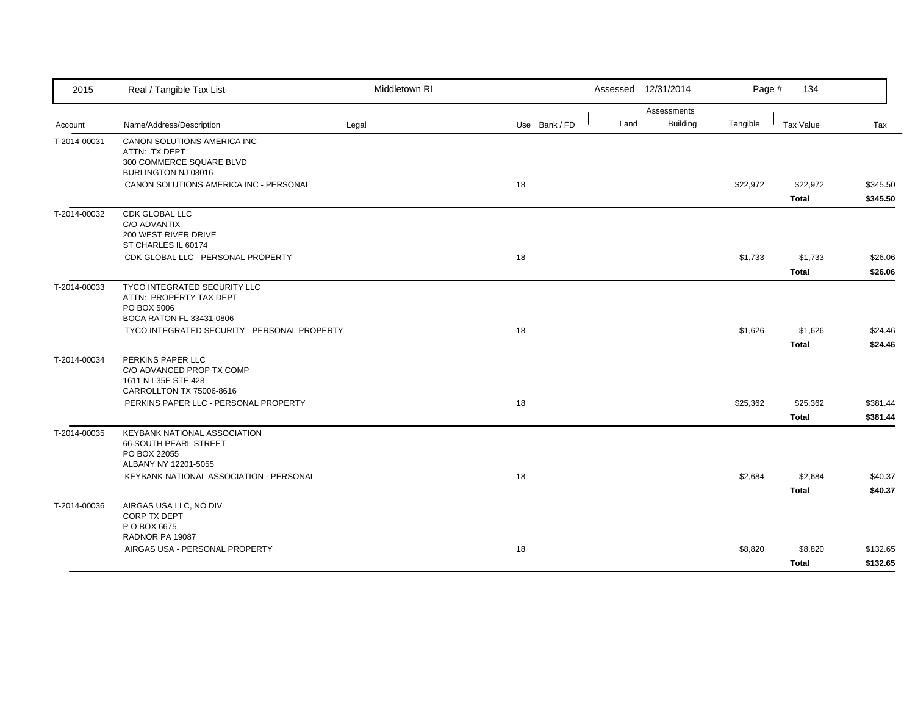| Account | Name/Address/Description | Legal | Use | Bank / FD | Land | Building | Tangible | Tax Value | Tax |
|---|---|---|---|---|---|---|---|---|---|
| T-2014-00031 | CANON SOLUTIONS AMERICA INC<br>ATTN: TX DEPT<br>300 COMMERCE SQUARE BLVD<br>BURLINGTON NJ 08016 | | | | | | | | |
| | CANON SOLUTIONS AMERICA INC - PERSONAL | | 18 | | | | $22,972 | $22,972 | $345.50 |
| | | | | | | | | **Total** | **$345.50** |
| T-2014-00032 | CDK GLOBAL LLC<br>C/O ADVANTIX<br>200 WEST RIVER DRIVE<br>ST CHARLES IL 60174 | | | | | | | | |
| | CDK GLOBAL LLC - PERSONAL PROPERTY | | 18 | | | | $1,733 | $1,733 | $26.06 |
| | | | | | | | | **Total** | **$26.06** |
| T-2014-00033 | TYCO INTEGRATED SECURITY LLC<br>ATTN: PROPERTY TAX DEPT<br>PO BOX 5006<br>BOCA RATON FL 33431-0806 | | | | | | | | |
| | TYCO INTEGRATED SECURITY - PERSONAL PROPERTY | | 18 | | | | $1,626 | $1,626 | $24.46 |
| | | | | | | | | **Total** | **$24.46** |
| T-2014-00034 | PERKINS PAPER LLC<br>C/O ADVANCED PROP TX COMP<br>1611 N I-35E STE 428<br>CARROLLTON TX 75006-8616 | | | | | | | | |
| | PERKINS PAPER LLC - PERSONAL PROPERTY | | 18 | | | | $25,362 | $25,362 | $381.44 |
| | | | | | | | | **Total** | **$381.44** |
| T-2014-00035 | KEYBANK NATIONAL ASSOCIATION<br>66 SOUTH PEARL STREET<br>PO BOX 22055<br>ALBANY NY 12201-5055 | | | | | | | | |
| | KEYBANK NATIONAL ASSOCIATION - PERSONAL | | 18 | | | | $2,684 | $2,684 | $40.37 |
| | | | | | | | | **Total** | **$40.37** |
| T-2014-00036 | AIRGAS USA LLC, NO DIV<br>CORP TX DEPT<br>P O BOX 6675<br>RADNOR PA 19087 | | | | | | | | |
| | AIRGAS USA - PERSONAL PROPERTY | | 18 | | | | $8,820 | $8,820 | $132.65 |
| | | | | | | | | **Total** | **$132.65** |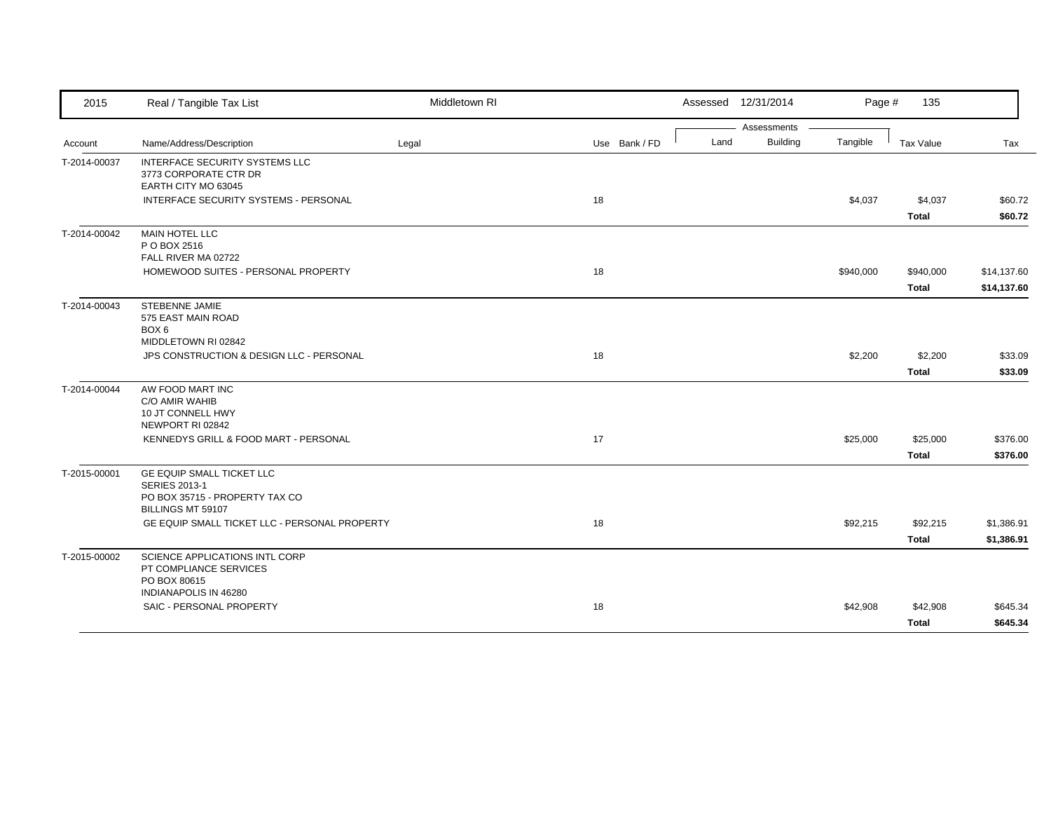| 2015 | Real / Tangible Tax List | Middletown RI | | Assessed 12/31/2014 | | | Page # 135 | |
|---|---|---|---|---|---|---|---|---|
| | | | | Assessments | | | | |
| Account | Name/Address/Description | Legal | Use Bank / FD | Land | Building | Tangible | Tax Value | Tax |
| T-2014-00037 | INTERFACE SECURITY SYSTEMS LLC<br>3773 CORPORATE CTR DR<br>EARTH CITY MO 63045 | | | | | | | |
| | INTERFACE SECURITY SYSTEMS - PERSONAL | | 18 | | | $4,037 | $4,037 | $60.72 |
| | | | | | | | **Total** | **$60.72** |
| T-2014-00042 | MAIN HOTEL LLC<br>P O BOX 2516<br>FALL RIVER MA 02722 | | | | | | | |
| | HOMEWOOD SUITES - PERSONAL PROPERTY | | 18 | | | $940,000 | $940,000 | $14,137.60 |
| | | | | | | | **Total** | **$14,137.60** |
| T-2014-00043 | STEBENNE JAMIE<br>575 EAST MAIN ROAD<br>BOX 6<br>MIDDLETOWN RI 02842 | | | | | | | |
| | JPS CONSTRUCTION & DESIGN LLC - PERSONAL | | 18 | | | $2,200 | $2,200 | $33.09 |
| | | | | | | | **Total** | **$33.09** |
| T-2014-00044 | AW FOOD MART INC<br>C/O AMIR WAHIB<br>10 JT CONNELL HWY<br>NEWPORT RI 02842 | | | | | | | |
| | KENNEDYS GRILL & FOOD MART - PERSONAL | | 17 | | | $25,000 | $25,000 | $376.00 |
| | | | | | | | **Total** | **$376.00** |
| T-2015-00001 | GE EQUIP SMALL TICKET LLC<br>SERIES 2013-1<br>PO BOX 35715 - PROPERTY TAX CO<br>BILLINGS MT 59107 | | | | | | | |
| | GE EQUIP SMALL TICKET LLC - PERSONAL PROPERTY | | 18 | | | $92,215 | $92,215 | $1,386.91 |
| | | | | | | | **Total** | **$1,386.91** |
| T-2015-00002 | SCIENCE APPLICATIONS INTL CORP<br>PT COMPLIANCE SERVICES<br>PO BOX 80615<br>INDIANAPOLIS IN 46280 | | | | | | | |
| | SAIC - PERSONAL PROPERTY | | 18 | | | $42,908 | $42,908 | $645.34 |
| | | | | | | | **Total** | **$645.34** |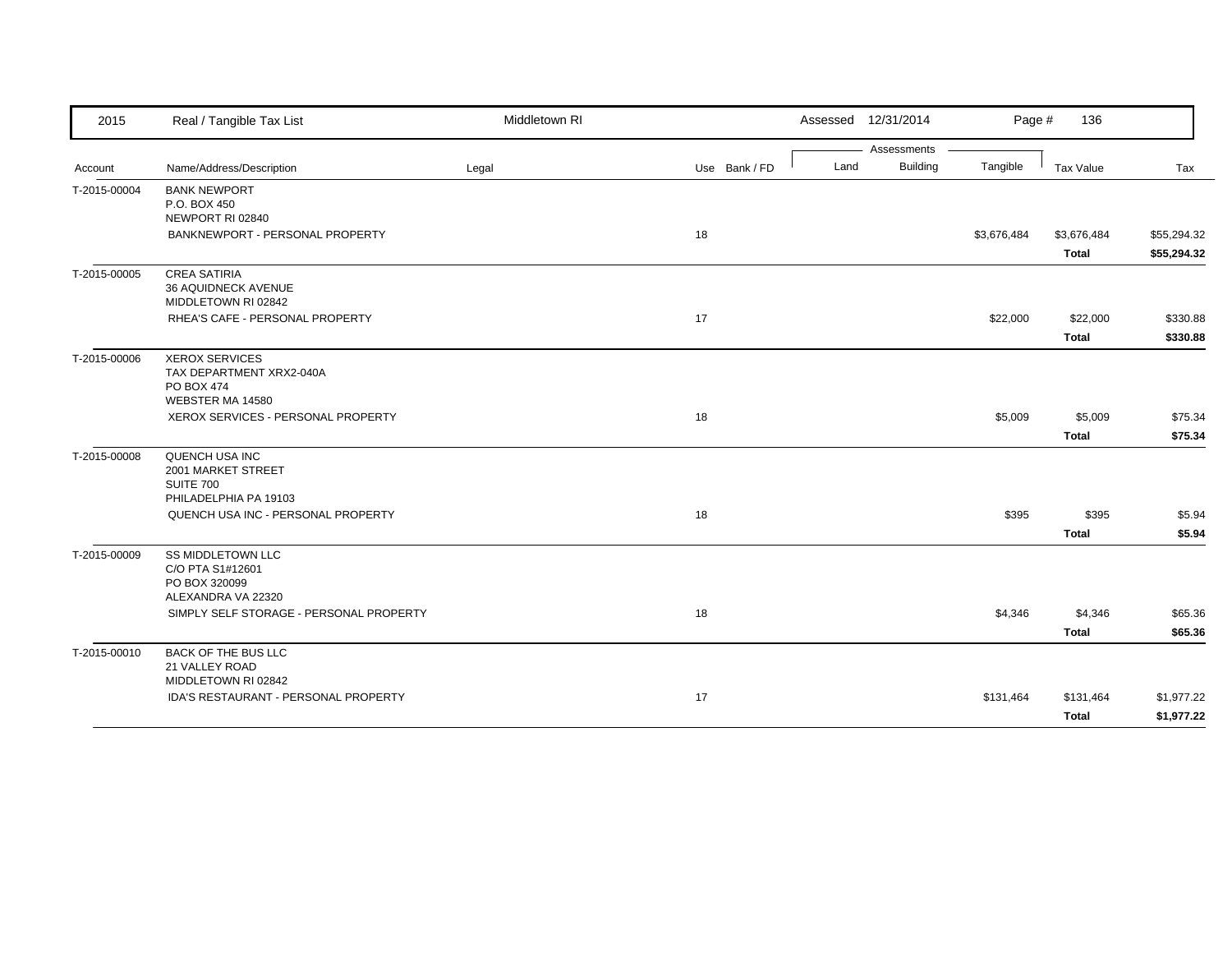| 2015 | Real / Tangible Tax List | Middletown RI | | | Assessed 12/31/2014 | | | | |
|---|---|---|---|---|---|---|---|---|---|
| | | | | | Assessments | | | | |
| Account | Name/Address/Description | Legal | Use | Bank / FD | Land | Building | Tangible | Tax Value | Tax |
| T-2015-00004 | BANK NEWPORT<br>P.O. BOX 450<br>NEWPORT RI 02840 | | | | | | | | |
| | BANKNEWPORT - PERSONAL PROPERTY | | 18 | | | | $3,676,484 | $3,676,484 | $55,294.32 |
| | | | | | | | | **Total** | **$55,294.32** |
| T-2015-00005 | CREA SATIRIA<br>36 AQUIDNECK AVENUE<br>MIDDLETOWN RI 02842 | | | | | | | | |
| | RHEA'S CAFE - PERSONAL PROPERTY | | 17 | | | | $22,000 | $22,000 | $330.88 |
| | | | | | | | | **Total** | **$330.88** |
| T-2015-00006 | XEROX SERVICES<br>TAX DEPARTMENT XRX2-040A<br>PO BOX 474<br>WEBSTER MA 14580 | | | | | | | | |
| | XEROX SERVICES - PERSONAL PROPERTY | | 18 | | | | $5,009 | $5,009 | $75.34 |
| | | | | | | | | **Total** | **$75.34** |
| T-2015-00008 | QUENCH USA INC<br>2001 MARKET STREET<br>SUITE 700<br>PHILADELPHIA PA 19103 | | | | | | | | |
| | QUENCH USA INC - PERSONAL PROPERTY | | 18 | | | | $395 | $395 | $5.94 |
| | | | | | | | | **Total** | **$5.94** |
| T-2015-00009 | SS MIDDLETOWN LLC<br>C/O PTA S1#12601<br>PO BOX 320099<br>ALEXANDRA VA 22320 | | | | | | | | |
| | SIMPLY SELF STORAGE - PERSONAL PROPERTY | | 18 | | | | $4,346 | $4,346 | $65.36 |
| | | | | | | | | **Total** | **$65.36** |
| T-2015-00010 | BACK OF THE BUS LLC<br>21 VALLEY ROAD<br>MIDDLETOWN RI 02842 | | | | | | | | |
| | IDA'S RESTAURANT - PERSONAL PROPERTY | | 17 | | | | $131,464 | $131,464 | $1,977.22 |
| | | | | | | | | **Total** | **$1,977.22** |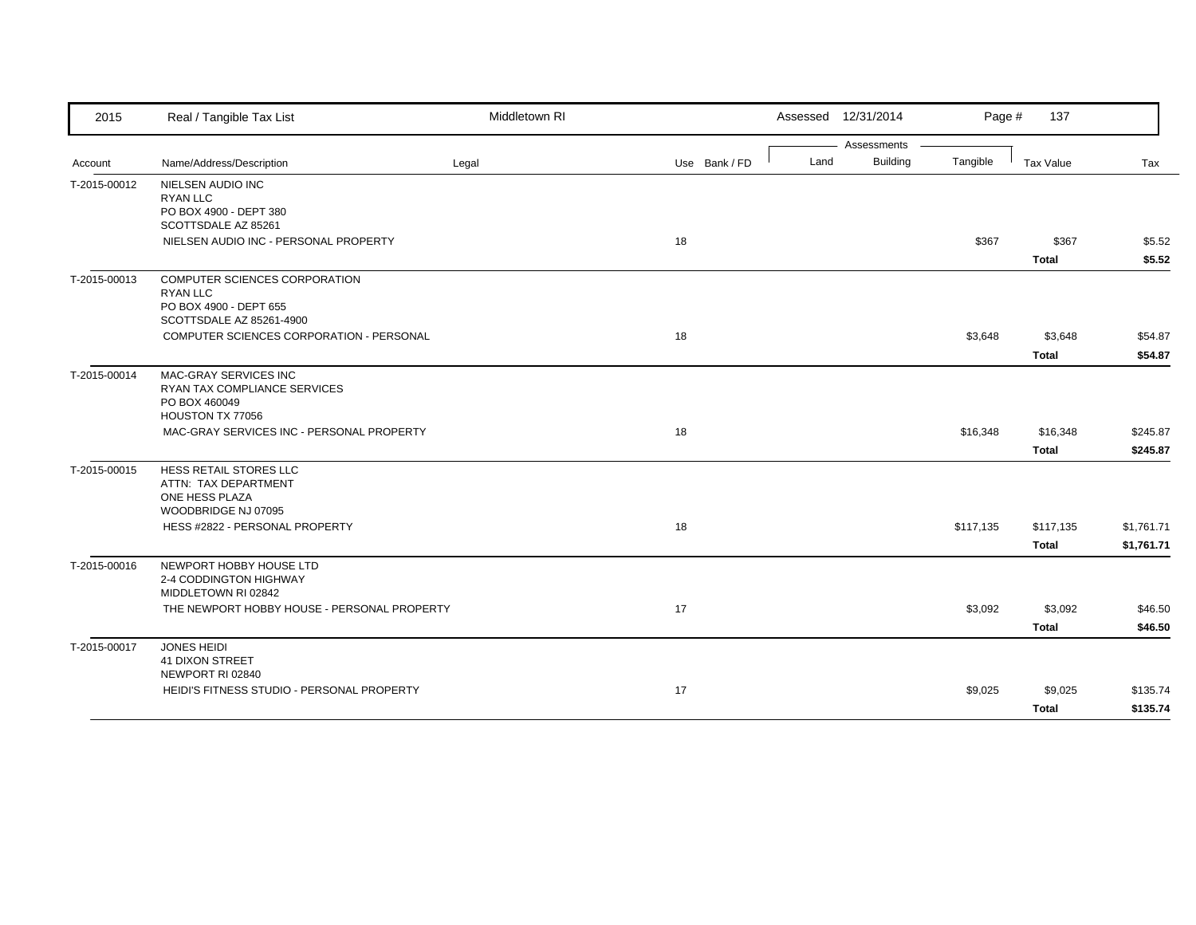| 2015 | Real / Tangible Tax List | Middletown RI | | | Assessed 12/31/2014 | | Page # 137 | | |
|---|---|---|---|---|---|---|---|---|---|
| | | | | | Assessments | | | | |
| Account | Name/Address/Description | Legal | Use | Bank / FD | Land | Building | Tangible | Tax Value | Tax |
| T-2015-00012 | NIELSEN AUDIO INC<br>RYAN LLC<br>PO BOX 4900 - DEPT 380<br>SCOTTSDALE AZ 85261 | | | | | | | | |
| | NIELSEN AUDIO INC - PERSONAL PROPERTY | | 18 | | | | $367 | $367 | $5.52 |
| | | | | | | | | **Total** | **$5.52** |
| T-2015-00013 | COMPUTER SCIENCES CORPORATION<br>RYAN LLC<br>PO BOX 4900 - DEPT 655<br>SCOTTSDALE AZ 85261-4900 | | | | | | | | |
| | COMPUTER SCIENCES CORPORATION - PERSONAL | | 18 | | | | $3,648 | $3,648 | $54.87 |
| | | | | | | | | **Total** | **$54.87** |
| T-2015-00014 | MAC-GRAY SERVICES INC<br>RYAN TAX COMPLIANCE SERVICES<br>PO BOX 460049<br>HOUSTON TX 77056 | | | | | | | | |
| | MAC-GRAY SERVICES INC - PERSONAL PROPERTY | | 18 | | | | $16,348 | $16,348 | $245.87 |
| | | | | | | | | **Total** | **$245.87** |
| T-2015-00015 | HESS RETAIL STORES LLC<br>ATTN: TAX DEPARTMENT<br>ONE HESS PLAZA<br>WOODBRIDGE NJ 07095 | | | | | | | | |
| | HESS #2822 - PERSONAL PROPERTY | | 18 | | | | $117,135 | $117,135 | $1,761.71 |
| | | | | | | | | **Total** | **$1,761.71** |
| T-2015-00016 | NEWPORT HOBBY HOUSE LTD<br>2-4 CODDINGTON HIGHWAY<br>MIDDLETOWN RI 02842 | | | | | | | | |
| | THE NEWPORT HOBBY HOUSE - PERSONAL PROPERTY | | 17 | | | | $3,092 | $3,092 | $46.50 |
| | | | | | | | | **Total** | **$46.50** |
| T-2015-00017 | JONES HEIDI<br>41 DIXON STREET<br>NEWPORT RI 02840 | | | | | | | | |
| | HEIDI'S FITNESS STUDIO - PERSONAL PROPERTY | | 17 | | | | $9,025 | $9,025 | $135.74 |
| | | | | | | | | **Total** | **$135.74** |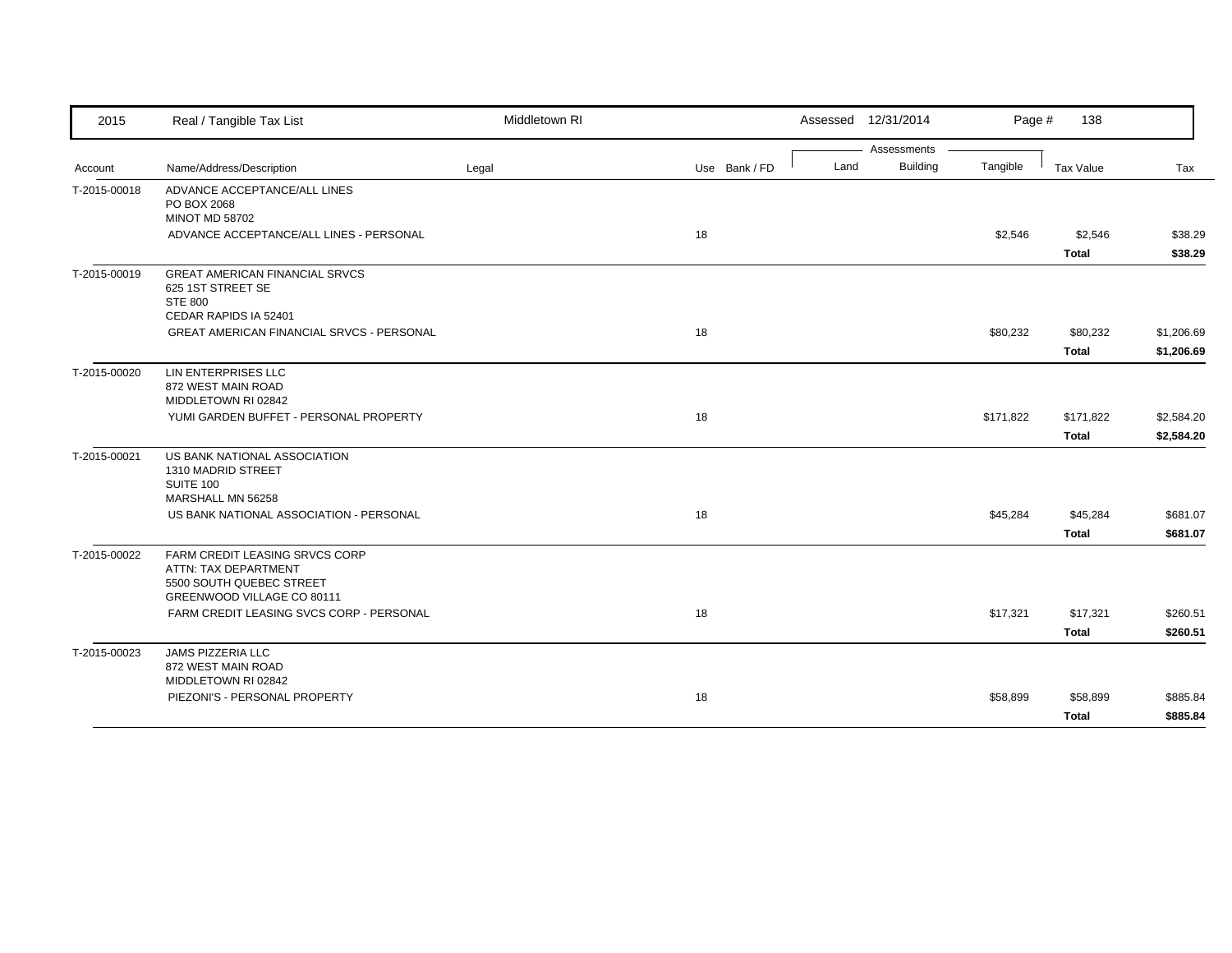| Account | Name/Address/Description | Legal | Use | Bank / FD | Land | Building | Tangible | Tax Value | Tax |
|---|---|---|---|---|---|---|---|---|---|
| T-2015-00018 | ADVANCE ACCEPTANCE/ALL LINES<br>PO BOX 2068<br>MINOT MD 58702 | | | | | | | | |
| | ADVANCE ACCEPTANCE/ALL LINES - PERSONAL | | 18 | | | | $2,546 | $2,546 | $38.29 |
| | | | | | | | | **Total** | **$38.29** |
| T-2015-00019 | GREAT AMERICAN FINANCIAL SRVCS<br>625 1ST STREET SE<br>STE 800<br>CEDAR RAPIDS IA 52401 | | | | | | | | |
| | GREAT AMERICAN FINANCIAL SRVCS - PERSONAL | | 18 | | | | $80,232 | $80,232 | $1,206.69 |
| | | | | | | | | **Total** | **$1,206.69** |
| T-2015-00020 | LIN ENTERPRISES LLC<br>872 WEST MAIN ROAD<br>MIDDLETOWN RI 02842 | | | | | | | | |
| | YUMI GARDEN BUFFET - PERSONAL PROPERTY | | 18 | | | | $171,822 | $171,822 | $2,584.20 |
| | | | | | | | | **Total** | **$2,584.20** |
| T-2015-00021 | US BANK NATIONAL ASSOCIATION<br>1310 MADRID STREET<br>SUITE 100<br>MARSHALL MN 56258 | | | | | | | | |
| | US BANK NATIONAL ASSOCIATION - PERSONAL | | 18 | | | | $45,284 | $45,284 | $681.07 |
| | | | | | | | | **Total** | **$681.07** |
| T-2015-00022 | FARM CREDIT LEASING SRVCS CORP<br>ATTN: TAX DEPARTMENT<br>5500 SOUTH QUEBEC STREET<br>GREENWOOD VILLAGE CO 80111 | | | | | | | | |
| | FARM CREDIT LEASING SVCS CORP - PERSONAL | | 18 | | | | $17,321 | $17,321 | $260.51 |
| | | | | | | | | **Total** | **$260.51** |
| T-2015-00023 | JAMS PIZZERIA LLC<br>872 WEST MAIN ROAD<br>MIDDLETOWN RI 02842 | | | | | | | | |
| | PIEZONI'S - PERSONAL PROPERTY | | 18 | | | | $58,899 | $58,899 | $885.84 |
| | | | | | | | | **Total** | **$885.84** |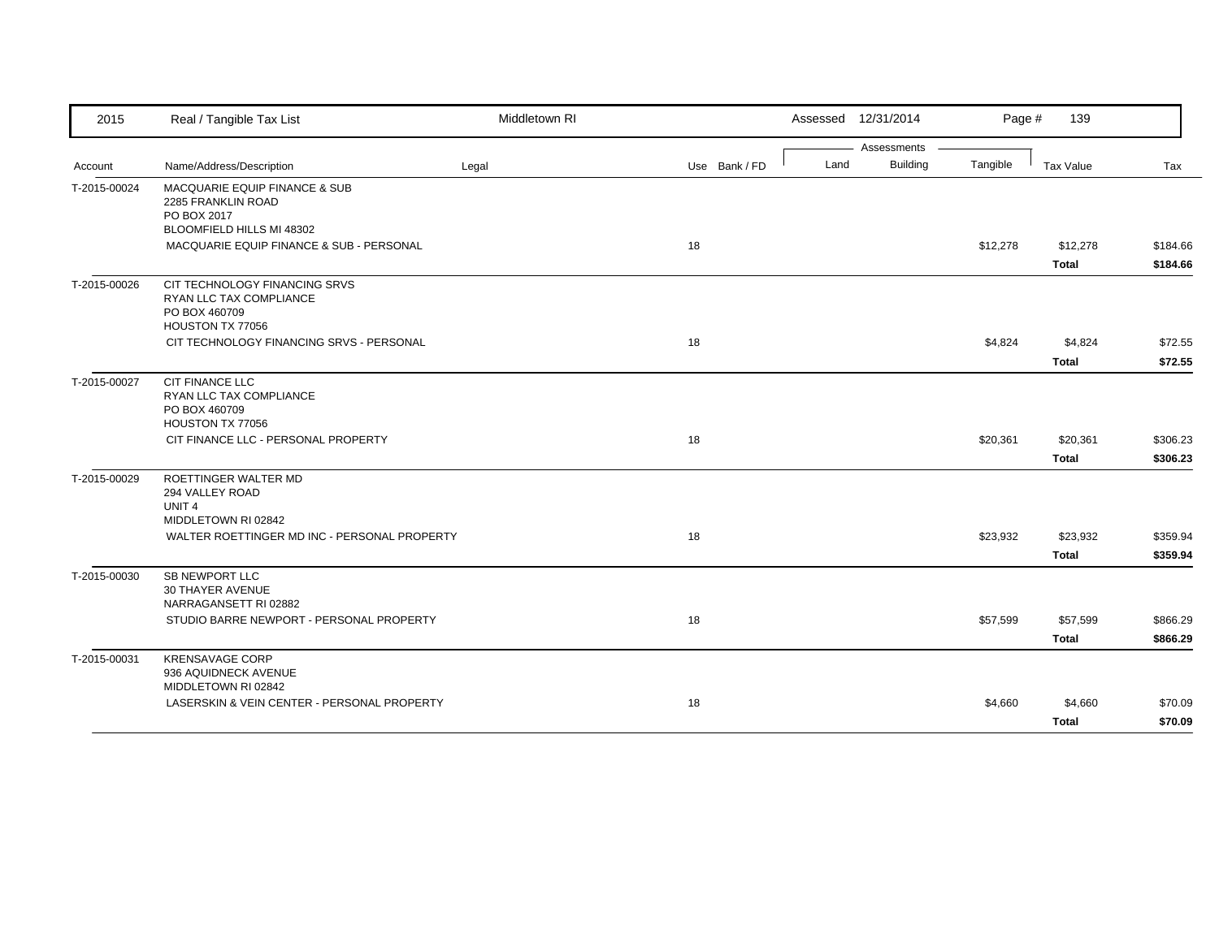| Account | Name/Address/Description | Legal | Use | Bank / FD | Land | Building | Tangible | Tax Value | Tax |
|---|---|---|---|---|---|---|---|---|---|
| T-2015-00024 | MACQUARIE EQUIP FINANCE & SUB<br>2285 FRANKLIN ROAD<br>PO BOX 2017<br>BLOOMFIELD HILLS MI 48302 | | | | | | | | |
| | MACQUARIE EQUIP FINANCE & SUB - PERSONAL | | 18 | | | | $12,278 | $12,278 | $184.66 |
| | | | | | | | | **Total** | **$184.66** |
| T-2015-00026 | CIT TECHNOLOGY FINANCING SRVS<br>RYAN LLC TAX COMPLIANCE<br>PO BOX 460709<br>HOUSTON TX 77056 | | | | | | | | |
| | CIT TECHNOLOGY FINANCING SRVS - PERSONAL | | 18 | | | | $4,824 | $4,824 | $72.55 |
| | | | | | | | | **Total** | **$72.55** |
| T-2015-00027 | CIT FINANCE LLC<br>RYAN LLC TAX COMPLIANCE<br>PO BOX 460709<br>HOUSTON TX 77056 | | | | | | | | |
| | CIT FINANCE LLC - PERSONAL PROPERTY | | 18 | | | | $20,361 | $20,361 | $306.23 |
| | | | | | | | | **Total** | **$306.23** |
| T-2015-00029 | ROETTINGER WALTER MD<br>294 VALLEY ROAD<br>UNIT 4<br>MIDDLETOWN RI 02842 | | | | | | | | |
| | WALTER ROETTINGER MD INC - PERSONAL PROPERTY | | 18 | | | | $23,932 | $23,932 | $359.94 |
| | | | | | | | | **Total** | **$359.94** |
| T-2015-00030 | SB NEWPORT LLC<br>30 THAYER AVENUE<br>NARRAGANSETT RI 02882 | | | | | | | | |
| | STUDIO BARRE NEWPORT - PERSONAL PROPERTY | | 18 | | | | $57,599 | $57,599 | $866.29 |
| | | | | | | | | **Total** | **$866.29** |
| T-2015-00031 | KRENSAVAGE CORP<br>936 AQUIDNECK AVENUE<br>MIDDLETOWN RI 02842 | | | | | | | | |
| | LASERSKIN & VEIN CENTER - PERSONAL PROPERTY | | 18 | | | | $4,660 | $4,660 | $70.09 |
| | | | | | | | | **Total** | **$70.09** |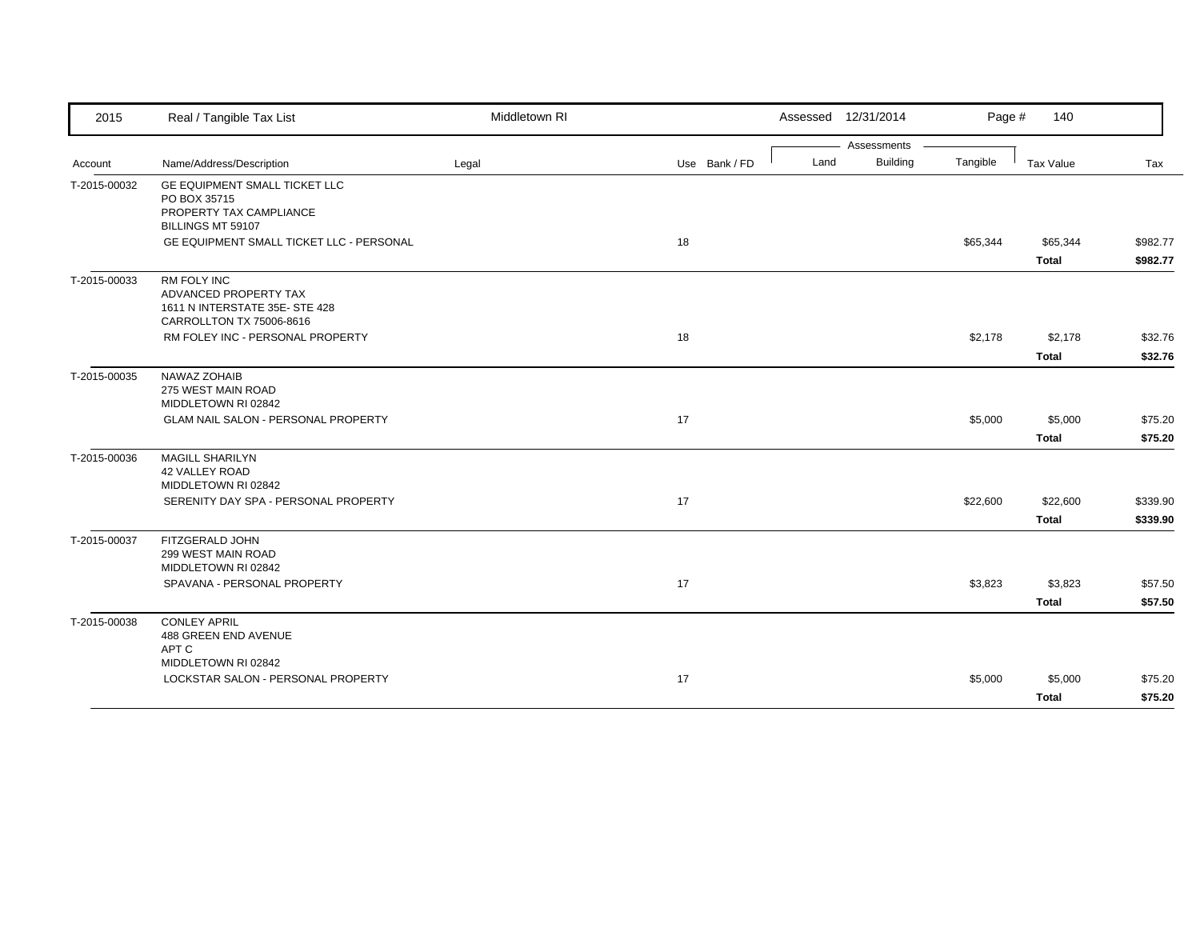| 2015 | Real / Tangible Tax List | Middletown RI | | Assessed 12/31/2014 | | Page # 140 | | |
|---|---|---|---|---|---|---|---|---|
| | | | | Assessments | | | | |
| Account | Name/Address/Description | Legal | Use Bank / FD | Land | Building | Tangible | Tax Value | Tax |
| T-2015-00032 | GE EQUIPMENT SMALL TICKET LLC<br>PO BOX 35715<br>PROPERTY TAX CAMPLIANCE<br>BILLINGS MT 59107 | | | | | | | |
| | GE EQUIPMENT SMALL TICKET LLC - PERSONAL | | 18 | | | $65,344 | $65,344 | $982.77 |
| | | | | | | | **Total** | **$982.77** |
| T-2015-00033 | RM FOLY INC<br>ADVANCED PROPERTY TAX<br>1611 N INTERSTATE 35E- STE 428<br>CARROLLTON TX 75006-8616 | | | | | | | |
| | RM FOLEY INC - PERSONAL PROPERTY | | 18 | | | $2,178 | $2,178 | $32.76 |
| | | | | | | | **Total** | **$32.76** |
| T-2015-00035 | NAWAZ ZOHAIB<br>275 WEST MAIN ROAD<br>MIDDLETOWN RI 02842 | | | | | | | |
| | GLAM NAIL SALON - PERSONAL PROPERTY | | 17 | | | $5,000 | $5,000 | $75.20 |
| | | | | | | | **Total** | **$75.20** |
| T-2015-00036 | MAGILL SHARILYN<br>42 VALLEY ROAD<br>MIDDLETOWN RI 02842 | | | | | | | |
| | SERENITY DAY SPA - PERSONAL PROPERTY | | 17 | | | $22,600 | $22,600 | $339.90 |
| | | | | | | | **Total** | **$339.90** |
| T-2015-00037 | FITZGERALD JOHN<br>299 WEST MAIN ROAD<br>MIDDLETOWN RI 02842 | | | | | | | |
| | SPAVANA - PERSONAL PROPERTY | | 17 | | | $3,823 | $3,823 | $57.50 |
| | | | | | | | **Total** | **$57.50** |
| T-2015-00038 | CONLEY APRIL<br>488 GREEN END AVENUE<br>APT C<br>MIDDLETOWN RI 02842 | | | | | | | |
| | LOCKSTAR SALON - PERSONAL PROPERTY | | 17 | | | $5,000 | $5,000 | $75.20 |
| | | | | | | | **Total** | **$75.20** |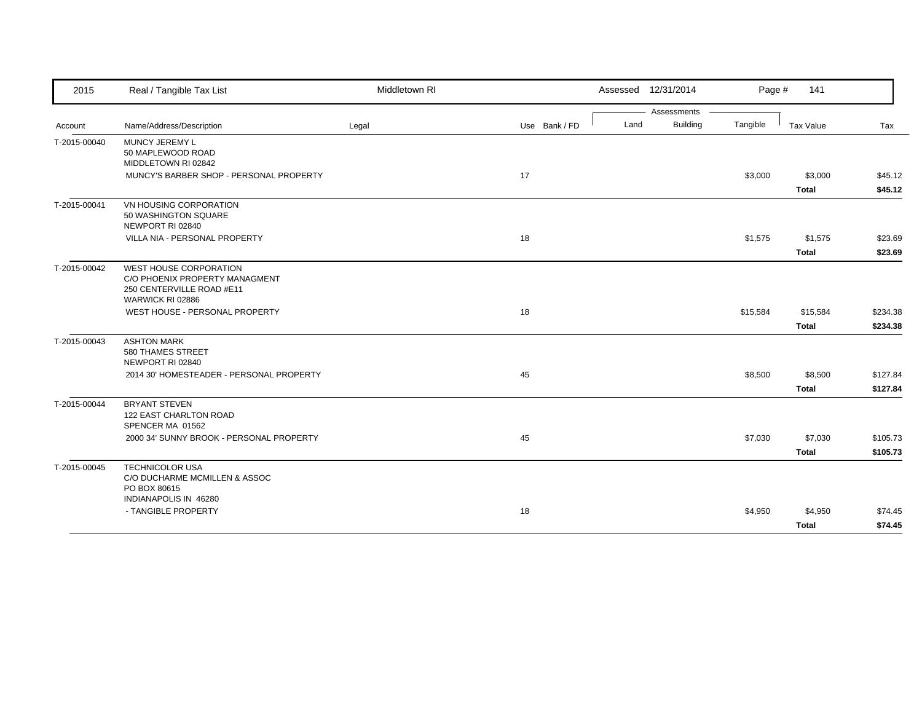| 2015 | Real / Tangible Tax List | Middletown RI | | Assessed 12/31/2014 | | | | |
|---|---|---|---|---|---|---|---|---|
| | | | | Assessments | | | | |
| Account | Name/Address/Description | Legal | Use Bank / FD | Land | Building | Tangible | Tax Value | Tax |
| T-2015-00040 | MUNCY JEREMY L<br>50 MAPLEWOOD ROAD<br>MIDDLETOWN RI 02842 | | | | | | | |
| | MUNCY'S BARBER SHOP - PERSONAL PROPERTY | | 17 | | | $3,000 | $3,000 | $45.12 |
| | | | | | | | **Total** | **$45.12** |
| T-2015-00041 | VN HOUSING CORPORATION<br>50 WASHINGTON SQUARE<br>NEWPORT RI 02840 | | | | | | | |
| | VILLA NIA - PERSONAL PROPERTY | | 18 | | | $1,575 | $1,575 | $23.69 |
| | | | | | | | **Total** | **$23.69** |
| T-2015-00042 | WEST HOUSE CORPORATION<br>C/O PHOENIX PROPERTY MANAGMENT<br>250 CENTERVILLE ROAD #E11<br>WARWICK RI 02886 | | | | | | | |
| | WEST HOUSE - PERSONAL PROPERTY | | 18 | | | $15,584 | $15,584 | $234.38 |
| | | | | | | | **Total** | **$234.38** |
| T-2015-00043 | ASHTON MARK<br>580 THAMES STREET<br>NEWPORT RI 02840 | | | | | | | |
| | 2014 30' HOMESTEADER - PERSONAL PROPERTY | | 45 | | | $8,500 | $8,500 | $127.84 |
| | | | | | | | **Total** | **$127.84** |
| T-2015-00044 | BRYANT STEVEN<br>122 EAST CHARLTON ROAD<br>SPENCER MA 01562 | | | | | | | |
| | 2000 34' SUNNY BROOK - PERSONAL PROPERTY | | 45 | | | $7,030 | $7,030 | $105.73 |
| | | | | | | | **Total** | **$105.73** |
| T-2015-00045 | TECHNICOLOR USA<br>C/O DUCHARME MCMILLEN & ASSOC<br>PO BOX 80615<br>INDIANAPOLIS IN 46280 | | | | | | | |
| | - TANGIBLE PROPERTY | | 18 | | | $4,950 | $4,950 | $74.45 |
| | | | | | | | **Total** | **$74.45** |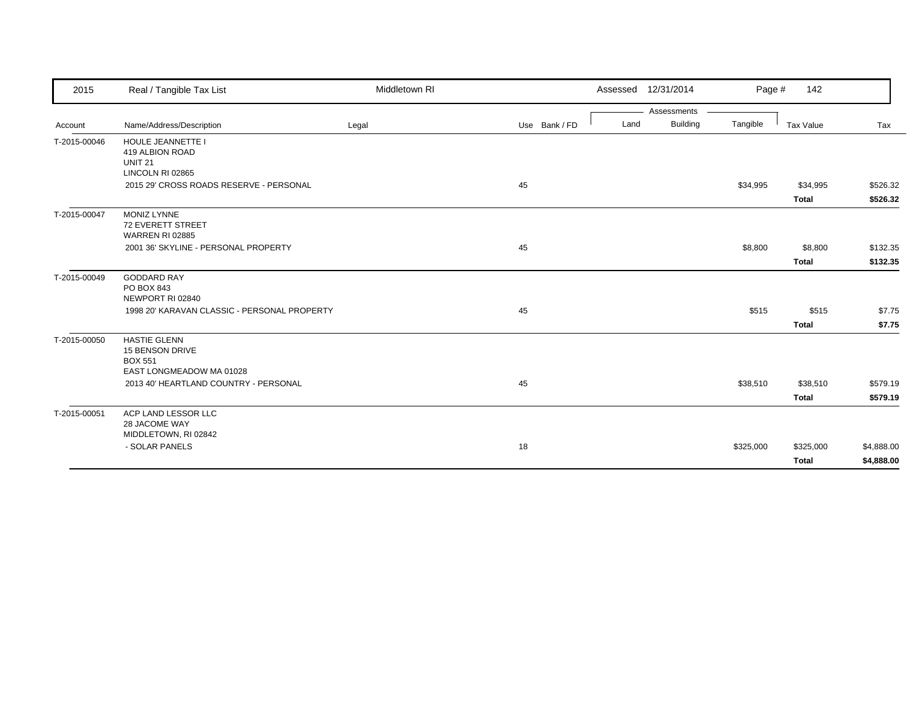| 2015 | Real / Tangible Tax List | Middletown RI | | | Assessed 12/31/2014 | | Page # 142 | | |
|---|---|---|---|---|---|---|---|---|---|
| | | | | | Assessments | | | | |
| Account | Name/Address/Description | Legal | Use | Bank / FD | Land | Building | Tangible | Tax Value | Tax |
| T-2015-00046 | HOULE JEANNETTE I<br>419 ALBION ROAD<br>UNIT 21<br>LINCOLN RI 02865 | | | | | | | | |
| | 2015 29' CROSS ROADS RESERVE - PERSONAL | | 45 | | | | $34,995 | $34,995 | $526.32 |
| | | | | | | | | **Total** | **$526.32** |
| T-2015-00047 | MONIZ LYNNE<br>72 EVERETT STREET<br>WARREN RI 02885 | | | | | | | | |
| | 2001 36' SKYLINE - PERSONAL PROPERTY | | 45 | | | | $8,800 | $8,800 | $132.35 |
| | | | | | | | | **Total** | **$132.35** |
| T-2015-00049 | GODDARD RAY<br>PO BOX 843<br>NEWPORT RI 02840 | | | | | | | | |
| | 1998 20' KARAVAN CLASSIC - PERSONAL PROPERTY | | 45 | | | | $515 | $515 | $7.75 |
| | | | | | | | | **Total** | **$7.75** |
| T-2015-00050 | HASTIE GLENN<br>15 BENSON DRIVE<br>BOX 551<br>EAST LONGMEADOW MA 01028 | | | | | | | | |
| | 2013 40' HEARTLAND COUNTRY - PERSONAL | | 45 | | | | $38,510 | $38,510 | $579.19 |
| | | | | | | | | **Total** | **$579.19** |
| T-2015-00051 | ACP LAND LESSOR LLC<br>28 JACOME WAY<br>MIDDLETOWN, RI 02842 | | | | | | | | |
| | - SOLAR PANELS | | 18 | | | | $325,000 | $325,000 | $4,888.00 |
| | | | | | | | | **Total** | **$4,888.00** |